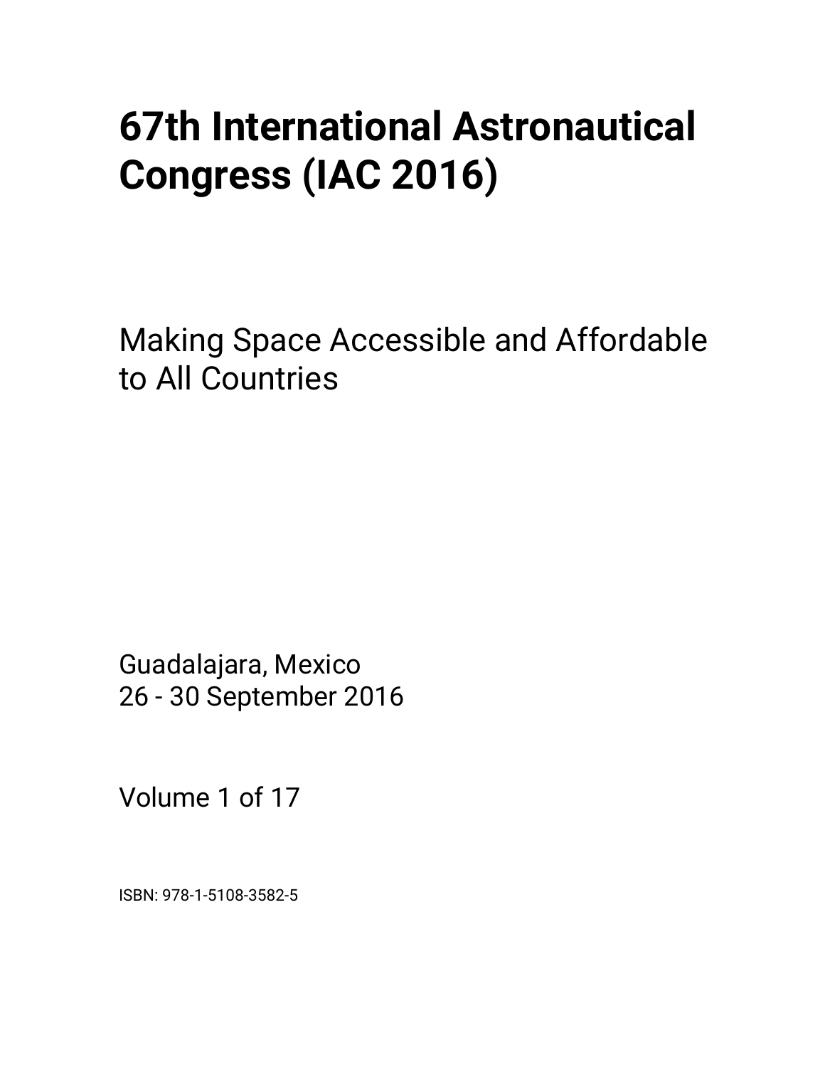# 67th International Astronautical Congress (IAC 2016)

Making Space Accessible and Affordable to All Countries

Guadalajara, Mexico
26 - 30 September 2016

Volume 1 of 17

ISBN: 978-1-5108-3582-5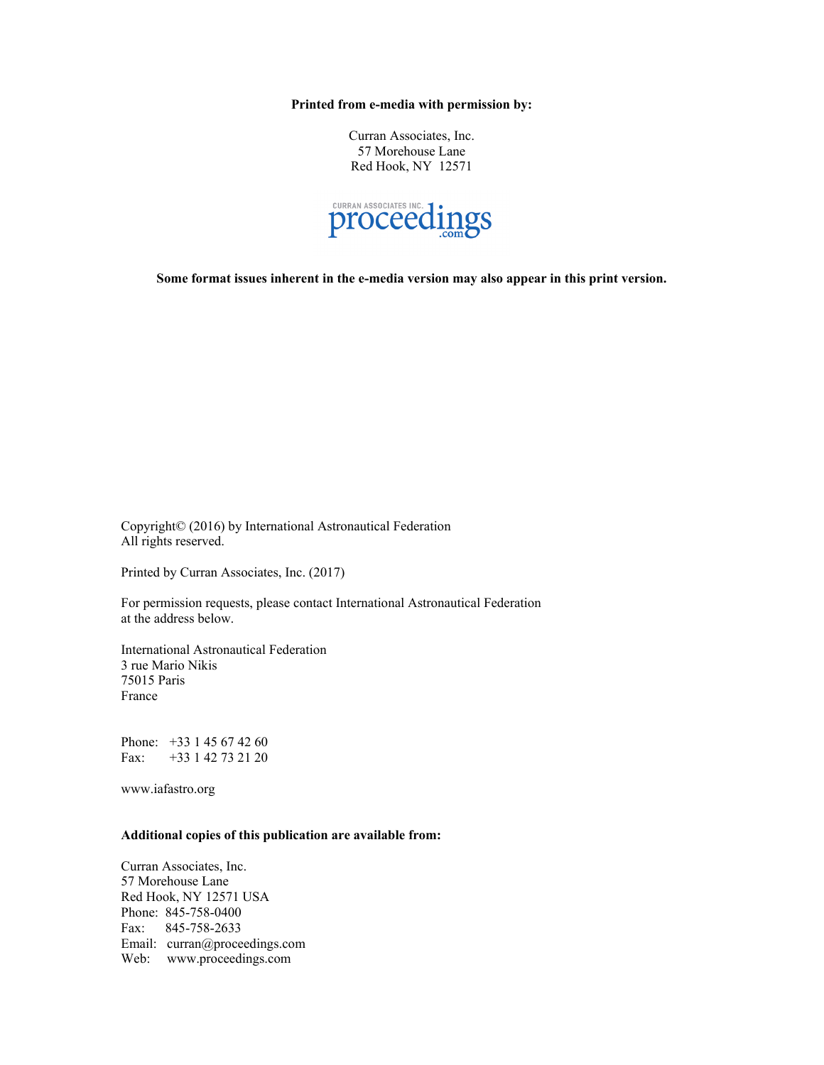**Printed from e-media with permission by:**

Curran Associates, Inc.
57 Morehouse Lane
Red Hook, NY 12571

CURRAN ASSOCIATES INC. proceedings .com

**Some format issues inherent in the e-media version may also appear in this print version.**

Copyright© (2016) by International Astronautical Federation
All rights reserved.

Printed by Curran Associates, Inc. (2017)

For permission requests, please contact International Astronautical Federation at the address below.

International Astronautical Federation
3 rue Mario Nikis
75015 Paris
France

Phone: +33 1 45 67 42 60
Fax: +33 1 42 73 21 20

www.iafastro.org

**Additional copies of this publication are available from:**

Curran Associates, Inc.
57 Morehouse Lane
Red Hook, NY 12571 USA
Phone: 845-758-0400
Fax: 845-758-2633
Email: curran@proceedings.com
Web: www.proceedings.com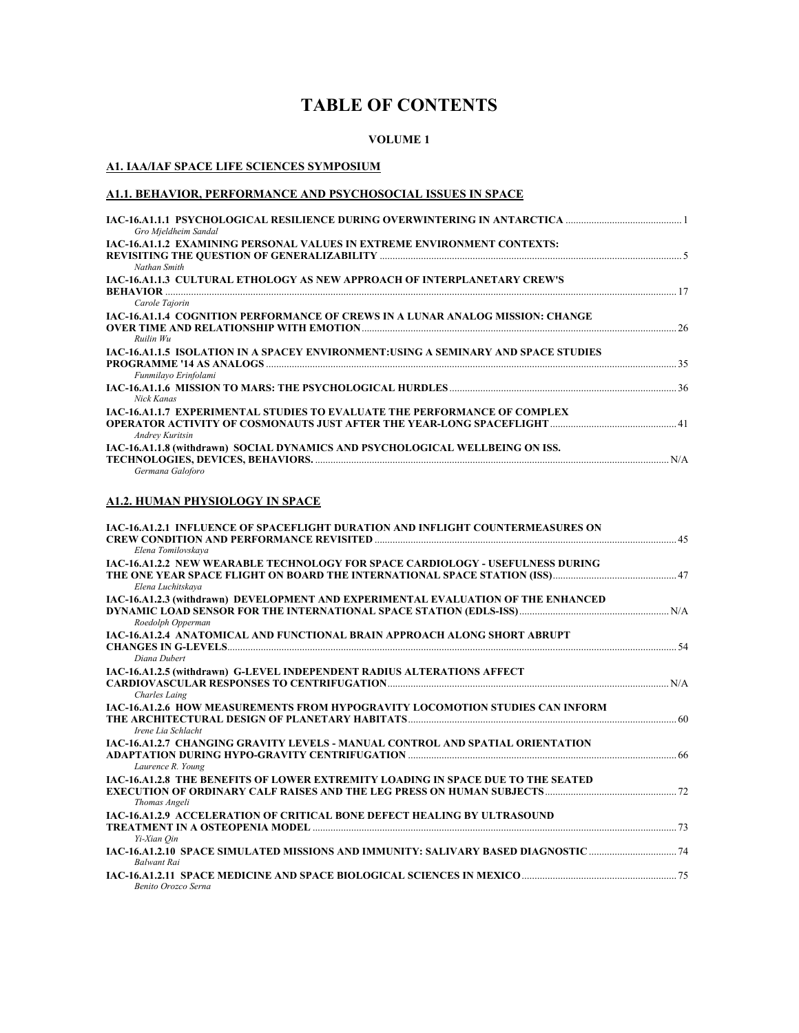# TABLE OF CONTENTS

**VOLUME 1**

## A1. IAA/IAF SPACE LIFE SCIENCES SYMPOSIUM

### A1.1. BEHAVIOR, PERFORMANCE AND PSYCHOSOCIAL ISSUES IN SPACE

**IAC-16.A1.1.1 PSYCHOLOGICAL RESILIENCE DURING OVERWINTERING IN ANTARCTICA** ............ 1
*Gro Mjeldheim Sandal*

**IAC-16.A1.1.2 EXAMINING PERSONAL VALUES IN EXTREME ENVIRONMENT CONTEXTS: REVISITING THE QUESTION OF GENERALIZABILITY** ............ 5
*Nathan Smith*

**IAC-16.A1.1.3 CULTURAL ETHOLOGY AS NEW APPROACH OF INTERPLANETARY CREW'S BEHAVIOR** ............ 17
*Carole Tajorin*

**IAC-16.A1.1.4 COGNITION PERFORMANCE OF CREWS IN A LUNAR ANALOG MISSION: CHANGE OVER TIME AND RELATIONSHIP WITH EMOTION** ............ 26
*Ruilin Wu*

**IAC-16.A1.1.5 ISOLATION IN A SPACEY ENVIRONMENT:USING A SEMINARY AND SPACE STUDIES PROGRAMME '14 AS ANALOGS** ............ 35
*Funmilayo Erinfolami*

**IAC-16.A1.1.6 MISSION TO MARS: THE PSYCHOLOGICAL HURDLES** ............ 36
*Nick Kanas*

**IAC-16.A1.1.7 EXPERIMENTAL STUDIES TO EVALUATE THE PERFORMANCE OF COMPLEX OPERATOR ACTIVITY OF COSMONAUTS JUST AFTER THE YEAR-LONG SPACEFLIGHT** ............ 41
*Andrey Kuritsin*

**IAC-16.A1.1.8 (withdrawn) SOCIAL DYNAMICS AND PSYCHOLOGICAL WELLBEING ON ISS. TECHNOLOGIES, DEVICES, BEHAVIORS.** ............ N/A
*Germana Galoforo*

### A1.2. HUMAN PHYSIOLOGY IN SPACE

**IAC-16.A1.2.1 INFLUENCE OF SPACEFLIGHT DURATION AND INFLIGHT COUNTERMEASURES ON CREW CONDITION AND PERFORMANCE REVISITED** ............ 45
*Elena Tomilovskaya*

**IAC-16.A1.2.2 NEW WEARABLE TECHNOLOGY FOR SPACE CARDIOLOGY - USEFULNESS DURING THE ONE YEAR SPACE FLIGHT ON BOARD THE INTERNATIONAL SPACE STATION (ISS)** ............ 47
*Elena Luchitskaya*

**IAC-16.A1.2.3 (withdrawn) DEVELOPMENT AND EXPERIMENTAL EVALUATION OF THE ENHANCED DYNAMIC LOAD SENSOR FOR THE INTERNATIONAL SPACE STATION (EDLS-ISS)** ............ N/A
*Roedolph Opperman*

**IAC-16.A1.2.4 ANATOMICAL AND FUNCTIONAL BRAIN APPROACH ALONG SHORT ABRUPT CHANGES IN G-LEVELS** ............ 54
*Diana Dubert*

**IAC-16.A1.2.5 (withdrawn) G-LEVEL INDEPENDENT RADIUS ALTERATIONS AFFECT CARDIOVASCULAR RESPONSES TO CENTRIFUGATION** ............ N/A
*Charles Laing*

**IAC-16.A1.2.6 HOW MEASUREMENTS FROM HYPOGRAVITY LOCOMOTION STUDIES CAN INFORM THE ARCHITECTURAL DESIGN OF PLANETARY HABITATS** ............ 60
*Irene Lia Schlacht*

**IAC-16.A1.2.7 CHANGING GRAVITY LEVELS - MANUAL CONTROL AND SPATIAL ORIENTATION ADAPTATION DURING HYPO-GRAVITY CENTRIFUGATION** ............ 66
*Laurence R. Young*

**IAC-16.A1.2.8 THE BENEFITS OF LOWER EXTREMITY LOADING IN SPACE DUE TO THE SEATED EXECUTION OF ORDINARY CALF RAISES AND THE LEG PRESS ON HUMAN SUBJECTS** ............ 72
*Thomas Angeli*

**IAC-16.A1.2.9 ACCELERATION OF CRITICAL BONE DEFECT HEALING BY ULTRASOUND TREATMENT IN A OSTEOPENIA MODEL** ............ 73
*Yi-Xian Qin*

**IAC-16.A1.2.10 SPACE SIMULATED MISSIONS AND IMMUNITY: SALIVARY BASED DIAGNOSTIC** ............ 74
*Balwant Rai*

**IAC-16.A1.2.11 SPACE MEDICINE AND SPACE BIOLOGICAL SCIENCES IN MEXICO** ............ 75
*Benito Orozco Serna*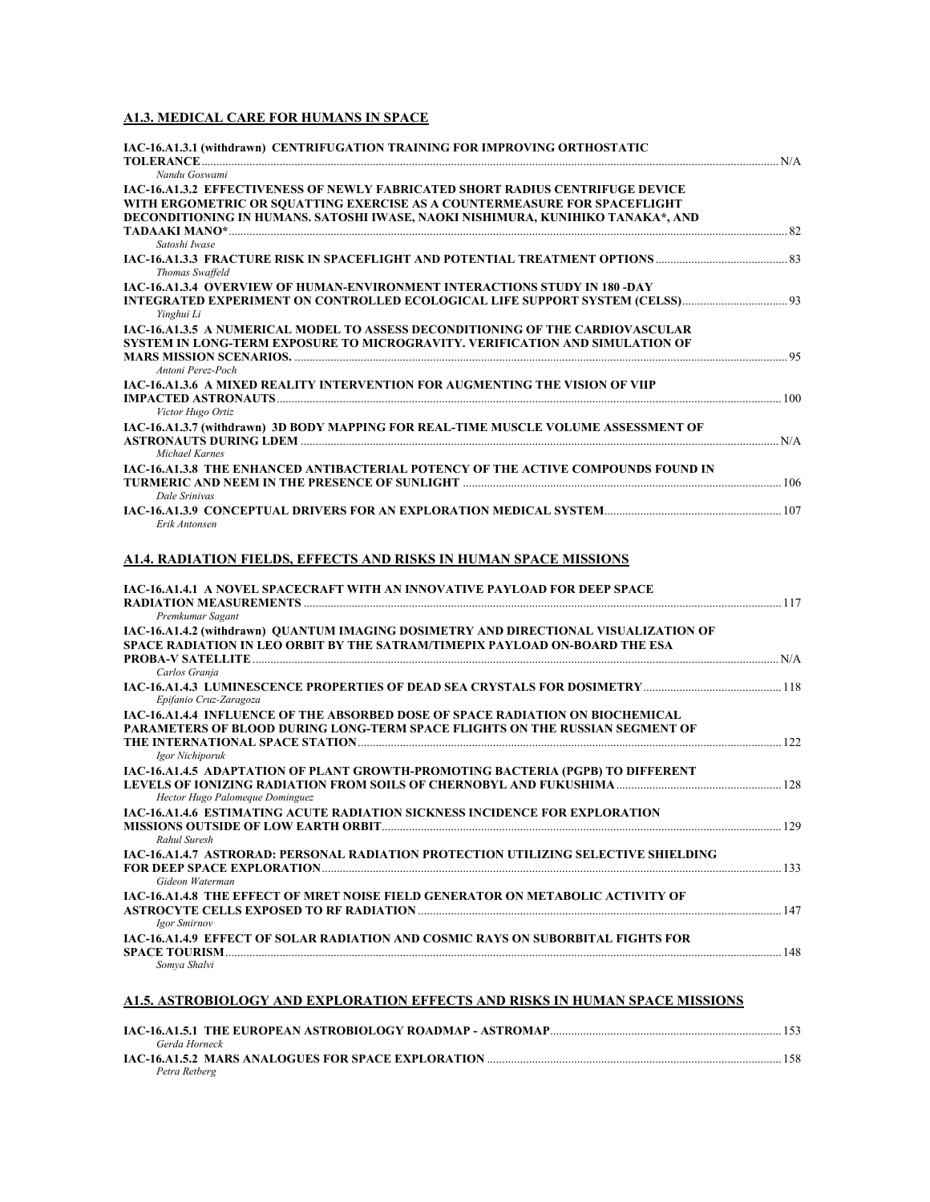## A1.3. MEDICAL CARE FOR HUMANS IN SPACE

**IAC-16.A1.3.1 (withdrawn) CENTRIFUGATION TRAINING FOR IMPROVING ORTHOSTATIC TOLERANCE** ... N/A
*Nandu Goswami*

**IAC-16.A1.3.2 EFFECTIVENESS OF NEWLY FABRICATED SHORT RADIUS CENTRIFUGE DEVICE WITH ERGOMETRIC OR SQUATTING EXERCISE AS A COUNTERMEASURE FOR SPACEFLIGHT DECONDITIONING IN HUMANS. SATOSHI IWASE, NAOKI NISHIMURA, KUNIHIKO TANAKA*, AND TADAAKI MANO*** ... 82
*Satoshi Iwase*

**IAC-16.A1.3.3 FRACTURE RISK IN SPACEFLIGHT AND POTENTIAL TREATMENT OPTIONS** ... 83
*Thomas Swaffeld*

**IAC-16.A1.3.4 OVERVIEW OF HUMAN-ENVIRONMENT INTERACTIONS STUDY IN 180 -DAY INTEGRATED EXPERIMENT ON CONTROLLED ECOLOGICAL LIFE SUPPORT SYSTEM (CELSS)** ... 93
*Yinghui Li*

**IAC-16.A1.3.5 A NUMERICAL MODEL TO ASSESS DECONDITIONING OF THE CARDIOVASCULAR SYSTEM IN LONG-TERM EXPOSURE TO MICROGRAVITY. VERIFICATION AND SIMULATION OF MARS MISSION SCENARIOS.** ... 95
*Antoni Perez-Poch*

**IAC-16.A1.3.6 A MIXED REALITY INTERVENTION FOR AUGMENTING THE VISION OF VIIP IMPACTED ASTRONAUTS** ... 100
*Victor Hugo Ortiz*

**IAC-16.A1.3.7 (withdrawn) 3D BODY MAPPING FOR REAL-TIME MUSCLE VOLUME ASSESSMENT OF ASTRONAUTS DURING LDEM** ... N/A
*Michael Karnes*

**IAC-16.A1.3.8 THE ENHANCED ANTIBACTERIAL POTENCY OF THE ACTIVE COMPOUNDS FOUND IN TURMERIC AND NEEM IN THE PRESENCE OF SUNLIGHT** ... 106
*Dale Srinivas*

**IAC-16.A1.3.9 CONCEPTUAL DRIVERS FOR AN EXPLORATION MEDICAL SYSTEM** ... 107
*Erik Antonsen*

## A1.4. RADIATION FIELDS, EFFECTS AND RISKS IN HUMAN SPACE MISSIONS

**IAC-16.A1.4.1 A NOVEL SPACECRAFT WITH AN INNOVATIVE PAYLOAD FOR DEEP SPACE RADIATION MEASUREMENTS** ... 117
*Premkumar Sagant*

**IAC-16.A1.4.2 (withdrawn) QUANTUM IMAGING DOSIMETRY AND DIRECTIONAL VISUALIZATION OF SPACE RADIATION IN LEO ORBIT BY THE SATRAM/TIMEPIX PAYLOAD ON-BOARD THE ESA PROBA-V SATELLITE** ... N/A
*Carlos Granja*

**IAC-16.A1.4.3 LUMINESCENCE PROPERTIES OF DEAD SEA CRYSTALS FOR DOSIMETRY** ... 118
*Epifanio Cruz-Zaragoza*

**IAC-16.A1.4.4 INFLUENCE OF THE ABSORBED DOSE OF SPACE RADIATION ON BIOCHEMICAL PARAMETERS OF BLOOD DURING LONG-TERM SPACE FLIGHTS ON THE RUSSIAN SEGMENT OF THE INTERNATIONAL SPACE STATION** ... 122
*Igor Nichiporuk*

**IAC-16.A1.4.5 ADAPTATION OF PLANT GROWTH-PROMOTING BACTERIA (PGPB) TO DIFFERENT LEVELS OF IONIZING RADIATION FROM SOILS OF CHERNOBYL AND FUKUSHIMA** ... 128
*Hector Hugo Palomeque Dominguez*

**IAC-16.A1.4.6 ESTIMATING ACUTE RADIATION SICKNESS INCIDENCE FOR EXPLORATION MISSIONS OUTSIDE OF LOW EARTH ORBIT** ... 129
*Rahul Suresh*

**IAC-16.A1.4.7 ASTRORAD: PERSONAL RADIATION PROTECTION UTILIZING SELECTIVE SHIELDING FOR DEEP SPACE EXPLORATION** ... 133
*Gideon Waterman*

**IAC-16.A1.4.8 THE EFFECT OF MRET NOISE FIELD GENERATOR ON METABOLIC ACTIVITY OF ASTROCYTE CELLS EXPOSED TO RF RADIATION** ... 147
*Igor Smirnov*

**IAC-16.A1.4.9 EFFECT OF SOLAR RADIATION AND COSMIC RAYS ON SUBORBITAL FIGHTS FOR SPACE TOURISM** ... 148
*Somya Shalvi*

## A1.5. ASTROBIOLOGY AND EXPLORATION EFFECTS AND RISKS IN HUMAN SPACE MISSIONS

**IAC-16.A1.5.1 THE EUROPEAN ASTROBIOLOGY ROADMAP - ASTROMAP** ... 153
*Gerda Horneck*

**IAC-16.A1.5.2 MARS ANALOGUES FOR SPACE EXPLORATION** ... 158
*Petra Retberg*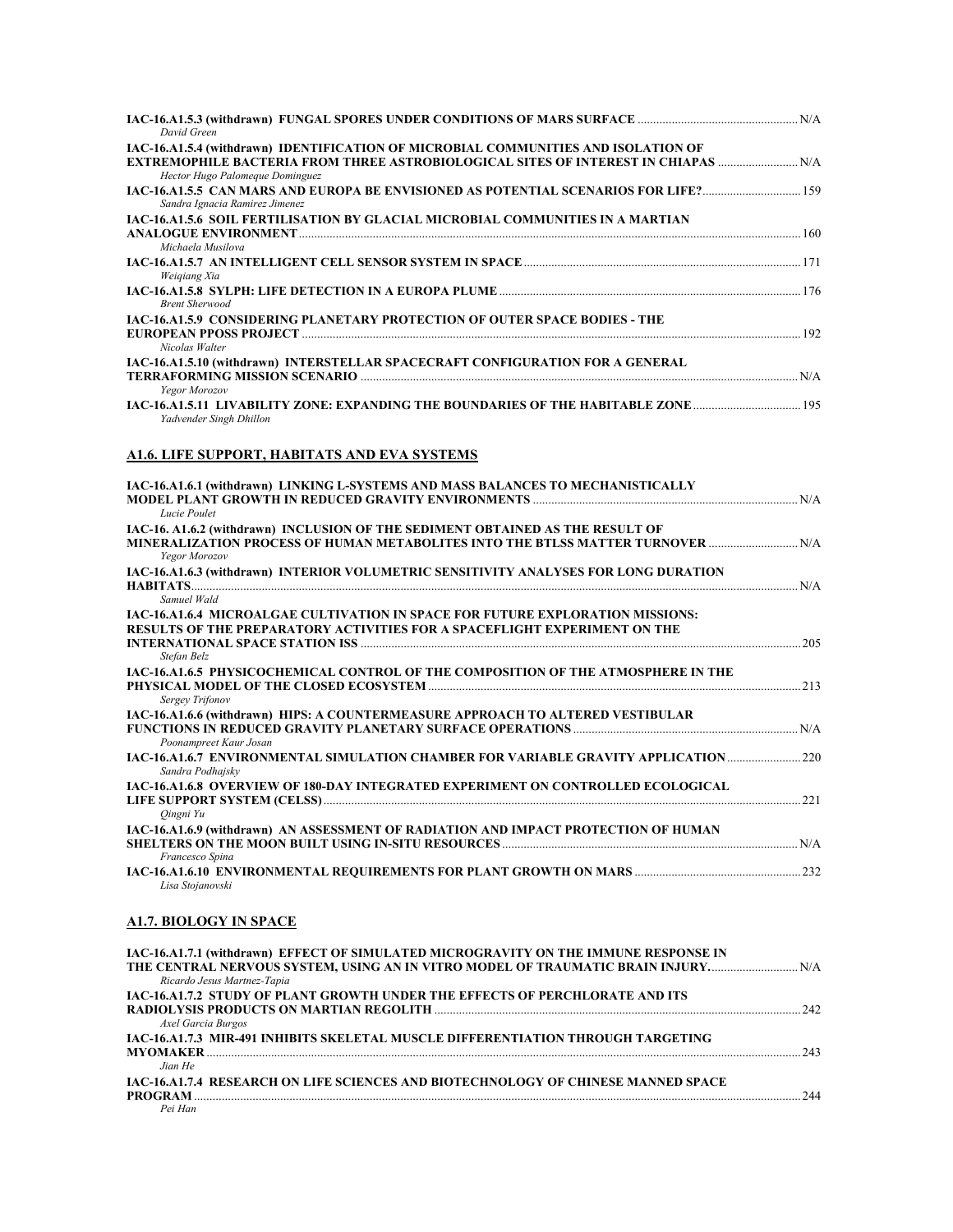**IAC-16.A1.5.3 (withdrawn) FUNGAL SPORES UNDER CONDITIONS OF MARS SURFACE** ...................................................... N/A
*David Green*

**IAC-16.A1.5.4 (withdrawn) IDENTIFICATION OF MICROBIAL COMMUNITIES AND ISOLATION OF EXTREMOPHILE BACTERIA FROM THREE ASTROBIOLOGICAL SITES OF INTEREST IN CHIAPAS** .......................... N/A
*Hector Hugo Palomeque Dominguez*

**IAC-16.A1.5.5 CAN MARS AND EUROPA BE ENVISIONED AS POTENTIAL SCENARIOS FOR LIFE?** ............................... 159
*Sandra Ignacia Ramirez Jimenez*

**IAC-16.A1.5.6 SOIL FERTILISATION BY GLACIAL MICROBIAL COMMUNITIES IN A MARTIAN ANALOGUE ENVIRONMENT** ........................................................................................................................................... 160
*Michaela Musilova*

**IAC-16.A1.5.7 AN INTELLIGENT CELL SENSOR SYSTEM IN SPACE** ....................................................................................... 171
*Weiqiang Xia*

**IAC-16.A1.5.8 SYLPH: LIFE DETECTION IN A EUROPA PLUME** ............................................................................................. 176
*Brent Sherwood*

**IAC-16.A1.5.9 CONSIDERING PLANETARY PROTECTION OF OUTER SPACE BODIES - THE EUROPEAN PPOSS PROJECT** .............................................................................................................................................. 192
*Nicolas Walter*

**IAC-16.A1.5.10 (withdrawn) INTERSTELLAR SPACECRAFT CONFIGURATION FOR A GENERAL TERRAFORMING MISSION SCENARIO** ........................................................................................................................ N/A
*Yegor Morozov*

**IAC-16.A1.5.11 LIVABILITY ZONE: EXPANDING THE BOUNDARIES OF THE HABITABLE ZONE** ................................... 195
*Yadvender Singh Dhillon*

## A1.6. LIFE SUPPORT, HABITATS AND EVA SYSTEMS

**IAC-16.A1.6.1 (withdrawn) LINKING L-SYSTEMS AND MASS BALANCES TO MECHANISTICALLY MODEL PLANT GROWTH IN REDUCED GRAVITY ENVIRONMENTS** ........................................................................................ N/A
*Lucie Poulet*

**IAC-16. A1.6.2 (withdrawn) INCLUSION OF THE SEDIMENT OBTAINED AS THE RESULT OF MINERALIZATION PROCESS OF HUMAN METABOLITES INTO THE BTLSS MATTER TURNOVER** ............................. N/A
*Yegor Morozov*

**IAC-16.A1.6.3 (withdrawn) INTERIOR VOLUMETRIC SENSITIVITY ANALYSES FOR LONG DURATION HABITATS** ....................................................................................................................................................................... N/A
*Samuel Wald*

**IAC-16.A1.6.4 MICROALGAE CULTIVATION IN SPACE FOR FUTURE EXPLORATION MISSIONS: RESULTS OF THE PREPARATORY ACTIVITIES FOR A SPACEFLIGHT EXPERIMENT ON THE INTERNATIONAL SPACE STATION ISS** .................................................................................................................................. 205
*Stefan Belz*

**IAC-16.A1.6.5 PHYSICOCHEMICAL CONTROL OF THE COMPOSITION OF THE ATMOSPHERE IN THE PHYSICAL MODEL OF THE CLOSED ECOSYSTEM** ........................................................................................................... 213
*Sergey Trifonov*

**IAC-16.A1.6.6 (withdrawn) HIPS: A COUNTERMEASURE APPROACH TO ALTERED VESTIBULAR FUNCTIONS IN REDUCED GRAVITY PLANETARY SURFACE OPERATIONS** ........................................................................ N/A
*Poonampreet Kaur Josan*

**IAC-16.A1.6.7 ENVIRONMENTAL SIMULATION CHAMBER FOR VARIABLE GRAVITY APPLICATION** ....................... 220
*Sandra Podhajsky*

**IAC-16.A1.6.8 OVERVIEW OF 180-DAY INTEGRATED EXPERIMENT ON CONTROLLED ECOLOGICAL LIFE SUPPORT SYSTEM (CELSS)** ................................................................................................................................... 221
*Qingni Yu*

**IAC-16.A1.6.9 (withdrawn) AN ASSESSMENT OF RADIATION AND IMPACT PROTECTION OF HUMAN SHELTERS ON THE MOON BUILT USING IN-SITU RESOURCES** ................................................................................... N/A
*Francesco Spina*

**IAC-16.A1.6.10 ENVIRONMENTAL REQUIREMENTS FOR PLANT GROWTH ON MARS** ...................................................... 232
*Lisa Stojanovski*

## A1.7. BIOLOGY IN SPACE

**IAC-16.A1.7.1 (withdrawn) EFFECT OF SIMULATED MICROGRAVITY ON THE IMMUNE RESPONSE IN THE CENTRAL NERVOUS SYSTEM, USING AN IN VITRO MODEL OF TRAUMATIC BRAIN INJURY.** ........................... N/A
*Ricardo Jesus Martnez-Tapia*

**IAC-16.A1.7.2 STUDY OF PLANT GROWTH UNDER THE EFFECTS OF PERCHLORATE AND ITS RADIOLYSIS PRODUCTS ON MARTIAN REGOLITH** .......................................................................................................... 242
*Axel Garcia Burgos*

**IAC-16.A1.7.3 MIR-491 INHIBITS SKELETAL MUSCLE DIFFERENTIATION THROUGH TARGETING MYOMAKER** ..................................................................................................................................................................... 243
*Jian He*

**IAC-16.A1.7.4 RESEARCH ON LIFE SCIENCES AND BIOTECHNOLOGY OF CHINESE MANNED SPACE PROGRAM** ..................................................................................................................................................................... 244
*Pei Han*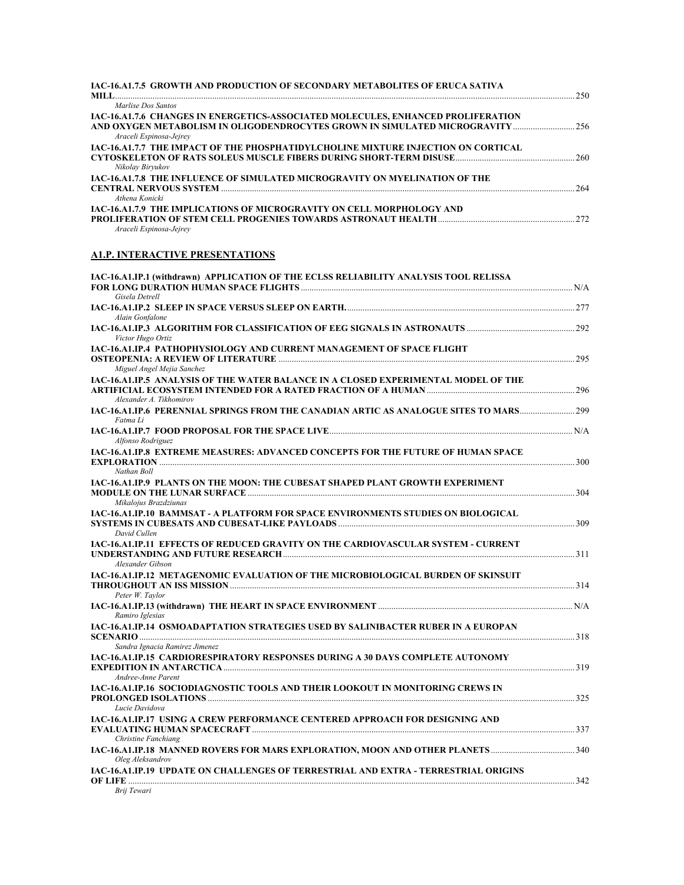**IAC-16.A1.7.5 GROWTH AND PRODUCTION OF SECONDARY METABOLITES OF ERUCA SATIVA MILL** ..... 250
*Marlise Dos Santos*

**IAC-16.A1.7.6 CHANGES IN ENERGETICS-ASSOCIATED MOLECULES, ENHANCED PROLIFERATION AND OXYGEN METABOLISM IN OLIGODENDROCYTES GROWN IN SIMULATED MICROGRAVITY** ..... 256
*Araceli Espinosa-Jejrey*

**IAC-16.A1.7.7 THE IMPACT OF THE PHOSPHATIDYLCHOLINE MIXTURE INJECTION ON CORTICAL CYTOSKELETON OF RATS SOLEUS MUSCLE FIBERS DURING SHORT-TERM DISUSE** ..... 260
*Nikolay Biryukov*

**IAC-16.A1.7.8 THE INFLUENCE OF SIMULATED MICROGRAVITY ON MYELINATION OF THE CENTRAL NERVOUS SYSTEM** ..... 264
*Athena Konicki*

**IAC-16.A1.7.9 THE IMPLICATIONS OF MICROGRAVITY ON CELL MORPHOLOGY AND PROLIFERATION OF STEM CELL PROGENIES TOWARDS ASTRONAUT HEALTH** ..... 272
*Araceli Espinosa-Jejrey*

## A1.P. INTERACTIVE PRESENTATIONS

**IAC-16.A1.IP.1 (withdrawn) APPLICATION OF THE ECLSS RELIABILITY ANALYSIS TOOL RELISSA FOR LONG DURATION HUMAN SPACE FLIGHTS** ..... N/A
*Gisela Detrell*

**IAC-16.A1.IP.2 SLEEP IN SPACE VERSUS SLEEP ON EARTH.** ..... 277
*Alain Gonfalone*

**IAC-16.A1.IP.3 ALGORITHM FOR CLASSIFICATION OF EEG SIGNALS IN ASTRONAUTS** ..... 292
*Victor Hugo Ortiz*

**IAC-16.A1.IP.4 PATHOPHYSIOLOGY AND CURRENT MANAGEMENT OF SPACE FLIGHT OSTEOPENIA: A REVIEW OF LITERATURE** ..... 295
*Miguel Angel Mejia Sanchez*

**IAC-16.A1.IP.5 ANALYSIS OF THE WATER BALANCE IN A CLOSED EXPERIMENTAL MODEL OF THE ARTIFICIAL ECOSYSTEM INTENDED FOR A RATED FRACTION OF A HUMAN** ..... 296
*Alexander A. Tikhomirov*

**IAC-16.A1.IP.6 PERENNIAL SPRINGS FROM THE CANADIAN ARTIC AS ANALOGUE SITES TO MARS** ..... 299
*Fatma Li*

**IAC-16.A1.IP.7 FOOD PROPOSAL FOR THE SPACE LIVE** ..... N/A
*Alfonso Rodriguez*

**IAC-16.A1.IP.8 EXTREME MEASURES: ADVANCED CONCEPTS FOR THE FUTURE OF HUMAN SPACE EXPLORATION** ..... 300
*Nathan Boll*

**IAC-16.A1.IP.9 PLANTS ON THE MOON: THE CUBESAT SHAPED PLANT GROWTH EXPERIMENT MODULE ON THE LUNAR SURFACE** ..... 304
*Mikalojus Brazdziunas*

**IAC-16.A1.IP.10 BAMMSAT - A PLATFORM FOR SPACE ENVIRONMENTS STUDIES ON BIOLOGICAL SYSTEMS IN CUBESATS AND CUBESAT-LIKE PAYLOADS** ..... 309
*David Cullen*

**IAC-16.A1.IP.11 EFFECTS OF REDUCED GRAVITY ON THE CARDIOVASCULAR SYSTEM - CURRENT UNDERSTANDING AND FUTURE RESEARCH** ..... 311
*Alexander Gibson*

**IAC-16.A1.IP.12 METAGENOMIC EVALUATION OF THE MICROBIOLOGICAL BURDEN OF SKINSUIT THROUGHOUT AN ISS MISSION** ..... 314
*Peter W. Taylor*

**IAC-16.A1.IP.13 (withdrawn) THE HEART IN SPACE ENVIRONMENT** ..... N/A
*Ramiro Iglesias*

**IAC-16.A1.IP.14 OSMOADAPTATION STRATEGIES USED BY SALINIBACTER RUBER IN A EUROPAN SCENARIO** ..... 318
*Sandra Ignacia Ramirez Jimenez*

**IAC-16.A1.IP.15 CARDIORESPIRATORY RESPONSES DURING A 30 DAYS COMPLETE AUTONOMY EXPEDITION IN ANTARCTICA** ..... 319
*Andree-Anne Parent*

**IAC-16.A1.IP.16 SOCIODIAGNOSTIC TOOLS AND THEIR LOOKOUT IN MONITORING CREWS IN PROLONGED ISOLATIONS** ..... 325
*Lucie Davidova*

**IAC-16.A1.IP.17 USING A CREW PERFORMANCE CENTERED APPROACH FOR DESIGNING AND EVALUATING HUMAN SPACECRAFT** ..... 337
*Christine Fanchiang*

**IAC-16.A1.IP.18 MANNED ROVERS FOR MARS EXPLORATION, MOON AND OTHER PLANETS** ..... 340
*Oleg Aleksandrov*

**IAC-16.A1.IP.19 UPDATE ON CHALLENGES OF TERRESTRIAL AND EXTRA - TERRESTRIAL ORIGINS OF LIFE** ..... 342
*Brij Tewari*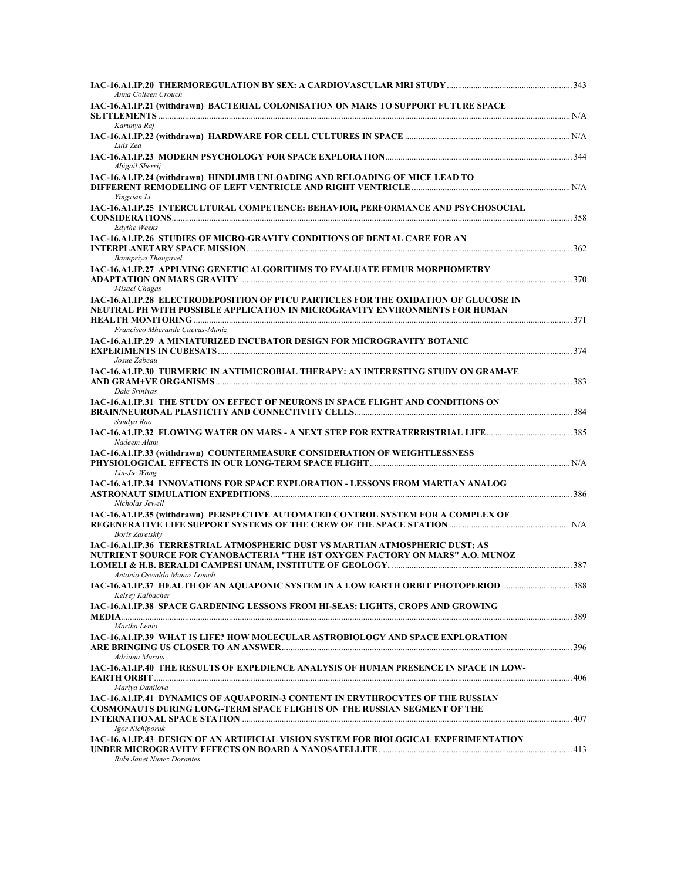**IAC-16.A1.IP.20 THERMOREGULATION BY SEX: A CARDIOVASCULAR MRI STUDY** ........................................................ 343
*Anna Colleen Crouch*

**IAC-16.A1.IP.21 (withdrawn) BACTERIAL COLONISATION ON MARS TO SUPPORT FUTURE SPACE SETTLEMENTS** ........................................................ N/A
*Karunya Raj*

**IAC-16.A1.IP.22 (withdrawn) HARDWARE FOR CELL CULTURES IN SPACE** ........................................................ N/A
*Luis Zea*

**IAC-16.A1.IP.23 MODERN PSYCHOLOGY FOR SPACE EXPLORATION** ........................................................ 344
*Abigail Sherrij*

**IAC-16.A1.IP.24 (withdrawn) HINDLIMB UNLOADING AND RELOADING OF MICE LEAD TO DIFFERENT REMODELING OF LEFT VENTRICLE AND RIGHT VENTRICLE** ........................................................ N/A
*Yingxian Li*

**IAC-16.A1.IP.25 INTERCULTURAL COMPETENCE: BEHAVIOR, PERFORMANCE AND PSYCHOSOCIAL CONSIDERATIONS** ........................................................ 358
*Edythe Weeks*

**IAC-16.A1.IP.26 STUDIES OF MICRO-GRAVITY CONDITIONS OF DENTAL CARE FOR AN INTERPLANETARY SPACE MISSION** ........................................................ 362
*Banupriya Thangavel*

**IAC-16.A1.IP.27 APPLYING GENETIC ALGORITHMS TO EVALUATE FEMUR MORPHOMETRY ADAPTATION ON MARS GRAVITY** ........................................................ 370
*Misael Chagas*

**IAC-16.A1.IP.28 ELECTRODEPOSITION OF PTCU PARTICLES FOR THE OXIDATION OF GLUCOSE IN NEUTRAL PH WITH POSSIBLE APPLICATION IN MICROGRAVITY ENVIRONMENTS FOR HUMAN HEALTH MONITORING** ........................................................ 371
*Francisco Mherande Cuevas-Muniz*

**IAC-16.A1.IP.29 A MINIATURIZED INCUBATOR DESIGN FOR MICROGRAVITY BOTANIC EXPERIMENTS IN CUBESATS** ........................................................ 374
*Josue Zabeau*

**IAC-16.A1.IP.30 TURMERIC IN ANTIMICROBIAL THERAPY: AN INTERESTING STUDY ON GRAM-VE AND GRAM+VE ORGANISMS** ........................................................ 383
*Dale Srinivas*

**IAC-16.A1.IP.31 THE STUDY ON EFFECT OF NEURONS IN SPACE FLIGHT AND CONDITIONS ON BRAIN/NEURONAL PLASTICITY AND CONNECTIVITY CELLS.** ........................................................ 384
*Sandya Rao*

**IAC-16.A1.IP.32 FLOWING WATER ON MARS - A NEXT STEP FOR EXTRATERRISTRIAL LIFE** ........................................................ 385
*Nadeem Alam*

**IAC-16.A1.IP.33 (withdrawn) COUNTERMEASURE CONSIDERATION OF WEIGHTLESSNESS PHYSIOLOGICAL EFFECTS IN OUR LONG-TERM SPACE FLIGHT** ........................................................ N/A
*Lin-Jie Wang*

**IAC-16.A1.IP.34 INNOVATIONS FOR SPACE EXPLORATION - LESSONS FROM MARTIAN ANALOG ASTRONAUT SIMULATION EXPEDITIONS** ........................................................ 386
*Nicholas Jewell*

**IAC-16.A1.IP.35 (withdrawn) PERSPECTIVE AUTOMATED CONTROL SYSTEM FOR A COMPLEX OF REGENERATIVE LIFE SUPPORT SYSTEMS OF THE CREW OF THE SPACE STATION** ........................................................ N/A
*Boris Zaretskiy*

**IAC-16.A1.IP.36 TERRESTRIAL ATMOSPHERIC DUST VS MARTIAN ATMOSPHERIC DUST; AS NUTRIENT SOURCE FOR CYANOBACTERIA "THE 1ST OXYGEN FACTORY ON MARS" A.O. MUNOZ LOMELI & H.B. BERALDI CAMPESI UNAM, INSTITUTE OF GEOLOGY.** ........................................................ 387
*Antonio Oswaldo Munoz Lomeli*

**IAC-16.A1.IP.37 HEALTH OF AN AQUAPONIC SYSTEM IN A LOW EARTH ORBIT PHOTOPERIOD** ........................................................ 388
*Kelsey Kalbacher*

**IAC-16.A1.IP.38 SPACE GARDENING LESSONS FROM HI-SEAS: LIGHTS, CROPS AND GROWING MEDIA** ........................................................ 389
*Martha Lenio*

**IAC-16.A1.IP.39 WHAT IS LIFE? HOW MOLECULAR ASTROBIOLOGY AND SPACE EXPLORATION ARE BRINGING US CLOSER TO AN ANSWER** ........................................................ 396
*Adriana Marais*

**IAC-16.A1.IP.40 THE RESULTS OF EXPEDIENCE ANALYSIS OF HUMAN PRESENCE IN SPACE IN LOW-EARTH ORBIT** ........................................................ 406
*Mariya Danilova*

**IAC-16.A1.IP.41 DYNAMICS OF AQUAPORIN-3 CONTENT IN ERYTHROCYTES OF THE RUSSIAN COSMONAUTS DURING LONG-TERM SPACE FLIGHTS ON THE RUSSIAN SEGMENT OF THE INTERNATIONAL SPACE STATION** ........................................................ 407
*Igor Nichiporuk*

**IAC-16.A1.IP.43 DESIGN OF AN ARTIFICIAL VISION SYSTEM FOR BIOLOGICAL EXPERIMENTATION UNDER MICROGRAVITY EFFECTS ON BOARD A NANOSATELLITE** ........................................................ 413
*Rubi Janet Nunez Dorantes*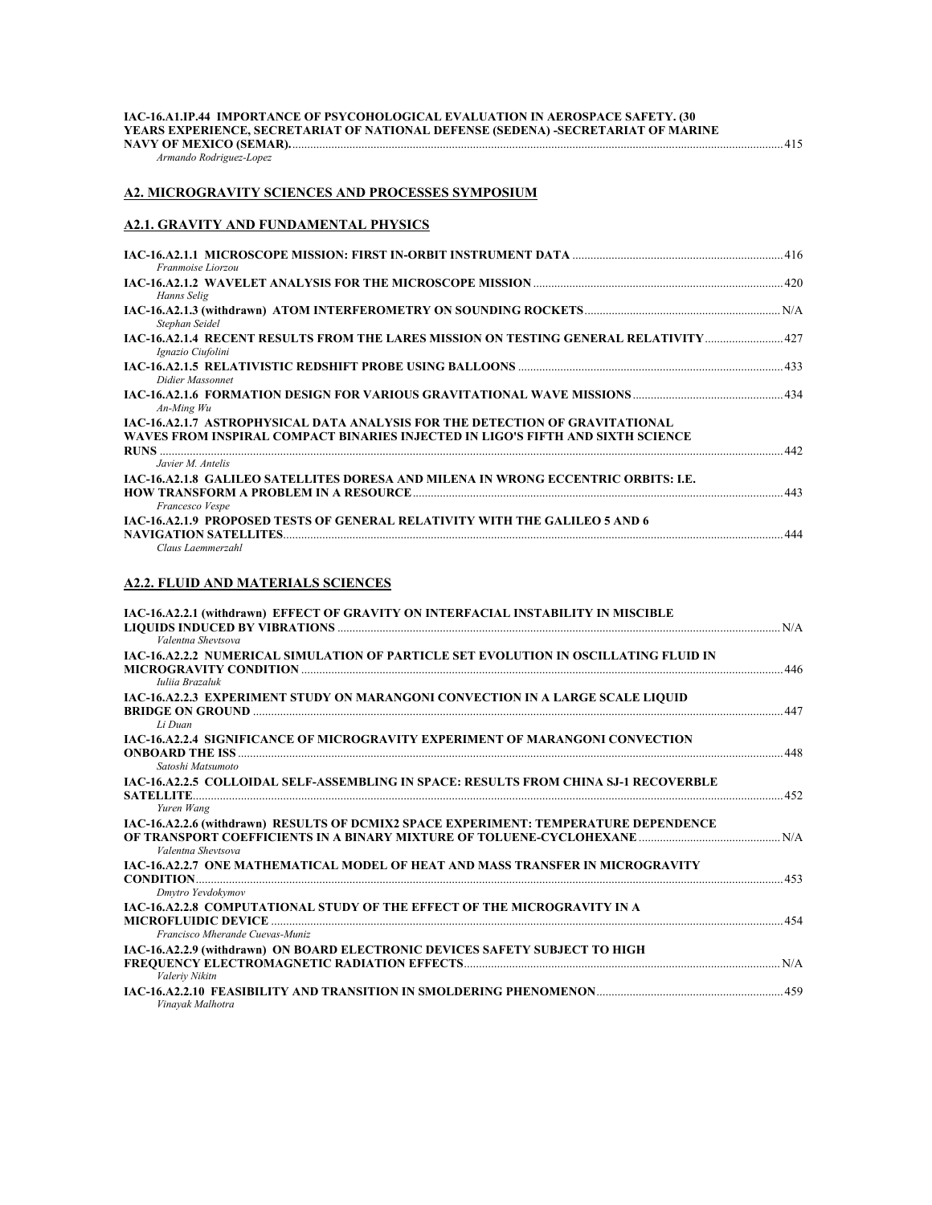**IAC-16.A1.IP.44 IMPORTANCE OF PSYCOHOLOGICAL EVALUATION IN AEROSPACE SAFETY. (30 YEARS EXPERIENCE, SECRETARIAT OF NATIONAL DEFENSE (SEDENA) -SECRETARIAT OF MARINE NAVY OF MEXICO (SEMAR).** ........ 415
*Armando Rodriguez-Lopez*

## A2. MICROGRAVITY SCIENCES AND PROCESSES SYMPOSIUM

### A2.1. GRAVITY AND FUNDAMENTAL PHYSICS

**IAC-16.A2.1.1 MICROSCOPE MISSION: FIRST IN-ORBIT INSTRUMENT DATA** ........ 416
*Franmoise Liorzou*

**IAC-16.A2.1.2 WAVELET ANALYSIS FOR THE MICROSCOPE MISSION** ........ 420
*Hanns Selig*

**IAC-16.A2.1.3 (withdrawn) ATOM INTERFEROMETRY ON SOUNDING ROCKETS** ........ N/A
*Stephan Seidel*

**IAC-16.A2.1.4 RECENT RESULTS FROM THE LARES MISSION ON TESTING GENERAL RELATIVITY** ........ 427
*Ignazio Ciufolini*

**IAC-16.A2.1.5 RELATIVISTIC REDSHIFT PROBE USING BALLOONS** ........ 433
*Didier Massonnet*

**IAC-16.A2.1.6 FORMATION DESIGN FOR VARIOUS GRAVITATIONAL WAVE MISSIONS** ........ 434
*An-Ming Wu*

**IAC-16.A2.1.7 ASTROPHYSICAL DATA ANALYSIS FOR THE DETECTION OF GRAVITATIONAL WAVES FROM INSPIRAL COMPACT BINARIES INJECTED IN LIGO'S FIFTH AND SIXTH SCIENCE RUNS** ........ 442
*Javier M. Antelis*

**IAC-16.A2.1.8 GALILEO SATELLITES DORESA AND MILENA IN WRONG ECCENTRIC ORBITS: I.E. HOW TRANSFORM A PROBLEM IN A RESOURCE** ........ 443
*Francesco Vespe*

**IAC-16.A2.1.9 PROPOSED TESTS OF GENERAL RELATIVITY WITH THE GALILEO 5 AND 6 NAVIGATION SATELLITES** ........ 444
*Claus Laemmerzahl*

### A2.2. FLUID AND MATERIALS SCIENCES

**IAC-16.A2.2.1 (withdrawn) EFFECT OF GRAVITY ON INTERFACIAL INSTABILITY IN MISCIBLE LIQUIDS INDUCED BY VIBRATIONS** ........ N/A
*Valentna Shevtsova*

**IAC-16.A2.2.2 NUMERICAL SIMULATION OF PARTICLE SET EVOLUTION IN OSCILLATING FLUID IN MICROGRAVITY CONDITION** ........ 446
*Iuliia Brazaluk*

**IAC-16.A2.2.3 EXPERIMENT STUDY ON MARANGONI CONVECTION IN A LARGE SCALE LIQUID BRIDGE ON GROUND** ........ 447
*Li Duan*

**IAC-16.A2.2.4 SIGNIFICANCE OF MICROGRAVITY EXPERIMENT OF MARANGONI CONVECTION ONBOARD THE ISS** ........ 448
*Satoshi Matsumoto*

**IAC-16.A2.2.5 COLLOIDAL SELF-ASSEMBLING IN SPACE: RESULTS FROM CHINA SJ-1 RECOVERBLE SATELLITE** ........ 452
*Yuren Wang*

**IAC-16.A2.2.6 (withdrawn) RESULTS OF DCMIX2 SPACE EXPERIMENT: TEMPERATURE DEPENDENCE OF TRANSPORT COEFFICIENTS IN A BINARY MIXTURE OF TOLUENE-CYCLOHEXANE** ........ N/A
*Valentna Shevtsova*

**IAC-16.A2.2.7 ONE MATHEMATICAL MODEL OF HEAT AND MASS TRANSFER IN MICROGRAVITY CONDITION** ........ 453
*Dmytro Yevdokymov*

**IAC-16.A2.2.8 COMPUTATIONAL STUDY OF THE EFFECT OF THE MICROGRAVITY IN A MICROFLUIDIC DEVICE** ........ 454
*Francisco Mherande Cuevas-Muniz*

**IAC-16.A2.2.9 (withdrawn) ON BOARD ELECTRONIC DEVICES SAFETY SUBJECT TO HIGH FREQUENCY ELECTROMAGNETIC RADIATION EFFECTS** ........ N/A
*Valeriy Nikitn*

**IAC-16.A2.2.10 FEASIBILITY AND TRANSITION IN SMOLDERING PHENOMENON** ........ 459
*Vinayak Malhotra*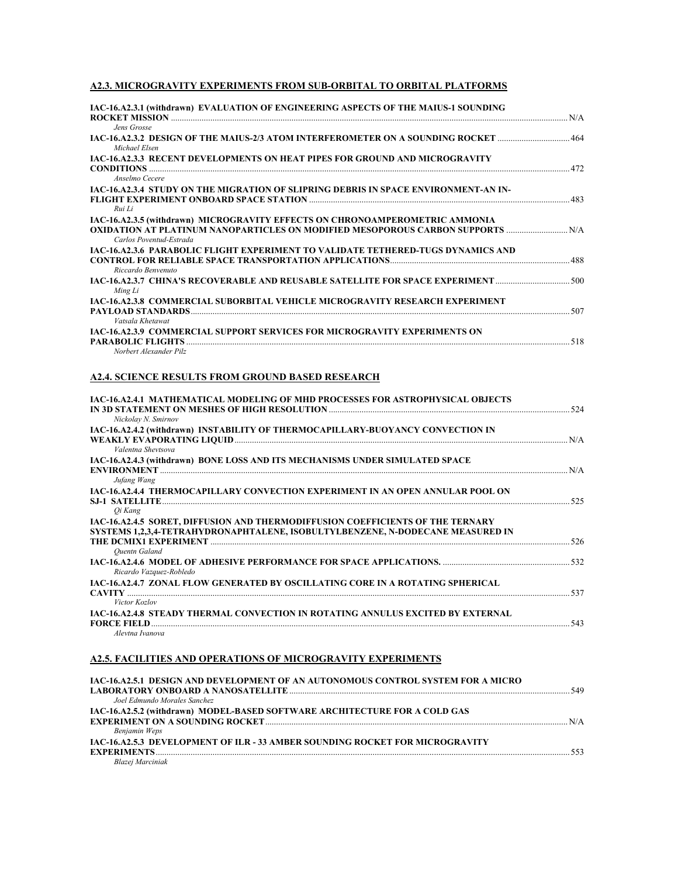## A2.3. MICROGRAVITY EXPERIMENTS FROM SUB-ORBITAL TO ORBITAL PLATFORMS

**IAC-16.A2.3.1 (withdrawn) EVALUATION OF ENGINEERING ASPECTS OF THE MAIUS-1 SOUNDING ROCKET MISSION** ........ N/A
*Jens Grosse*

**IAC-16.A2.3.2 DESIGN OF THE MAIUS-2/3 ATOM INTERFEROMETER ON A SOUNDING ROCKET** ........ 464
*Michael Elsen*

**IAC-16.A2.3.3 RECENT DEVELOPMENTS ON HEAT PIPES FOR GROUND AND MICROGRAVITY CONDITIONS** ........ 472
*Anselmo Cecere*

**IAC-16.A2.3.4 STUDY ON THE MIGRATION OF SLIPRING DEBRIS IN SPACE ENVIRONMENT-AN IN-FLIGHT EXPERIMENT ONBOARD SPACE STATION** ........ 483
*Rui Li*

**IAC-16.A2.3.5 (withdrawn) MICROGRAVITY EFFECTS ON CHRONOAMPEROMETRIC AMMONIA OXIDATION AT PLATINUM NANOPARTICLES ON MODIFIED MESOPOROUS CARBON SUPPORTS** ........ N/A
*Carlos Poventud-Estrada*

**IAC-16.A2.3.6 PARABOLIC FLIGHT EXPERIMENT TO VALIDATE TETHERED-TUGS DYNAMICS AND CONTROL FOR RELIABLE SPACE TRANSPORTATION APPLICATIONS** ........ 488
*Riccardo Benvenuto*

**IAC-16.A2.3.7 CHINA'S RECOVERABLE AND REUSABLE SATELLITE FOR SPACE EXPERIMENT** ........ 500
*Ming Li*

**IAC-16.A2.3.8 COMMERCIAL SUBORBITAL VEHICLE MICROGRAVITY RESEARCH EXPERIMENT PAYLOAD STANDARDS** ........ 507
*Vatsala Khetawat*

**IAC-16.A2.3.9 COMMERCIAL SUPPORT SERVICES FOR MICROGRAVITY EXPERIMENTS ON PARABOLIC FLIGHTS** ........ 518
*Norbert Alexander Pilz*

## A2.4. SCIENCE RESULTS FROM GROUND BASED RESEARCH

**IAC-16.A2.4.1 MATHEMATICAL MODELING OF MHD PROCESSES FOR ASTROPHYSICAL OBJECTS IN 3D STATEMENT ON MESHES OF HIGH RESOLUTION** ........ 524
*Nickolay N. Smirnov*

**IAC-16.A2.4.2 (withdrawn) INSTABILITY OF THERMOCAPILLARY-BUOYANCY CONVECTION IN WEAKLY EVAPORATING LIQUID** ........ N/A
*Valentna Shevtsova*

**IAC-16.A2.4.3 (withdrawn) BONE LOSS AND ITS MECHANISMS UNDER SIMULATED SPACE ENVIRONMENT** ........ N/A
*Jufang Wang*

**IAC-16.A2.4.4 THERMOCAPILLARY CONVECTION EXPERIMENT IN AN OPEN ANNULAR POOL ON SJ-1 SATELLITE** ........ 525
*Qi Kang*

**IAC-16.A2.4.5 SORET, DIFFUSION AND THERMODIFFUSION COEFFICIENTS OF THE TERNARY SYSTEMS 1,2,3,4-TETRAHYDRONAPHTALENE, ISOBULTYLBENZENE, N-DODECANE MEASURED IN THE DCMIX1 EXPERIMENT** ........ 526
*Quentn Galand*

**IAC-16.A2.4.6 MODEL OF ADHESIVE PERFORMANCE FOR SPACE APPLICATIONS.** ........ 532
*Ricardo Vazquez-Robledo*

**IAC-16.A2.4.7 ZONAL FLOW GENERATED BY OSCILLATING CORE IN A ROTATING SPHERICAL CAVITY** ........ 537
*Victor Kozlov*

**IAC-16.A2.4.8 STEADY THERMAL CONVECTION IN ROTATING ANNULUS EXCITED BY EXTERNAL FORCE FIELD** ........ 543
*Alevtna Ivanova*

## A2.5. FACILITIES AND OPERATIONS OF MICROGRAVITY EXPERIMENTS

**IAC-16.A2.5.1 DESIGN AND DEVELOPMENT OF AN AUTONOMOUS CONTROL SYSTEM FOR A MICRO LABORATORY ONBOARD A NANOSATELLITE** ........ 549
*Joel Edmundo Morales Sanchez*

**IAC-16.A2.5.2 (withdrawn) MODEL-BASED SOFTWARE ARCHITECTURE FOR A COLD GAS EXPERIMENT ON A SOUNDING ROCKET** ........ N/A
*Benjamin Weps*

**IAC-16.A2.5.3 DEVELOPMENT OF ILR - 33 AMBER SOUNDING ROCKET FOR MICROGRAVITY EXPERIMENTS** ........ 553
*Blazej Marciniak*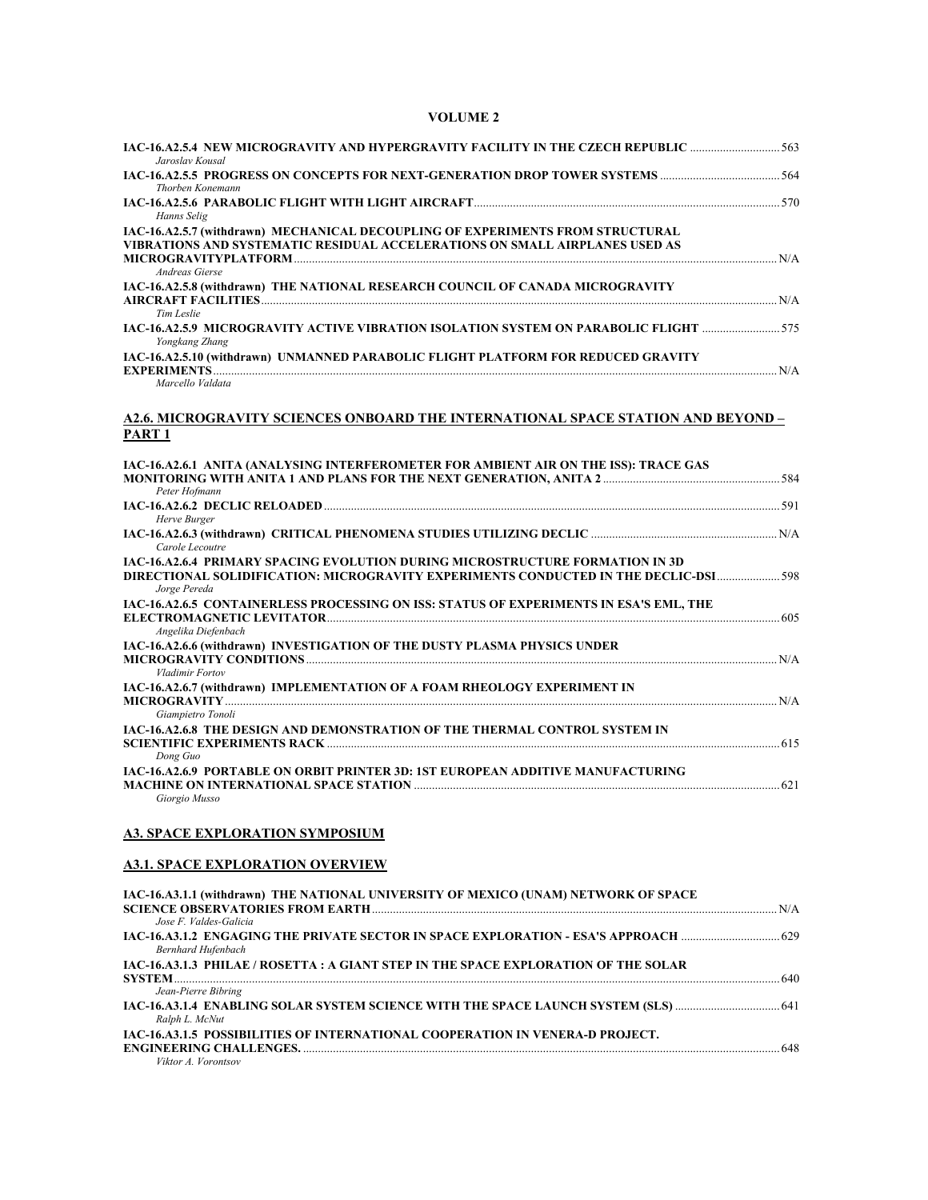**VOLUME 2**

**IAC-16.A2.5.4 NEW MICROGRAVITY AND HYPERGRAVITY FACILITY IN THE CZECH REPUBLIC** ............................. 563
*Jaroslav Kousal*

**IAC-16.A2.5.5 PROGRESS ON CONCEPTS FOR NEXT-GENERATION DROP TOWER SYSTEMS** ....................................... 564
*Thorben Konemann*

**IAC-16.A2.5.6 PARABOLIC FLIGHT WITH LIGHT AIRCRAFT** ........................................................................................... 570
*Hanns Selig*

**IAC-16.A2.5.7 (withdrawn) MECHANICAL DECOUPLING OF EXPERIMENTS FROM STRUCTURAL VIBRATIONS AND SYSTEMATIC RESIDUAL ACCELERATIONS ON SMALL AIRPLANES USED AS MICROGRAVITYPLATFORM** ............................................................................................................................................... N/A
*Andreas Gierse*

**IAC-16.A2.5.8 (withdrawn) THE NATIONAL RESEARCH COUNCIL OF CANADA MICROGRAVITY AIRCRAFT FACILITIES** ........................................................................................................................................................... N/A
*Tim Leslie*

**IAC-16.A2.5.9 MICROGRAVITY ACTIVE VIBRATION ISOLATION SYSTEM ON PARABOLIC FLIGHT** .......................... 575
*Yongkang Zhang*

**IAC-16.A2.5.10 (withdrawn) UNMANNED PARABOLIC FLIGHT PLATFORM FOR REDUCED GRAVITY EXPERIMENTS** ........................................................................................................................................................................... N/A
*Marcello Valdata*

## A2.6. MICROGRAVITY SCIENCES ONBOARD THE INTERNATIONAL SPACE STATION AND BEYOND – PART 1

**IAC-16.A2.6.1 ANITA (ANALYSING INTERFEROMETER FOR AMBIENT AIR ON THE ISS): TRACE GAS MONITORING WITH ANITA 1 AND PLANS FOR THE NEXT GENERATION, ANITA 2** .......................................................... 584
*Peter Hofmann*

**IAC-16.A2.6.2 DECLIC RELOADED** ........................................................................................................................................ 591
*Herve Burger*

**IAC-16.A2.6.3 (withdrawn) CRITICAL PHENOMENA STUDIES UTILIZING DECLIC** ............................................................. N/A
*Carole Lecoutre*

**IAC-16.A2.6.4 PRIMARY SPACING EVOLUTION DURING MICROSTRUCTURE FORMATION IN 3D DIRECTIONAL SOLIDIFICATION: MICROGRAVITY EXPERIMENTS CONDUCTED IN THE DECLIC-DSI** ..................... 598
*Jorge Pereda*

**IAC-16.A2.6.5 CONTAINERLESS PROCESSING ON ISS: STATUS OF EXPERIMENTS IN ESA'S EML, THE ELECTROMAGNETIC LEVITATOR** .................................................................................................................................... 605
*Angelika Diefenbach*

**IAC-16.A2.6.6 (withdrawn) INVESTIGATION OF THE DUSTY PLASMA PHYSICS UNDER MICROGRAVITY CONDITIONS** ........................................................................................................................................... N/A
*Vladimir Fortov*

**IAC-16.A2.6.7 (withdrawn) IMPLEMENTATION OF A FOAM RHEOLOGY EXPERIMENT IN MICROGRAVITY** .................................................................................................................................................................. N/A
*Giampietro Tonoli*

**IAC-16.A2.6.8 THE DESIGN AND DEMONSTRATION OF THE THERMAL CONTROL SYSTEM IN SCIENTIFIC EXPERIMENTS RACK** .................................................................................................................................... 615
*Dong Guo*

**IAC-16.A2.6.9 PORTABLE ON ORBIT PRINTER 3D: 1ST EUROPEAN ADDITIVE MANUFACTURING MACHINE ON INTERNATIONAL SPACE STATION** ........................................................................................................ 621
*Giorgio Musso*

## A3. SPACE EXPLORATION SYMPOSIUM

## A3.1. SPACE EXPLORATION OVERVIEW

**IAC-16.A3.1.1 (withdrawn) THE NATIONAL UNIVERSITY OF MEXICO (UNAM) NETWORK OF SPACE SCIENCE OBSERVATORIES FROM EARTH** ..................................................................................................................... N/A
*Jose F. Valdes-Galicia*

**IAC-16.A3.1.2 ENGAGING THE PRIVATE SECTOR IN SPACE EXPLORATION - ESA'S APPROACH** ................................. 629
*Bernhard Hufenbach*

**IAC-16.A3.1.3 PHILAE / ROSETTA : A GIANT STEP IN THE SPACE EXPLORATION OF THE SOLAR SYSTEM** ........................................................................................................................................................................... 640
*Jean-Pierre Bibring*

**IAC-16.A3.1.4 ENABLING SOLAR SYSTEM SCIENCE WITH THE SPACE LAUNCH SYSTEM (SLS)** .................................. 641
*Ralph L. McNut*

**IAC-16.A3.1.5 POSSIBILITIES OF INTERNATIONAL COOPERATION IN VENERA-D PROJECT. ENGINEERING CHALLENGES.** .............................................................................................................................................. 648
*Viktor A. Vorontsov*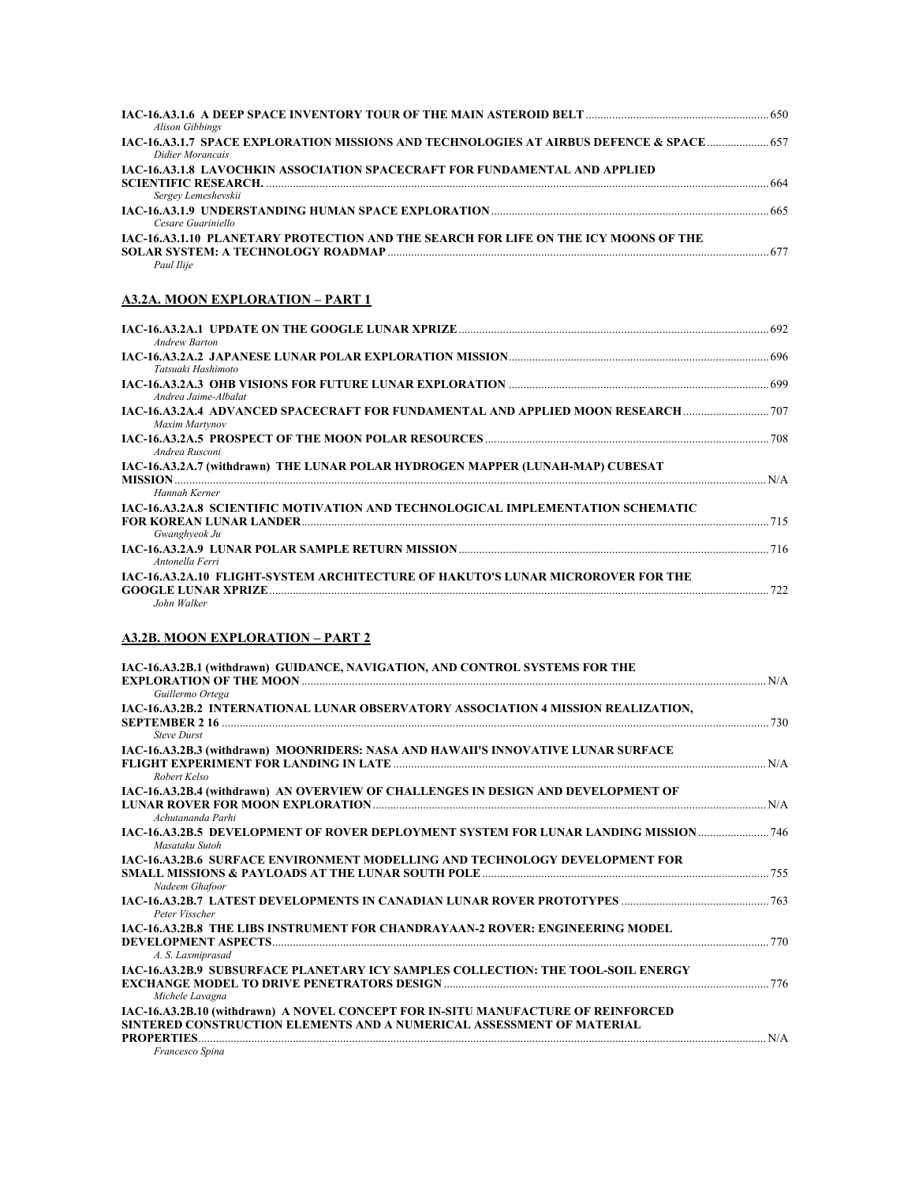**IAC-16.A3.1.6 A DEEP SPACE INVENTORY TOUR OF THE MAIN ASTEROID BELT** ............ 650
*Alison Gibbings*

**IAC-16.A3.1.7 SPACE EXPLORATION MISSIONS AND TECHNOLOGIES AT AIRBUS DEFENCE & SPACE** ............ 657
*Didier Morancais*

**IAC-16.A3.1.8 LAVOCHKIN ASSOCIATION SPACECRAFT FOR FUNDAMENTAL AND APPLIED SCIENTIFIC RESEARCH.** ............ 664
*Sergey Lemeshevskii*

**IAC-16.A3.1.9 UNDERSTANDING HUMAN SPACE EXPLORATION** ............ 665
*Cesare Guariniello*

**IAC-16.A3.1.10 PLANETARY PROTECTION AND THE SEARCH FOR LIFE ON THE ICY MOONS OF THE SOLAR SYSTEM: A TECHNOLOGY ROADMAP** ............ 677
*Paul Ilije*

## A3.2A. MOON EXPLORATION – PART 1

**IAC-16.A3.2A.1 UPDATE ON THE GOOGLE LUNAR XPRIZE** ............ 692
*Andrew Barton*

**IAC-16.A3.2A.2 JAPANESE LUNAR POLAR EXPLORATION MISSION** ............ 696
*Tatsuaki Hashimoto*

**IAC-16.A3.2A.3 OHB VISIONS FOR FUTURE LUNAR EXPLORATION** ............ 699
*Andrea Jaime-Albalat*

**IAC-16.A3.2A.4 ADVANCED SPACECRAFT FOR FUNDAMENTAL AND APPLIED MOON RESEARCH** ............ 707
*Maxim Martynov*

**IAC-16.A3.2A.5 PROSPECT OF THE MOON POLAR RESOURCES** ............ 708
*Andrea Rusconi*

**IAC-16.A3.2A.7 (withdrawn) THE LUNAR POLAR HYDROGEN MAPPER (LUNAH-MAP) CUBESAT MISSION** ............ N/A
*Hannah Kerner*

**IAC-16.A3.2A.8 SCIENTIFIC MOTIVATION AND TECHNOLOGICAL IMPLEMENTATION SCHEMATIC FOR KOREAN LUNAR LANDER** ............ 715
*Gwanghyeok Ju*

**IAC-16.A3.2A.9 LUNAR POLAR SAMPLE RETURN MISSION** ............ 716
*Antonella Ferri*

**IAC-16.A3.2A.10 FLIGHT-SYSTEM ARCHITECTURE OF HAKUTO'S LUNAR MICROROVER FOR THE GOOGLE LUNAR XPRIZE** ............ 722
*John Walker*

## A3.2B. MOON EXPLORATION – PART 2

**IAC-16.A3.2B.1 (withdrawn) GUIDANCE, NAVIGATION, AND CONTROL SYSTEMS FOR THE EXPLORATION OF THE MOON** ............ N/A
*Guillermo Ortega*

**IAC-16.A3.2B.2 INTERNATIONAL LUNAR OBSERVATORY ASSOCIATION 4 MISSION REALIZATION, SEPTEMBER 2 16** ............ 730
*Steve Durst*

**IAC-16.A3.2B.3 (withdrawn) MOONRIDERS: NASA AND HAWAII'S INNOVATIVE LUNAR SURFACE FLIGHT EXPERIMENT FOR LANDING IN LATE** ............ N/A
*Robert Kelso*

**IAC-16.A3.2B.4 (withdrawn) AN OVERVIEW OF CHALLENGES IN DESIGN AND DEVELOPMENT OF LUNAR ROVER FOR MOON EXPLORATION** ............ N/A
*Achutananda Parhi*

**IAC-16.A3.2B.5 DEVELOPMENT OF ROVER DEPLOYMENT SYSTEM FOR LUNAR LANDING MISSION** ............ 746
*Masataku Sutoh*

**IAC-16.A3.2B.6 SURFACE ENVIRONMENT MODELLING AND TECHNOLOGY DEVELOPMENT FOR SMALL MISSIONS & PAYLOADS AT THE LUNAR SOUTH POLE** ............ 755
*Nadeem Ghafoor*

**IAC-16.A3.2B.7 LATEST DEVELOPMENTS IN CANADIAN LUNAR ROVER PROTOTYPES** ............ 763
*Peter Visscher*

**IAC-16.A3.2B.8 THE LIBS INSTRUMENT FOR CHANDRAYAAN-2 ROVER: ENGINEERING MODEL DEVELOPMENT ASPECTS** ............ 770
*A. S. Laxmiprasad*

**IAC-16.A3.2B.9 SUBSURFACE PLANETARY ICY SAMPLES COLLECTION: THE TOOL-SOIL ENERGY EXCHANGE MODEL TO DRIVE PENETRATORS DESIGN** ............ 776
*Michele Lavagna*

**IAC-16.A3.2B.10 (withdrawn) A NOVEL CONCEPT FOR IN-SITU MANUFACTURE OF REINFORCED SINTERED CONSTRUCTION ELEMENTS AND A NUMERICAL ASSESSMENT OF MATERIAL PROPERTIES** ............ N/A
*Francesco Spina*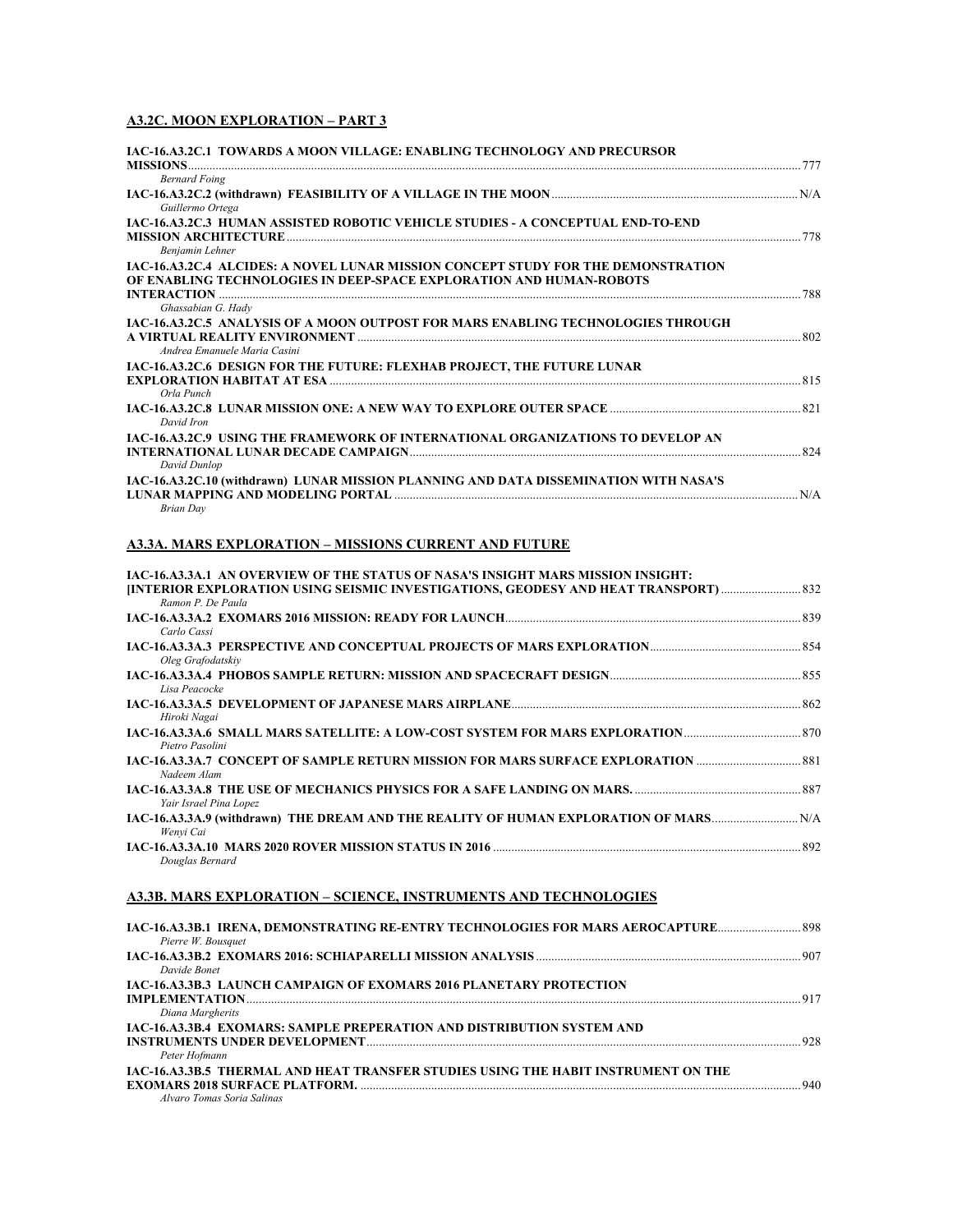## A3.2C. MOON EXPLORATION – PART 3

**IAC-16.A3.2C.1 TOWARDS A MOON VILLAGE: ENABLING TECHNOLOGY AND PRECURSOR MISSIONS** ........ 777
*Bernard Foing*

**IAC-16.A3.2C.2 (withdrawn) FEASIBILITY OF A VILLAGE IN THE MOON** ........ N/A
*Guillermo Ortega*

**IAC-16.A3.2C.3 HUMAN ASSISTED ROBOTIC VEHICLE STUDIES - A CONCEPTUAL END-TO-END MISSION ARCHITECTURE** ........ 778
*Benjamin Lehner*

**IAC-16.A3.2C.4 ALCIDES: A NOVEL LUNAR MISSION CONCEPT STUDY FOR THE DEMONSTRATION OF ENABLING TECHNOLOGIES IN DEEP-SPACE EXPLORATION AND HUMAN-ROBOTS INTERACTION** ........ 788
*Ghassabian G. Hady*

**IAC-16.A3.2C.5 ANALYSIS OF A MOON OUTPOST FOR MARS ENABLING TECHNOLOGIES THROUGH A VIRTUAL REALITY ENVIRONMENT** ........ 802
*Andrea Emanuele Maria Casini*

**IAC-16.A3.2C.6 DESIGN FOR THE FUTURE: FLEXHAB PROJECT, THE FUTURE LUNAR EXPLORATION HABITAT AT ESA** ........ 815
*Orla Punch*

**IAC-16.A3.2C.8 LUNAR MISSION ONE: A NEW WAY TO EXPLORE OUTER SPACE** ........ 821
*David Iron*

**IAC-16.A3.2C.9 USING THE FRAMEWORK OF INTERNATIONAL ORGANIZATIONS TO DEVELOP AN INTERNATIONAL LUNAR DECADE CAMPAIGN** ........ 824
*David Dunlop*

**IAC-16.A3.2C.10 (withdrawn) LUNAR MISSION PLANNING AND DATA DISSEMINATION WITH NASA'S LUNAR MAPPING AND MODELING PORTAL** ........ N/A
*Brian Day*

## A3.3A. MARS EXPLORATION – MISSIONS CURRENT AND FUTURE

**IAC-16.A3.3A.1 AN OVERVIEW OF THE STATUS OF NASA'S INSIGHT MARS MISSION INSIGHT: [INTERIOR EXPLORATION USING SEISMIC INVESTIGATIONS, GEODESY AND HEAT TRANSPORT)** ........ 832
*Ramon P. De Paula*

**IAC-16.A3.3A.2 EXOMARS 2016 MISSION: READY FOR LAUNCH** ........ 839
*Carlo Cassi*

**IAC-16.A3.3A.3 PERSPECTIVE AND CONCEPTUAL PROJECTS OF MARS EXPLORATION** ........ 854
*Oleg Grafodatskiy*

**IAC-16.A3.3A.4 PHOBOS SAMPLE RETURN: MISSION AND SPACECRAFT DESIGN** ........ 855
*Lisa Peacocke*

**IAC-16.A3.3A.5 DEVELOPMENT OF JAPANESE MARS AIRPLANE** ........ 862
*Hiroki Nagai*

**IAC-16.A3.3A.6 SMALL MARS SATELLITE: A LOW-COST SYSTEM FOR MARS EXPLORATION** ........ 870
*Pietro Pasolini*

**IAC-16.A3.3A.7 CONCEPT OF SAMPLE RETURN MISSION FOR MARS SURFACE EXPLORATION** ........ 881
*Nadeem Alam*

**IAC-16.A3.3A.8 THE USE OF MECHANICS PHYSICS FOR A SAFE LANDING ON MARS.** ........ 887
*Yair Israel Pina Lopez*

**IAC-16.A3.3A.9 (withdrawn) THE DREAM AND THE REALITY OF HUMAN EXPLORATION OF MARS** ........ N/A
*Wenyi Cai*

**IAC-16.A3.3A.10 MARS 2020 ROVER MISSION STATUS IN 2016** ........ 892
*Douglas Bernard*

## A3.3B. MARS EXPLORATION – SCIENCE, INSTRUMENTS AND TECHNOLOGIES

**IAC-16.A3.3B.1 IRENA, DEMONSTRATING RE-ENTRY TECHNOLOGIES FOR MARS AEROCAPTURE** ........ 898
*Pierre W. Bousquet*

**IAC-16.A3.3B.2 EXOMARS 2016: SCHIAPARELLI MISSION ANALYSIS** ........ 907
*Davide Bonet*

**IAC-16.A3.3B.3 LAUNCH CAMPAIGN OF EXOMARS 2016 PLANETARY PROTECTION IMPLEMENTATION** ........ 917
*Diana Margherits*

**IAC-16.A3.3B.4 EXOMARS: SAMPLE PREPERATION AND DISTRIBUTION SYSTEM AND INSTRUMENTS UNDER DEVELOPMENT** ........ 928
*Peter Hofmann*

**IAC-16.A3.3B.5 THERMAL AND HEAT TRANSFER STUDIES USING THE HABIT INSTRUMENT ON THE EXOMARS 2018 SURFACE PLATFORM.** ........ 940
*Alvaro Tomas Soria Salinas*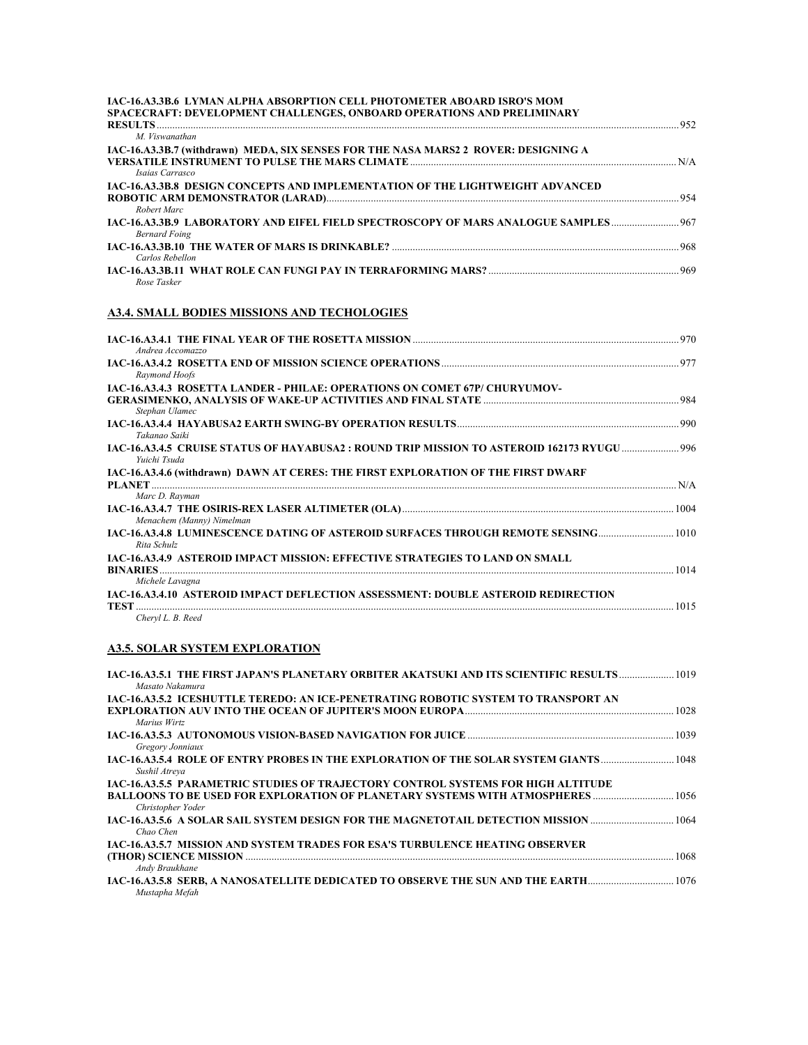**IAC-16.A3.3B.6 LYMAN ALPHA ABSORPTION CELL PHOTOMETER ABOARD ISRO'S MOM SPACECRAFT: DEVELOPMENT CHALLENGES, ONBOARD OPERATIONS AND PRELIMINARY RESULTS** ........ 952
*M. Viswanathan*

**IAC-16.A3.3B.7 (withdrawn) MEDA, SIX SENSES FOR THE NASA MARS2 2 ROVER: DESIGNING A VERSATILE INSTRUMENT TO PULSE THE MARS CLIMATE** ........ N/A
*Isaias Carrasco*

**IAC-16.A3.3B.8 DESIGN CONCEPTS AND IMPLEMENTATION OF THE LIGHTWEIGHT ADVANCED ROBOTIC ARM DEMONSTRATOR (LARAD)** ........ 954
*Robert Marc*

**IAC-16.A3.3B.9 LABORATORY AND EIFEL FIELD SPECTROSCOPY OF MARS ANALOGUE SAMPLES** ........ 967
*Bernard Foing*

**IAC-16.A3.3B.10 THE WATER OF MARS IS DRINKABLE?** ........ 968
*Carlos Rebellon*

**IAC-16.A3.3B.11 WHAT ROLE CAN FUNGI PAY IN TERRAFORMING MARS?** ........ 969
*Rose Tasker*

## A3.4. SMALL BODIES MISSIONS AND TECHOLOGIES

**IAC-16.A3.4.1 THE FINAL YEAR OF THE ROSETTA MISSION** ........ 970
*Andrea Accomazzo*

**IAC-16.A3.4.2 ROSETTA END OF MISSION SCIENCE OPERATIONS** ........ 977
*Raymond Hoofs*

**IAC-16.A3.4.3 ROSETTA LANDER - PHILAE: OPERATIONS ON COMET 67P/ CHURYUMOV-GERASIMENKO, ANALYSIS OF WAKE-UP ACTIVITIES AND FINAL STATE** ........ 984
*Stephan Ulamec*

**IAC-16.A3.4.4 HAYABUSA2 EARTH SWING-BY OPERATION RESULTS** ........ 990
*Takanao Saiki*

**IAC-16.A3.4.5 CRUISE STATUS OF HAYABUSA2 : ROUND TRIP MISSION TO ASTEROID 162173 RYUGU** ........ 996
*Yuichi Tsuda*

**IAC-16.A3.4.6 (withdrawn) DAWN AT CERES: THE FIRST EXPLORATION OF THE FIRST DWARF PLANET** ........ N/A
*Marc D. Rayman*

**IAC-16.A3.4.7 THE OSIRIS-REX LASER ALTIMETER (OLA)** ........ 1004
*Menachem (Manny) Nimelman*

**IAC-16.A3.4.8 LUMINESCENCE DATING OF ASTEROID SURFACES THROUGH REMOTE SENSING** ........ 1010
*Rita Schulz*

**IAC-16.A3.4.9 ASTEROID IMPACT MISSION: EFFECTIVE STRATEGIES TO LAND ON SMALL BINARIES** ........ 1014
*Michele Lavagna*

**IAC-16.A3.4.10 ASTEROID IMPACT DEFLECTION ASSESSMENT: DOUBLE ASTEROID REDIRECTION TEST** ........ 1015
*Cheryl L. B. Reed*

## A3.5. SOLAR SYSTEM EXPLORATION

**IAC-16.A3.5.1 THE FIRST JAPAN'S PLANETARY ORBITER AKATSUKI AND ITS SCIENTIFIC RESULTS** ........ 1019
*Masato Nakamura*

**IAC-16.A3.5.2 ICESHUTTLE TEREDO: AN ICE-PENETRATING ROBOTIC SYSTEM TO TRANSPORT AN EXPLORATION AUV INTO THE OCEAN OF JUPITER'S MOON EUROPA** ........ 1028
*Marius Wirtz*

**IAC-16.A3.5.3 AUTONOMOUS VISION-BASED NAVIGATION FOR JUICE** ........ 1039
*Gregory Jonniaux*

**IAC-16.A3.5.4 ROLE OF ENTRY PROBES IN THE EXPLORATION OF THE SOLAR SYSTEM GIANTS** ........ 1048
*Sushil Atreya*

**IAC-16.A3.5.5 PARAMETRIC STUDIES OF TRAJECTORY CONTROL SYSTEMS FOR HIGH ALTITUDE BALLOONS TO BE USED FOR EXPLORATION OF PLANETARY SYSTEMS WITH ATMOSPHERES** ........ 1056
*Christopher Yoder*

**IAC-16.A3.5.6 A SOLAR SAIL SYSTEM DESIGN FOR THE MAGNETOTAIL DETECTION MISSION** ........ 1064
*Chao Chen*

**IAC-16.A3.5.7 MISSION AND SYSTEM TRADES FOR ESA'S TURBULENCE HEATING OBSERVER (THOR) SCIENCE MISSION** ........ 1068
*Andy Braukhane*

**IAC-16.A3.5.8 SERB, A NANOSATELLITE DEDICATED TO OBSERVE THE SUN AND THE EARTH** ........ 1076
*Mustapha Mefah*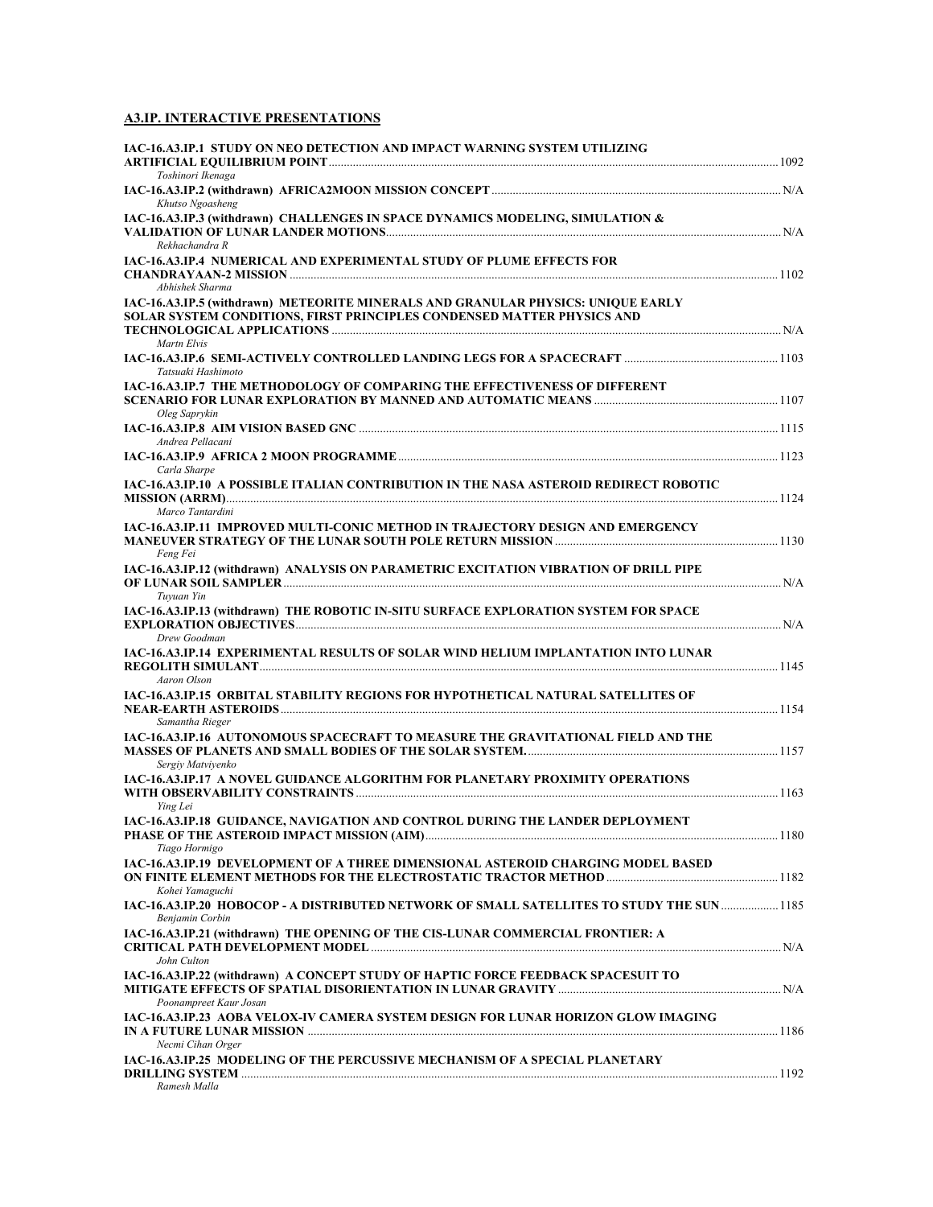## A3.IP. INTERACTIVE PRESENTATIONS

**IAC-16.A3.IP.1 STUDY ON NEO DETECTION AND IMPACT WARNING SYSTEM UTILIZING ARTIFICIAL EQUILIBRIUM POINT** ........ 1092
*Toshinori Ikenaga*

**IAC-16.A3.IP.2 (withdrawn) AFRICA2MOON MISSION CONCEPT** ........ N/A
*Khutso Ngoasheng*

**IAC-16.A3.IP.3 (withdrawn) CHALLENGES IN SPACE DYNAMICS MODELING, SIMULATION & VALIDATION OF LUNAR LANDER MOTIONS** ........ N/A
*Rekhachandra R*

**IAC-16.A3.IP.4 NUMERICAL AND EXPERIMENTAL STUDY OF PLUME EFFECTS FOR CHANDRAYAAN-2 MISSION** ........ 1102
*Abhishek Sharma*

**IAC-16.A3.IP.5 (withdrawn) METEORITE MINERALS AND GRANULAR PHYSICS: UNIQUE EARLY SOLAR SYSTEM CONDITIONS, FIRST PRINCIPLES CONDENSED MATTER PHYSICS AND TECHNOLOGICAL APPLICATIONS** ........ N/A
*Martn Elvis*

**IAC-16.A3.IP.6 SEMI-ACTIVELY CONTROLLED LANDING LEGS FOR A SPACECRAFT** ........ 1103
*Tatsuaki Hashimoto*

**IAC-16.A3.IP.7 THE METHODOLOGY OF COMPARING THE EFFECTIVENESS OF DIFFERENT SCENARIO FOR LUNAR EXPLORATION BY MANNED AND AUTOMATIC MEANS** ........ 1107
*Oleg Saprykin*

**IAC-16.A3.IP.8 AIM VISION BASED GNC** ........ 1115
*Andrea Pellacani*

**IAC-16.A3.IP.9 AFRICA 2 MOON PROGRAMME** ........ 1123
*Carla Sharpe*

**IAC-16.A3.IP.10 A POSSIBLE ITALIAN CONTRIBUTION IN THE NASA ASTEROID REDIRECT ROBOTIC MISSION (ARRM)** ........ 1124
*Marco Tantardini*

**IAC-16.A3.IP.11 IMPROVED MULTI-CONIC METHOD IN TRAJECTORY DESIGN AND EMERGENCY MANEUVER STRATEGY OF THE LUNAR SOUTH POLE RETURN MISSION** ........ 1130
*Feng Fei*

**IAC-16.A3.IP.12 (withdrawn) ANALYSIS ON PARAMETRIC EXCITATION VIBRATION OF DRILL PIPE OF LUNAR SOIL SAMPLER** ........ N/A
*Tuyuan Yin*

**IAC-16.A3.IP.13 (withdrawn) THE ROBOTIC IN-SITU SURFACE EXPLORATION SYSTEM FOR SPACE EXPLORATION OBJECTIVES** ........ N/A
*Drew Goodman*

**IAC-16.A3.IP.14 EXPERIMENTAL RESULTS OF SOLAR WIND HELIUM IMPLANTATION INTO LUNAR REGOLITH SIMULANT** ........ 1145
*Aaron Olson*

**IAC-16.A3.IP.15 ORBITAL STABILITY REGIONS FOR HYPOTHETICAL NATURAL SATELLITES OF NEAR-EARTH ASTEROIDS** ........ 1154
*Samantha Rieger*

**IAC-16.A3.IP.16 AUTONOMOUS SPACECRAFT TO MEASURE THE GRAVITATIONAL FIELD AND THE MASSES OF PLANETS AND SMALL BODIES OF THE SOLAR SYSTEM.** ........ 1157
*Sergiy Matviyenko*

**IAC-16.A3.IP.17 A NOVEL GUIDANCE ALGORITHM FOR PLANETARY PROXIMITY OPERATIONS WITH OBSERVABILITY CONSTRAINTS** ........ 1163
*Ying Lei*

**IAC-16.A3.IP.18 GUIDANCE, NAVIGATION AND CONTROL DURING THE LANDER DEPLOYMENT PHASE OF THE ASTEROID IMPACT MISSION (AIM)** ........ 1180
*Tiago Hormigo*

**IAC-16.A3.IP.19 DEVELOPMENT OF A THREE DIMENSIONAL ASTEROID CHARGING MODEL BASED ON FINITE ELEMENT METHODS FOR THE ELECTROSTATIC TRACTOR METHOD** ........ 1182
*Kohei Yamaguchi*

**IAC-16.A3.IP.20 HOBOCOP - A DISTRIBUTED NETWORK OF SMALL SATELLITES TO STUDY THE SUN** ........ 1185
*Benjamin Corbin*

**IAC-16.A3.IP.21 (withdrawn) THE OPENING OF THE CIS-LUNAR COMMERCIAL FRONTIER: A CRITICAL PATH DEVELOPMENT MODEL** ........ N/A
*John Culton*

**IAC-16.A3.IP.22 (withdrawn) A CONCEPT STUDY OF HAPTIC FORCE FEEDBACK SPACESUIT TO MITIGATE EFFECTS OF SPATIAL DISORIENTATION IN LUNAR GRAVITY** ........ N/A
*Poonampreet Kaur Josan*

**IAC-16.A3.IP.23 AOBA VELOX-IV CAMERA SYSTEM DESIGN FOR LUNAR HORIZON GLOW IMAGING IN A FUTURE LUNAR MISSION** ........ 1186
*Necmi Cihan Orger*

**IAC-16.A3.IP.25 MODELING OF THE PERCUSSIVE MECHANISM OF A SPECIAL PLANETARY DRILLING SYSTEM** ........ 1192
*Ramesh Malla*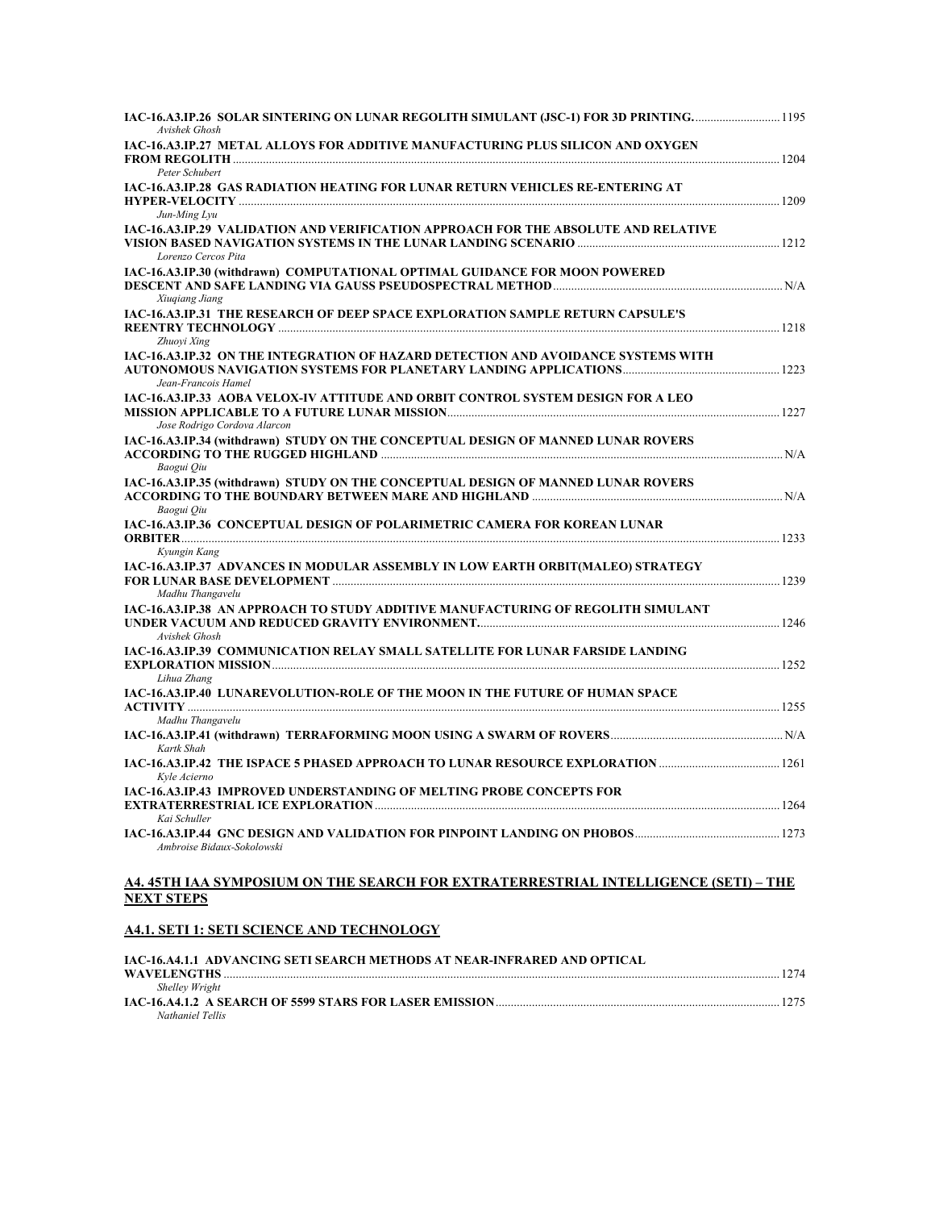**IAC-16.A3.IP.26 SOLAR SINTERING ON LUNAR REGOLITH SIMULANT (JSC-1) FOR 3D PRINTING.** ............................ 1195
*Avishek Ghosh*

**IAC-16.A3.IP.27 METAL ALLOYS FOR ADDITIVE MANUFACTURING PLUS SILICON AND OXYGEN FROM REGOLITH** ............................ 1204
*Peter Schubert*

**IAC-16.A3.IP.28 GAS RADIATION HEATING FOR LUNAR RETURN VEHICLES RE-ENTERING AT HYPER-VELOCITY** ............................ 1209
*Jun-Ming Lyu*

**IAC-16.A3.IP.29 VALIDATION AND VERIFICATION APPROACH FOR THE ABSOLUTE AND RELATIVE VISION BASED NAVIGATION SYSTEMS IN THE LUNAR LANDING SCENARIO** ............................ 1212
*Lorenzo Cercos Pita*

**IAC-16.A3.IP.30 (withdrawn) COMPUTATIONAL OPTIMAL GUIDANCE FOR MOON POWERED DESCENT AND SAFE LANDING VIA GAUSS PSEUDOSPECTRAL METHOD** ............................ N/A
*Xiuqiang Jiang*

**IAC-16.A3.IP.31 THE RESEARCH OF DEEP SPACE EXPLORATION SAMPLE RETURN CAPSULE'S REENTRY TECHNOLOGY** ............................ 1218
*Zhuoyi Xing*

**IAC-16.A3.IP.32 ON THE INTEGRATION OF HAZARD DETECTION AND AVOIDANCE SYSTEMS WITH AUTONOMOUS NAVIGATION SYSTEMS FOR PLANETARY LANDING APPLICATIONS** ............................ 1223
*Jean-Francois Hamel*

**IAC-16.A3.IP.33 AOBA VELOX-IV ATTITUDE AND ORBIT CONTROL SYSTEM DESIGN FOR A LEO MISSION APPLICABLE TO A FUTURE LUNAR MISSION** ............................ 1227
*Jose Rodrigo Cordova Alarcon*

**IAC-16.A3.IP.34 (withdrawn) STUDY ON THE CONCEPTUAL DESIGN OF MANNED LUNAR ROVERS ACCORDING TO THE RUGGED HIGHLAND** ............................ N/A
*Baogui Qiu*

**IAC-16.A3.IP.35 (withdrawn) STUDY ON THE CONCEPTUAL DESIGN OF MANNED LUNAR ROVERS ACCORDING TO THE BOUNDARY BETWEEN MARE AND HIGHLAND** ............................ N/A
*Baogui Qiu*

**IAC-16.A3.IP.36 CONCEPTUAL DESIGN OF POLARIMETRIC CAMERA FOR KOREAN LUNAR ORBITER** ............................ 1233
*Kyungin Kang*

**IAC-16.A3.IP.37 ADVANCES IN MODULAR ASSEMBLY IN LOW EARTH ORBIT(MALEO) STRATEGY FOR LUNAR BASE DEVELOPMENT** ............................ 1239
*Madhu Thangavelu*

**IAC-16.A3.IP.38 AN APPROACH TO STUDY ADDITIVE MANUFACTURING OF REGOLITH SIMULANT UNDER VACUUM AND REDUCED GRAVITY ENVIRONMENT.** ............................ 1246
*Avishek Ghosh*

**IAC-16.A3.IP.39 COMMUNICATION RELAY SMALL SATELLITE FOR LUNAR FARSIDE LANDING EXPLORATION MISSION** ............................ 1252
*Lihua Zhang*

**IAC-16.A3.IP.40 LUNAREVOLUTION-ROLE OF THE MOON IN THE FUTURE OF HUMAN SPACE ACTIVITY** ............................ 1255
*Madhu Thangavelu*

**IAC-16.A3.IP.41 (withdrawn) TERRAFORMING MOON USING A SWARM OF ROVERS** ............................ N/A
*Kartk Shah*

**IAC-16.A3.IP.42 THE ISPACE 5 PHASED APPROACH TO LUNAR RESOURCE EXPLORATION** ............................ 1261
*Kyle Acierno*

**IAC-16.A3.IP.43 IMPROVED UNDERSTANDING OF MELTING PROBE CONCEPTS FOR EXTRATERRESTRIAL ICE EXPLORATION** ............................ 1264
*Kai Schuller*

**IAC-16.A3.IP.44 GNC DESIGN AND VALIDATION FOR PINPOINT LANDING ON PHOBOS** ............................ 1273
*Ambroise Bidaux-Sokolowski*

## A4. 45TH IAA SYMPOSIUM ON THE SEARCH FOR EXTRATERRESTRIAL INTELLIGENCE (SETI) – THE NEXT STEPS

### A4.1. SETI 1: SETI SCIENCE AND TECHNOLOGY

**IAC-16.A4.1.1 ADVANCING SETI SEARCH METHODS AT NEAR-INFRARED AND OPTICAL WAVELENGTHS** ............................ 1274
*Shelley Wright*

**IAC-16.A4.1.2 A SEARCH OF 5599 STARS FOR LASER EMISSION** ............................ 1275
*Nathaniel Tellis*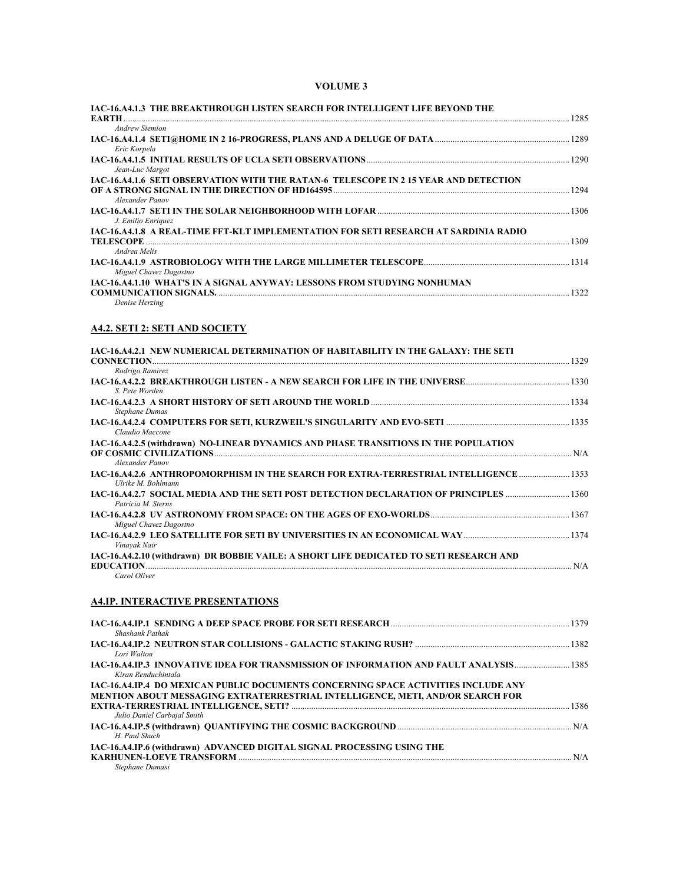**VOLUME 3**

**IAC-16.A4.1.3 THE BREAKTHROUGH LISTEN SEARCH FOR INTELLIGENT LIFE BEYOND THE EARTH** ........ 1285
*Andrew Siemion*

**IAC-16.A4.1.4 SETI@HOME IN 2 16-PROGRESS, PLANS AND A DELUGE OF DATA** ........ 1289
*Eric Korpela*

**IAC-16.A4.1.5 INITIAL RESULTS OF UCLA SETI OBSERVATIONS** ........ 1290
*Jean-Luc Margot*

**IAC-16.A4.1.6 SETI OBSERVATION WITH THE RATAN-6 TELESCOPE IN 2 15 YEAR AND DETECTION OF A STRONG SIGNAL IN THE DIRECTION OF HD164595** ........ 1294
*Alexander Panov*

**IAC-16.A4.1.7 SETI IN THE SOLAR NEIGHBORHOOD WITH LOFAR** ........ 1306
*J. Emilio Enriquez*

**IAC-16.A4.1.8 A REAL-TIME FFT-KLT IMPLEMENTATION FOR SETI RESEARCH AT SARDINIA RADIO TELESCOPE** ........ 1309
*Andrea Melis*

**IAC-16.A4.1.9 ASTROBIOLOGY WITH THE LARGE MILLIMETER TELESCOPE** ........ 1314
*Miguel Chavez Dagostno*

**IAC-16.A4.1.10 WHAT'S IN A SIGNAL ANYWAY: LESSONS FROM STUDYING NONHUMAN COMMUNICATION SIGNALS.** ........ 1322
*Denise Herzing*

## A4.2. SETI 2: SETI AND SOCIETY

**IAC-16.A4.2.1 NEW NUMERICAL DETERMINATION OF HABITABILITY IN THE GALAXY: THE SETI CONNECTION** ........ 1329
*Rodrigo Ramirez*

**IAC-16.A4.2.2 BREAKTHROUGH LISTEN - A NEW SEARCH FOR LIFE IN THE UNIVERSE** ........ 1330
*S. Pete Worden*

**IAC-16.A4.2.3 A SHORT HISTORY OF SETI AROUND THE WORLD** ........ 1334
*Stephane Dumas*

**IAC-16.A4.2.4 COMPUTERS FOR SETI, KURZWEIL'S SINGULARITY AND EVO-SETI** ........ 1335
*Claudio Maccone*

**IAC-16.A4.2.5 (withdrawn) NO-LINEAR DYNAMICS AND PHASE TRANSITIONS IN THE POPULATION OF COSMIC CIVILIZATIONS** ........ N/A
*Alexander Panov*

**IAC-16.A4.2.6 ANTHROPOMORPHISM IN THE SEARCH FOR EXTRA-TERRESTRIAL INTELLIGENCE** ........ 1353
*Ulrike M. Bohlmann*

**IAC-16.A4.2.7 SOCIAL MEDIA AND THE SETI POST DETECTION DECLARATION OF PRINCIPLES** ........ 1360
*Patricia M. Sterns*

**IAC-16.A4.2.8 UV ASTRONOMY FROM SPACE: ON THE AGES OF EXO-WORLDS** ........ 1367
*Miguel Chavez Dagostno*

**IAC-16.A4.2.9 LEO SATELLITE FOR SETI BY UNIVERSITIES IN AN ECONOMICAL WAY** ........ 1374
*Vinayak Nair*

**IAC-16.A4.2.10 (withdrawn) DR BOBBIE VAILE: A SHORT LIFE DEDICATED TO SETI RESEARCH AND EDUCATION** ........ N/A
*Carol Oliver*

## A4.IP. INTERACTIVE PRESENTATIONS

**IAC-16.A4.IP.1 SENDING A DEEP SPACE PROBE FOR SETI RESEARCH** ........ 1379
*Shashank Pathak*

**IAC-16.A4.IP.2 NEUTRON STAR COLLISIONS - GALACTIC STAKING RUSH?** ........ 1382
*Lori Walton*

**IAC-16.A4.IP.3 INNOVATIVE IDEA FOR TRANSMISSION OF INFORMATION AND FAULT ANALYSIS** ........ 1385
*Kiran Renduchintala*

**IAC-16.A4.IP.4 DO MEXICAN PUBLIC DOCUMENTS CONCERNING SPACE ACTIVITIES INCLUDE ANY MENTION ABOUT MESSAGING EXTRATERRESTRIAL INTELLIGENCE, METI, AND/OR SEARCH FOR EXTRA-TERRESTRIAL INTELLIGENCE, SETI?** ........ 1386
*Julio Daniel Carbajal Smith*

**IAC-16.A4.IP.5 (withdrawn) QUANTIFYING THE COSMIC BACKGROUND** ........ N/A
*H. Paul Shuch*

**IAC-16.A4.IP.6 (withdrawn) ADVANCED DIGITAL SIGNAL PROCESSING USING THE KARHUNEN-LOEVE TRANSFORM** ........ N/A
*Stephane Dumasi*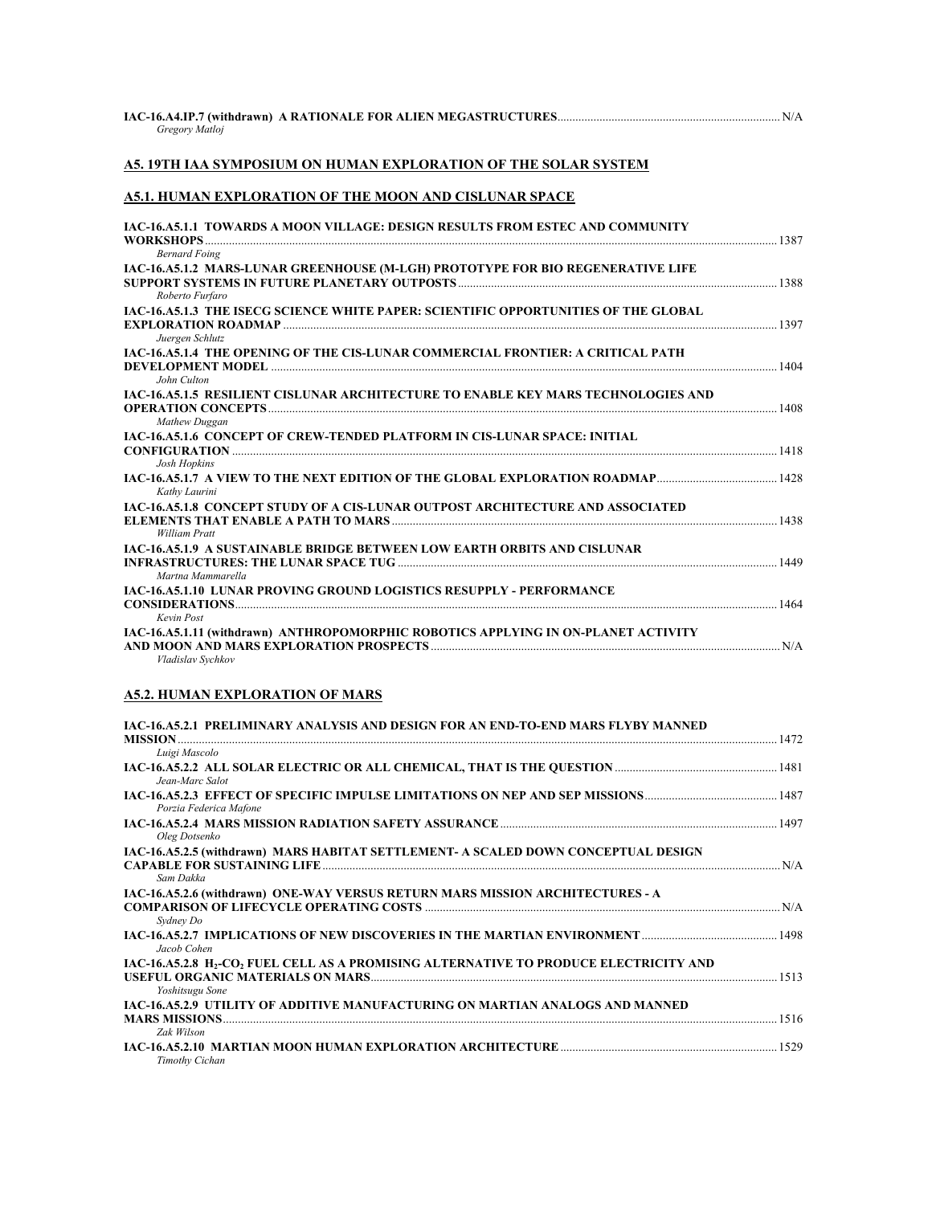**IAC-16.A4.IP.7 (withdrawn) A RATIONALE FOR ALIEN MEGASTRUCTURES** ........................................................................ N/A
*Gregory Matloj*

## A5. 19TH IAA SYMPOSIUM ON HUMAN EXPLORATION OF THE SOLAR SYSTEM

### A5.1. HUMAN EXPLORATION OF THE MOON AND CISLUNAR SPACE

**IAC-16.A5.1.1 TOWARDS A MOON VILLAGE: DESIGN RESULTS FROM ESTEC AND COMMUNITY WORKSHOPS** ........................................................................ 1387
*Bernard Foing*

**IAC-16.A5.1.2 MARS-LUNAR GREENHOUSE (M-LGH) PROTOTYPE FOR BIO REGENERATIVE LIFE SUPPORT SYSTEMS IN FUTURE PLANETARY OUTPOSTS** ........................................................................ 1388
*Roberto Furfaro*

**IAC-16.A5.1.3 THE ISECG SCIENCE WHITE PAPER: SCIENTIFIC OPPORTUNITIES OF THE GLOBAL EXPLORATION ROADMAP** ........................................................................ 1397
*Juergen Schlutz*

**IAC-16.A5.1.4 THE OPENING OF THE CIS-LUNAR COMMERCIAL FRONTIER: A CRITICAL PATH DEVELOPMENT MODEL** ........................................................................ 1404
*John Culton*

**IAC-16.A5.1.5 RESILIENT CISLUNAR ARCHITECTURE TO ENABLE KEY MARS TECHNOLOGIES AND OPERATION CONCEPTS** ........................................................................ 1408
*Mathew Duggan*

**IAC-16.A5.1.6 CONCEPT OF CREW-TENDED PLATFORM IN CIS-LUNAR SPACE: INITIAL CONFIGURATION** ........................................................................ 1418
*Josh Hopkins*

**IAC-16.A5.1.7 A VIEW TO THE NEXT EDITION OF THE GLOBAL EXPLORATION ROADMAP** ........................................................................ 1428
*Kathy Laurini*

**IAC-16.A5.1.8 CONCEPT STUDY OF A CIS-LUNAR OUTPOST ARCHITECTURE AND ASSOCIATED ELEMENTS THAT ENABLE A PATH TO MARS** ........................................................................ 1438
*William Pratt*

**IAC-16.A5.1.9 A SUSTAINABLE BRIDGE BETWEEN LOW EARTH ORBITS AND CISLUNAR INFRASTRUCTURES: THE LUNAR SPACE TUG** ........................................................................ 1449
*Martna Mammarella*

**IAC-16.A5.1.10 LUNAR PROVING GROUND LOGISTICS RESUPPLY - PERFORMANCE CONSIDERATIONS** ........................................................................ 1464
*Kevin Post*

**IAC-16.A5.1.11 (withdrawn) ANTHROPOMORPHIC ROBOTICS APPLYING IN ON-PLANET ACTIVITY AND MOON AND MARS EXPLORATION PROSPECTS** ........................................................................ N/A
*Vladislav Sychkov*

### A5.2. HUMAN EXPLORATION OF MARS

**IAC-16.A5.2.1 PRELIMINARY ANALYSIS AND DESIGN FOR AN END-TO-END MARS FLYBY MANNED MISSION** ........................................................................ 1472
*Luigi Mascolo*

**IAC-16.A5.2.2 ALL SOLAR ELECTRIC OR ALL CHEMICAL, THAT IS THE QUESTION** ........................................................................ 1481
*Jean-Marc Salot*

**IAC-16.A5.2.3 EFFECT OF SPECIFIC IMPULSE LIMITATIONS ON NEP AND SEP MISSIONS** ........................................................................ 1487
*Porzia Federica Mafone*

**IAC-16.A5.2.4 MARS MISSION RADIATION SAFETY ASSURANCE** ........................................................................ 1497
*Oleg Dotsenko*

**IAC-16.A5.2.5 (withdrawn) MARS HABITAT SETTLEMENT- A SCALED DOWN CONCEPTUAL DESIGN CAPABLE FOR SUSTAINING LIFE** ........................................................................ N/A
*Sam Dakka*

**IAC-16.A5.2.6 (withdrawn) ONE-WAY VERSUS RETURN MARS MISSION ARCHITECTURES - A COMPARISON OF LIFECYCLE OPERATING COSTS** ........................................................................ N/A
*Sydney Do*

**IAC-16.A5.2.7 IMPLICATIONS OF NEW DISCOVERIES IN THE MARTIAN ENVIRONMENT** ........................................................................ 1498
*Jacob Cohen*

**IAC-16.A5.2.8 $H_2$-$CO_2$ FUEL CELL AS A PROMISING ALTERNATIVE TO PRODUCE ELECTRICITY AND USEFUL ORGANIC MATERIALS ON MARS** ........................................................................ 1513
*Yoshitsugu Sone*

**IAC-16.A5.2.9 UTILITY OF ADDITIVE MANUFACTURING ON MARTIAN ANALOGS AND MANNED MARS MISSIONS** ........................................................................ 1516
*Zak Wilson*

**IAC-16.A5.2.10 MARTIAN MOON HUMAN EXPLORATION ARCHITECTURE** ........................................................................ 1529
*Timothy Cichan*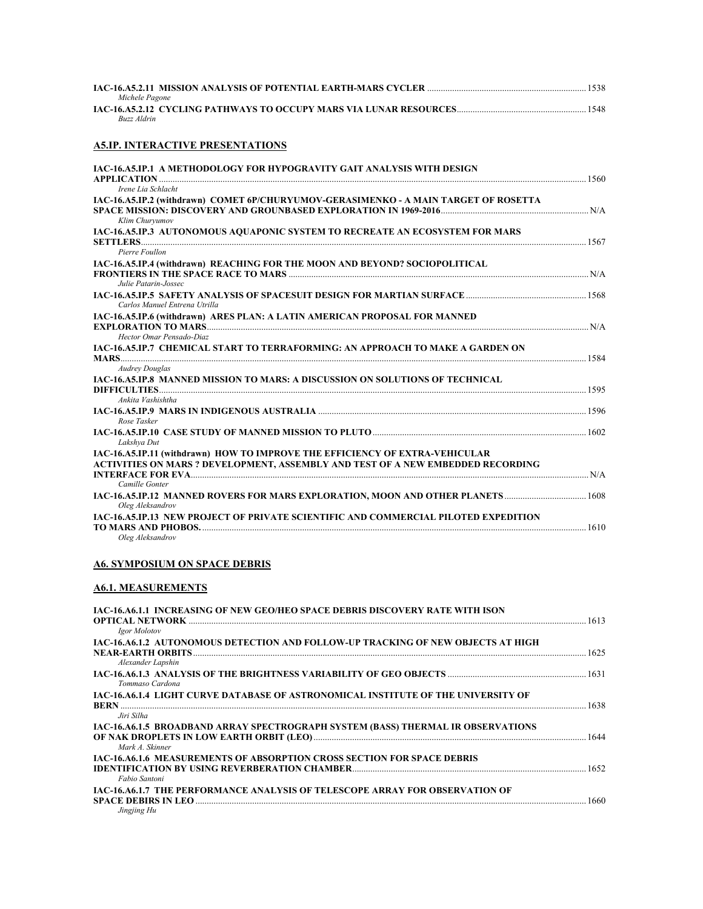**IAC-16.A5.2.11 MISSION ANALYSIS OF POTENTIAL EARTH-MARS CYCLER** ........ 1538
*Michele Pagone*

**IAC-16.A5.2.12 CYCLING PATHWAYS TO OCCUPY MARS VIA LUNAR RESOURCES** ........ 1548
*Buzz Aldrin*

## A5.IP. INTERACTIVE PRESENTATIONS

**IAC-16.A5.IP.1 A METHODOLOGY FOR HYPOGRAVITY GAIT ANALYSIS WITH DESIGN APPLICATION** ........ 1560
*Irene Lia Schlacht*

**IAC-16.A5.IP.2 (withdrawn) COMET 6P/CHURYUMOV-GERASIMENKO - A MAIN TARGET OF ROSETTA SPACE MISSION: DISCOVERY AND GROUNBASED EXPLORATION IN 1969-2016** ........ N/A
*Klim Churyumov*

**IAC-16.A5.IP.3 AUTONOMOUS AQUAPONIC SYSTEM TO RECREATE AN ECOSYSTEM FOR MARS SETTLERS** ........ 1567
*Pierre Foullon*

**IAC-16.A5.IP.4 (withdrawn) REACHING FOR THE MOON AND BEYOND? SOCIOPOLITICAL FRONTIERS IN THE SPACE RACE TO MARS** ........ N/A
*Julie Patarin-Jossec*

**IAC-16.A5.IP.5 SAFETY ANALYSIS OF SPACESUIT DESIGN FOR MARTIAN SURFACE** ........ 1568
*Carlos Manuel Entrena Utrilla*

**IAC-16.A5.IP.6 (withdrawn) ARES PLAN: A LATIN AMERICAN PROPOSAL FOR MANNED EXPLORATION TO MARS** ........ N/A
*Hector Omar Pensado-Diaz*

**IAC-16.A5.IP.7 CHEMICAL START TO TERRAFORMING: AN APPROACH TO MAKE A GARDEN ON MARS** ........ 1584
*Audrey Douglas*

**IAC-16.A5.IP.8 MANNED MISSION TO MARS: A DISCUSSION ON SOLUTIONS OF TECHNICAL DIFFICULTIES** ........ 1595
*Ankita Vashishtha*

**IAC-16.A5.IP.9 MARS IN INDIGENOUS AUSTRALIA** ........ 1596
*Rose Tasker*

**IAC-16.A5.IP.10 CASE STUDY OF MANNED MISSION TO PLUTO** ........ 1602
*Lakshya Dut*

**IAC-16.A5.IP.11 (withdrawn) HOW TO IMPROVE THE EFFICIENCY OF EXTRA-VEHICULAR ACTIVITIES ON MARS ? DEVELOPMENT, ASSEMBLY AND TEST OF A NEW EMBEDDED RECORDING INTERFACE FOR EVA** ........ N/A
*Camille Gonter*

**IAC-16.A5.IP.12 MANNED ROVERS FOR MARS EXPLORATION, MOON AND OTHER PLANETS** ........ 1608
*Oleg Aleksandrov*

**IAC-16.A5.IP.13 NEW PROJECT OF PRIVATE SCIENTIFIC AND COMMERCIAL PILOTED EXPEDITION TO MARS AND PHOBOS.** ........ 1610
*Oleg Aleksandrov*

# A6. SYMPOSIUM ON SPACE DEBRIS

## A6.1. MEASUREMENTS

**IAC-16.A6.1.1 INCREASING OF NEW GEO/HEO SPACE DEBRIS DISCOVERY RATE WITH ISON OPTICAL NETWORK** ........ 1613
*Igor Molotov*

**IAC-16.A6.1.2 AUTONOMOUS DETECTION AND FOLLOW-UP TRACKING OF NEW OBJECTS AT HIGH NEAR-EARTH ORBITS** ........ 1625
*Alexander Lapshin*

**IAC-16.A6.1.3 ANALYSIS OF THE BRIGHTNESS VARIABILITY OF GEO OBJECTS** ........ 1631
*Tommaso Cardona*

**IAC-16.A6.1.4 LIGHT CURVE DATABASE OF ASTRONOMICAL INSTITUTE OF THE UNIVERSITY OF BERN** ........ 1638
*Jiri Silha*

**IAC-16.A6.1.5 BROADBAND ARRAY SPECTROGRAPH SYSTEM (BASS) THERMAL IR OBSERVATIONS OF NAK DROPLETS IN LOW EARTH ORBIT (LEO)** ........ 1644
*Mark A. Skinner*

**IAC-16.A6.1.6 MEASUREMENTS OF ABSORPTION CROSS SECTION FOR SPACE DEBRIS IDENTIFICATION BY USING REVERBERATION CHAMBER** ........ 1652
*Fabio Santoni*

**IAC-16.A6.1.7 THE PERFORMANCE ANALYSIS OF TELESCOPE ARRAY FOR OBSERVATION OF SPACE DEBIRS IN LEO** ........ 1660
*Jingjing Hu*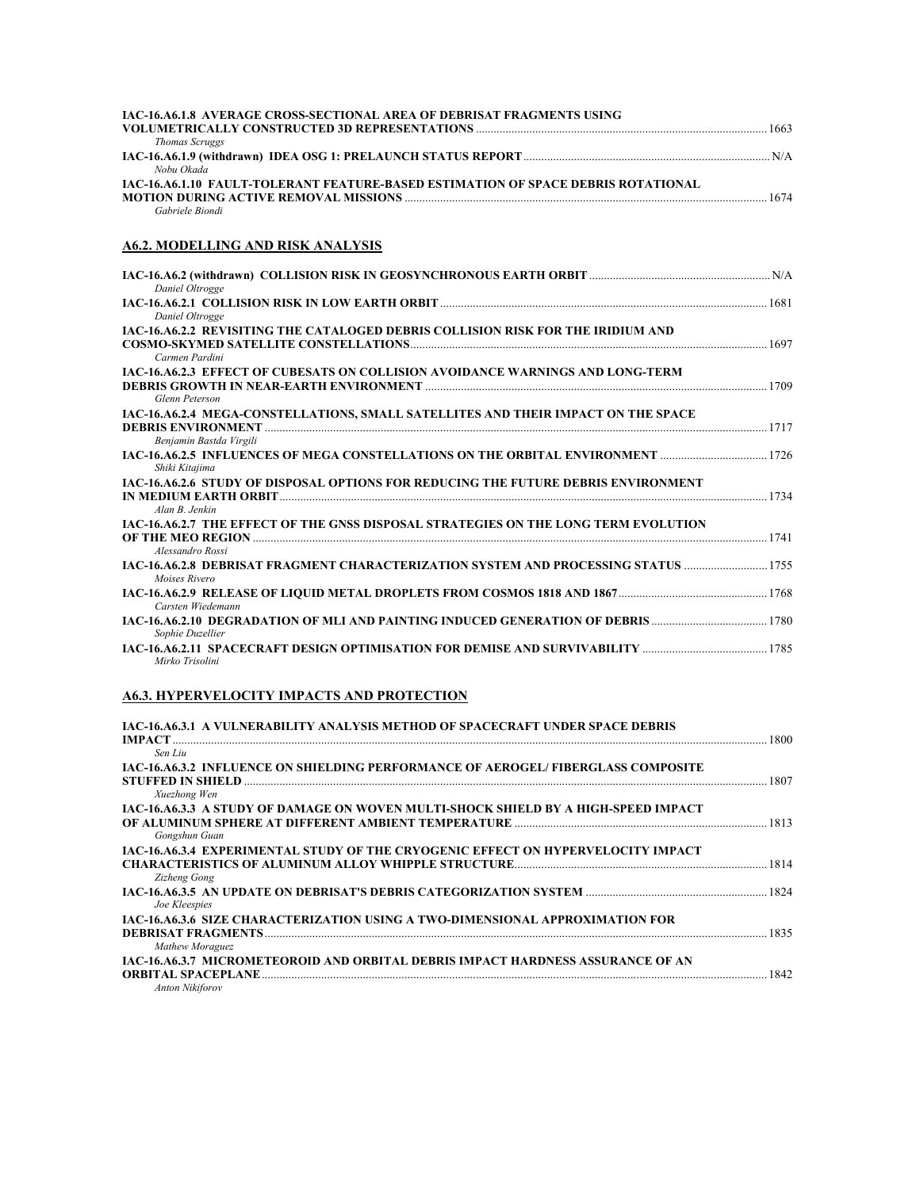**IAC-16.A6.1.8 AVERAGE CROSS-SECTIONAL AREA OF DEBRISAT FRAGMENTS USING VOLUMETRICALLY CONSTRUCTED 3D REPRESENTATIONS** ........ 1663
*Thomas Scruggs*

**IAC-16.A6.1.9 (withdrawn) IDEA OSG 1: PRELAUNCH STATUS REPORT** ........ N/A
*Nobu Okada*

**IAC-16.A6.1.10 FAULT-TOLERANT FEATURE-BASED ESTIMATION OF SPACE DEBRIS ROTATIONAL MOTION DURING ACTIVE REMOVAL MISSIONS** ........ 1674
*Gabriele Biondi*

## A6.2. MODELLING AND RISK ANALYSIS

**IAC-16.A6.2 (withdrawn) COLLISION RISK IN GEOSYNCHRONOUS EARTH ORBIT** ........ N/A
*Daniel Oltrogge*

**IAC-16.A6.2.1 COLLISION RISK IN LOW EARTH ORBIT** ........ 1681
*Daniel Oltrogge*

**IAC-16.A6.2.2 REVISITING THE CATALOGED DEBRIS COLLISION RISK FOR THE IRIDIUM AND COSMO-SKYMED SATELLITE CONSTELLATIONS** ........ 1697
*Carmen Pardini*

**IAC-16.A6.2.3 EFFECT OF CUBESATS ON COLLISION AVOIDANCE WARNINGS AND LONG-TERM DEBRIS GROWTH IN NEAR-EARTH ENVIRONMENT** ........ 1709
*Glenn Peterson*

**IAC-16.A6.2.4 MEGA-CONSTELLATIONS, SMALL SATELLITES AND THEIR IMPACT ON THE SPACE DEBRIS ENVIRONMENT** ........ 1717
*Benjamin Bastda Virgili*

**IAC-16.A6.2.5 INFLUENCES OF MEGA CONSTELLATIONS ON THE ORBITAL ENVIRONMENT** ........ 1726
*Shiki Kitajima*

**IAC-16.A6.2.6 STUDY OF DISPOSAL OPTIONS FOR REDUCING THE FUTURE DEBRIS ENVIRONMENT IN MEDIUM EARTH ORBIT** ........ 1734
*Alan B. Jenkin*

**IAC-16.A6.2.7 THE EFFECT OF THE GNSS DISPOSAL STRATEGIES ON THE LONG TERM EVOLUTION OF THE MEO REGION** ........ 1741
*Alessandro Rossi*

**IAC-16.A6.2.8 DEBRISAT FRAGMENT CHARACTERIZATION SYSTEM AND PROCESSING STATUS** ........ 1755
*Moises Rivero*

**IAC-16.A6.2.9 RELEASE OF LIQUID METAL DROPLETS FROM COSMOS 1818 AND 1867** ........ 1768
*Carsten Wiedemann*

**IAC-16.A6.2.10 DEGRADATION OF MLI AND PAINTING INDUCED GENERATION OF DEBRIS** ........ 1780
*Sophie Duzellier*

**IAC-16.A6.2.11 SPACECRAFT DESIGN OPTIMISATION FOR DEMISE AND SURVIVABILITY** ........ 1785
*Mirko Trisolini*

## A6.3. HYPERVELOCITY IMPACTS AND PROTECTION

**IAC-16.A6.3.1 A VULNERABILITY ANALYSIS METHOD OF SPACECRAFT UNDER SPACE DEBRIS IMPACT** ........ 1800
*Sen Liu*

**IAC-16.A6.3.2 INFLUENCE ON SHIELDING PERFORMANCE OF AEROGEL/ FIBERGLASS COMPOSITE STUFFED IN SHIELD** ........ 1807
*Xuezhong Wen*

**IAC-16.A6.3.3 A STUDY OF DAMAGE ON WOVEN MULTI-SHOCK SHIELD BY A HIGH-SPEED IMPACT OF ALUMINUM SPHERE AT DIFFERENT AMBIENT TEMPERATURE** ........ 1813
*Gongshun Guan*

**IAC-16.A6.3.4 EXPERIMENTAL STUDY OF THE CRYOGENIC EFFECT ON HYPERVELOCITY IMPACT CHARACTERISTICS OF ALUMINUM ALLOY WHIPPLE STRUCTURE** ........ 1814
*Zizheng Gong*

**IAC-16.A6.3.5 AN UPDATE ON DEBRISAT'S DEBRIS CATEGORIZATION SYSTEM** ........ 1824
*Joe Kleespies*

**IAC-16.A6.3.6 SIZE CHARACTERIZATION USING A TWO-DIMENSIONAL APPROXIMATION FOR DEBRISAT FRAGMENTS** ........ 1835
*Mathew Moraguez*

**IAC-16.A6.3.7 MICROMETEOROID AND ORBITAL DEBRIS IMPACT HARDNESS ASSURANCE OF AN ORBITAL SPACEPLANE** ........ 1842
*Anton Nikiforov*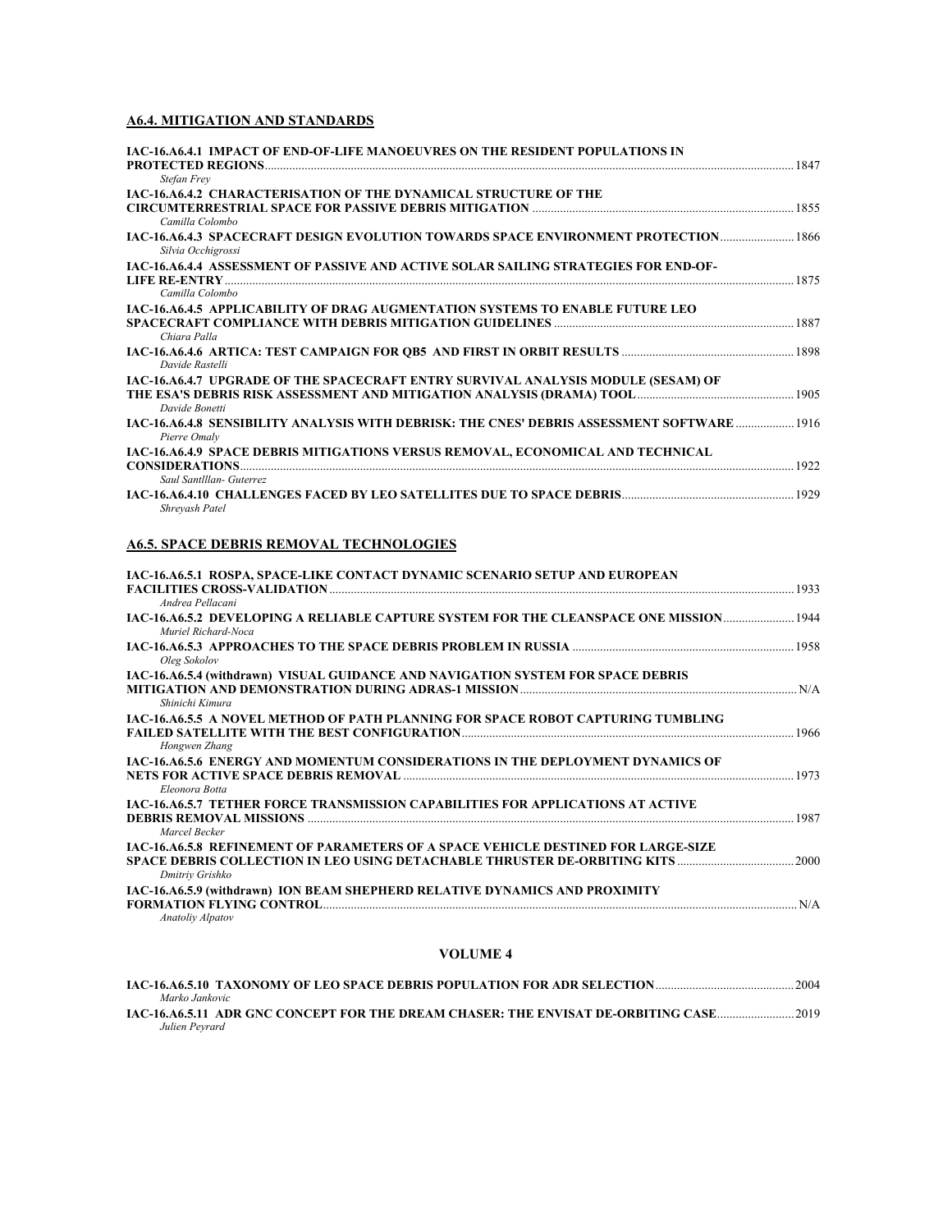## A6.4. MITIGATION AND STANDARDS

**IAC-16.A6.4.1 IMPACT OF END-OF-LIFE MANOEUVRES ON THE RESIDENT POPULATIONS IN PROTECTED REGIONS** ........ 1847
*Stefan Frey*

**IAC-16.A6.4.2 CHARACTERISATION OF THE DYNAMICAL STRUCTURE OF THE CIRCUMTERRESTRIAL SPACE FOR PASSIVE DEBRIS MITIGATION** ........ 1855
*Camilla Colombo*

**IAC-16.A6.4.3 SPACECRAFT DESIGN EVOLUTION TOWARDS SPACE ENVIRONMENT PROTECTION** ........ 1866
*Silvia Occhigrossi*

**IAC-16.A6.4.4 ASSESSMENT OF PASSIVE AND ACTIVE SOLAR SAILING STRATEGIES FOR END-OF-LIFE RE-ENTRY** ........ 1875
*Camilla Colombo*

**IAC-16.A6.4.5 APPLICABILITY OF DRAG AUGMENTATION SYSTEMS TO ENABLE FUTURE LEO SPACECRAFT COMPLIANCE WITH DEBRIS MITIGATION GUIDELINES** ........ 1887
*Chiara Palla*

**IAC-16.A6.4.6 ARTICA: TEST CAMPAIGN FOR QB5 AND FIRST IN ORBIT RESULTS** ........ 1898
*Davide Rastelli*

**IAC-16.A6.4.7 UPGRADE OF THE SPACECRAFT ENTRY SURVIVAL ANALYSIS MODULE (SESAM) OF THE ESA'S DEBRIS RISK ASSESSMENT AND MITIGATION ANALYSIS (DRAMA) TOOL** ........ 1905
*Davide Bonetti*

**IAC-16.A6.4.8 SENSIBILITY ANALYSIS WITH DEBRISK: THE CNES' DEBRIS ASSESSMENT SOFTWARE** ........ 1916
*Pierre Omaly*

**IAC-16.A6.4.9 SPACE DEBRIS MITIGATIONS VERSUS REMOVAL, ECONOMICAL AND TECHNICAL CONSIDERATIONS** ........ 1922
*Saul Santlllan- Guterrez*

**IAC-16.A6.4.10 CHALLENGES FACED BY LEO SATELLITES DUE TO SPACE DEBRIS** ........ 1929
*Shreyash Patel*

## A6.5. SPACE DEBRIS REMOVAL TECHNOLOGIES

**IAC-16.A6.5.1 ROSPA, SPACE-LIKE CONTACT DYNAMIC SCENARIO SETUP AND EUROPEAN FACILITIES CROSS-VALIDATION** ........ 1933
*Andrea Pellacani*

**IAC-16.A6.5.2 DEVELOPING A RELIABLE CAPTURE SYSTEM FOR THE CLEANSPACE ONE MISSION** ........ 1944
*Muriel Richard-Noca*

**IAC-16.A6.5.3 APPROACHES TO THE SPACE DEBRIS PROBLEM IN RUSSIA** ........ 1958
*Oleg Sokolov*

**IAC-16.A6.5.4 (withdrawn) VISUAL GUIDANCE AND NAVIGATION SYSTEM FOR SPACE DEBRIS MITIGATION AND DEMONSTRATION DURING ADRAS-1 MISSION** ........ N/A
*Shinichi Kimura*

**IAC-16.A6.5.5 A NOVEL METHOD OF PATH PLANNING FOR SPACE ROBOT CAPTURING TUMBLING FAILED SATELLITE WITH THE BEST CONFIGURATION** ........ 1966
*Hongwen Zhang*

**IAC-16.A6.5.6 ENERGY AND MOMENTUM CONSIDERATIONS IN THE DEPLOYMENT DYNAMICS OF NETS FOR ACTIVE SPACE DEBRIS REMOVAL** ........ 1973
*Eleonora Botta*

**IAC-16.A6.5.7 TETHER FORCE TRANSMISSION CAPABILITIES FOR APPLICATIONS AT ACTIVE DEBRIS REMOVAL MISSIONS** ........ 1987
*Marcel Becker*

**IAC-16.A6.5.8 REFINEMENT OF PARAMETERS OF A SPACE VEHICLE DESTINED FOR LARGE-SIZE SPACE DEBRIS COLLECTION IN LEO USING DETACHABLE THRUSTER DE-ORBITING KITS** ........ 2000
*Dmitriy Grishko*

**IAC-16.A6.5.9 (withdrawn) ION BEAM SHEPHERD RELATIVE DYNAMICS AND PROXIMITY FORMATION FLYING CONTROL** ........ N/A
*Anatoliy Alpatov*

### VOLUME 4

**IAC-16.A6.5.10 TAXONOMY OF LEO SPACE DEBRIS POPULATION FOR ADR SELECTION** ........ 2004
*Marko Jankovic*

**IAC-16.A6.5.11 ADR GNC CONCEPT FOR THE DREAM CHASER: THE ENVISAT DE-ORBITING CASE** ........ 2019
*Julien Peyrard*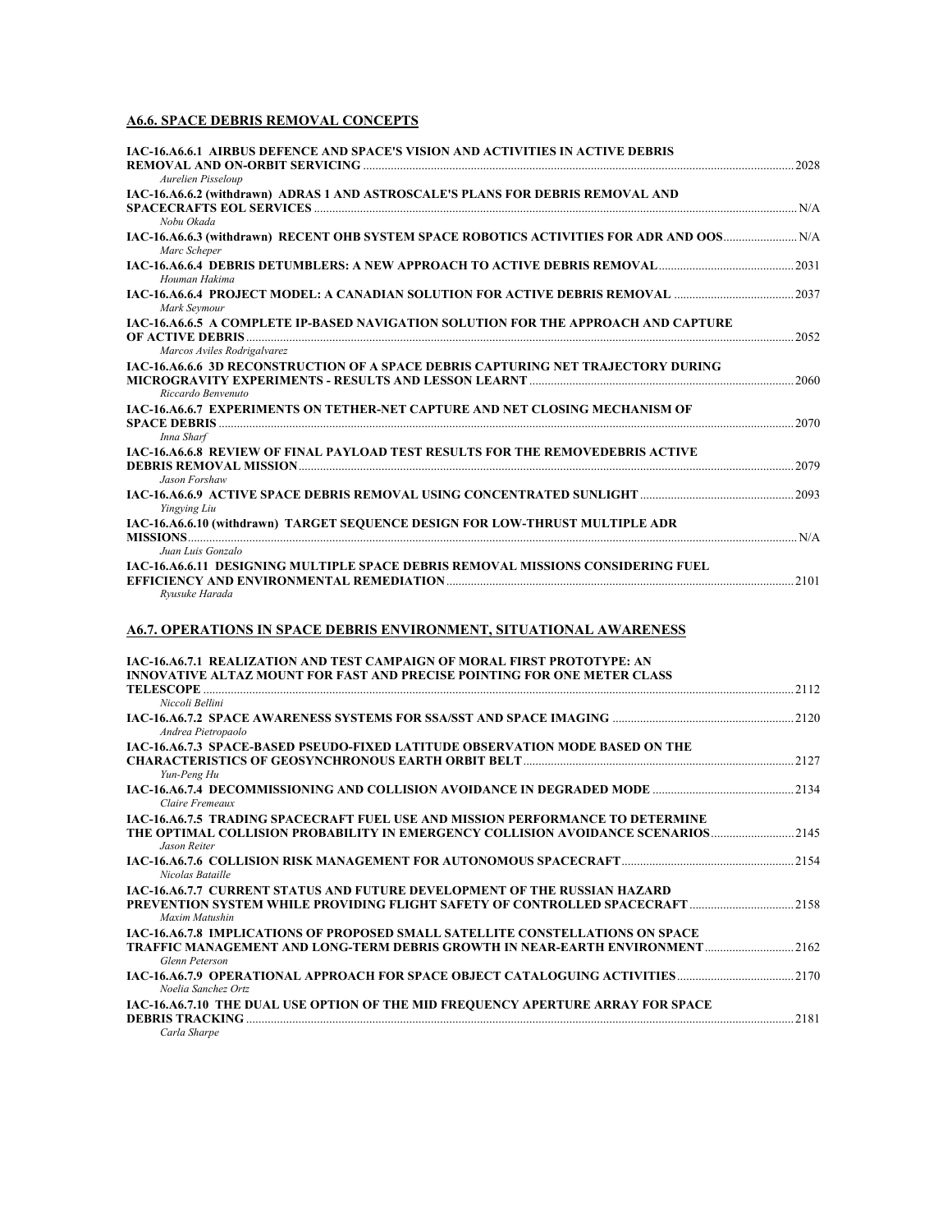## A6.6. SPACE DEBRIS REMOVAL CONCEPTS

**IAC-16.A6.6.1 AIRBUS DEFENCE AND SPACE'S VISION AND ACTIVITIES IN ACTIVE DEBRIS REMOVAL AND ON-ORBIT SERVICING** ........ 2028
*Aurelien Pisseloup*

**IAC-16.A6.6.2 (withdrawn) ADRAS 1 AND ASTROSCALE'S PLANS FOR DEBRIS REMOVAL AND SPACECRAFTS EOL SERVICES** ........ N/A
*Nobu Okada*

**IAC-16.A6.6.3 (withdrawn) RECENT OHB SYSTEM SPACE ROBOTICS ACTIVITIES FOR ADR AND OOS** ........ N/A
*Marc Scheper*

**IAC-16.A6.6.4 DEBRIS DETUMBLERS: A NEW APPROACH TO ACTIVE DEBRIS REMOVAL** ........ 2031
*Houman Hakima*

**IAC-16.A6.6.4 PROJECT MODEL: A CANADIAN SOLUTION FOR ACTIVE DEBRIS REMOVAL** ........ 2037
*Mark Seymour*

**IAC-16.A6.6.5 A COMPLETE IP-BASED NAVIGATION SOLUTION FOR THE APPROACH AND CAPTURE OF ACTIVE DEBRIS** ........ 2052
*Marcos Aviles Rodrigalvarez*

**IAC-16.A6.6.6 3D RECONSTRUCTION OF A SPACE DEBRIS CAPTURING NET TRAJECTORY DURING MICROGRAVITY EXPERIMENTS - RESULTS AND LESSON LEARNT** ........ 2060
*Riccardo Benvenuto*

**IAC-16.A6.6.7 EXPERIMENTS ON TETHER-NET CAPTURE AND NET CLOSING MECHANISM OF SPACE DEBRIS** ........ 2070
*Inna Sharf*

**IAC-16.A6.6.8 REVIEW OF FINAL PAYLOAD TEST RESULTS FOR THE REMOVEDEBRIS ACTIVE DEBRIS REMOVAL MISSION** ........ 2079
*Jason Forshaw*

**IAC-16.A6.6.9 ACTIVE SPACE DEBRIS REMOVAL USING CONCENTRATED SUNLIGHT** ........ 2093
*Yingying Liu*

**IAC-16.A6.6.10 (withdrawn) TARGET SEQUENCE DESIGN FOR LOW-THRUST MULTIPLE ADR MISSIONS** ........ N/A
*Juan Luis Gonzalo*

**IAC-16.A6.6.11 DESIGNING MULTIPLE SPACE DEBRIS REMOVAL MISSIONS CONSIDERING FUEL EFFICIENCY AND ENVIRONMENTAL REMEDIATION** ........ 2101
*Ryusuke Harada*

## A6.7. OPERATIONS IN SPACE DEBRIS ENVIRONMENT, SITUATIONAL AWARENESS

**IAC-16.A6.7.1 REALIZATION AND TEST CAMPAIGN OF MORAL FIRST PROTOTYPE: AN INNOVATIVE ALTAZ MOUNT FOR FAST AND PRECISE POINTING FOR ONE METER CLASS TELESCOPE** ........ 2112
*Niccoli Bellini*

**IAC-16.A6.7.2 SPACE AWARENESS SYSTEMS FOR SSA/SST AND SPACE IMAGING** ........ 2120
*Andrea Pietropaolo*

**IAC-16.A6.7.3 SPACE-BASED PSEUDO-FIXED LATITUDE OBSERVATION MODE BASED ON THE CHARACTERISTICS OF GEOSYNCHRONOUS EARTH ORBIT BELT** ........ 2127
*Yun-Peng Hu*

**IAC-16.A6.7.4 DECOMMISSIONING AND COLLISION AVOIDANCE IN DEGRADED MODE** ........ 2134
*Claire Fremeaux*

**IAC-16.A6.7.5 TRADING SPACECRAFT FUEL USE AND MISSION PERFORMANCE TO DETERMINE THE OPTIMAL COLLISION PROBABILITY IN EMERGENCY COLLISION AVOIDANCE SCENARIOS** ........ 2145
*Jason Reiter*

**IAC-16.A6.7.6 COLLISION RISK MANAGEMENT FOR AUTONOMOUS SPACECRAFT** ........ 2154
*Nicolas Bataille*

**IAC-16.A6.7.7 CURRENT STATUS AND FUTURE DEVELOPMENT OF THE RUSSIAN HAZARD PREVENTION SYSTEM WHILE PROVIDING FLIGHT SAFETY OF CONTROLLED SPACECRAFT** ........ 2158
*Maxim Matushin*

**IAC-16.A6.7.8 IMPLICATIONS OF PROPOSED SMALL SATELLITE CONSTELLATIONS ON SPACE TRAFFIC MANAGEMENT AND LONG-TERM DEBRIS GROWTH IN NEAR-EARTH ENVIRONMENT** ........ 2162
*Glenn Peterson*

**IAC-16.A6.7.9 OPERATIONAL APPROACH FOR SPACE OBJECT CATALOGUING ACTIVITIES** ........ 2170
*Noelia Sanchez Ortz*

**IAC-16.A6.7.10 THE DUAL USE OPTION OF THE MID FREQUENCY APERTURE ARRAY FOR SPACE DEBRIS TRACKING** ........ 2181
*Carla Sharpe*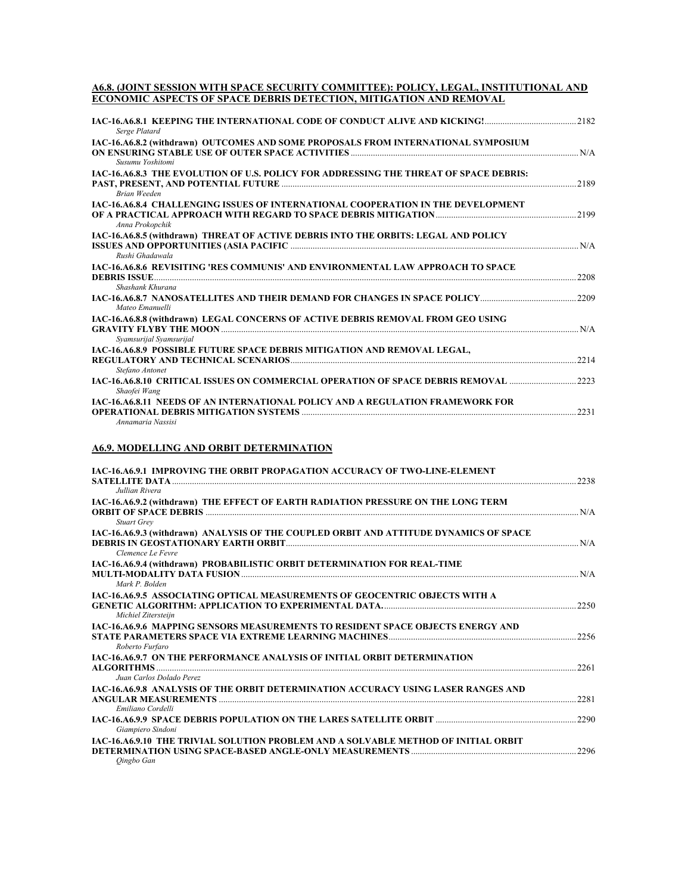## A6.8. (JOINT SESSION WITH SPACE SECURITY COMMITTEE): POLICY, LEGAL, INSTITUTIONAL AND ECONOMIC ASPECTS OF SPACE DEBRIS DETECTION, MITIGATION AND REMOVAL

**IAC-16.A6.8.1 KEEPING THE INTERNATIONAL CODE OF CONDUCT ALIVE AND KICKING!** .......... 2182
*Serge Platard*

**IAC-16.A6.8.2 (withdrawn) OUTCOMES AND SOME PROPOSALS FROM INTERNATIONAL SYMPOSIUM ON ENSURING STABLE USE OF OUTER SPACE ACTIVITIES** .......... N/A
*Susumu Yoshitomi*

**IAC-16.A6.8.3 THE EVOLUTION OF U.S. POLICY FOR ADDRESSING THE THREAT OF SPACE DEBRIS: PAST, PRESENT, AND POTENTIAL FUTURE** .......... 2189
*Brian Weeden*

**IAC-16.A6.8.4 CHALLENGING ISSUES OF INTERNATIONAL COOPERATION IN THE DEVELOPMENT OF A PRACTICAL APPROACH WITH REGARD TO SPACE DEBRIS MITIGATION** .......... 2199
*Anna Prokopchik*

**IAC-16.A6.8.5 (withdrawn) THREAT OF ACTIVE DEBRIS INTO THE ORBITS: LEGAL AND POLICY ISSUES AND OPPORTUNITIES (ASIA PACIFIC** .......... N/A
*Rushi Ghadawala*

**IAC-16.A6.8.6 REVISITING 'RES COMMUNIS' AND ENVIRONMENTAL LAW APPROACH TO SPACE DEBRIS ISSUE** .......... 2208
*Shashank Khurana*

**IAC-16.A6.8.7 NANOSATELLITES AND THEIR DEMAND FOR CHANGES IN SPACE POLICY** .......... 2209
*Mateo Emanuelli*

**IAC-16.A6.8.8 (withdrawn) LEGAL CONCERNS OF ACTIVE DEBRIS REMOVAL FROM GEO USING GRAVITY FLYBY THE MOON** .......... N/A
*Syamsurijal Syamsurijal*

**IAC-16.A6.8.9 POSSIBLE FUTURE SPACE DEBRIS MITIGATION AND REMOVAL LEGAL, REGULATORY AND TECHNICAL SCENARIOS** .......... 2214
*Stefano Antonet*

**IAC-16.A6.8.10 CRITICAL ISSUES ON COMMERCIAL OPERATION OF SPACE DEBRIS REMOVAL** .......... 2223
*Shaofei Wang*

**IAC-16.A6.8.11 NEEDS OF AN INTERNATIONAL POLICY AND A REGULATION FRAMEWORK FOR OPERATIONAL DEBRIS MITIGATION SYSTEMS** .......... 2231
*Annamaria Nassisi*

## A6.9. MODELLING AND ORBIT DETERMINATION

**IAC-16.A6.9.1 IMPROVING THE ORBIT PROPAGATION ACCURACY OF TWO-LINE-ELEMENT SATELLITE DATA** .......... 2238
*Jullian Rivera*

**IAC-16.A6.9.2 (withdrawn) THE EFFECT OF EARTH RADIATION PRESSURE ON THE LONG TERM ORBIT OF SPACE DEBRIS** .......... N/A
*Stuart Grey*

**IAC-16.A6.9.3 (withdrawn) ANALYSIS OF THE COUPLED ORBIT AND ATTITUDE DYNAMICS OF SPACE DEBRIS IN GEOSTATIONARY EARTH ORBIT** .......... N/A
*Clemence Le Fevre*

**IAC-16.A6.9.4 (withdrawn) PROBABILISTIC ORBIT DETERMINATION FOR REAL-TIME MULTI-MODALITY DATA FUSION** .......... N/A
*Mark P. Bolden*

**IAC-16.A6.9.5 ASSOCIATING OPTICAL MEASUREMENTS OF GEOCENTRIC OBJECTS WITH A GENETIC ALGORITHM: APPLICATION TO EXPERIMENTAL DATA.** .......... 2250
*Michiel Zittersteijn*

**IAC-16.A6.9.6 MAPPING SENSORS MEASUREMENTS TO RESIDENT SPACE OBJECTS ENERGY AND STATE PARAMETERS SPACE VIA EXTREME LEARNING MACHINES** .......... 2256
*Roberto Furfaro*

**IAC-16.A6.9.7 ON THE PERFORMANCE ANALYSIS OF INITIAL ORBIT DETERMINATION ALGORITHMS** .......... 2261
*Juan Carlos Dolado Perez*

**IAC-16.A6.9.8 ANALYSIS OF THE ORBIT DETERMINATION ACCURACY USING LASER RANGES AND ANGULAR MEASUREMENTS** .......... 2281
*Emiliano Cordelli*

**IAC-16.A6.9.9 SPACE DEBRIS POPULATION ON THE LARES SATELLITE ORBIT** .......... 2290
*Giampiero Sindoni*

**IAC-16.A6.9.10 THE TRIVIAL SOLUTION PROBLEM AND A SOLVABLE METHOD OF INITIAL ORBIT DETERMINATION USING SPACE-BASED ANGLE-ONLY MEASUREMENTS** .......... 2296
*Qingbo Gan*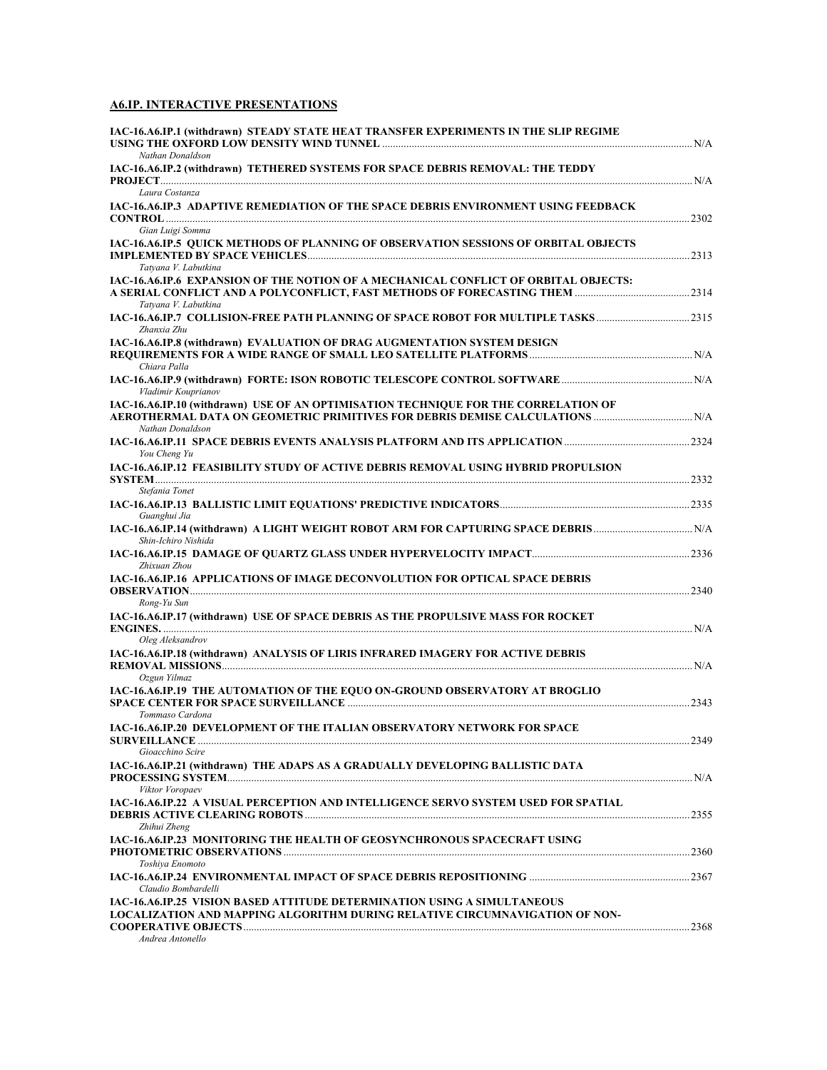## A6.IP. INTERACTIVE PRESENTATIONS

**IAC-16.A6.IP.1 (withdrawn) STEADY STATE HEAT TRANSFER EXPERIMENTS IN THE SLIP REGIME USING THE OXFORD LOW DENSITY WIND TUNNEL** ..... N/A
*Nathan Donaldson*

**IAC-16.A6.IP.2 (withdrawn) TETHERED SYSTEMS FOR SPACE DEBRIS REMOVAL: THE TEDDY PROJECT** ..... N/A
*Laura Costanza*

**IAC-16.A6.IP.3 ADAPTIVE REMEDIATION OF THE SPACE DEBRIS ENVIRONMENT USING FEEDBACK CONTROL** ..... 2302
*Gian Luigi Somma*

**IAC-16.A6.IP.5 QUICK METHODS OF PLANNING OF OBSERVATION SESSIONS OF ORBITAL OBJECTS IMPLEMENTED BY SPACE VEHICLES** ..... 2313
*Tatyana V. Labutkina*

**IAC-16.A6.IP.6 EXPANSION OF THE NOTION OF A MECHANICAL CONFLICT OF ORBITAL OBJECTS: A SERIAL CONFLICT AND A POLYCONFLICT, FAST METHODS OF FORECASTING THEM** ..... 2314
*Tatyana V. Labutkina*

**IAC-16.A6.IP.7 COLLISION-FREE PATH PLANNING OF SPACE ROBOT FOR MULTIPLE TASKS** ..... 2315
*Zhanxia Zhu*

**IAC-16.A6.IP.8 (withdrawn) EVALUATION OF DRAG AUGMENTATION SYSTEM DESIGN REQUIREMENTS FOR A WIDE RANGE OF SMALL LEO SATELLITE PLATFORMS** ..... N/A
*Chiara Palla*

**IAC-16.A6.IP.9 (withdrawn) FORTE: ISON ROBOTIC TELESCOPE CONTROL SOFTWARE** ..... N/A
*Vladimir Kouprianov*

**IAC-16.A6.IP.10 (withdrawn) USE OF AN OPTIMISATION TECHNIQUE FOR THE CORRELATION OF AEROTHERMAL DATA ON GEOMETRIC PRIMITIVES FOR DEBRIS DEMISE CALCULATIONS** ..... N/A
*Nathan Donaldson*

**IAC-16.A6.IP.11 SPACE DEBRIS EVENTS ANALYSIS PLATFORM AND ITS APPLICATION** ..... 2324
*You Cheng Yu*

**IAC-16.A6.IP.12 FEASIBILITY STUDY OF ACTIVE DEBRIS REMOVAL USING HYBRID PROPULSION SYSTEM** ..... 2332
*Stefania Tonet*

**IAC-16.A6.IP.13 BALLISTIC LIMIT EQUATIONS' PREDICTIVE INDICATORS** ..... 2335
*Guanghui Jia*

**IAC-16.A6.IP.14 (withdrawn) A LIGHT WEIGHT ROBOT ARM FOR CAPTURING SPACE DEBRIS** ..... N/A
*Shin-Ichiro Nishida*

**IAC-16.A6.IP.15 DAMAGE OF QUARTZ GLASS UNDER HYPERVELOCITY IMPACT** ..... 2336
*Zhixuan Zhou*

**IAC-16.A6.IP.16 APPLICATIONS OF IMAGE DECONVOLUTION FOR OPTICAL SPACE DEBRIS OBSERVATION** ..... 2340
*Rong-Yu Sun*

**IAC-16.A6.IP.17 (withdrawn) USE OF SPACE DEBRIS AS THE PROPULSIVE MASS FOR ROCKET ENGINES.** ..... N/A
*Oleg Aleksandrov*

**IAC-16.A6.IP.18 (withdrawn) ANALYSIS OF LIRIS INFRARED IMAGERY FOR ACTIVE DEBRIS REMOVAL MISSIONS** ..... N/A
*Ozgun Yilmaz*

**IAC-16.A6.IP.19 THE AUTOMATION OF THE EQUO ON-GROUND OBSERVATORY AT BROGLIO SPACE CENTER FOR SPACE SURVEILLANCE** ..... 2343
*Tommaso Cardona*

**IAC-16.A6.IP.20 DEVELOPMENT OF THE ITALIAN OBSERVATORY NETWORK FOR SPACE SURVEILLANCE** ..... 2349
*Gioacchino Scire*

**IAC-16.A6.IP.21 (withdrawn) THE ADAPS AS A GRADUALLY DEVELOPING BALLISTIC DATA PROCESSING SYSTEM** ..... N/A
*Viktor Voropaev*

**IAC-16.A6.IP.22 A VISUAL PERCEPTION AND INTELLIGENCE SERVO SYSTEM USED FOR SPATIAL DEBRIS ACTIVE CLEARING ROBOTS** ..... 2355
*Zhihui Zheng*

**IAC-16.A6.IP.23 MONITORING THE HEALTH OF GEOSYNCHRONOUS SPACECRAFT USING PHOTOMETRIC OBSERVATIONS** ..... 2360
*Toshiya Enomoto*

**IAC-16.A6.IP.24 ENVIRONMENTAL IMPACT OF SPACE DEBRIS REPOSITIONING** ..... 2367
*Claudio Bombardelli*

**IAC-16.A6.IP.25 VISION BASED ATTITUDE DETERMINATION USING A SIMULTANEOUS LOCALIZATION AND MAPPING ALGORITHM DURING RELATIVE CIRCUMNAVIGATION OF NON-COOPERATIVE OBJECTS** ..... 2368
*Andrea Antonello*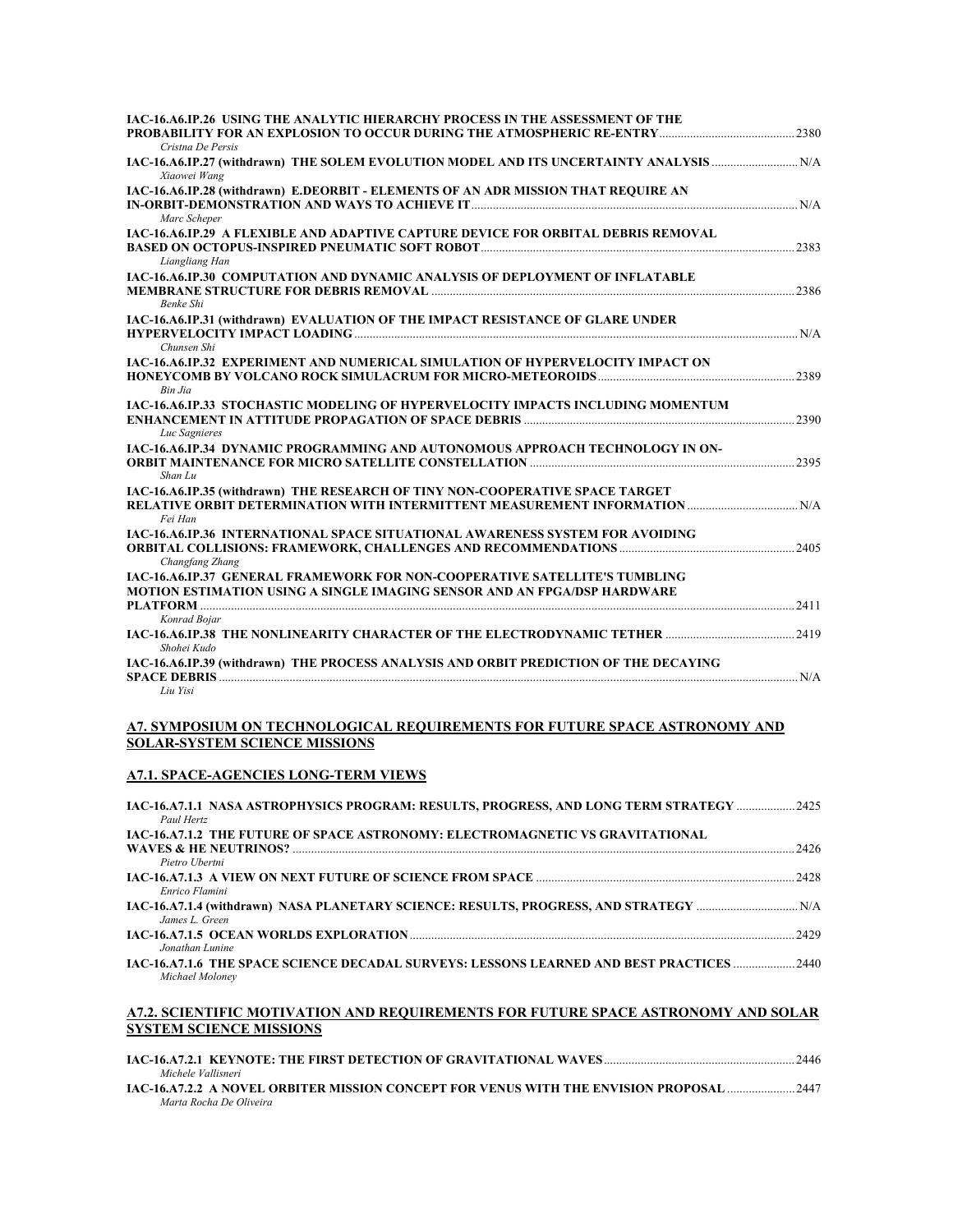**IAC-16.A6.IP.26 USING THE ANALYTIC HIERARCHY PROCESS IN THE ASSESSMENT OF THE PROBABILITY FOR AN EXPLOSION TO OCCUR DURING THE ATMOSPHERIC RE-ENTRY** ....... 2380
*Cristna De Persis*

**IAC-16.A6.IP.27 (withdrawn) THE SOLEM EVOLUTION MODEL AND ITS UNCERTAINTY ANALYSIS** ....... N/A
*Xiaowei Wang*

**IAC-16.A6.IP.28 (withdrawn) E.DEORBIT - ELEMENTS OF AN ADR MISSION THAT REQUIRE AN IN-ORBIT-DEMONSTRATION AND WAYS TO ACHIEVE IT** ....... N/A
*Marc Scheper*

**IAC-16.A6.IP.29 A FLEXIBLE AND ADAPTIVE CAPTURE DEVICE FOR ORBITAL DEBRIS REMOVAL BASED ON OCTOPUS-INSPIRED PNEUMATIC SOFT ROBOT** ....... 2383
*Liangliang Han*

**IAC-16.A6.IP.30 COMPUTATION AND DYNAMIC ANALYSIS OF DEPLOYMENT OF INFLATABLE MEMBRANE STRUCTURE FOR DEBRIS REMOVAL** ....... 2386
*Benke Shi*

**IAC-16.A6.IP.31 (withdrawn) EVALUATION OF THE IMPACT RESISTANCE OF GLARE UNDER HYPERVELOCITY IMPACT LOADING** ....... N/A
*Chunsen Shi*

**IAC-16.A6.IP.32 EXPERIMENT AND NUMERICAL SIMULATION OF HYPERVELOCITY IMPACT ON HONEYCOMB BY VOLCANO ROCK SIMULACRUM FOR MICRO-METEOROIDS** ....... 2389
*Bin Jia*

**IAC-16.A6.IP.33 STOCHASTIC MODELING OF HYPERVELOCITY IMPACTS INCLUDING MOMENTUM ENHANCEMENT IN ATTITUDE PROPAGATION OF SPACE DEBRIS** ....... 2390
*Luc Sagnieres*

**IAC-16.A6.IP.34 DYNAMIC PROGRAMMING AND AUTONOMOUS APPROACH TECHNOLOGY IN ON-ORBIT MAINTENANCE FOR MICRO SATELLITE CONSTELLATION** ....... 2395
*Shan Lu*

**IAC-16.A6.IP.35 (withdrawn) THE RESEARCH OF TINY NON-COOPERATIVE SPACE TARGET RELATIVE ORBIT DETERMINATION WITH INTERMITTENT MEASUREMENT INFORMATION** ....... N/A
*Fei Han*

**IAC-16.A6.IP.36 INTERNATIONAL SPACE SITUATIONAL AWARENESS SYSTEM FOR AVOIDING ORBITAL COLLISIONS: FRAMEWORK, CHALLENGES AND RECOMMENDATIONS** ....... 2405
*Changfang Zhang*

**IAC-16.A6.IP.37 GENERAL FRAMEWORK FOR NON-COOPERATIVE SATELLITE'S TUMBLING MOTION ESTIMATION USING A SINGLE IMAGING SENSOR AND AN FPGA/DSP HARDWARE PLATFORM** ....... 2411
*Konrad Bojar*

**IAC-16.A6.IP.38 THE NONLINEARITY CHARACTER OF THE ELECTRODYNAMIC TETHER** ....... 2419
*Shohei Kudo*

**IAC-16.A6.IP.39 (withdrawn) THE PROCESS ANALYSIS AND ORBIT PREDICTION OF THE DECAYING SPACE DEBRIS** ....... N/A
*Liu Yisi*

## A7. SYMPOSIUM ON TECHNOLOGICAL REQUIREMENTS FOR FUTURE SPACE ASTRONOMY AND SOLAR-SYSTEM SCIENCE MISSIONS

### A7.1. SPACE-AGENCIES LONG-TERM VIEWS

**IAC-16.A7.1.1 NASA ASTROPHYSICS PROGRAM: RESULTS, PROGRESS, AND LONG TERM STRATEGY** ....... 2425
*Paul Hertz*

**IAC-16.A7.1.2 THE FUTURE OF SPACE ASTRONOMY: ELECTROMAGNETIC VS GRAVITATIONAL WAVES & HE NEUTRINOS?** ....... 2426
*Pietro Ubertni*

**IAC-16.A7.1.3 A VIEW ON NEXT FUTURE OF SCIENCE FROM SPACE** ....... 2428
*Enrico Flamini*

**IAC-16.A7.1.4 (withdrawn) NASA PLANETARY SCIENCE: RESULTS, PROGRESS, AND STRATEGY** ....... N/A
*James L. Green*

**IAC-16.A7.1.5 OCEAN WORLDS EXPLORATION** ....... 2429
*Jonathan Lunine*

**IAC-16.A7.1.6 THE SPACE SCIENCE DECADAL SURVEYS: LESSONS LEARNED AND BEST PRACTICES** ....... 2440
*Michael Moloney*

### A7.2. SCIENTIFIC MOTIVATION AND REQUIREMENTS FOR FUTURE SPACE ASTRONOMY AND SOLAR SYSTEM SCIENCE MISSIONS

**IAC-16.A7.2.1 KEYNOTE: THE FIRST DETECTION OF GRAVITATIONAL WAVES** ....... 2446
*Michele Vallisneri*

**IAC-16.A7.2.2 A NOVEL ORBITER MISSION CONCEPT FOR VENUS WITH THE ENVISION PROPOSAL** ....... 2447
*Marta Rocha De Oliveira*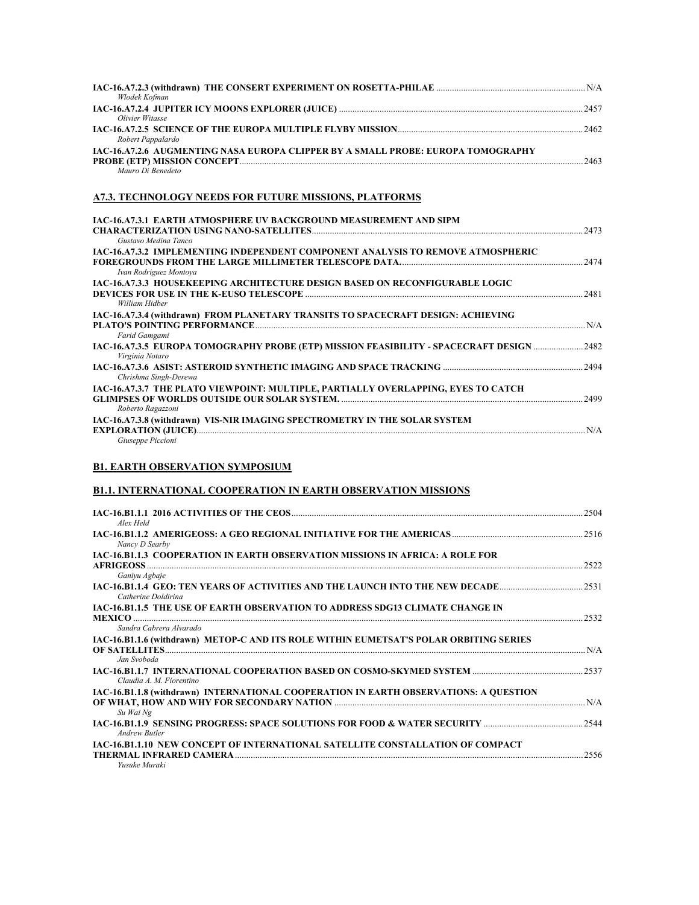**IAC-16.A7.2.3 (withdrawn) THE CONSERT EXPERIMENT ON ROSETTA-PHILAE** ........ N/A
*Wlodek Kofman*

**IAC-16.A7.2.4 JUPITER ICY MOONS EXPLORER (JUICE)** ........ 2457
*Olivier Witasse*

**IAC-16.A7.2.5 SCIENCE OF THE EUROPA MULTIPLE FLYBY MISSION** ........ 2462
*Robert Pappalardo*

**IAC-16.A7.2.6 AUGMENTING NASA EUROPA CLIPPER BY A SMALL PROBE: EUROPA TOMOGRAPHY PROBE (ETP) MISSION CONCEPT** ........ 2463
*Mauro Di Benedeto*

## A7.3. TECHNOLOGY NEEDS FOR FUTURE MISSIONS, PLATFORMS

**IAC-16.A7.3.1 EARTH ATMOSPHERE UV BACKGROUND MEASUREMENT AND SIPM CHARACTERIZATION USING NANO-SATELLITES** ........ 2473
*Gustavo Medina Tanco*

**IAC-16.A7.3.2 IMPLEMENTING INDEPENDENT COMPONENT ANALYSIS TO REMOVE ATMOSPHERIC FOREGROUNDS FROM THE LARGE MILLIMETER TELESCOPE DATA.** ........ 2474
*Ivan Rodriguez Montoya*

**IAC-16.A7.3.3 HOUSEKEEPING ARCHITECTURE DESIGN BASED ON RECONFIGURABLE LOGIC DEVICES FOR USE IN THE K-EUSO TELESCOPE** ........ 2481
*William Hidber*

**IAC-16.A7.3.4 (withdrawn) FROM PLANETARY TRANSITS TO SPACECRAFT DESIGN: ACHIEVING PLATO'S POINTING PERFORMANCE** ........ N/A
*Farid Gamgami*

**IAC-16.A7.3.5 EUROPA TOMOGRAPHY PROBE (ETP) MISSION FEASIBILITY - SPACECRAFT DESIGN** ........ 2482
*Virginia Notaro*

**IAC-16.A7.3.6 ASIST: ASTEROID SYNTHETIC IMAGING AND SPACE TRACKING** ........ 2494
*Chrishma Singh-Derewa*

**IAC-16.A7.3.7 THE PLATO VIEWPOINT: MULTIPLE, PARTIALLY OVERLAPPING, EYES TO CATCH GLIMPSES OF WORLDS OUTSIDE OUR SOLAR SYSTEM.** ........ 2499
*Roberto Ragazzoni*

**IAC-16.A7.3.8 (withdrawn) VIS-NIR IMAGING SPECTROMETRY IN THE SOLAR SYSTEM EXPLORATION (JUICE)** ........ N/A
*Giuseppe Piccioni*

# B1. EARTH OBSERVATION SYMPOSIUM

## B1.1. INTERNATIONAL COOPERATION IN EARTH OBSERVATION MISSIONS

**IAC-16.B1.1.1 2016 ACTIVITIES OF THE CEOS** ........ 2504
*Alex Held*

**IAC-16.B1.1.2 AMERIGEOSS: A GEO REGIONAL INITIATIVE FOR THE AMERICAS** ........ 2516
*Nancy D Searby*

**IAC-16.B1.1.3 COOPERATION IN EARTH OBSERVATION MISSIONS IN AFRICA: A ROLE FOR AFRIGEOSS** ........ 2522
*Ganiyu Agbaje*

**IAC-16.B1.1.4 GEO: TEN YEARS OF ACTIVITIES AND THE LAUNCH INTO THE NEW DECADE** ........ 2531
*Catherine Doldirina*

**IAC-16.B1.1.5 THE USE OF EARTH OBSERVATION TO ADDRESS SDG13 CLIMATE CHANGE IN MEXICO** ........ 2532
*Sandra Cabrera Alvarado*

**IAC-16.B1.1.6 (withdrawn) METOP-C AND ITS ROLE WITHIN EUMETSAT'S POLAR ORBITING SERIES OF SATELLITES** ........ N/A
*Jan Svoboda*

**IAC-16.B1.1.7 INTERNATIONAL COOPERATION BASED ON COSMO-SKYMED SYSTEM** ........ 2537
*Claudia A. M. Fiorentino*

**IAC-16.B1.1.8 (withdrawn) INTERNATIONAL COOPERATION IN EARTH OBSERVATIONS: A QUESTION OF WHAT, HOW AND WHY FOR SECONDARY NATION** ........ N/A
*Su Wai Ng*

**IAC-16.B1.1.9 SENSING PROGRESS: SPACE SOLUTIONS FOR FOOD & WATER SECURITY** ........ 2544
*Andrew Butler*

**IAC-16.B1.1.10 NEW CONCEPT OF INTERNATIONAL SATELLITE CONSTELLATION OF COMPACT THERMAL INFRARED CAMERA** ........ 2556
*Yusuke Muraki*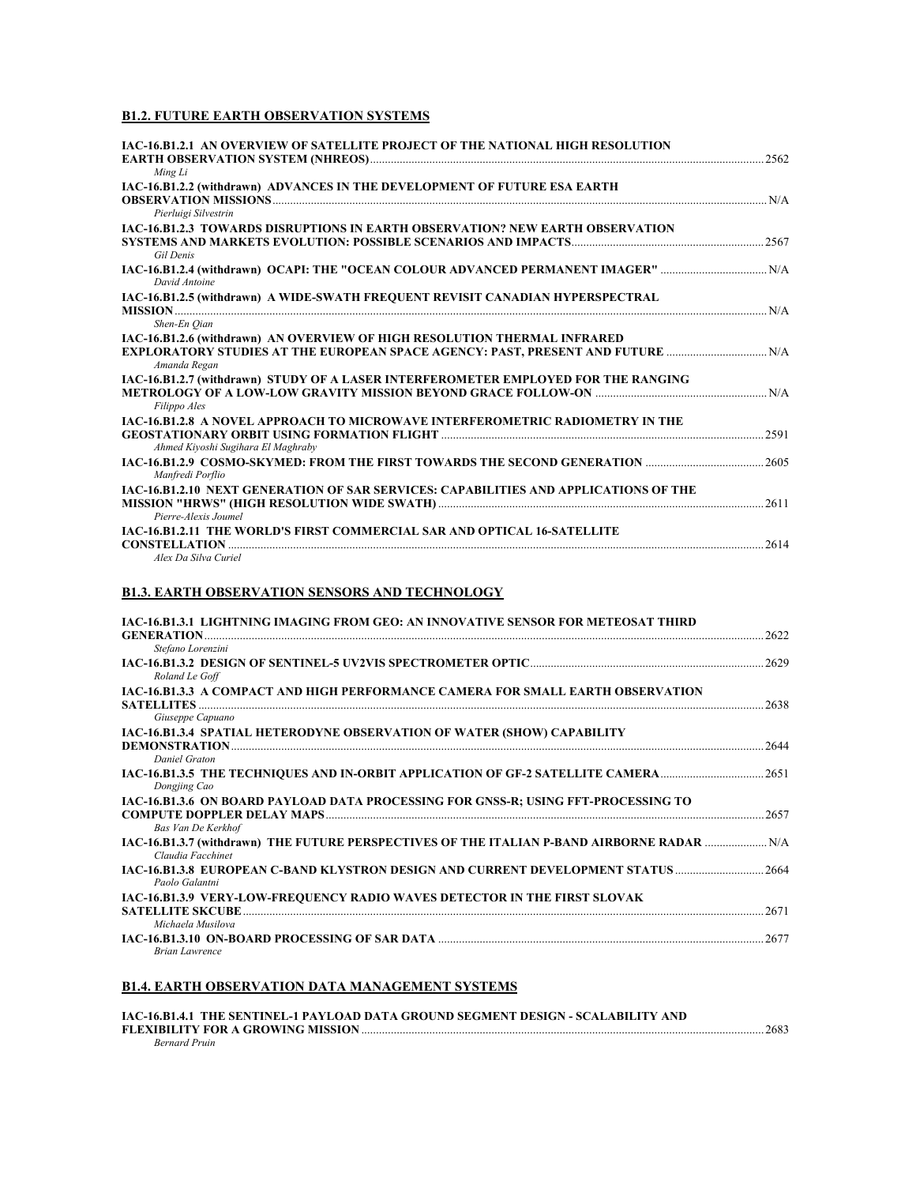## B1.2. FUTURE EARTH OBSERVATION SYSTEMS

**IAC-16.B1.2.1 AN OVERVIEW OF SATELLITE PROJECT OF THE NATIONAL HIGH RESOLUTION EARTH OBSERVATION SYSTEM (NHREOS)** ..... 2562
*Ming Li*

**IAC-16.B1.2.2 (withdrawn) ADVANCES IN THE DEVELOPMENT OF FUTURE ESA EARTH OBSERVATION MISSIONS** ..... N/A
*Pierluigi Silvestrin*

**IAC-16.B1.2.3 TOWARDS DISRUPTIONS IN EARTH OBSERVATION? NEW EARTH OBSERVATION SYSTEMS AND MARKETS EVOLUTION: POSSIBLE SCENARIOS AND IMPACTS** ..... 2567
*Gil Denis*

**IAC-16.B1.2.4 (withdrawn) OCAPI: THE "OCEAN COLOUR ADVANCED PERMANENT IMAGER"** ..... N/A
*David Antoine*

**IAC-16.B1.2.5 (withdrawn) A WIDE-SWATH FREQUENT REVISIT CANADIAN HYPERSPECTRAL MISSION** ..... N/A
*Shen-En Qian*

**IAC-16.B1.2.6 (withdrawn) AN OVERVIEW OF HIGH RESOLUTION THERMAL INFRARED EXPLORATORY STUDIES AT THE EUROPEAN SPACE AGENCY: PAST, PRESENT AND FUTURE** ..... N/A
*Amanda Regan*

**IAC-16.B1.2.7 (withdrawn) STUDY OF A LASER INTERFEROMETER EMPLOYED FOR THE RANGING METROLOGY OF A LOW-LOW GRAVITY MISSION BEYOND GRACE FOLLOW-ON** ..... N/A
*Filippo Ales*

**IAC-16.B1.2.8 A NOVEL APPROACH TO MICROWAVE INTERFEROMETRIC RADIOMETRY IN THE GEOSTATIONARY ORBIT USING FORMATION FLIGHT** ..... 2591
*Ahmed Kiyoshi Sugihara El Maghraby*

**IAC-16.B1.2.9 COSMO-SKYMED: FROM THE FIRST TOWARDS THE SECOND GENERATION** ..... 2605
*Manfredi Porfilio*

**IAC-16.B1.2.10 NEXT GENERATION OF SAR SERVICES: CAPABILITIES AND APPLICATIONS OF THE MISSION "HRWS" (HIGH RESOLUTION WIDE SWATH)** ..... 2611
*Pierre-Alexis Joumel*

**IAC-16.B1.2.11 THE WORLD'S FIRST COMMERCIAL SAR AND OPTICAL 16-SATELLITE CONSTELLATION** ..... 2614
*Alex Da Silva Curiel*

## B1.3. EARTH OBSERVATION SENSORS AND TECHNOLOGY

**IAC-16.B1.3.1 LIGHTNING IMAGING FROM GEO: AN INNOVATIVE SENSOR FOR METEOSAT THIRD GENERATION** ..... 2622
*Stefano Lorenzini*

**IAC-16.B1.3.2 DESIGN OF SENTINEL-5 UV2VIS SPECTROMETER OPTIC** ..... 2629
*Roland Le Goff*

**IAC-16.B1.3.3 A COMPACT AND HIGH PERFORMANCE CAMERA FOR SMALL EARTH OBSERVATION SATELLITES** ..... 2638
*Giuseppe Capuano*

**IAC-16.B1.3.4 SPATIAL HETERODYNE OBSERVATION OF WATER (SHOW) CAPABILITY DEMONSTRATION** ..... 2644
*Daniel Graton*

**IAC-16.B1.3.5 THE TECHNIQUES AND IN-ORBIT APPLICATION OF GF-2 SATELLITE CAMERA** ..... 2651
*Dongjing Cao*

**IAC-16.B1.3.6 ON BOARD PAYLOAD DATA PROCESSING FOR GNSS-R; USING FFT-PROCESSING TO COMPUTE DOPPLER DELAY MAPS** ..... 2657
*Bas Van De Kerkhof*

**IAC-16.B1.3.7 (withdrawn) THE FUTURE PERSPECTIVES OF THE ITALIAN P-BAND AIRBORNE RADAR** ..... N/A
*Claudia Facchinet*

**IAC-16.B1.3.8 EUROPEAN C-BAND KLYSTRON DESIGN AND CURRENT DEVELOPMENT STATUS** ..... 2664
*Paolo Galantni*

**IAC-16.B1.3.9 VERY-LOW-FREQUENCY RADIO WAVES DETECTOR IN THE FIRST SLOVAK SATELLITE SKCUBE** ..... 2671
*Michaela Musilova*

**IAC-16.B1.3.10 ON-BOARD PROCESSING OF SAR DATA** ..... 2677
*Brian Lawrence*

## B1.4. EARTH OBSERVATION DATA MANAGEMENT SYSTEMS

**IAC-16.B1.4.1 THE SENTINEL-1 PAYLOAD DATA GROUND SEGMENT DESIGN - SCALABILITY AND FLEXIBILITY FOR A GROWING MISSION** ..... 2683
*Bernard Pruin*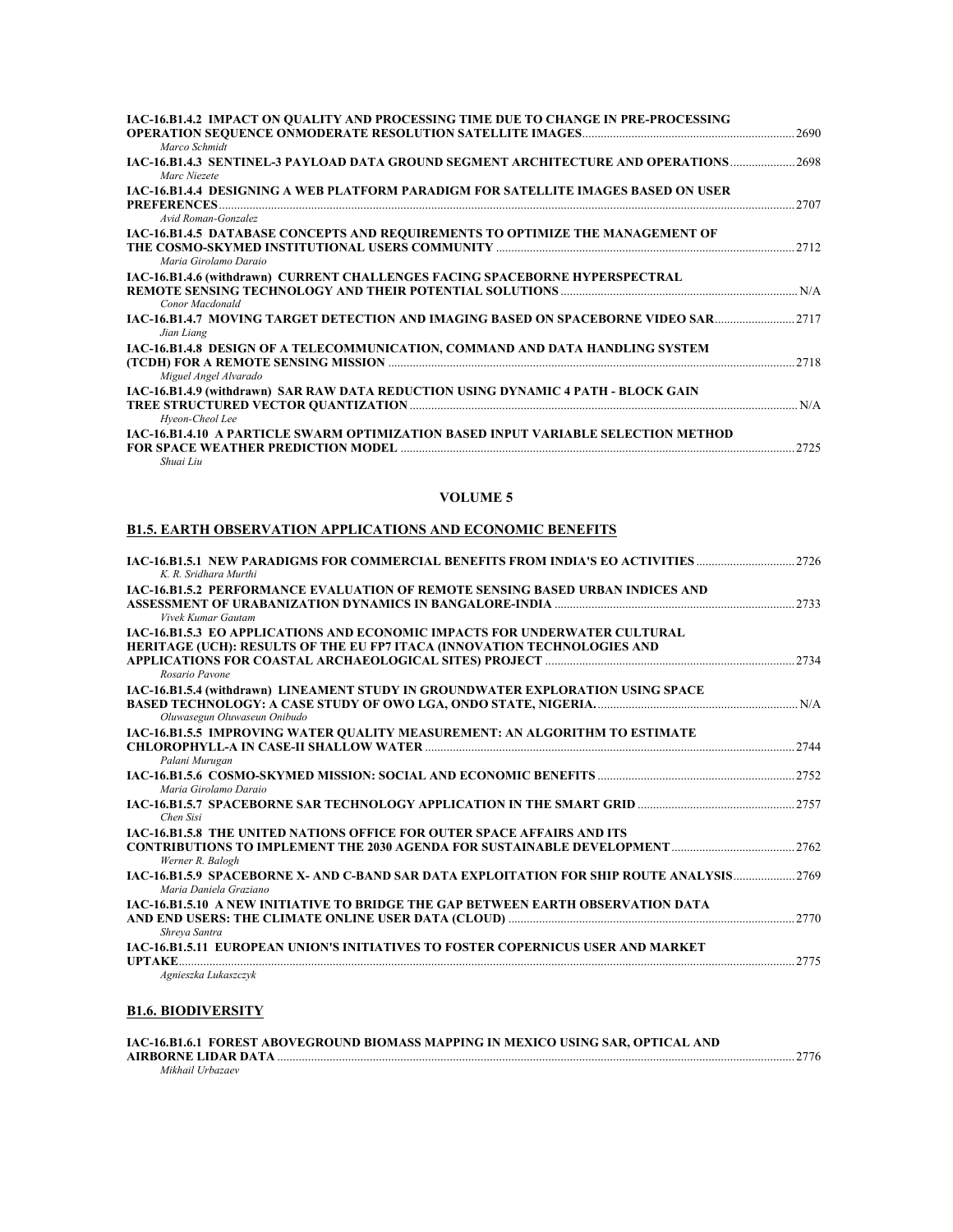**IAC-16.B1.4.2 IMPACT ON QUALITY AND PROCESSING TIME DUE TO CHANGE IN PRE-PROCESSING OPERATION SEQUENCE ONMODERATE RESOLUTION SATELLITE IMAGES** ..... 2690
*Marco Schmidt*

**IAC-16.B1.4.3 SENTINEL-3 PAYLOAD DATA GROUND SEGMENT ARCHITECTURE AND OPERATIONS** ..... 2698
*Marc Niezete*

**IAC-16.B1.4.4 DESIGNING A WEB PLATFORM PARADIGM FOR SATELLITE IMAGES BASED ON USER PREFERENCES** ..... 2707
*Avid Roman-Gonzalez*

**IAC-16.B1.4.5 DATABASE CONCEPTS AND REQUIREMENTS TO OPTIMIZE THE MANAGEMENT OF THE COSMO-SKYMED INSTITUTIONAL USERS COMMUNITY** ..... 2712
*Maria Girolamo Daraio*

**IAC-16.B1.4.6 (withdrawn) CURRENT CHALLENGES FACING SPACEBORNE HYPERSPECTRAL REMOTE SENSING TECHNOLOGY AND THEIR POTENTIAL SOLUTIONS** ..... N/A
*Conor Macdonald*

**IAC-16.B1.4.7 MOVING TARGET DETECTION AND IMAGING BASED ON SPACEBORNE VIDEO SAR** ..... 2717
*Jian Liang*

**IAC-16.B1.4.8 DESIGN OF A TELECOMMUNICATION, COMMAND AND DATA HANDLING SYSTEM (TCDH) FOR A REMOTE SENSING MISSION** ..... 2718
*Miguel Angel Alvarado*

**IAC-16.B1.4.9 (withdrawn) SAR RAW DATA REDUCTION USING DYNAMIC 4 PATH - BLOCK GAIN TREE STRUCTURED VECTOR QUANTIZATION** ..... N/A
*Hyeon-Cheol Lee*

**IAC-16.B1.4.10 A PARTICLE SWARM OPTIMIZATION BASED INPUT VARIABLE SELECTION METHOD FOR SPACE WEATHER PREDICTION MODEL** ..... 2725
*Shuai Liu*

## VOLUME 5

### B1.5. EARTH OBSERVATION APPLICATIONS AND ECONOMIC BENEFITS

**IAC-16.B1.5.1 NEW PARADIGMS FOR COMMERCIAL BENEFITS FROM INDIA'S EO ACTIVITIES** ..... 2726
*K. R. Sridhara Murthi*

**IAC-16.B1.5.2 PERFORMANCE EVALUATION OF REMOTE SENSING BASED URBAN INDICES AND ASSESSMENT OF URABANIZATION DYNAMICS IN BANGALORE-INDIA** ..... 2733
*Vivek Kumar Gautam*

**IAC-16.B1.5.3 EO APPLICATIONS AND ECONOMIC IMPACTS FOR UNDERWATER CULTURAL HERITAGE (UCH): RESULTS OF THE EU FP7 ITACA (INNOVATION TECHNOLOGIES AND APPLICATIONS FOR COASTAL ARCHAEOLOGICAL SITES) PROJECT** ..... 2734
*Rosario Pavone*

**IAC-16.B1.5.4 (withdrawn) LINEAMENT STUDY IN GROUNDWATER EXPLORATION USING SPACE BASED TECHNOLOGY: A CASE STUDY OF OWO LGA, ONDO STATE, NIGERIA.** ..... N/A
*Oluwasegun Oluwaseun Onibudo*

**IAC-16.B1.5.5 IMPROVING WATER QUALITY MEASUREMENT: AN ALGORITHM TO ESTIMATE CHLOROPHYLL-A IN CASE-II SHALLOW WATER** ..... 2744
*Palani Murugan*

**IAC-16.B1.5.6 COSMO-SKYMED MISSION: SOCIAL AND ECONOMIC BENEFITS** ..... 2752
*Maria Girolamo Daraio*

**IAC-16.B1.5.7 SPACEBORNE SAR TECHNOLOGY APPLICATION IN THE SMART GRID** ..... 2757
*Chen Sisi*

**IAC-16.B1.5.8 THE UNITED NATIONS OFFICE FOR OUTER SPACE AFFAIRS AND ITS CONTRIBUTIONS TO IMPLEMENT THE 2030 AGENDA FOR SUSTAINABLE DEVELOPMENT** ..... 2762
*Werner R. Balogh*

**IAC-16.B1.5.9 SPACEBORNE X- AND C-BAND SAR DATA EXPLOITATION FOR SHIP ROUTE ANALYSIS** ..... 2769
*Maria Daniela Graziano*

**IAC-16.B1.5.10 A NEW INITIATIVE TO BRIDGE THE GAP BETWEEN EARTH OBSERVATION DATA AND END USERS: THE CLIMATE ONLINE USER DATA (CLOUD)** ..... 2770
*Shreya Santra*

**IAC-16.B1.5.11 EUROPEAN UNION'S INITIATIVES TO FOSTER COPERNICUS USER AND MARKET UPTAKE** ..... 2775
*Agnieszka Lukaszczyk*

### B1.6. BIODIVERSITY

**IAC-16.B1.6.1 FOREST ABOVEGROUND BIOMASS MAPPING IN MEXICO USING SAR, OPTICAL AND AIRBORNE LIDAR DATA** ..... 2776
*Mikhail Urbazaev*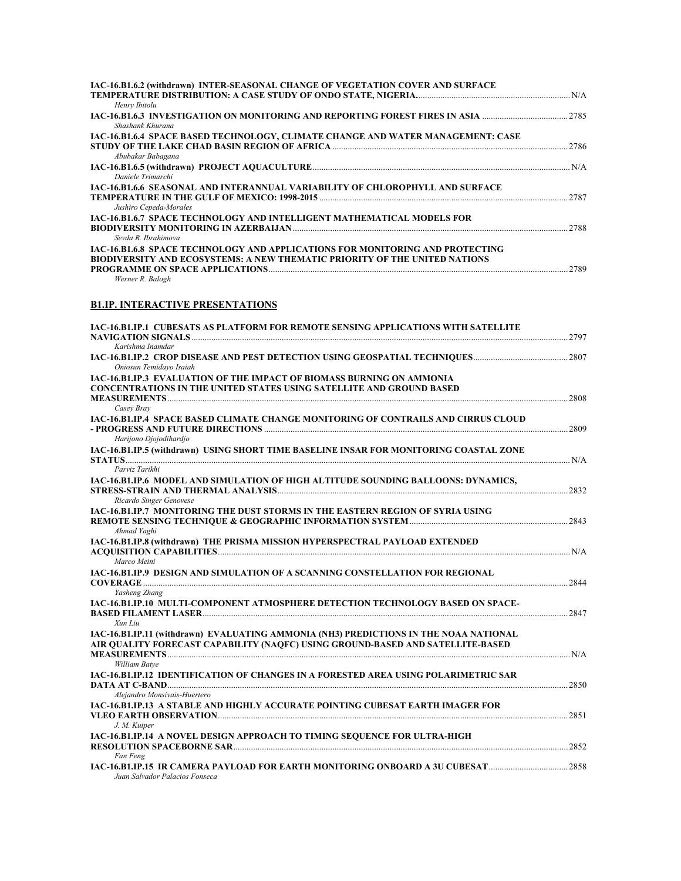**IAC-16.B1.6.2 (withdrawn) INTER-SEASONAL CHANGE OF VEGETATION COVER AND SURFACE TEMPERATURE DISTRIBUTION: A CASE STUDY OF ONDO STATE, NIGERIA.** ..... N/A
*Henry Ibitolu*

**IAC-16.B1.6.3 INVESTIGATION ON MONITORING AND REPORTING FOREST FIRES IN ASIA** ..... 2785
*Shashank Khurana*

**IAC-16.B1.6.4 SPACE BASED TECHNOLOGY, CLIMATE CHANGE AND WATER MANAGEMENT: CASE STUDY OF THE LAKE CHAD BASIN REGION OF AFRICA** ..... 2786
*Abubakar Babagana*

**IAC-16.B1.6.5 (withdrawn) PROJECT AQUACULTURE** ..... N/A
*Daniele Trimarchi*

**IAC-16.B1.6.6 SEASONAL AND INTERANNUAL VARIABILITY OF CHLOROPHYLL AND SURFACE TEMPERATURE IN THE GULF OF MEXICO: 1998-2015** ..... 2787
*Jushiro Cepeda-Morales*

**IAC-16.B1.6.7 SPACE TECHNOLOGY AND INTELLIGENT MATHEMATICAL MODELS FOR BIODIVERSITY MONITORING IN AZERBAIJAN** ..... 2788
*Sevda R. Ibrahimova*

**IAC-16.B1.6.8 SPACE TECHNOLOGY AND APPLICATIONS FOR MONITORING AND PROTECTING BIODIVERSITY AND ECOSYSTEMS: A NEW THEMATIC PRIORITY OF THE UNITED NATIONS PROGRAMME ON SPACE APPLICATIONS** ..... 2789
*Werner R. Balogh*

## B1.IP. INTERACTIVE PRESENTATIONS

**IAC-16.B1.IP.1 CUBESATS AS PLATFORM FOR REMOTE SENSING APPLICATIONS WITH SATELLITE NAVIGATION SIGNALS** ..... 2797
*Karishma Inamdar*

**IAC-16.B1.IP.2 CROP DISEASE AND PEST DETECTION USING GEOSPATIAL TECHNIQUES** ..... 2807
*Oniosun Temidayo Isaiah*

**IAC-16.B1.IP.3 EVALUATION OF THE IMPACT OF BIOMASS BURNING ON AMMONIA CONCENTRATIONS IN THE UNITED STATES USING SATELLITE AND GROUND BASED MEASUREMENTS** ..... 2808
*Casey Bray*

**IAC-16.B1.IP.4 SPACE BASED CLIMATE CHANGE MONITORING OF CONTRAILS AND CIRRUS CLOUD - PROGRESS AND FUTURE DIRECTIONS** ..... 2809
*Harijono Djojodihardjo*

**IAC-16.B1.IP.5 (withdrawn) USING SHORT TIME BASELINE INSAR FOR MONITORING COASTAL ZONE STATUS** ..... N/A
*Parviz Tarikhi*

**IAC-16.B1.IP.6 MODEL AND SIMULATION OF HIGH ALTITUDE SOUNDING BALLOONS: DYNAMICS, STRESS-STRAIN AND THERMAL ANALYSIS** ..... 2832
*Ricardo Singer Genovese*

**IAC-16.B1.IP.7 MONITORING THE DUST STORMS IN THE EASTERN REGION OF SYRIA USING REMOTE SENSING TECHNIQUE & GEOGRAPHIC INFORMATION SYSTEM** ..... 2843
*Ahmad Yaghi*

**IAC-16.B1.IP.8 (withdrawn) THE PRISMA MISSION HYPERSPECTRAL PAYLOAD EXTENDED ACQUISITION CAPABILITIES** ..... N/A
*Marco Meini*

**IAC-16.B1.IP.9 DESIGN AND SIMULATION OF A SCANNING CONSTELLATION FOR REGIONAL COVERAGE** ..... 2844
*Yasheng Zhang*

**IAC-16.B1.IP.10 MULTI-COMPONENT ATMOSPHERE DETECTION TECHNOLOGY BASED ON SPACE-BASED FILAMENT LASER** ..... 2847
*Xun Liu*

**IAC-16.B1.IP.11 (withdrawn) EVALUATING AMMONIA (NH3) PREDICTIONS IN THE NOAA NATIONAL AIR QUALITY FORECAST CAPABILITY (NAQFC) USING GROUND-BASED AND SATELLITE-BASED MEASUREMENTS** ..... N/A
*William Batye*

**IAC-16.B1.IP.12 IDENTIFICATION OF CHANGES IN A FORESTED AREA USING POLARIMETRIC SAR DATA AT C-BAND** ..... 2850
*Alejandro Monsivais-Huertero*

**IAC-16.B1.IP.13 A STABLE AND HIGHLY ACCURATE POINTING CUBESAT EARTH IMAGER FOR VLEO EARTH OBSERVATION** ..... 2851
*J. M. Kuiper*

**IAC-16.B1.IP.14 A NOVEL DESIGN APPROACH TO TIMING SEQUENCE FOR ULTRA-HIGH RESOLUTION SPACEBORNE SAR** ..... 2852
*Fan Feng*

**IAC-16.B1.IP.15 IR CAMERA PAYLOAD FOR EARTH MONITORING ONBOARD A 3U CUBESAT** ..... 2858
*Juan Salvador Palacios Fonseca*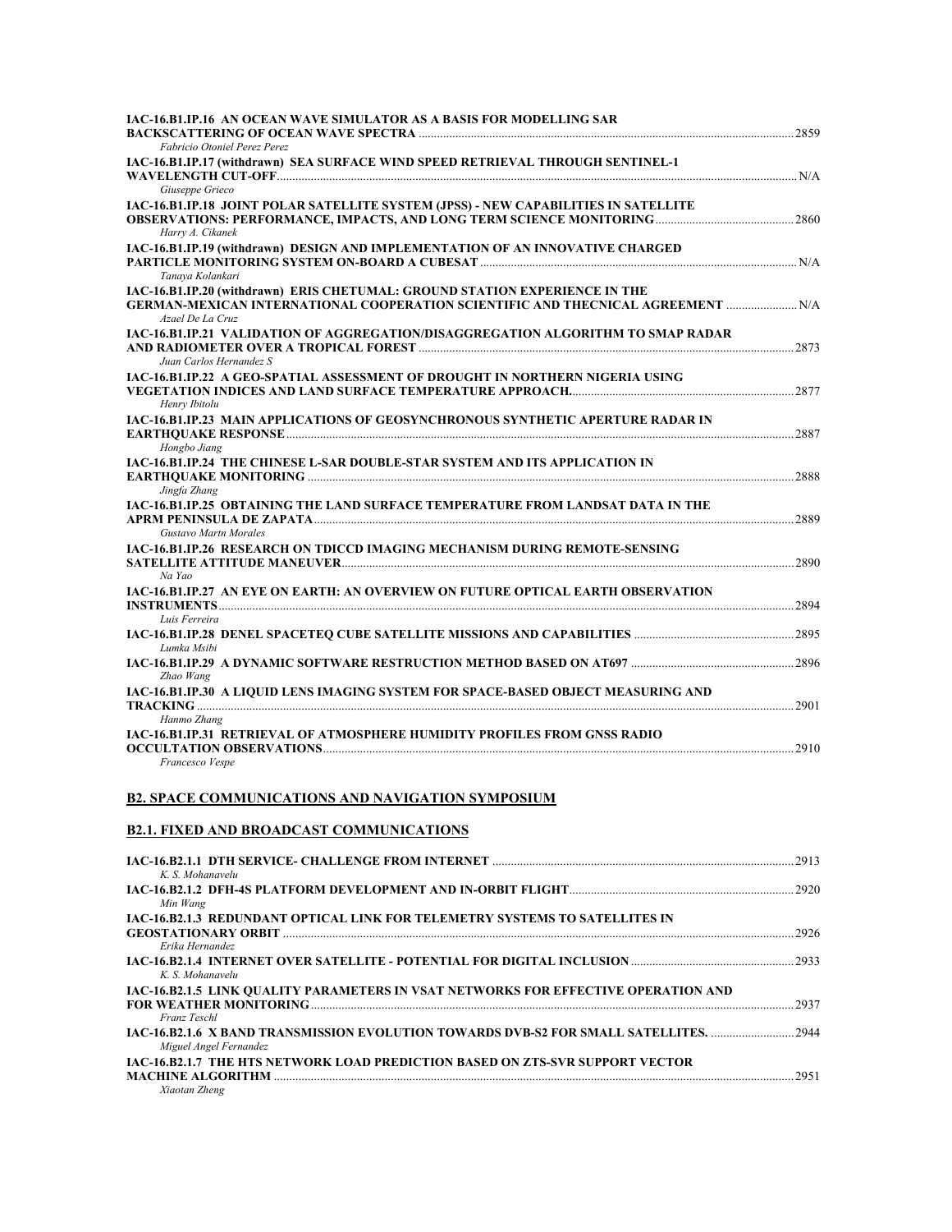**IAC-16.B1.IP.16 AN OCEAN WAVE SIMULATOR AS A BASIS FOR MODELLING SAR BACKSCATTERING OF OCEAN WAVE SPECTRA** ........ 2859
*Fabricio Otoniel Perez Perez*

**IAC-16.B1.IP.17 (withdrawn) SEA SURFACE WIND SPEED RETRIEVAL THROUGH SENTINEL-1 WAVELENGTH CUT-OFF** ........ N/A
*Giuseppe Grieco*

**IAC-16.B1.IP.18 JOINT POLAR SATELLITE SYSTEM (JPSS) - NEW CAPABILITIES IN SATELLITE OBSERVATIONS: PERFORMANCE, IMPACTS, AND LONG TERM SCIENCE MONITORING** ........ 2860
*Harry A. Cikanek*

**IAC-16.B1.IP.19 (withdrawn) DESIGN AND IMPLEMENTATION OF AN INNOVATIVE CHARGED PARTICLE MONITORING SYSTEM ON-BOARD A CUBESAT** ........ N/A
*Tanaya Kolankari*

**IAC-16.B1.IP.20 (withdrawn) ERIS CHETUMAL: GROUND STATION EXPERIENCE IN THE GERMAN-MEXICAN INTERNATIONAL COOPERATION SCIENTIFIC AND THECNICAL AGREEMENT** ........ N/A
*Azael De La Cruz*

**IAC-16.B1.IP.21 VALIDATION OF AGGREGATION/DISAGGREGATION ALGORITHM TO SMAP RADAR AND RADIOMETER OVER A TROPICAL FOREST** ........ 2873
*Juan Carlos Hernandez S*

**IAC-16.B1.IP.22 A GEO-SPATIAL ASSESSMENT OF DROUGHT IN NORTHERN NIGERIA USING VEGETATION INDICES AND LAND SURFACE TEMPERATURE APPROACH.** ........ 2877
*Henry Ibitolu*

**IAC-16.B1.IP.23 MAIN APPLICATIONS OF GEOSYNCHRONOUS SYNTHETIC APERTURE RADAR IN EARTHQUAKE RESPONSE** ........ 2887
*Hongbo Jiang*

**IAC-16.B1.IP.24 THE CHINESE L-SAR DOUBLE-STAR SYSTEM AND ITS APPLICATION IN EARTHQUAKE MONITORING** ........ 2888
*Jingfa Zhang*

**IAC-16.B1.IP.25 OBTAINING THE LAND SURFACE TEMPERATURE FROM LANDSAT DATA IN THE APRM PENINSULA DE ZAPATA** ........ 2889
*Gustavo Martn Morales*

**IAC-16.B1.IP.26 RESEARCH ON TDICCD IMAGING MECHANISM DURING REMOTE-SENSING SATELLITE ATTITUDE MANEUVER** ........ 2890
*Na Yao*

**IAC-16.B1.IP.27 AN EYE ON EARTH: AN OVERVIEW ON FUTURE OPTICAL EARTH OBSERVATION INSTRUMENTS** ........ 2894
*Luis Ferreira*

**IAC-16.B1.IP.28 DENEL SPACETEQ CUBE SATELLITE MISSIONS AND CAPABILITIES** ........ 2895
*Lumka Msibi*

**IAC-16.B1.IP.29 A DYNAMIC SOFTWARE RESTRUCTION METHOD BASED ON AT697** ........ 2896
*Zhao Wang*

**IAC-16.B1.IP.30 A LIQUID LENS IMAGING SYSTEM FOR SPACE-BASED OBJECT MEASURING AND TRACKING** ........ 2901
*Hanmo Zhang*

**IAC-16.B1.IP.31 RETRIEVAL OF ATMOSPHERE HUMIDITY PROFILES FROM GNSS RADIO OCCULTATION OBSERVATIONS** ........ 2910
*Francesco Vespe*

## B2. SPACE COMMUNICATIONS AND NAVIGATION SYMPOSIUM

### B2.1. FIXED AND BROADCAST COMMUNICATIONS

**IAC-16.B2.1.1 DTH SERVICE- CHALLENGE FROM INTERNET** ........ 2913
*K. S. Mohanavelu*

**IAC-16.B2.1.2 DFH-4S PLATFORM DEVELOPMENT AND IN-ORBIT FLIGHT** ........ 2920
*Min Wang*

**IAC-16.B2.1.3 REDUNDANT OPTICAL LINK FOR TELEMETRY SYSTEMS TO SATELLITES IN GEOSTATIONARY ORBIT** ........ 2926
*Erika Hernandez*

**IAC-16.B2.1.4 INTERNET OVER SATELLITE - POTENTIAL FOR DIGITAL INCLUSION** ........ 2933
*K. S. Mohanavelu*

**IAC-16.B2.1.5 LINK QUALITY PARAMETERS IN VSAT NETWORKS FOR EFFECTIVE OPERATION AND FOR WEATHER MONITORING** ........ 2937
*Franz Teschl*

**IAC-16.B2.1.6 X BAND TRANSMISSION EVOLUTION TOWARDS DVB-S2 FOR SMALL SATELLITES.** ........ 2944
*Miguel Angel Fernandez*

**IAC-16.B2.1.7 THE HTS NETWORK LOAD PREDICTION BASED ON ZTS-SVR SUPPORT VECTOR MACHINE ALGORITHM** ........ 2951
*Xiaotan Zheng*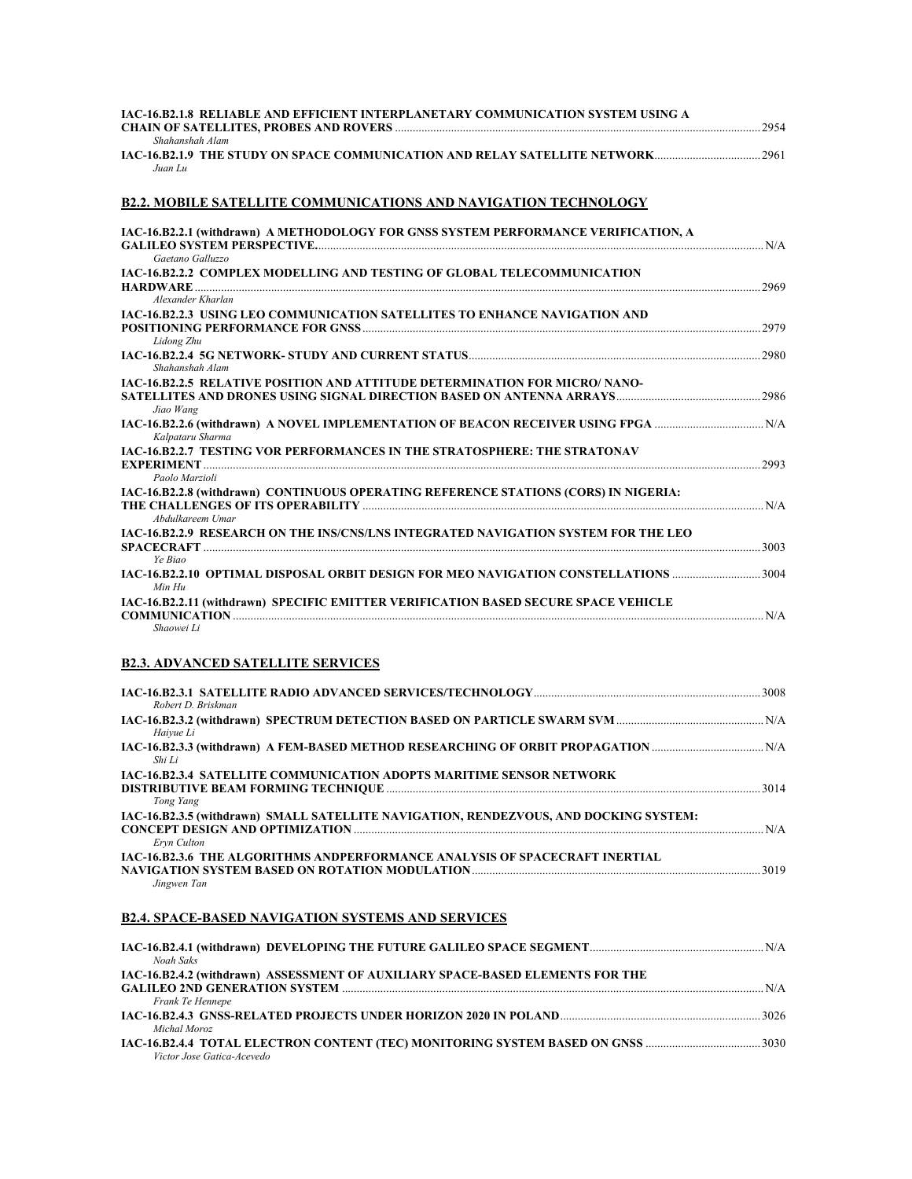**IAC-16.B2.1.8 RELIABLE AND EFFICIENT INTERPLANETARY COMMUNICATION SYSTEM USING A CHAIN OF SATELLITES, PROBES AND ROVERS** ........ 2954
*Shahanshah Alam*

**IAC-16.B2.1.9 THE STUDY ON SPACE COMMUNICATION AND RELAY SATELLITE NETWORK** ........ 2961
*Juan Lu*

## B2.2. MOBILE SATELLITE COMMUNICATIONS AND NAVIGATION TECHNOLOGY

**IAC-16.B2.2.1 (withdrawn) A METHODOLOGY FOR GNSS SYSTEM PERFORMANCE VERIFICATION, A GALILEO SYSTEM PERSPECTIVE.** ........ N/A
*Gaetano Galluzzo*

**IAC-16.B2.2.2 COMPLEX MODELLING AND TESTING OF GLOBAL TELECOMMUNICATION HARDWARE** ........ 2969
*Alexander Kharlan*

**IAC-16.B2.2.3 USING LEO COMMUNICATION SATELLITES TO ENHANCE NAVIGATION AND POSITIONING PERFORMANCE FOR GNSS** ........ 2979
*Lidong Zhu*

**IAC-16.B2.2.4 5G NETWORK- STUDY AND CURRENT STATUS** ........ 2980
*Shahanshah Alam*

**IAC-16.B2.2.5 RELATIVE POSITION AND ATTITUDE DETERMINATION FOR MICRO/ NANO-SATELLITES AND DRONES USING SIGNAL DIRECTION BASED ON ANTENNA ARRAYS** ........ 2986
*Jiao Wang*

**IAC-16.B2.2.6 (withdrawn) A NOVEL IMPLEMENTATION OF BEACON RECEIVER USING FPGA** ........ N/A
*Kalpataru Sharma*

**IAC-16.B2.2.7 TESTING VOR PERFORMANCES IN THE STRATOSPHERE: THE STRATONAV EXPERIMENT** ........ 2993
*Paolo Marzioli*

**IAC-16.B2.2.8 (withdrawn) CONTINUOUS OPERATING REFERENCE STATIONS (CORS) IN NIGERIA: THE CHALLENGES OF ITS OPERABILITY** ........ N/A
*Abdulkareem Umar*

**IAC-16.B2.2.9 RESEARCH ON THE INS/CNS/LNS INTEGRATED NAVIGATION SYSTEM FOR THE LEO SPACECRAFT** ........ 3003
*Ye Biao*

**IAC-16.B2.2.10 OPTIMAL DISPOSAL ORBIT DESIGN FOR MEO NAVIGATION CONSTELLATIONS** ........ 3004
*Min Hu*

**IAC-16.B2.2.11 (withdrawn) SPECIFIC EMITTER VERIFICATION BASED SECURE SPACE VEHICLE COMMUNICATION** ........ N/A
*Shaowei Li*

## B2.3. ADVANCED SATELLITE SERVICES

**IAC-16.B2.3.1 SATELLITE RADIO ADVANCED SERVICES/TECHNOLOGY** ........ 3008
*Robert D. Briskman*

**IAC-16.B2.3.2 (withdrawn) SPECTRUM DETECTION BASED ON PARTICLE SWARM SVM** ........ N/A
*Haiyue Li*

**IAC-16.B2.3.3 (withdrawn) A FEM-BASED METHOD RESEARCHING OF ORBIT PROPAGATION** ........ N/A
*Shi Li*

**IAC-16.B2.3.4 SATELLITE COMMUNICATION ADOPTS MARITIME SENSOR NETWORK DISTRIBUTIVE BEAM FORMING TECHNIQUE** ........ 3014
*Tong Yang*

**IAC-16.B2.3.5 (withdrawn) SMALL SATELLITE NAVIGATION, RENDEZVOUS, AND DOCKING SYSTEM: CONCEPT DESIGN AND OPTIMIZATION** ........ N/A
*Eryn Culton*

**IAC-16.B2.3.6 THE ALGORITHMS ANDPERFORMANCE ANALYSIS OF SPACECRAFT INERTIAL NAVIGATION SYSTEM BASED ON ROTATION MODULATION** ........ 3019
*Jingwen Tan*

## B2.4. SPACE-BASED NAVIGATION SYSTEMS AND SERVICES

**IAC-16.B2.4.1 (withdrawn) DEVELOPING THE FUTURE GALILEO SPACE SEGMENT** ........ N/A
*Noah Saks*

**IAC-16.B2.4.2 (withdrawn) ASSESSMENT OF AUXILIARY SPACE-BASED ELEMENTS FOR THE GALILEO 2ND GENERATION SYSTEM** ........ N/A
*Frank Te Hennepe*

**IAC-16.B2.4.3 GNSS-RELATED PROJECTS UNDER HORIZON 2020 IN POLAND** ........ 3026
*Michal Moroz*

**IAC-16.B2.4.4 TOTAL ELECTRON CONTENT (TEC) MONITORING SYSTEM BASED ON GNSS** ........ 3030
*Victor Jose Gatica-Acevedo*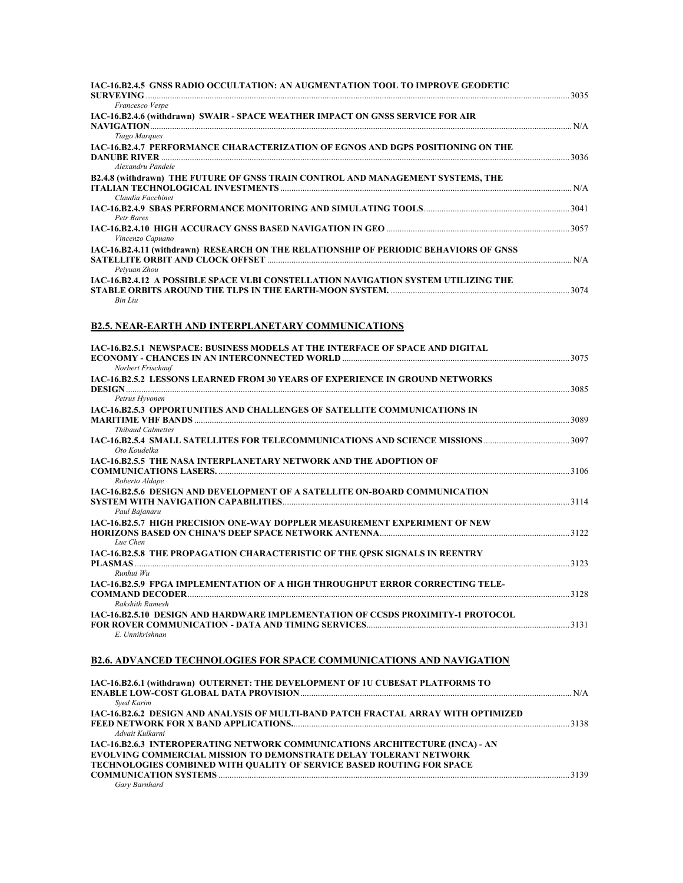**IAC-16.B2.4.5 GNSS RADIO OCCULTATION: AN AUGMENTATION TOOL TO IMPROVE GEODETIC SURVEYING** ............ 3035
*Francesco Vespe*

**IAC-16.B2.4.6 (withdrawn) SWAIR - SPACE WEATHER IMPACT ON GNSS SERVICE FOR AIR NAVIGATION** ............ N/A
*Tiago Marques*

**IAC-16.B2.4.7 PERFORMANCE CHARACTERIZATION OF EGNOS AND DGPS POSITIONING ON THE DANUBE RIVER** ............ 3036
*Alexandru Pandele*

**B2.4.8 (withdrawn) THE FUTURE OF GNSS TRAIN CONTROL AND MANAGEMENT SYSTEMS, THE ITALIAN TECHNOLOGICAL INVESTMENTS** ............ N/A
*Claudia Facchinet*

**IAC-16.B2.4.9 SBAS PERFORMANCE MONITORING AND SIMULATING TOOLS** ............ 3041
*Petr Bares*

**IAC-16.B2.4.10 HIGH ACCURACY GNSS BASED NAVIGATION IN GEO** ............ 3057
*Vincenzo Capuano*

**IAC-16.B2.4.11 (withdrawn) RESEARCH ON THE RELATIONSHIP OF PERIODIC BEHAVIORS OF GNSS SATELLITE ORBIT AND CLOCK OFFSET** ............ N/A
*Peiyuan Zhou*

**IAC-16.B2.4.12 A POSSIBLE SPACE VLBI CONSTELLATION NAVIGATION SYSTEM UTILIZING THE STABLE ORBITS AROUND THE TLPS IN THE EARTH-MOON SYSTEM.** ............ 3074
*Bin Liu*

## B2.5. NEAR-EARTH AND INTERPLANETARY COMMUNICATIONS

**IAC-16.B2.5.1 NEWSPACE: BUSINESS MODELS AT THE INTERFACE OF SPACE AND DIGITAL ECONOMY - CHANCES IN AN INTERCONNECTED WORLD** ............ 3075
*Norbert Frischauf*

**IAC-16.B2.5.2 LESSONS LEARNED FROM 30 YEARS OF EXPERIENCE IN GROUND NETWORKS DESIGN** ............ 3085
*Petrus Hyvonen*

**IAC-16.B2.5.3 OPPORTUNITIES AND CHALLENGES OF SATELLITE COMMUNICATIONS IN MARITIME VHF BANDS** ............ 3089
*Thibaud Calmettes*

**IAC-16.B2.5.4 SMALL SATELLITES FOR TELECOMMUNICATIONS AND SCIENCE MISSIONS** ............ 3097
*Oto Koudelka*

**IAC-16.B2.5.5 THE NASA INTERPLANETARY NETWORK AND THE ADOPTION OF COMMUNICATIONS LASERS.** ............ 3106
*Roberto Aldape*

**IAC-16.B2.5.6 DESIGN AND DEVELOPMENT OF A SATELLITE ON-BOARD COMMUNICATION SYSTEM WITH NAVIGATION CAPABILITIES** ............ 3114
*Paul Bajanaru*

**IAC-16.B2.5.7 HIGH PRECISION ONE-WAY DOPPLER MEASUREMENT EXPERIMENT OF NEW HORIZONS BASED ON CHINA'S DEEP SPACE NETWORK ANTENNA** ............ 3122
*Lue Chen*

**IAC-16.B2.5.8 THE PROPAGATION CHARACTERISTIC OF THE QPSK SIGNALS IN REENTRY PLASMAS** ............ 3123
*Runhui Wu*

**IAC-16.B2.5.9 FPGA IMPLEMENTATION OF A HIGH THROUGHPUT ERROR CORRECTING TELE-COMMAND DECODER** ............ 3128
*Rakshith Ramesh*

**IAC-16.B2.5.10 DESIGN AND HARDWARE IMPLEMENTATION OF CCSDS PROXIMITY-1 PROTOCOL FOR ROVER COMMUNICATION - DATA AND TIMING SERVICES** ............ 3131
*E. Unnikrishnan*

## B2.6. ADVANCED TECHNOLOGIES FOR SPACE COMMUNICATIONS AND NAVIGATION

**IAC-16.B2.6.1 (withdrawn) OUTERNET: THE DEVELOPMENT OF 1U CUBESAT PLATFORMS TO ENABLE LOW-COST GLOBAL DATA PROVISION** ............ N/A
*Syed Karim*

**IAC-16.B2.6.2 DESIGN AND ANALYSIS OF MULTI-BAND PATCH FRACTAL ARRAY WITH OPTIMIZED FEED NETWORK FOR X BAND APPLICATIONS.** ............ 3138
*Advait Kulkarni*

**IAC-16.B2.6.3 INTEROPERATING NETWORK COMMUNICATIONS ARCHITECTURE (INCA) - AN EVOLVING COMMERCIAL MISSION TO DEMONSTRATE DELAY TOLERANT NETWORK TECHNOLOGIES COMBINED WITH QUALITY OF SERVICE BASED ROUTING FOR SPACE COMMUNICATION SYSTEMS** ............ 3139
*Gary Barnhard*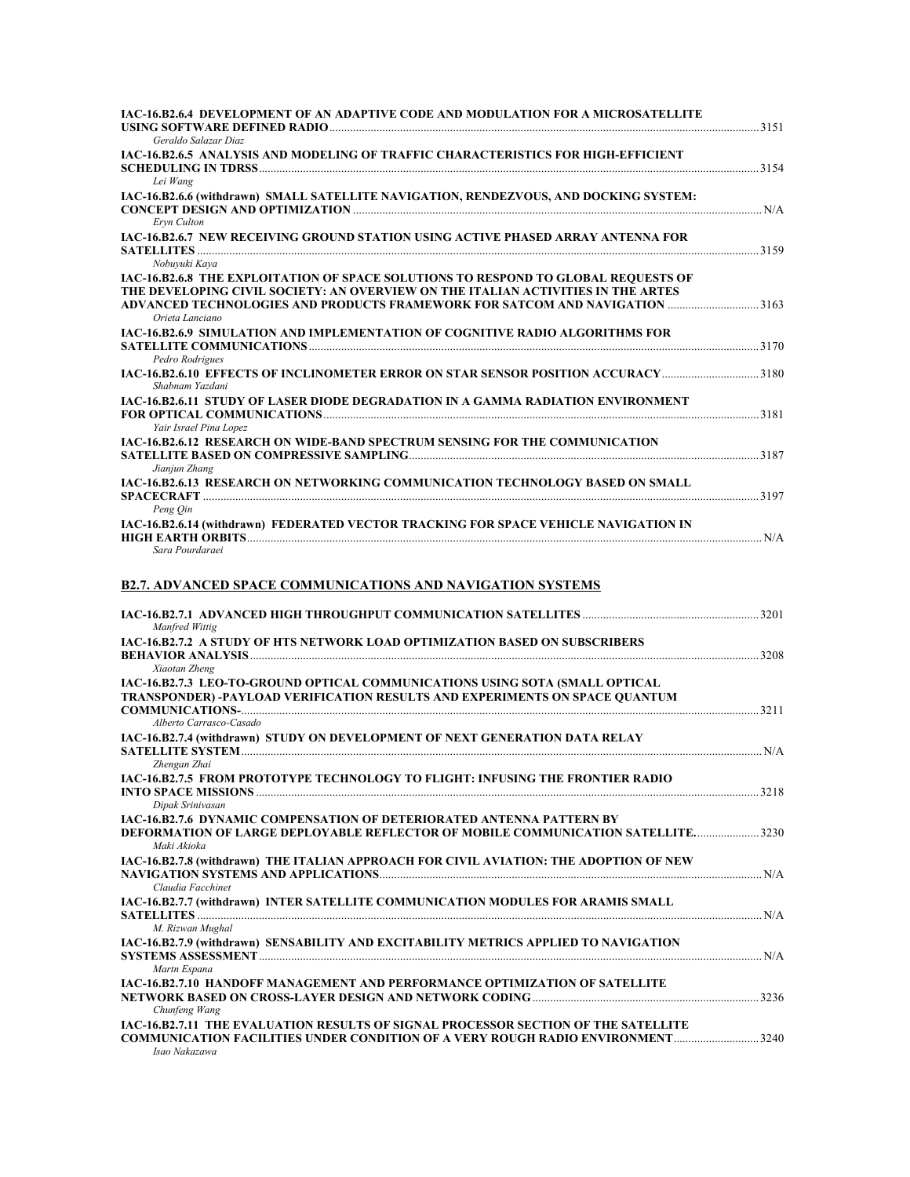**IAC-16.B2.6.4 DEVELOPMENT OF AN ADAPTIVE CODE AND MODULATION FOR A MICROSATELLITE USING SOFTWARE DEFINED RADIO** ........ 3151
*Geraldo Salazar Diaz*

**IAC-16.B2.6.5 ANALYSIS AND MODELING OF TRAFFIC CHARACTERISTICS FOR HIGH-EFFICIENT SCHEDULING IN TDRSS** ........ 3154
*Lei Wang*

**IAC-16.B2.6.6 (withdrawn) SMALL SATELLITE NAVIGATION, RENDEZVOUS, AND DOCKING SYSTEM: CONCEPT DESIGN AND OPTIMIZATION** ........ N/A
*Eryn Culton*

**IAC-16.B2.6.7 NEW RECEIVING GROUND STATION USING ACTIVE PHASED ARRAY ANTENNA FOR SATELLITES** ........ 3159
*Nobuyuki Kaya*

**IAC-16.B2.6.8 THE EXPLOITATION OF SPACE SOLUTIONS TO RESPOND TO GLOBAL REQUESTS OF THE DEVELOPING CIVIL SOCIETY: AN OVERVIEW ON THE ITALIAN ACTIVITIES IN THE ARTES ADVANCED TECHNOLOGIES AND PRODUCTS FRAMEWORK FOR SATCOM AND NAVIGATION** ........ 3163
*Orieta Lanciano*

**IAC-16.B2.6.9 SIMULATION AND IMPLEMENTATION OF COGNITIVE RADIO ALGORITHMS FOR SATELLITE COMMUNICATIONS** ........ 3170
*Pedro Rodrigues*

**IAC-16.B2.6.10 EFFECTS OF INCLINOMETER ERROR ON STAR SENSOR POSITION ACCURACY** ........ 3180
*Shabnam Yazdani*

**IAC-16.B2.6.11 STUDY OF LASER DIODE DEGRADATION IN A GAMMA RADIATION ENVIRONMENT FOR OPTICAL COMMUNICATIONS** ........ 3181
*Yair Israel Pina Lopez*

**IAC-16.B2.6.12 RESEARCH ON WIDE-BAND SPECTRUM SENSING FOR THE COMMUNICATION SATELLITE BASED ON COMPRESSIVE SAMPLING** ........ 3187
*Jianjun Zhang*

**IAC-16.B2.6.13 RESEARCH ON NETWORKING COMMUNICATION TECHNOLOGY BASED ON SMALL SPACECRAFT** ........ 3197
*Peng Qin*

**IAC-16.B2.6.14 (withdrawn) FEDERATED VECTOR TRACKING FOR SPACE VEHICLE NAVIGATION IN HIGH EARTH ORBITS** ........ N/A
*Sara Pourdaraei*

## B2.7. ADVANCED SPACE COMMUNICATIONS AND NAVIGATION SYSTEMS

**IAC-16.B2.7.1 ADVANCED HIGH THROUGHPUT COMMUNICATION SATELLITES** ........ 3201
*Manfred Wittig*

**IAC-16.B2.7.2 A STUDY OF HTS NETWORK LOAD OPTIMIZATION BASED ON SUBSCRIBERS BEHAVIOR ANALYSIS** ........ 3208
*Xiaotan Zheng*

**IAC-16.B2.7.3 LEO-TO-GROUND OPTICAL COMMUNICATIONS USING SOTA (SMALL OPTICAL TRANSPONDER) -PAYLOAD VERIFICATION RESULTS AND EXPERIMENTS ON SPACE QUANTUM COMMUNICATIONS-** ........ 3211
*Alberto Carrasco-Casado*

**IAC-16.B2.7.4 (withdrawn) STUDY ON DEVELOPMENT OF NEXT GENERATION DATA RELAY SATELLITE SYSTEM** ........ N/A
*Zhengan Zhai*

**IAC-16.B2.7.5 FROM PROTOTYPE TECHNOLOGY TO FLIGHT: INFUSING THE FRONTIER RADIO INTO SPACE MISSIONS** ........ 3218
*Dipak Srinivasan*

**IAC-16.B2.7.6 DYNAMIC COMPENSATION OF DETERIORATED ANTENNA PATTERN BY DEFORMATION OF LARGE DEPLOYABLE REFLECTOR OF MOBILE COMMUNICATION SATELLITE.** ........ 3230
*Maki Akioka*

**IAC-16.B2.7.8 (withdrawn) THE ITALIAN APPROACH FOR CIVIL AVIATION: THE ADOPTION OF NEW NAVIGATION SYSTEMS AND APPLICATIONS** ........ N/A
*Claudia Facchinet*

**IAC-16.B2.7.7 (withdrawn) INTER SATELLITE COMMUNICATION MODULES FOR ARAMIS SMALL SATELLITES** ........ N/A
*M. Rizwan Mughal*

**IAC-16.B2.7.9 (withdrawn) SENSABILITY AND EXCITABILITY METRICS APPLIED TO NAVIGATION SYSTEMS ASSESSMENT** ........ N/A
*Martn Espana*

**IAC-16.B2.7.10 HANDOFF MANAGEMENT AND PERFORMANCE OPTIMIZATION OF SATELLITE NETWORK BASED ON CROSS-LAYER DESIGN AND NETWORK CODING** ........ 3236
*Chunfeng Wang*

**IAC-16.B2.7.11 THE EVALUATION RESULTS OF SIGNAL PROCESSOR SECTION OF THE SATELLITE COMMUNICATION FACILITIES UNDER CONDITION OF A VERY ROUGH RADIO ENVIRONMENT** ........ 3240
*Isao Nakazawa*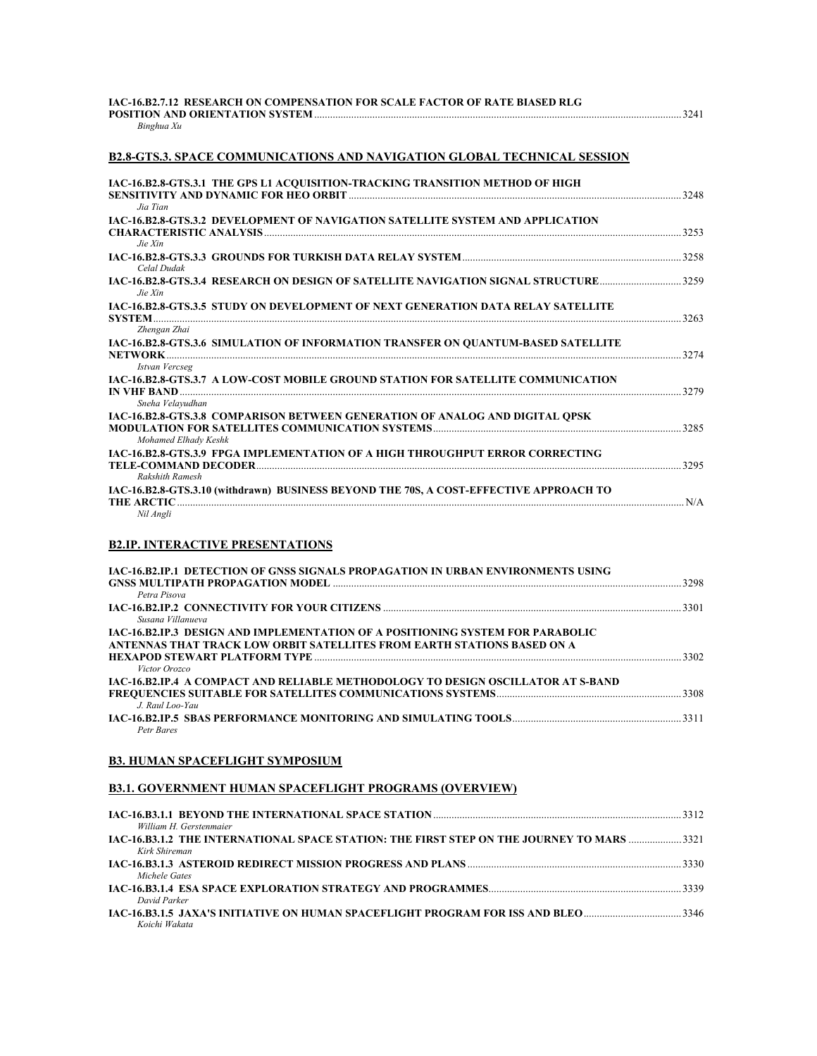**IAC-16.B2.7.12 RESEARCH ON COMPENSATION FOR SCALE FACTOR OF RATE BIASED RLG POSITION AND ORIENTATION SYSTEM** ........ 3241
*Binghua Xu*

## B2.8-GTS.3. SPACE COMMUNICATIONS AND NAVIGATION GLOBAL TECHNICAL SESSION

**IAC-16.B2.8-GTS.3.1 THE GPS L1 ACQUISITION-TRACKING TRANSITION METHOD OF HIGH SENSITIVITY AND DYNAMIC FOR HEO ORBIT** ........ 3248
*Jia Tian*

**IAC-16.B2.8-GTS.3.2 DEVELOPMENT OF NAVIGATION SATELLITE SYSTEM AND APPLICATION CHARACTERISTIC ANALYSIS** ........ 3253
*Jie Xin*

**IAC-16.B2.8-GTS.3.3 GROUNDS FOR TURKISH DATA RELAY SYSTEM** ........ 3258
*Celal Dudak*

**IAC-16.B2.8-GTS.3.4 RESEARCH ON DESIGN OF SATELLITE NAVIGATION SIGNAL STRUCTURE** ........ 3259
*Jie Xin*

**IAC-16.B2.8-GTS.3.5 STUDY ON DEVELOPMENT OF NEXT GENERATION DATA RELAY SATELLITE SYSTEM** ........ 3263
*Zhengan Zhai*

**IAC-16.B2.8-GTS.3.6 SIMULATION OF INFORMATION TRANSFER ON QUANTUM-BASED SATELLITE NETWORK** ........ 3274
*Istvan Vercseg*

**IAC-16.B2.8-GTS.3.7 A LOW-COST MOBILE GROUND STATION FOR SATELLITE COMMUNICATION IN VHF BAND** ........ 3279
*Sneha Velayudhan*

**IAC-16.B2.8-GTS.3.8 COMPARISON BETWEEN GENERATION OF ANALOG AND DIGITAL QPSK MODULATION FOR SATELLITES COMMUNICATION SYSTEMS** ........ 3285
*Mohamed Elhady Keshk*

**IAC-16.B2.8-GTS.3.9 FPGA IMPLEMENTATION OF A HIGH THROUGHPUT ERROR CORRECTING TELE-COMMAND DECODER** ........ 3295
*Rakshith Ramesh*

**IAC-16.B2.8-GTS.3.10 (withdrawn) BUSINESS BEYOND THE 70S, A COST-EFFECTIVE APPROACH TO THE ARCTIC** ........ N/A
*Nil Angli*

## B2.IP. INTERACTIVE PRESENTATIONS

**IAC-16.B2.IP.1 DETECTION OF GNSS SIGNALS PROPAGATION IN URBAN ENVIRONMENTS USING GNSS MULTIPATH PROPAGATION MODEL** ........ 3298
*Petra Pisova*

**IAC-16.B2.IP.2 CONNECTIVITY FOR YOUR CITIZENS** ........ 3301
*Susana Villanueva*

**IAC-16.B2.IP.3 DESIGN AND IMPLEMENTATION OF A POSITIONING SYSTEM FOR PARABOLIC ANTENNAS THAT TRACK LOW ORBIT SATELLITES FROM EARTH STATIONS BASED ON A HEXAPOD STEWART PLATFORM TYPE** ........ 3302
*Victor Orozco*

**IAC-16.B2.IP.4 A COMPACT AND RELIABLE METHODOLOGY TO DESIGN OSCILLATOR AT S-BAND FREQUENCIES SUITABLE FOR SATELLITES COMMUNICATIONS SYSTEMS** ........ 3308
*J. Raul Loo-Yau*

**IAC-16.B2.IP.5 SBAS PERFORMANCE MONITORING AND SIMULATING TOOLS** ........ 3311
*Petr Bares*

# B3. HUMAN SPACEFLIGHT SYMPOSIUM

## B3.1. GOVERNMENT HUMAN SPACEFLIGHT PROGRAMS (OVERVIEW)

**IAC-16.B3.1.1 BEYOND THE INTERNATIONAL SPACE STATION** ........ 3312
*William H. Gerstenmaier*

**IAC-16.B3.1.2 THE INTERNATIONAL SPACE STATION: THE FIRST STEP ON THE JOURNEY TO MARS** ........ 3321
*Kirk Shireman*

**IAC-16.B3.1.3 ASTEROID REDIRECT MISSION PROGRESS AND PLANS** ........ 3330
*Michele Gates*

**IAC-16.B3.1.4 ESA SPACE EXPLORATION STRATEGY AND PROGRAMMES** ........ 3339
*David Parker*

**IAC-16.B3.1.5 JAXA'S INITIATIVE ON HUMAN SPACEFLIGHT PROGRAM FOR ISS AND BLEO** ........ 3346
*Koichi Wakata*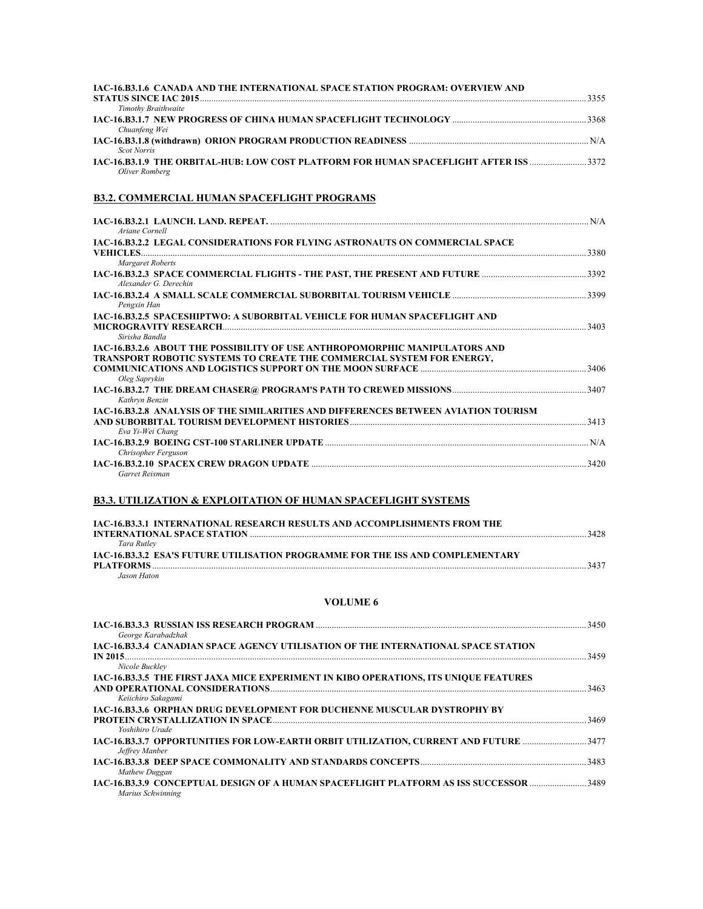**IAC-16.B3.1.6 CANADA AND THE INTERNATIONAL SPACE STATION PROGRAM: OVERVIEW AND STATUS SINCE IAC 2015** ........ 3355
*Timothy Braithwaite*

**IAC-16.B3.1.7 NEW PROGRESS OF CHINA HUMAN SPACEFLIGHT TECHNOLOGY** ........ 3368
*Chuanfeng Wei*

**IAC-16.B3.1.8 (withdrawn) ORION PROGRAM PRODUCTION READINESS** ........ N/A
*Scot Norris*

**IAC-16.B3.1.9 THE ORBITAL-HUB: LOW COST PLATFORM FOR HUMAN SPACEFLIGHT AFTER ISS** ........ 3372
*Oliver Romberg*

## B3.2. COMMERCIAL HUMAN SPACEFLIGHT PROGRAMS

**IAC-16.B3.2.1 LAUNCH. LAND. REPEAT.** ........ N/A
*Ariane Cornell*

**IAC-16.B3.2.2 LEGAL CONSIDERATIONS FOR FLYING ASTRONAUTS ON COMMERCIAL SPACE VEHICLES** ........ 3380
*Margaret Roberts*

**IAC-16.B3.2.3 SPACE COMMERCIAL FLIGHTS - THE PAST, THE PRESENT AND FUTURE** ........ 3392
*Alexander G. Derechin*

**IAC-16.B3.2.4 A SMALL SCALE COMMERCIAL SUBORBITAL TOURISM VEHICLE** ........ 3399
*Pengxin Han*

**IAC-16.B3.2.5 SPACESHIPTWO: A SUBORBITAL VEHICLE FOR HUMAN SPACEFLIGHT AND MICROGRAVITY RESEARCH** ........ 3403
*Sirisha Bandla*

**IAC-16.B3.2.6 ABOUT THE POSSIBILITY OF USE ANTHROPOMORPHIC MANIPULATORS AND TRANSPORT ROBOTIC SYSTEMS TO CREATE THE COMMERCIAL SYSTEM FOR ENERGY, COMMUNICATIONS AND LOGISTICS SUPPORT ON THE MOON SURFACE** ........ 3406
*Oleg Saprykin*

**IAC-16.B3.2.7 THE DREAM CHASER@ PROGRAM'S PATH TO CREWED MISSIONS** ........ 3407
*Kathryn Benzin*

**IAC-16.B3.2.8 ANALYSIS OF THE SIMILARITIES AND DIFFERENCES BETWEEN AVIATION TOURISM AND SUBORBITAL TOURISM DEVELOPMENT HISTORIES** ........ 3413
*Eva Yi-Wei Chang*

**IAC-16.B3.2.9 BOEING CST-100 STARLINER UPDATE** ........ N/A
*Chrisopher Ferguson*

**IAC-16.B3.2.10 SPACEX CREW DRAGON UPDATE** ........ 3420
*Garret Reisman*

## B3.3. UTILIZATION & EXPLOITATION OF HUMAN SPACEFLIGHT SYSTEMS

**IAC-16.B3.3.1 INTERNATIONAL RESEARCH RESULTS AND ACCOMPLISHMENTS FROM THE INTERNATIONAL SPACE STATION** ........ 3428
*Tara Rutley*

**IAC-16.B3.3.2 ESA'S FUTURE UTILISATION PROGRAMME FOR THE ISS AND COMPLEMENTARY PLATFORMS** ........ 3437
*Jason Haton*

# VOLUME 6

**IAC-16.B3.3.3 RUSSIAN ISS RESEARCH PROGRAM** ........ 3450
*George Karabadzhak*

**IAC-16.B3.3.4 CANADIAN SPACE AGENCY UTILISATION OF THE INTERNATIONAL SPACE STATION IN 2015** ........ 3459
*Nicole Buckley*

**IAC-16.B3.3.5 THE FIRST JAXA MICE EXPERIMENT IN KIBO OPERATIONS, ITS UNIQUE FEATURES AND OPERATIONAL CONSIDERATIONS** ........ 3463
*Keiichiro Sakagami*

**IAC-16.B3.3.6 ORPHAN DRUG DEVELOPMENT FOR DUCHENNE MUSCULAR DYSTROPHY BY PROTEIN CRYSTALLIZATION IN SPACE** ........ 3469
*Yoshihiro Urade*

**IAC-16.B3.3.7 OPPORTUNITIES FOR LOW-EARTH ORBIT UTILIZATION, CURRENT AND FUTURE** ........ 3477
*Jeffrey Manber*

**IAC-16.B3.3.8 DEEP SPACE COMMONALITY AND STANDARDS CONCEPTS** ........ 3483
*Mathew Duggan*

**IAC-16.B3.3.9 CONCEPTUAL DESIGN OF A HUMAN SPACEFLIGHT PLATFORM AS ISS SUCCESSOR** ........ 3489
*Marius Schwinning*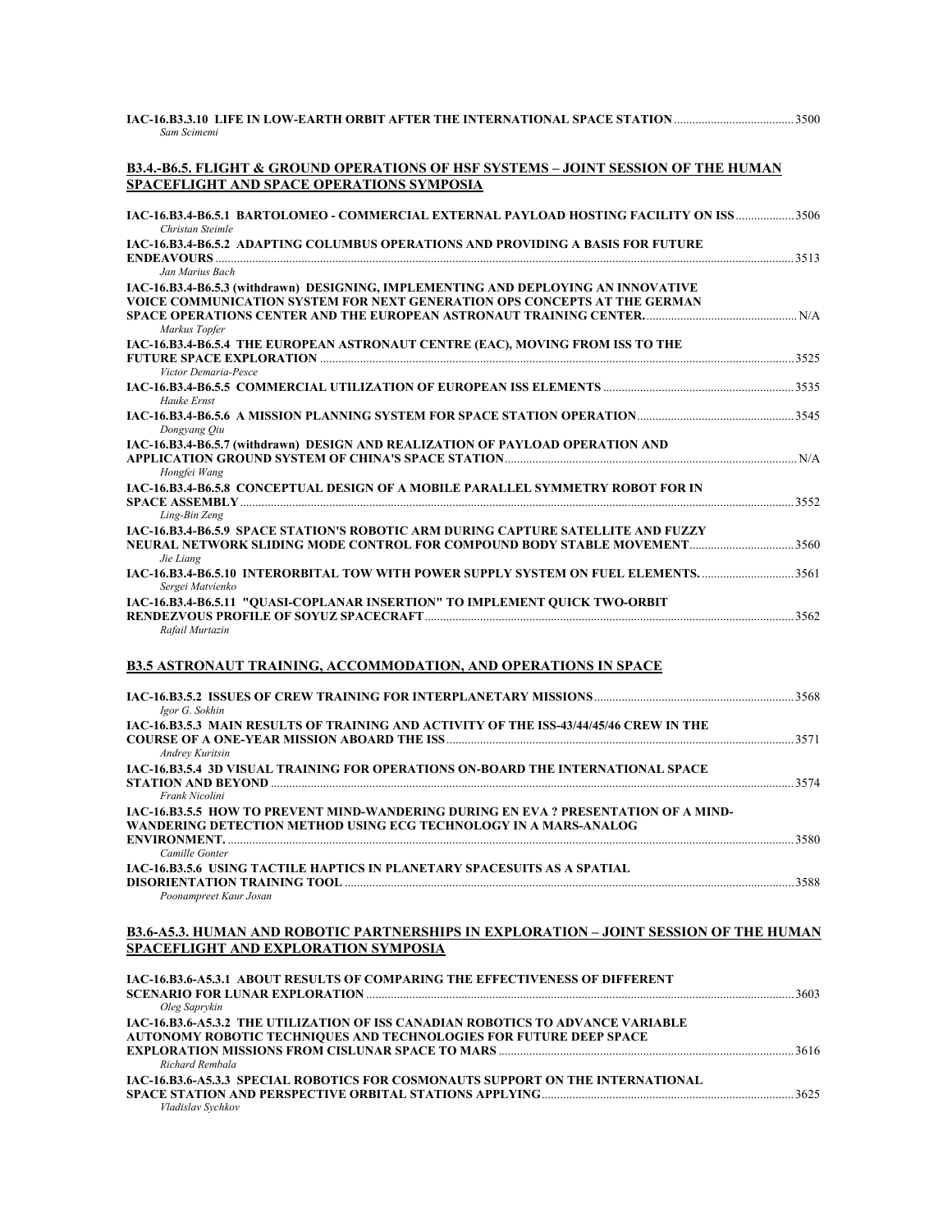**IAC-16.B3.3.10 LIFE IN LOW-EARTH ORBIT AFTER THE INTERNATIONAL SPACE STATION** ....................................... 3500
*Sam Scimemi*

## B3.4.-B6.5. FLIGHT & GROUND OPERATIONS OF HSF SYSTEMS – JOINT SESSION OF THE HUMAN SPACEFLIGHT AND SPACE OPERATIONS SYMPOSIA

**IAC-16.B3.4-B6.5.1 BARTOLOMEO - COMMERCIAL EXTERNAL PAYLOAD HOSTING FACILITY ON ISS** .................. 3506
*Christan Steimle*

**IAC-16.B3.4-B6.5.2 ADAPTING COLUMBUS OPERATIONS AND PROVIDING A BASIS FOR FUTURE ENDEAVOURS** ........................................................................................................ 3513
*Jan Marius Bach*

**IAC-16.B3.4-B6.5.3 (withdrawn) DESIGNING, IMPLEMENTING AND DEPLOYING AN INNOVATIVE VOICE COMMUNICATION SYSTEM FOR NEXT GENERATION OPS CONCEPTS AT THE GERMAN SPACE OPERATIONS CENTER AND THE EUROPEAN ASTRONAUT TRAINING CENTER.** ................................................ N/A
*Markus Topfer*

**IAC-16.B3.4-B6.5.4 THE EUROPEAN ASTRONAUT CENTRE (EAC), MOVING FROM ISS TO THE FUTURE SPACE EXPLORATION** ........................................................................................................ 3525
*Victor Demaria-Pesce*

**IAC-16.B3.4-B6.5.5 COMMERCIAL UTILIZATION OF EUROPEAN ISS ELEMENTS** ............................................................ 3535
*Hauke Ernst*

**IAC-16.B3.4-B6.5.6 A MISSION PLANNING SYSTEM FOR SPACE STATION OPERATION** .................................................. 3545
*Dongyang Qiu*

**IAC-16.B3.4-B6.5.7 (withdrawn) DESIGN AND REALIZATION OF PAYLOAD OPERATION AND APPLICATION GROUND SYSTEM OF CHINA'S SPACE STATION** ............................................................................. N/A
*Hongfei Wang*

**IAC-16.B3.4-B6.5.8 CONCEPTUAL DESIGN OF A MOBILE PARALLEL SYMMETRY ROBOT FOR IN SPACE ASSEMBLY** ........................................................................................................ 3552
*Ling-Bin Zeng*

**IAC-16.B3.4-B6.5.9 SPACE STATION'S ROBOTIC ARM DURING CAPTURE SATELLITE AND FUZZY NEURAL NETWORK SLIDING MODE CONTROL FOR COMPOUND BODY STABLE MOVEMENT** ................................. 3560
*Jie Liang*

**IAC-16.B3.4-B6.5.10 INTERORBITAL TOW WITH POWER SUPPLY SYSTEM ON FUEL ELEMENTS.** ............................ 3561
*Sergei Matvienko*

**IAC-16.B3.4-B6.5.11 "QUASI-COPLANAR INSERTION" TO IMPLEMENT QUICK TWO-ORBIT RENDEZVOUS PROFILE OF SOYUZ SPACECRAFT** ........................................................................................................ 3562
*Rafail Murtazin*

## B3.5 ASTRONAUT TRAINING, ACCOMMODATION, AND OPERATIONS IN SPACE

**IAC-16.B3.5.2 ISSUES OF CREW TRAINING FOR INTERPLANETARY MISSIONS** ................................................................ 3568
*Igor G. Sokhin*

**IAC-16.B3.5.3 MAIN RESULTS OF TRAINING AND ACTIVITY OF THE ISS-43/44/45/46 CREW IN THE COURSE OF A ONE-YEAR MISSION ABOARD THE ISS** ........................................................................................................ 3571
*Andrey Kuritsin*

**IAC-16.B3.5.4 3D VISUAL TRAINING FOR OPERATIONS ON-BOARD THE INTERNATIONAL SPACE STATION AND BEYOND** ........................................................................................................ 3574
*Frank Nicolini*

**IAC-16.B3.5.5 HOW TO PREVENT MIND-WANDERING DURING EN EVA ? PRESENTATION OF A MIND-WANDERING DETECTION METHOD USING ECG TECHNOLOGY IN A MARS-ANALOG ENVIRONMENT.** ........................................................................................................ 3580
*Camille Gonter*

**IAC-16.B3.5.6 USING TACTILE HAPTICS IN PLANETARY SPACESUITS AS A SPATIAL DISORIENTATION TRAINING TOOL** ........................................................................................................ 3588
*Poonampreet Kaur Josan*

## B3.6-A5.3. HUMAN AND ROBOTIC PARTNERSHIPS IN EXPLORATION – JOINT SESSION OF THE HUMAN SPACEFLIGHT AND EXPLORATION SYMPOSIA

**IAC-16.B3.6-A5.3.1 ABOUT RESULTS OF COMPARING THE EFFECTIVENESS OF DIFFERENT SCENARIO FOR LUNAR EXPLORATION** ........................................................................................................ 3603
*Oleg Saprykin*

**IAC-16.B3.6-A5.3.2 THE UTILIZATION OF ISS CANADIAN ROBOTICS TO ADVANCE VARIABLE AUTONOMY ROBOTIC TECHNIQUES AND TECHNOLOGIES FOR FUTURE DEEP SPACE EXPLORATION MISSIONS FROM CISLUNAR SPACE TO MARS** ............................................................................... 3616
*Richard Rembala*

**IAC-16.B3.6-A5.3.3 SPECIAL ROBOTICS FOR COSMONAUTS SUPPORT ON THE INTERNATIONAL SPACE STATION AND PERSPECTIVE ORBITAL STATIONS APPLYING** ................................................................................ 3625
*Vladislav Sychkov*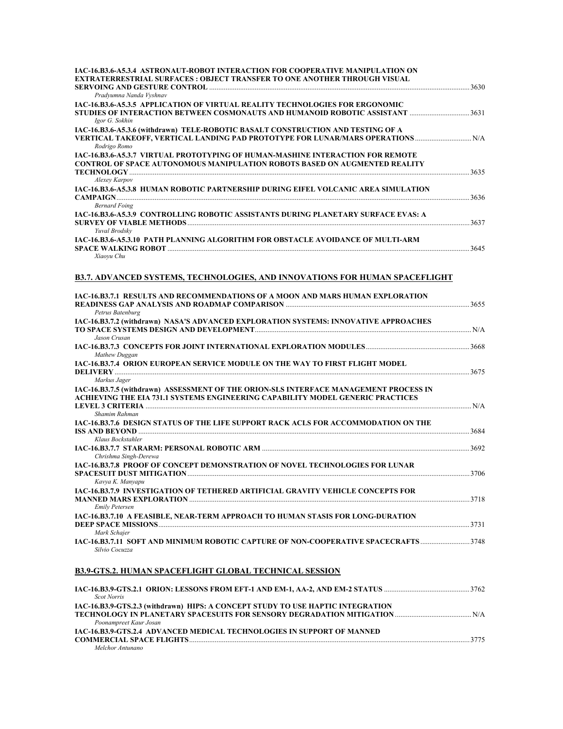**IAC-16.B3.6-A5.3.4 ASTRONAUT-ROBOT INTERACTION FOR COOPERATIVE MANIPULATION ON EXTRATERRESTRIAL SURFACES : OBJECT TRANSFER TO ONE ANOTHER THROUGH VISUAL SERVOING AND GESTURE CONTROL** ........ 3630
*Pradyumna Nanda Vyshnav*

**IAC-16.B3.6-A5.3.5 APPLICATION OF VIRTUAL REALITY TECHNOLOGIES FOR ERGONOMIC STUDIES OF INTERACTION BETWEEN COSMONAUTS AND HUMANOID ROBOTIC ASSISTANT** ........ 3631
*Igor G. Sokhin*

**IAC-16.B3.6-A5.3.6 (withdrawn) TELE-ROBOTIC BASALT CONSTRUCTION AND TESTING OF A VERTICAL TAKEOFF, VERTICAL LANDING PAD PROTOTYPE FOR LUNAR/MARS OPERATIONS** ........ N/A
*Rodrigo Romo*

**IAC-16.B3.6-A5.3.7 VIRTUAL PROTOTYPING OF HUMAN-MASHINE INTERACTION FOR REMOTE CONTROL OF SPACE AUTONOMOUS MANIPULATION ROBOTS BASED ON AUGMENTED REALITY TECHNOLOGY** ........ 3635
*Alexey Karpov*

**IAC-16.B3.6-A5.3.8 HUMAN ROBOTIC PARTNERSHIP DURING EIFEL VOLCANIC AREA SIMULATION CAMPAIGN** ........ 3636
*Bernard Foing*

**IAC-16.B3.6-A5.3.9 CONTROLLING ROBOTIC ASSISTANTS DURING PLANETARY SURFACE EVAS: A SURVEY OF VIABLE METHODS** ........ 3637
*Yuval Brodsky*

**IAC-16.B3.6-A5.3.10 PATH PLANNING ALGORITHM FOR OBSTACLE AVOIDANCE OF MULTI-ARM SPACE WALKING ROBOT** ........ 3645
*Xiaoyu Chu*

## B3.7. ADVANCED SYSTEMS, TECHNOLOGIES, AND INNOVATIONS FOR HUMAN SPACEFLIGHT

**IAC-16.B3.7.1 RESULTS AND RECOMMENDATIONS OF A MOON AND MARS HUMAN EXPLORATION READINESS GAP ANALYSIS AND ROADMAP COMPARISON** ........ 3655
*Petrus Batenburg*

**IAC-16.B3.7.2 (withdrawn) NASA'S ADVANCED EXPLORATION SYSTEMS: INNOVATIVE APPROACHES TO SPACE SYSTEMS DESIGN AND DEVELOPMENT** ........ N/A
*Jason Crusan*

**IAC-16.B3.7.3 CONCEPTS FOR JOINT INTERNATIONAL EXPLORATION MODULES** ........ 3668
*Mathew Duggan*

**IAC-16.B3.7.4 ORION EUROPEAN SERVICE MODULE ON THE WAY TO FIRST FLIGHT MODEL DELIVERY** ........ 3675
*Markus Jager*

**IAC-16.B3.7.5 (withdrawn) ASSESSMENT OF THE ORION-SLS INTERFACE MANAGEMENT PROCESS IN ACHIEVING THE EIA 731.1 SYSTEMS ENGINEERING CAPABILITY MODEL GENERIC PRACTICES LEVEL 3 CRITERIA** ........ N/A
*Shamim Rahman*

**IAC-16.B3.7.6 DESIGN STATUS OF THE LIFE SUPPORT RACK ACLS FOR ACCOMMODATION ON THE ISS AND BEYOND** ........ 3684
*Klaus Bockstahler*

**IAC-16.B3.7.7 STARARM: PERSONAL ROBOTIC ARM** ........ 3692
*Chrishma Singh-Derewa*

**IAC-16.B3.7.8 PROOF OF CONCEPT DEMONSTRATION OF NOVEL TECHNOLOGIES FOR LUNAR SPACESUIT DUST MITIGATION** ........ 3706
*Kavya K. Manyapu*

**IAC-16.B3.7.9 INVESTIGATION OF TETHERED ARTIFICIAL GRAVITY VEHICLE CONCEPTS FOR MANNED MARS EXPLORATION** ........ 3718
*Emily Petersen*

**IAC-16.B3.7.10 A FEASIBLE, NEAR-TERM APPROACH TO HUMAN STASIS FOR LONG-DURATION DEEP SPACE MISSIONS** ........ 3731
*Mark Schajer*

**IAC-16.B3.7.11 SOFT AND MINIMUM ROBOTIC CAPTURE OF NON-COOPERATIVE SPACECRAFTS** ........ 3748
*Silvio Cocuzza*

## B3.9-GTS.2. HUMAN SPACEFLIGHT GLOBAL TECHNICAL SESSION

**IAC-16.B3.9-GTS.2.1 ORION: LESSONS FROM EFT-1 AND EM-1, AA-2, AND EM-2 STATUS** ........ 3762
*Scot Norris*

**IAC-16.B3.9-GTS.2.3 (withdrawn) HIPS: A CONCEPT STUDY TO USE HAPTIC INTEGRATION TECHNOLOGY IN PLANETARY SPACESUITS FOR SENSORY DEGRADATION MITIGATION** ........ N/A
*Poonampreet Kaur Josan*

**IAC-16.B3.9-GTS.2.4 ADVANCED MEDICAL TECHNOLOGIES IN SUPPORT OF MANNED COMMERCIAL SPACE FLIGHTS** ........ 3775
*Melchor Antunano*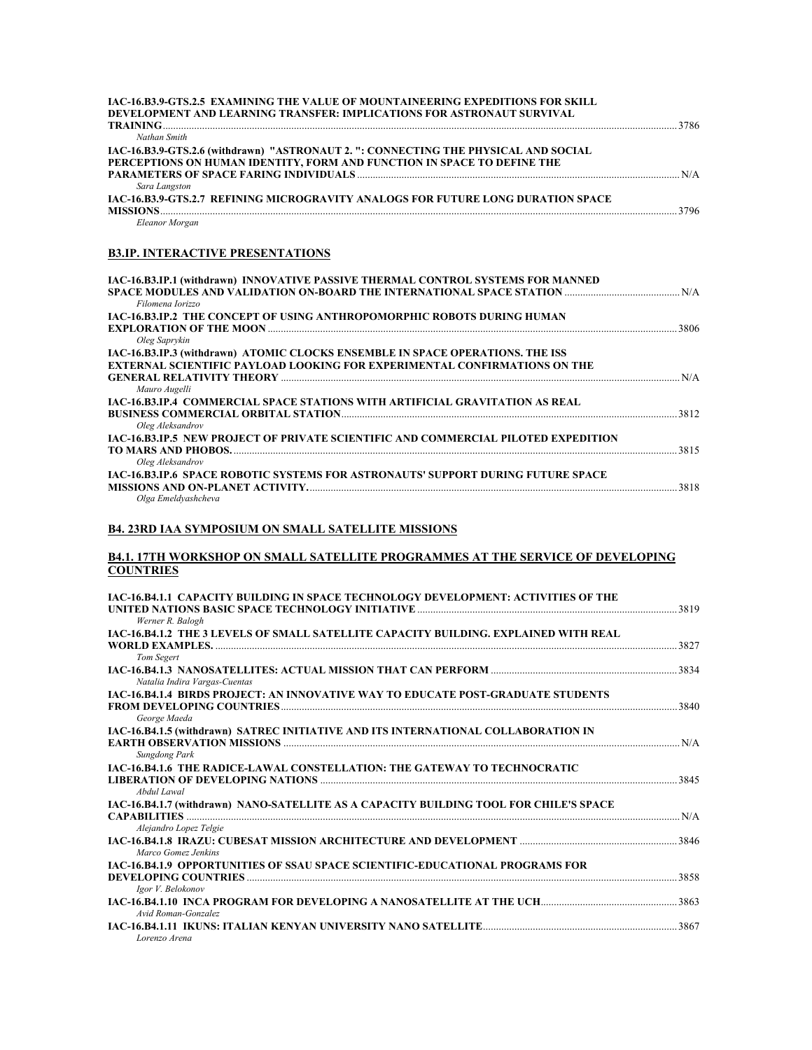**IAC-16.B3.9-GTS.2.5 EXAMINING THE VALUE OF MOUNTAINEERING EXPEDITIONS FOR SKILL DEVELOPMENT AND LEARNING TRANSFER: IMPLICATIONS FOR ASTRONAUT SURVIVAL TRAINING** ........ 3786
*Nathan Smith*

**IAC-16.B3.9-GTS.2.6 (withdrawn) "ASTRONAUT 2. ": CONNECTING THE PHYSICAL AND SOCIAL PERCEPTIONS ON HUMAN IDENTITY, FORM AND FUNCTION IN SPACE TO DEFINE THE PARAMETERS OF SPACE FARING INDIVIDUALS** ........ N/A
*Sara Langston*

**IAC-16.B3.9-GTS.2.7 REFINING MICROGRAVITY ANALOGS FOR FUTURE LONG DURATION SPACE MISSIONS** ........ 3796
*Eleanor Morgan*

## B3.IP. INTERACTIVE PRESENTATIONS

**IAC-16.B3.IP.1 (withdrawn) INNOVATIVE PASSIVE THERMAL CONTROL SYSTEMS FOR MANNED SPACE MODULES AND VALIDATION ON-BOARD THE INTERNATIONAL SPACE STATION** ........ N/A
*Filomena Iorizzo*

**IAC-16.B3.IP.2 THE CONCEPT OF USING ANTHROPOMORPHIC ROBOTS DURING HUMAN EXPLORATION OF THE MOON** ........ 3806
*Oleg Saprykin*

**IAC-16.B3.IP.3 (withdrawn) ATOMIC CLOCKS ENSEMBLE IN SPACE OPERATIONS. THE ISS EXTERNAL SCIENTIFIC PAYLOAD LOOKING FOR EXPERIMENTAL CONFIRMATIONS ON THE GENERAL RELATIVITY THEORY** ........ N/A
*Mauro Augelli*

**IAC-16.B3.IP.4 COMMERCIAL SPACE STATIONS WITH ARTIFICIAL GRAVITATION AS REAL BUSINESS COMMERCIAL ORBITAL STATION** ........ 3812
*Oleg Aleksandrov*

**IAC-16.B3.IP.5 NEW PROJECT OF PRIVATE SCIENTIFIC AND COMMERCIAL PILOTED EXPEDITION TO MARS AND PHOBOS.** ........ 3815
*Oleg Aleksandrov*

**IAC-16.B3.IP.6 SPACE ROBOTIC SYSTEMS FOR ASTRONAUTS' SUPPORT DURING FUTURE SPACE MISSIONS AND ON-PLANET ACTIVITY.** ........ 3818
*Olga Emeldyashcheva*

## B4. 23RD IAA SYMPOSIUM ON SMALL SATELLITE MISSIONS

### B4.1. 17TH WORKSHOP ON SMALL SATELLITE PROGRAMMES AT THE SERVICE OF DEVELOPING COUNTRIES

**IAC-16.B4.1.1 CAPACITY BUILDING IN SPACE TECHNOLOGY DEVELOPMENT: ACTIVITIES OF THE UNITED NATIONS BASIC SPACE TECHNOLOGY INITIATIVE** ........ 3819
*Werner R. Balogh*

**IAC-16.B4.1.2 THE 3 LEVELS OF SMALL SATELLITE CAPACITY BUILDING. EXPLAINED WITH REAL WORLD EXAMPLES.** ........ 3827
*Tom Segert*

**IAC-16.B4.1.3 NANOSATELLITES: ACTUAL MISSION THAT CAN PERFORM** ........ 3834
*Natalia Indira Vargas-Cuentas*

**IAC-16.B4.1.4 BIRDS PROJECT: AN INNOVATIVE WAY TO EDUCATE POST-GRADUATE STUDENTS FROM DEVELOPING COUNTRIES** ........ 3840
*George Maeda*

**IAC-16.B4.1.5 (withdrawn) SATREC INITIATIVE AND ITS INTERNATIONAL COLLABORATION IN EARTH OBSERVATION MISSIONS** ........ N/A
*Sungdong Park*

**IAC-16.B4.1.6 THE RADICE-LAWAL CONSTELLATION: THE GATEWAY TO TECHNOCRATIC LIBERATION OF DEVELOPING NATIONS** ........ 3845
*Abdul Lawal*

**IAC-16.B4.1.7 (withdrawn) NANO-SATELLITE AS A CAPACITY BUILDING TOOL FOR CHILE'S SPACE CAPABILITIES** ........ N/A
*Alejandro Lopez Telgie*

**IAC-16.B4.1.8 IRAZU: CUBESAT MISSION ARCHITECTURE AND DEVELOPMENT** ........ 3846
*Marco Gomez Jenkins*

**IAC-16.B4.1.9 OPPORTUNITIES OF SSAU SPACE SCIENTIFIC-EDUCATIONAL PROGRAMS FOR DEVELOPING COUNTRIES** ........ 3858
*Igor V. Belokonov*

**IAC-16.B4.1.10 INCA PROGRAM FOR DEVELOPING A NANOSATELLITE AT THE UCH** ........ 3863
*Avid Roman-Gonzalez*

**IAC-16.B4.1.11 IKUNS: ITALIAN KENYAN UNIVERSITY NANO SATELLITE** ........ 3867
*Lorenzo Arena*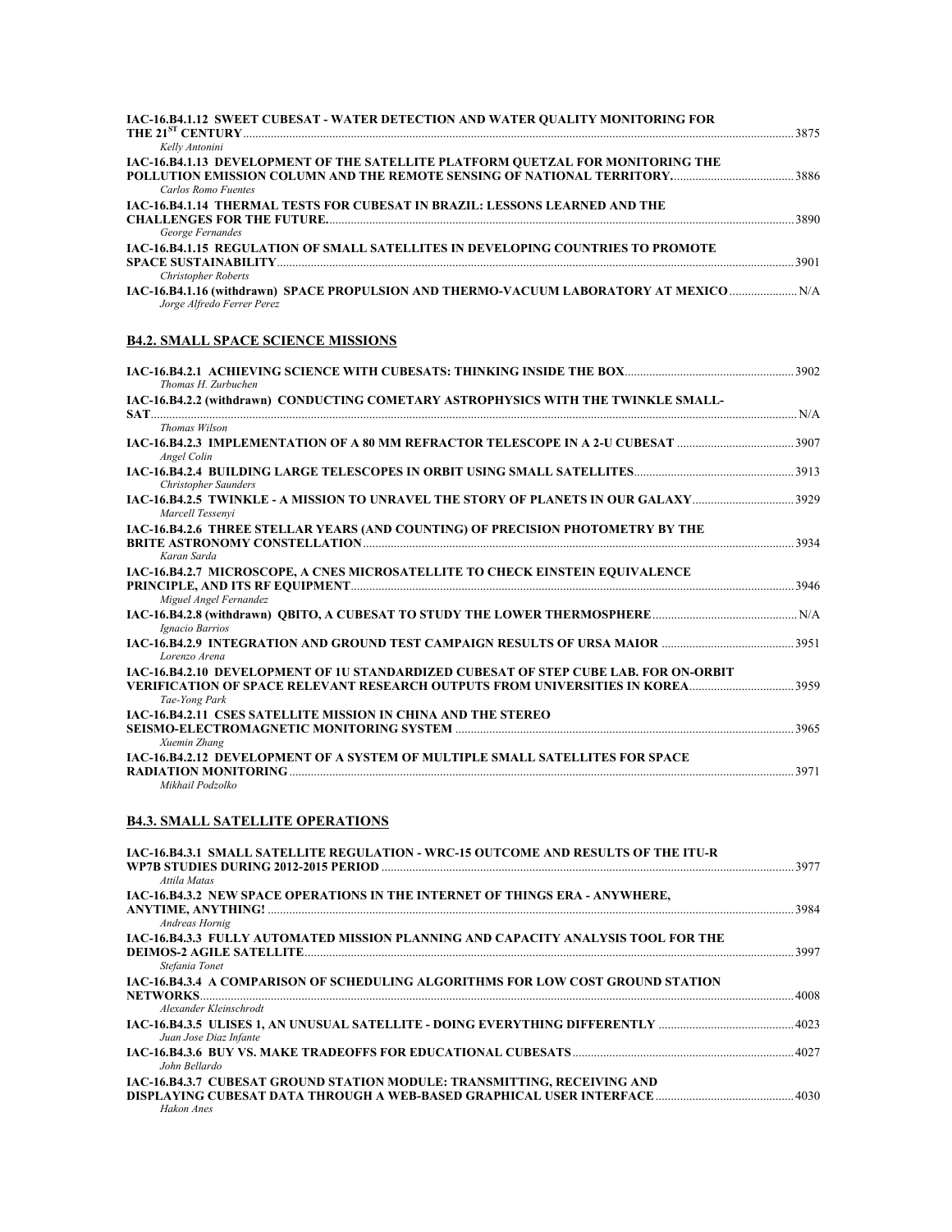**IAC-16.B4.1.12 SWEET CUBESAT - WATER DETECTION AND WATER QUALITY MONITORING FOR THE 21ST CENTURY** ........ 3875
*Kelly Antonini*

**IAC-16.B4.1.13 DEVELOPMENT OF THE SATELLITE PLATFORM QUETZAL FOR MONITORING THE POLLUTION EMISSION COLUMN AND THE REMOTE SENSING OF NATIONAL TERRITORY.** ........ 3886
*Carlos Romo Fuentes*

**IAC-16.B4.1.14 THERMAL TESTS FOR CUBESAT IN BRAZIL: LESSONS LEARNED AND THE CHALLENGES FOR THE FUTURE.** ........ 3890
*George Fernandes*

**IAC-16.B4.1.15 REGULATION OF SMALL SATELLITES IN DEVELOPING COUNTRIES TO PROMOTE SPACE SUSTAINABILITY** ........ 3901
*Christopher Roberts*

**IAC-16.B4.1.16 (withdrawn) SPACE PROPULSION AND THERMO-VACUUM LABORATORY AT MEXICO** ........ N/A
*Jorge Alfredo Ferrer Perez*

## B4.2. SMALL SPACE SCIENCE MISSIONS

**IAC-16.B4.2.1 ACHIEVING SCIENCE WITH CUBESATS: THINKING INSIDE THE BOX** ........ 3902
*Thomas H. Zurbuchen*

**IAC-16.B4.2.2 (withdrawn) CONDUCTING COMETARY ASTROPHYSICS WITH THE TWINKLE SMALL-SAT** ........ N/A
*Thomas Wilson*

**IAC-16.B4.2.3 IMPLEMENTATION OF A 80 MM REFRACTOR TELESCOPE IN A 2-U CUBESAT** ........ 3907
*Angel Colin*

**IAC-16.B4.2.4 BUILDING LARGE TELESCOPES IN ORBIT USING SMALL SATELLITES** ........ 3913
*Christopher Saunders*

**IAC-16.B4.2.5 TWINKLE - A MISSION TO UNRAVEL THE STORY OF PLANETS IN OUR GALAXY** ........ 3929
*Marcell Tessenyi*

**IAC-16.B4.2.6 THREE STELLAR YEARS (AND COUNTING) OF PRECISION PHOTOMETRY BY THE BRITE ASTRONOMY CONSTELLATION** ........ 3934
*Karan Sarda*

**IAC-16.B4.2.7 MICROSCOPE, A CNES MICROSATELLITE TO CHECK EINSTEIN EQUIVALENCE PRINCIPLE, AND ITS RF EQUIPMENT** ........ 3946
*Miguel Angel Fernandez*

**IAC-16.B4.2.8 (withdrawn) QBITO, A CUBESAT TO STUDY THE LOWER THERMOSPHERE** ........ N/A
*Ignacio Barrios*

**IAC-16.B4.2.9 INTEGRATION AND GROUND TEST CAMPAIGN RESULTS OF URSA MAIOR** ........ 3951
*Lorenzo Arena*

**IAC-16.B4.2.10 DEVELOPMENT OF 1U STANDARDIZED CUBESAT OF STEP CUBE LAB. FOR ON-ORBIT VERIFICATION OF SPACE RELEVANT RESEARCH OUTPUTS FROM UNIVERSITIES IN KOREA** ........ 3959
*Tae-Yong Park*

**IAC-16.B4.2.11 CSES SATELLITE MISSION IN CHINA AND THE STEREO SEISMO-ELECTROMAGNETIC MONITORING SYSTEM** ........ 3965
*Xuemin Zhang*

**IAC-16.B4.2.12 DEVELOPMENT OF A SYSTEM OF MULTIPLE SMALL SATELLITES FOR SPACE RADIATION MONITORING** ........ 3971
*Mikhail Podzolko*

## B4.3. SMALL SATELLITE OPERATIONS

**IAC-16.B4.3.1 SMALL SATELLITE REGULATION - WRC-15 OUTCOME AND RESULTS OF THE ITU-R WP7B STUDIES DURING 2012-2015 PERIOD** ........ 3977
*Attila Matas*

**IAC-16.B4.3.2 NEW SPACE OPERATIONS IN THE INTERNET OF THINGS ERA - ANYWHERE, ANYTIME, ANYTHING!** ........ 3984
*Andreas Hornig*

**IAC-16.B4.3.3 FULLY AUTOMATED MISSION PLANNING AND CAPACITY ANALYSIS TOOL FOR THE DEIMOS-2 AGILE SATELLITE** ........ 3997
*Stefania Tonet*

**IAC-16.B4.3.4 A COMPARISON OF SCHEDULING ALGORITHMS FOR LOW COST GROUND STATION NETWORKS** ........ 4008
*Alexander Kleinschrodt*

**IAC-16.B4.3.5 ULISES 1, AN UNUSUAL SATELLITE - DOING EVERYTHING DIFFERENTLY** ........ 4023
*Juan Jose Diaz Infante*

**IAC-16.B4.3.6 BUY VS. MAKE TRADEOFFS FOR EDUCATIONAL CUBESATS** ........ 4027
*John Bellardo*

**IAC-16.B4.3.7 CUBESAT GROUND STATION MODULE: TRANSMITTING, RECEIVING AND DISPLAYING CUBESAT DATA THROUGH A WEB-BASED GRAPHICAL USER INTERFACE** ........ 4030
*Hakon Anes*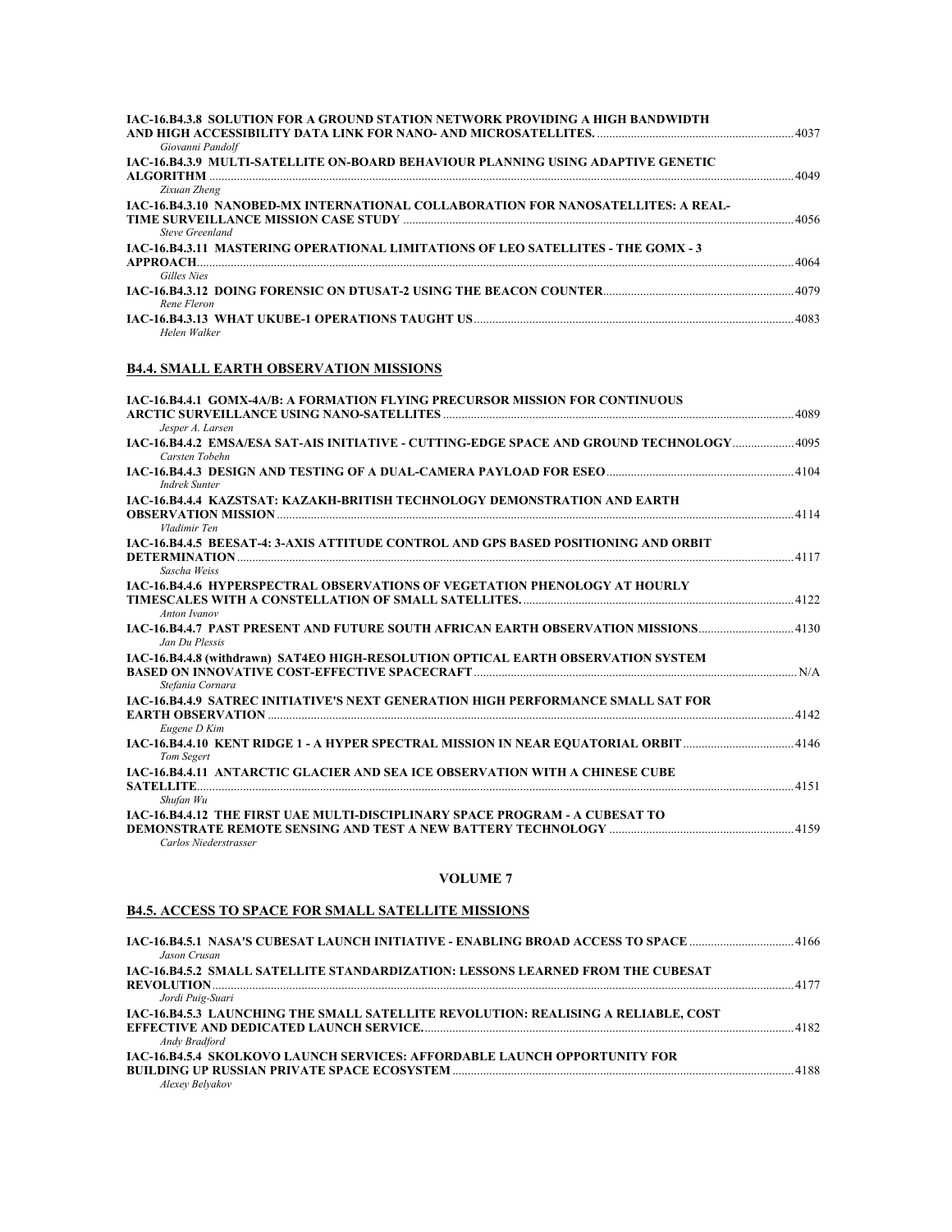**IAC-16.B4.3.8 SOLUTION FOR A GROUND STATION NETWORK PROVIDING A HIGH BANDWIDTH AND HIGH ACCESSIBILITY DATA LINK FOR NANO- AND MICROSATELLITES.** ....... 4037
*Giovanni Pandolf*

**IAC-16.B4.3.9 MULTI-SATELLITE ON-BOARD BEHAVIOUR PLANNING USING ADAPTIVE GENETIC ALGORITHM** ....... 4049
*Zixuan Zheng*

**IAC-16.B4.3.10 NANOBED-MX INTERNATIONAL COLLABORATION FOR NANOSATELLITES: A REAL-TIME SURVEILLANCE MISSION CASE STUDY** ....... 4056
*Steve Greenland*

**IAC-16.B4.3.11 MASTERING OPERATIONAL LIMITATIONS OF LEO SATELLITES - THE GOMX - 3 APPROACH** ....... 4064
*Gilles Nies*

**IAC-16.B4.3.12 DOING FORENSIC ON DTUSAT-2 USING THE BEACON COUNTER** ....... 4079
*Rene Fleron*

**IAC-16.B4.3.13 WHAT UKUBE-1 OPERATIONS TAUGHT US** ....... 4083
*Helen Walker*

## B4.4. SMALL EARTH OBSERVATION MISSIONS

**IAC-16.B4.4.1 GOMX-4A/B: A FORMATION FLYING PRECURSOR MISSION FOR CONTINUOUS ARCTIC SURVEILLANCE USING NANO-SATELLITES** ....... 4089
*Jesper A. Larsen*

**IAC-16.B4.4.2 EMSA/ESA SAT-AIS INITIATIVE - CUTTING-EDGE SPACE AND GROUND TECHNOLOGY** ....... 4095
*Carsten Tobehn*

**IAC-16.B4.4.3 DESIGN AND TESTING OF A DUAL-CAMERA PAYLOAD FOR ESEO** ....... 4104
*Indrek Sunter*

**IAC-16.B4.4.4 KAZSTSAT: KAZAKH-BRITISH TECHNOLOGY DEMONSTRATION AND EARTH OBSERVATION MISSION** ....... 4114
*Vladimir Ten*

**IAC-16.B4.4.5 BEESAT-4: 3-AXIS ATTITUDE CONTROL AND GPS BASED POSITIONING AND ORBIT DETERMINATION** ....... 4117
*Sascha Weiss*

**IAC-16.B4.4.6 HYPERSPECTRAL OBSERVATIONS OF VEGETATION PHENOLOGY AT HOURLY TIMESCALES WITH A CONSTELLATION OF SMALL SATELLITES.** ....... 4122
*Anton Ivanov*

**IAC-16.B4.4.7 PAST PRESENT AND FUTURE SOUTH AFRICAN EARTH OBSERVATION MISSIONS** ....... 4130
*Jan Du Plessis*

**IAC-16.B4.4.8 (withdrawn) SAT4EO HIGH-RESOLUTION OPTICAL EARTH OBSERVATION SYSTEM BASED ON INNOVATIVE COST-EFFECTIVE SPACECRAFT** ....... N/A
*Stefania Cornara*

**IAC-16.B4.4.9 SATREC INITIATIVE'S NEXT GENERATION HIGH PERFORMANCE SMALL SAT FOR EARTH OBSERVATION** ....... 4142
*Eugene D Kim*

**IAC-16.B4.4.10 KENT RIDGE 1 - A HYPER SPECTRAL MISSION IN NEAR EQUATORIAL ORBIT** ....... 4146
*Tom Segert*

**IAC-16.B4.4.11 ANTARCTIC GLACIER AND SEA ICE OBSERVATION WITH A CHINESE CUBE SATELLITE** ....... 4151
*Shufan Wu*

**IAC-16.B4.4.12 THE FIRST UAE MULTI-DISCIPLINARY SPACE PROGRAM - A CUBESAT TO DEMONSTRATE REMOTE SENSING AND TEST A NEW BATTERY TECHNOLOGY** ....... 4159
*Carlos Niederstrasser*

# VOLUME 7

## B4.5. ACCESS TO SPACE FOR SMALL SATELLITE MISSIONS

**IAC-16.B4.5.1 NASA'S CUBESAT LAUNCH INITIATIVE - ENABLING BROAD ACCESS TO SPACE** ....... 4166
*Jason Crusan*

**IAC-16.B4.5.2 SMALL SATELLITE STANDARDIZATION: LESSONS LEARNED FROM THE CUBESAT REVOLUTION** ....... 4177
*Jordi Puig-Suari*

**IAC-16.B4.5.3 LAUNCHING THE SMALL SATELLITE REVOLUTION: REALISING A RELIABLE, COST EFFECTIVE AND DEDICATED LAUNCH SERVICE.** ....... 4182
*Andy Bradford*

**IAC-16.B4.5.4 SKOLKOVO LAUNCH SERVICES: AFFORDABLE LAUNCH OPPORTUNITY FOR BUILDING UP RUSSIAN PRIVATE SPACE ECOSYSTEM** ....... 4188
*Alexey Belyakov*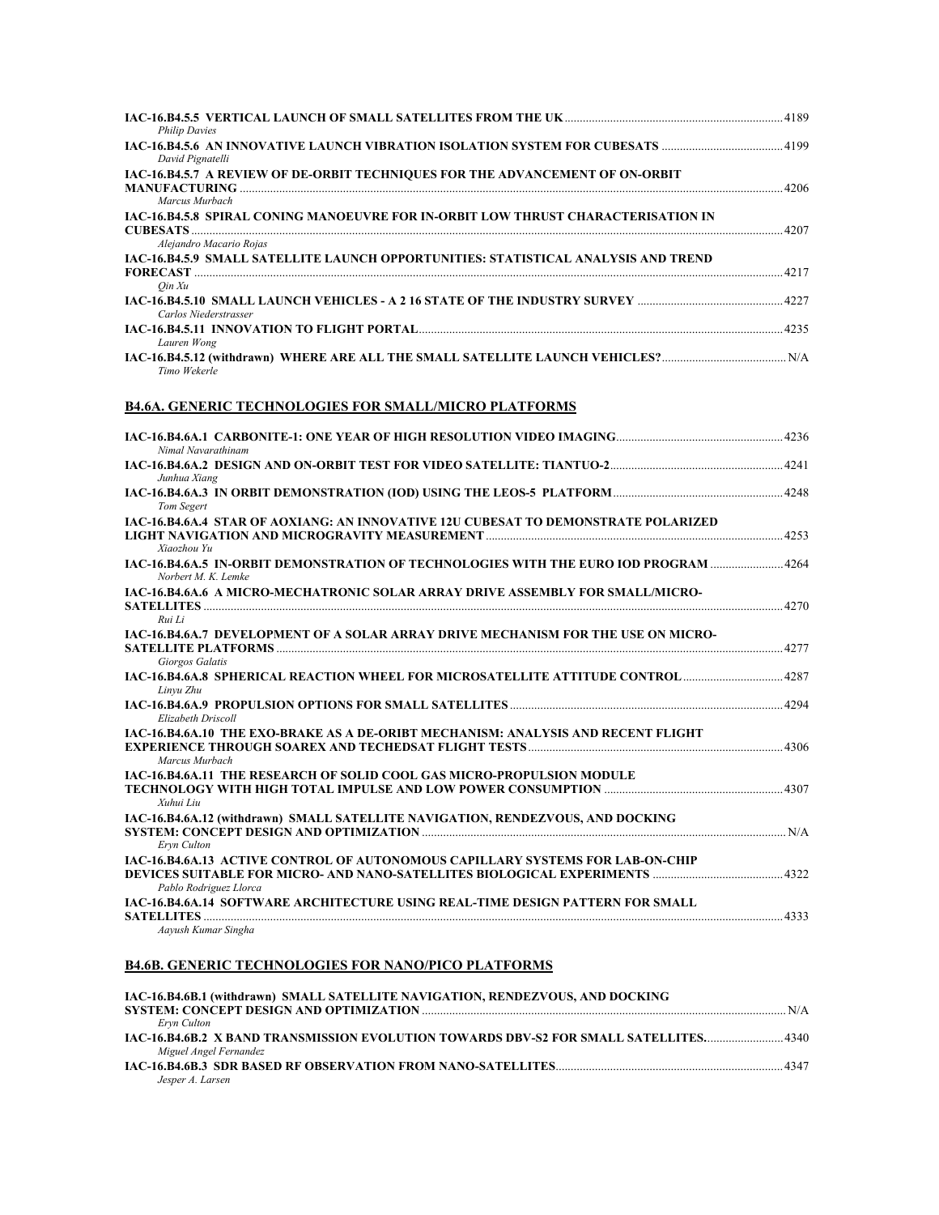**IAC-16.B4.5.5 VERTICAL LAUNCH OF SMALL SATELLITES FROM THE UK** ........ 4189
*Philip Davies*

**IAC-16.B4.5.6 AN INNOVATIVE LAUNCH VIBRATION ISOLATION SYSTEM FOR CUBESATS** ........ 4199
*David Pignatelli*

**IAC-16.B4.5.7 A REVIEW OF DE-ORBIT TECHNIQUES FOR THE ADVANCEMENT OF ON-ORBIT MANUFACTURING** ........ 4206
*Marcus Murbach*

**IAC-16.B4.5.8 SPIRAL CONING MANOEUVRE FOR IN-ORBIT LOW THRUST CHARACTERISATION IN CUBESATS** ........ 4207
*Alejandro Macario Rojas*

**IAC-16.B4.5.9 SMALL SATELLITE LAUNCH OPPORTUNITIES: STATISTICAL ANALYSIS AND TREND FORECAST** ........ 4217
*Qin Xu*

**IAC-16.B4.5.10 SMALL LAUNCH VEHICLES - A 2 16 STATE OF THE INDUSTRY SURVEY** ........ 4227
*Carlos Niederstrasser*

**IAC-16.B4.5.11 INNOVATION TO FLIGHT PORTAL** ........ 4235
*Lauren Wong*

**IAC-16.B4.5.12 (withdrawn) WHERE ARE ALL THE SMALL SATELLITE LAUNCH VEHICLES?** ........ N/A
*Timo Wekerle*

## B4.6A. GENERIC TECHNOLOGIES FOR SMALL/MICRO PLATFORMS

**IAC-16.B4.6A.1 CARBONITE-1: ONE YEAR OF HIGH RESOLUTION VIDEO IMAGING** ........ 4236
*Nimal Navarathinam*

**IAC-16.B4.6A.2 DESIGN AND ON-ORBIT TEST FOR VIDEO SATELLITE: TIANTUO-2** ........ 4241
*Junhua Xiang*

**IAC-16.B4.6A.3 IN ORBIT DEMONSTRATION (IOD) USING THE LEOS-5 PLATFORM** ........ 4248
*Tom Segert*

**IAC-16.B4.6A.4 STAR OF AOXIANG: AN INNOVATIVE 12U CUBESAT TO DEMONSTRATE POLARIZED LIGHT NAVIGATION AND MICROGRAVITY MEASUREMENT** ........ 4253
*Xiaozhou Yu*

**IAC-16.B4.6A.5 IN-ORBIT DEMONSTRATION OF TECHNOLOGIES WITH THE EURO IOD PROGRAM** ........ 4264
*Norbert M. K. Lemke*

**IAC-16.B4.6A.6 A MICRO-MECHATRONIC SOLAR ARRAY DRIVE ASSEMBLY FOR SMALL/MICRO-SATELLITES** ........ 4270
*Rui Li*

**IAC-16.B4.6A.7 DEVELOPMENT OF A SOLAR ARRAY DRIVE MECHANISM FOR THE USE ON MICRO-SATELLITE PLATFORMS** ........ 4277
*Giorgos Galatis*

**IAC-16.B4.6A.8 SPHERICAL REACTION WHEEL FOR MICROSATELLITE ATTITUDE CONTROL** ........ 4287
*Linyu Zhu*

**IAC-16.B4.6A.9 PROPULSION OPTIONS FOR SMALL SATELLITES** ........ 4294
*Elizabeth Driscoll*

**IAC-16.B4.6A.10 THE EXO-BRAKE AS A DE-ORIBT MECHANISM: ANALYSIS AND RECENT FLIGHT EXPERIENCE THROUGH SOAREX AND TECHEDSAT FLIGHT TESTS** ........ 4306
*Marcus Murbach*

**IAC-16.B4.6A.11 THE RESEARCH OF SOLID COOL GAS MICRO-PROPULSION MODULE TECHNOLOGY WITH HIGH TOTAL IMPULSE AND LOW POWER CONSUMPTION** ........ 4307
*Xuhui Liu*

**IAC-16.B4.6A.12 (withdrawn) SMALL SATELLITE NAVIGATION, RENDEZVOUS, AND DOCKING SYSTEM: CONCEPT DESIGN AND OPTIMIZATION** ........ N/A
*Eryn Culton*

**IAC-16.B4.6A.13 ACTIVE CONTROL OF AUTONOMOUS CAPILLARY SYSTEMS FOR LAB-ON-CHIP DEVICES SUITABLE FOR MICRO- AND NANO-SATELLITES BIOLOGICAL EXPERIMENTS** ........ 4322
*Pablo Rodriguez Llorca*

**IAC-16.B4.6A.14 SOFTWARE ARCHITECTURE USING REAL-TIME DESIGN PATTERN FOR SMALL SATELLITES** ........ 4333
*Aayush Kumar Singha*

## B4.6B. GENERIC TECHNOLOGIES FOR NANO/PICO PLATFORMS

**IAC-16.B4.6B.1 (withdrawn) SMALL SATELLITE NAVIGATION, RENDEZVOUS, AND DOCKING SYSTEM: CONCEPT DESIGN AND OPTIMIZATION** ........ N/A
*Eryn Culton*

**IAC-16.B4.6B.2 X BAND TRANSMISSION EVOLUTION TOWARDS DBV-S2 FOR SMALL SATELLITES.** ........ 4340
*Miguel Angel Fernandez*

**IAC-16.B4.6B.3 SDR BASED RF OBSERVATION FROM NANO-SATELLITES** ........ 4347
*Jesper A. Larsen*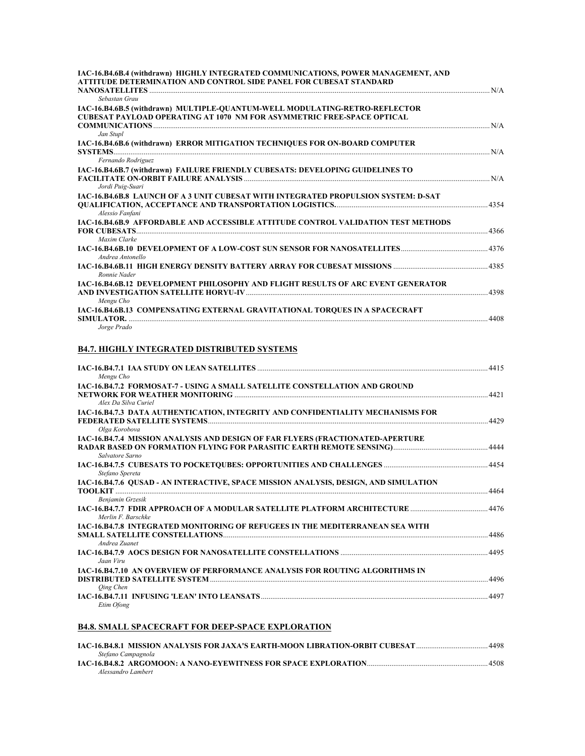**IAC-16.B4.6B.4 (withdrawn) HIGHLY INTEGRATED COMMUNICATIONS, POWER MANAGEMENT, AND ATTITUDE DETERMINATION AND CONTROL SIDE PANEL FOR CUBESAT STANDARD NANOSATELLITES** ........ N/A
*Sebastan Grau*

**IAC-16.B4.6B.5 (withdrawn) MULTIPLE-QUANTUM-WELL MODULATING-RETRO-REFLECTOR CUBESAT PAYLOAD OPERATING AT 1070 NM FOR ASYMMETRIC FREE-SPACE OPTICAL COMMUNICATIONS** ........ N/A
*Jan Stupl*

**IAC-16.B4.6B.6 (withdrawn) ERROR MITIGATION TECHNIQUES FOR ON-BOARD COMPUTER SYSTEMS** ........ N/A
*Fernando Rodriguez*

**IAC-16.B4.6B.7 (withdrawn) FAILURE FRIENDLY CUBESATS: DEVELOPING GUIDELINES TO FACILITATE ON-ORBIT FAILURE ANALYSIS** ........ N/A
*Jordi Puig-Suari*

**IAC-16.B4.6B.8 LAUNCH OF A 3 UNIT CUBESAT WITH INTEGRATED PROPULSION SYSTEM: D-SAT QUALIFICATION, ACCEPTANCE AND TRANSPORTATION LOGISTICS.** ........ 4354
*Alessio Fanfani*

**IAC-16.B4.6B.9 AFFORDABLE AND ACCESSIBLE ATTITUDE CONTROL VALIDATION TEST METHODS FOR CUBESATS** ........ 4366
*Maxim Clarke*

**IAC-16.B4.6B.10 DEVELOPMENT OF A LOW-COST SUN SENSOR FOR NANOSATELLITES** ........ 4376
*Andrea Antonello*

**IAC-16.B4.6B.11 HIGH ENERGY DENSITY BATTERY ARRAY FOR CUBESAT MISSIONS** ........ 4385
*Ronnie Nader*

**IAC-16.B4.6B.12 DEVELOPMENT PHILOSOPHY AND FLIGHT RESULTS OF ARC EVENT GENERATOR AND INVESTIGATION SATELLITE HORYU-IV** ........ 4398
*Mengu Cho*

**IAC-16.B4.6B.13 COMPENSATING EXTERNAL GRAVITATIONAL TORQUES IN A SPACECRAFT SIMULATOR.** ........ 4408
*Jorge Prado*

## B4.7. HIGHLY INTEGRATED DISTRIBUTED SYSTEMS

**IAC-16.B4.7.1 IAA STUDY ON LEAN SATELLITES** ........ 4415
*Mengu Cho*

**IAC-16.B4.7.2 FORMOSAT-7 - USING A SMALL SATELLITE CONSTELLATION AND GROUND NETWORK FOR WEATHER MONITORING** ........ 4421
*Alex Da Silva Curiel*

**IAC-16.B4.7.3 DATA AUTHENTICATION, INTEGRITY AND CONFIDENTIALITY MECHANISMS FOR FEDERATED SATELLITE SYSTEMS** ........ 4429
*Olga Korobova*

**IAC-16.B4.7.4 MISSION ANALYSIS AND DESIGN OF FAR FLYERS (FRACTIONATED-APERTURE RADAR BASED ON FORMATION FLYING FOR PARASITIC EARTH REMOTE SENSING)** ........ 4444
*Salvatore Sarno*

**IAC-16.B4.7.5 CUBESATS TO POCKETQUBES: OPPORTUNITIES AND CHALLENGES** ........ 4454
*Stefano Spereta*

**IAC-16.B4.7.6 QUSAD - AN INTERACTIVE, SPACE MISSION ANALYSIS, DESIGN, AND SIMULATION TOOLKIT** ........ 4464
*Benjamin Grzesik*

**IAC-16.B4.7.7 FDIR APPROACH OF A MODULAR SATELLITE PLATFORM ARCHITECTURE** ........ 4476
*Merlin F. Barschke*

**IAC-16.B4.7.8 INTEGRATED MONITORING OF REFUGEES IN THE MEDITERRANEAN SEA WITH SMALL SATELLITE CONSTELLATIONS** ........ 4486
*Andrea Zuanet*

**IAC-16.B4.7.9 AOCS DESIGN FOR NANOSATELLITE CONSTELLATIONS** ........ 4495
*Jaan Viru*

**IAC-16.B4.7.10 AN OVERVIEW OF PERFORMANCE ANALYSIS FOR ROUTING ALGORITHMS IN DISTRIBUTED SATELLITE SYSTEM** ........ 4496
*Qing Chen*

**IAC-16.B4.7.11 INFUSING 'LEAN' INTO LEANSATS** ........ 4497
*Etim Ofong*

## B4.8. SMALL SPACECRAFT FOR DEEP-SPACE EXPLORATION

**IAC-16.B4.8.1 MISSION ANALYSIS FOR JAXA'S EARTH-MOON LIBRATION-ORBIT CUBESAT** ........ 4498
*Stefano Campagnola*

**IAC-16.B4.8.2 ARGOMOON: A NANO-EYEWITNESS FOR SPACE EXPLORATION** ........ 4508
*Alessandro Lambert*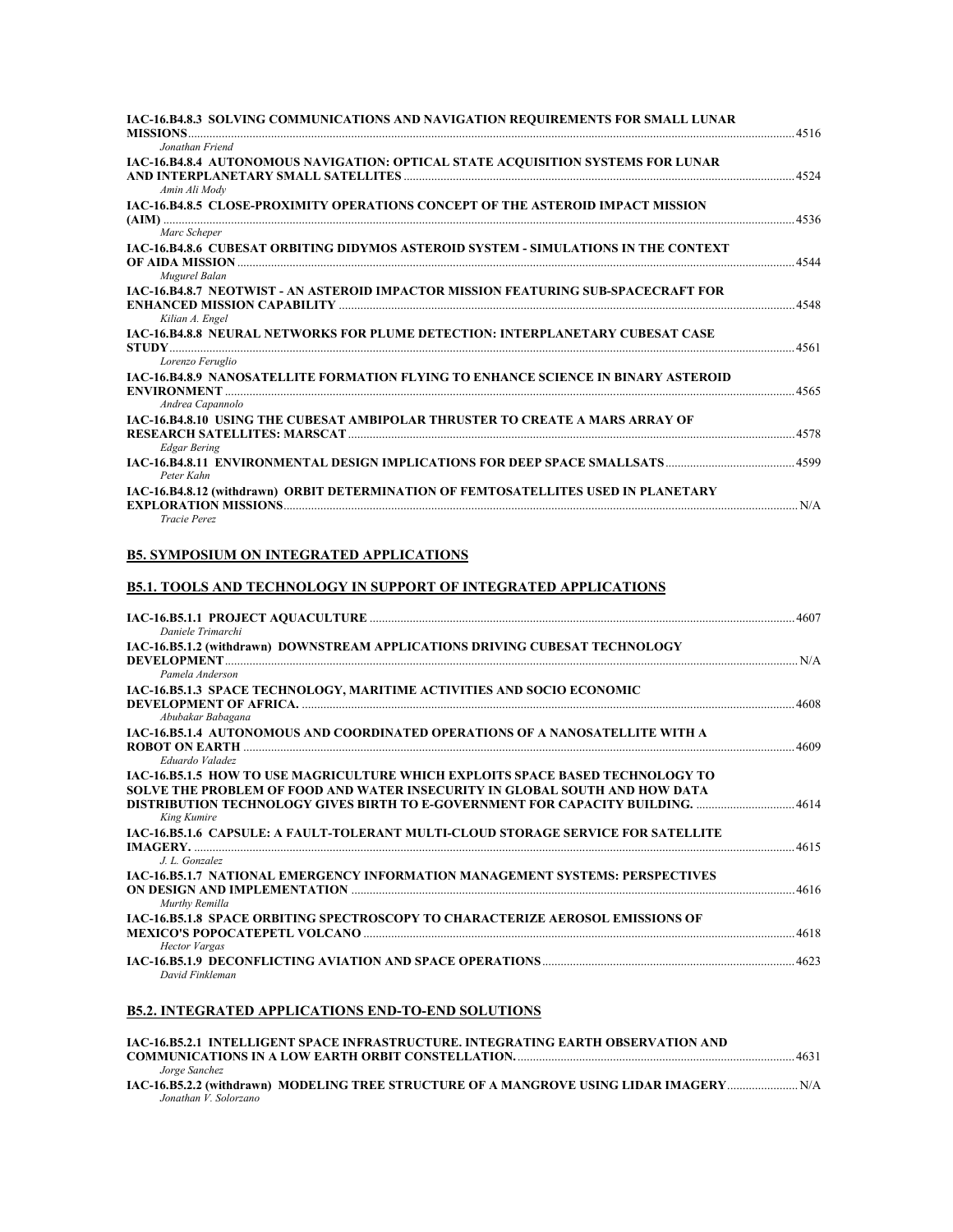**IAC-16.B4.8.3 SOLVING COMMUNICATIONS AND NAVIGATION REQUIREMENTS FOR SMALL LUNAR MISSIONS** ..... 4516
*Jonathan Friend*

**IAC-16.B4.8.4 AUTONOMOUS NAVIGATION: OPTICAL STATE ACQUISITION SYSTEMS FOR LUNAR AND INTERPLANETARY SMALL SATELLITES** ..... 4524
*Amin Ali Mody*

**IAC-16.B4.8.5 CLOSE-PROXIMITY OPERATIONS CONCEPT OF THE ASTEROID IMPACT MISSION (AIM)** ..... 4536
*Marc Scheper*

**IAC-16.B4.8.6 CUBESAT ORBITING DIDYMOS ASTEROID SYSTEM - SIMULATIONS IN THE CONTEXT OF AIDA MISSION** ..... 4544
*Mugurel Balan*

**IAC-16.B4.8.7 NEOTWIST - AN ASTEROID IMPACTOR MISSION FEATURING SUB-SPACECRAFT FOR ENHANCED MISSION CAPABILITY** ..... 4548
*Kilian A. Engel*

**IAC-16.B4.8.8 NEURAL NETWORKS FOR PLUME DETECTION: INTERPLANETARY CUBESAT CASE STUDY** ..... 4561
*Lorenzo Feruglio*

**IAC-16.B4.8.9 NANOSATELLITE FORMATION FLYING TO ENHANCE SCIENCE IN BINARY ASTEROID ENVIRONMENT** ..... 4565
*Andrea Capannolo*

**IAC-16.B4.8.10 USING THE CUBESAT AMBIPOLAR THRUSTER TO CREATE A MARS ARRAY OF RESEARCH SATELLITES: MARSCAT** ..... 4578
*Edgar Bering*

**IAC-16.B4.8.11 ENVIRONMENTAL DESIGN IMPLICATIONS FOR DEEP SPACE SMALLSATS** ..... 4599
*Peter Kahn*

**IAC-16.B4.8.12 (withdrawn) ORBIT DETERMINATION OF FEMTOSATELLITES USED IN PLANETARY EXPLORATION MISSIONS** ..... N/A
*Tracie Perez*

## B5. SYMPOSIUM ON INTEGRATED APPLICATIONS

### B5.1. TOOLS AND TECHNOLOGY IN SUPPORT OF INTEGRATED APPLICATIONS

**IAC-16.B5.1.1 PROJECT AQUACULTURE** ..... 4607
*Daniele Trimarchi*

**IAC-16.B5.1.2 (withdrawn) DOWNSTREAM APPLICATIONS DRIVING CUBESAT TECHNOLOGY DEVELOPMENT** ..... N/A
*Pamela Anderson*

**IAC-16.B5.1.3 SPACE TECHNOLOGY, MARITIME ACTIVITIES AND SOCIO ECONOMIC DEVELOPMENT OF AFRICA.** ..... 4608
*Abubakar Babagana*

**IAC-16.B5.1.4 AUTONOMOUS AND COORDINATED OPERATIONS OF A NANOSATELLITE WITH A ROBOT ON EARTH** ..... 4609
*Eduardo Valadez*

**IAC-16.B5.1.5 HOW TO USE MAGRICULTURE WHICH EXPLOITS SPACE BASED TECHNOLOGY TO SOLVE THE PROBLEM OF FOOD AND WATER INSECURITY IN GLOBAL SOUTH AND HOW DATA DISTRIBUTION TECHNOLOGY GIVES BIRTH TO E-GOVERNMENT FOR CAPACITY BUILDING.** ..... 4614
*King Kumire*

**IAC-16.B5.1.6 CAPSULE: A FAULT-TOLERANT MULTI-CLOUD STORAGE SERVICE FOR SATELLITE IMAGERY.** ..... 4615
*J. L. Gonzalez*

**IAC-16.B5.1.7 NATIONAL EMERGENCY INFORMATION MANAGEMENT SYSTEMS: PERSPECTIVES ON DESIGN AND IMPLEMENTATION** ..... 4616
*Murthy Remilla*

**IAC-16.B5.1.8 SPACE ORBITING SPECTROSCOPY TO CHARACTERIZE AEROSOL EMISSIONS OF MEXICO'S POPOCATEPETL VOLCANO** ..... 4618
*Hector Vargas*

**IAC-16.B5.1.9 DECONFLICTING AVIATION AND SPACE OPERATIONS** ..... 4623
*David Finkleman*

### B5.2. INTEGRATED APPLICATIONS END-TO-END SOLUTIONS

**IAC-16.B5.2.1 INTELLIGENT SPACE INFRASTRUCTURE. INTEGRATING EARTH OBSERVATION AND COMMUNICATIONS IN A LOW EARTH ORBIT CONSTELLATION.** ..... 4631
*Jorge Sanchez*

**IAC-16.B5.2.2 (withdrawn) MODELING TREE STRUCTURE OF A MANGROVE USING LIDAR IMAGERY** ..... N/A
*Jonathan V. Solorzano*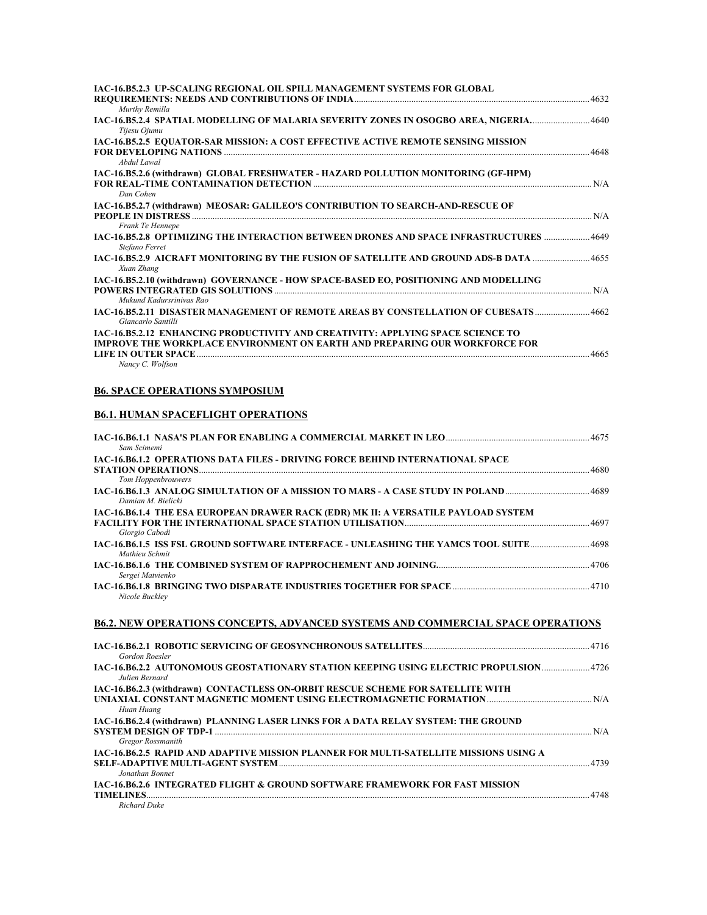**IAC-16.B5.2.3 UP-SCALING REGIONAL OIL SPILL MANAGEMENT SYSTEMS FOR GLOBAL REQUIREMENTS: NEEDS AND CONTRIBUTIONS OF INDIA** ........ 4632
*Murthy Remilla*

**IAC-16.B5.2.4 SPATIAL MODELLING OF MALARIA SEVERITY ZONES IN OSOGBO AREA, NIGERIA.** ........ 4640
*Tijesu Ojumu*

**IAC-16.B5.2.5 EQUATOR-SAR MISSION: A COST EFFECTIVE ACTIVE REMOTE SENSING MISSION FOR DEVELOPING NATIONS** ........ 4648
*Abdul Lawal*

**IAC-16.B5.2.6 (withdrawn) GLOBAL FRESHWATER - HAZARD POLLUTION MONITORING (GF-HPM) FOR REAL-TIME CONTAMINATION DETECTION** ........ N/A
*Dan Cohen*

**IAC-16.B5.2.7 (withdrawn) MEOSAR: GALILEO'S CONTRIBUTION TO SEARCH-AND-RESCUE OF PEOPLE IN DISTRESS** ........ N/A
*Frank Te Hennepe*

**IAC-16.B5.2.8 OPTIMIZING THE INTERACTION BETWEEN DRONES AND SPACE INFRASTRUCTURES** ........ 4649
*Stefano Ferret*

**IAC-16.B5.2.9 AICRAFT MONITORING BY THE FUSION OF SATELLITE AND GROUND ADS-B DATA** ........ 4655
*Xuan Zhang*

**IAC-16.B5.2.10 (withdrawn) GOVERNANCE - HOW SPACE-BASED EO, POSITIONING AND MODELLING POWERS INTEGRATED GIS SOLUTIONS** ........ N/A
*Mukund Kadursrinivas Rao*

**IAC-16.B5.2.11 DISASTER MANAGEMENT OF REMOTE AREAS BY CONSTELLATION OF CUBESATS** ........ 4662
*Giancarlo Santilli*

**IAC-16.B5.2.12 ENHANCING PRODUCTIVITY AND CREATIVITY: APPLYING SPACE SCIENCE TO IMPROVE THE WORKPLACE ENVIRONMENT ON EARTH AND PREPARING OUR WORKFORCE FOR LIFE IN OUTER SPACE** ........ 4665
*Nancy C. Wolfson*

## B6. SPACE OPERATIONS SYMPOSIUM

### B6.1. HUMAN SPACEFLIGHT OPERATIONS

**IAC-16.B6.1.1 NASA'S PLAN FOR ENABLING A COMMERCIAL MARKET IN LEO** ........ 4675
*Sam Scimemi*

**IAC-16.B6.1.2 OPERATIONS DATA FILES - DRIVING FORCE BEHIND INTERNATIONAL SPACE STATION OPERATIONS** ........ 4680
*Tom Hoppenbrouwers*

**IAC-16.B6.1.3 ANALOG SIMULTATION OF A MISSION TO MARS - A CASE STUDY IN POLAND** ........ 4689
*Damian M. Bielicki*

**IAC-16.B6.1.4 THE ESA EUROPEAN DRAWER RACK (EDR) MK II: A VERSATILE PAYLOAD SYSTEM FACILITY FOR THE INTERNATIONAL SPACE STATION UTILISATION** ........ 4697
*Giorgio Cabodi*

**IAC-16.B6.1.5 ISS FSL GROUND SOFTWARE INTERFACE - UNLEASHING THE YAMCS TOOL SUITE** ........ 4698
*Mathieu Schmit*

**IAC-16.B6.1.6 THE COMBINED SYSTEM OF RAPPROCHEMENT AND JOINING.** ........ 4706
*Sergei Matvienko*

**IAC-16.B6.1.8 BRINGING TWO DISPARATE INDUSTRIES TOGETHER FOR SPACE** ........ 4710
*Nicole Buckley*

### B6.2. NEW OPERATIONS CONCEPTS, ADVANCED SYSTEMS AND COMMERCIAL SPACE OPERATIONS

**IAC-16.B6.2.1 ROBOTIC SERVICING OF GEOSYNCHRONOUS SATELLITES** ........ 4716
*Gordon Roesler*

**IAC-16.B6.2.2 AUTONOMOUS GEOSTATIONARY STATION KEEPING USING ELECTRIC PROPULSION** ........ 4726
*Julien Bernard*

**IAC-16.B6.2.3 (withdrawn) CONTACTLESS ON-ORBIT RESCUE SCHEME FOR SATELLITE WITH UNIAXIAL CONSTANT MAGNETIC MOMENT USING ELECTROMAGNETIC FORMATION** ........ N/A
*Huan Huang*

**IAC-16.B6.2.4 (withdrawn) PLANNING LASER LINKS FOR A DATA RELAY SYSTEM: THE GROUND SYSTEM DESIGN OF TDP-1** ........ N/A
*Gregor Rossmanith*

**IAC-16.B6.2.5 RAPID AND ADAPTIVE MISSION PLANNER FOR MULTI-SATELLITE MISSIONS USING A SELF-ADAPTIVE MULTI-AGENT SYSTEM** ........ 4739
*Jonathan Bonnet*

**IAC-16.B6.2.6 INTEGRATED FLIGHT & GROUND SOFTWARE FRAMEWORK FOR FAST MISSION TIMELINES** ........ 4748
*Richard Duke*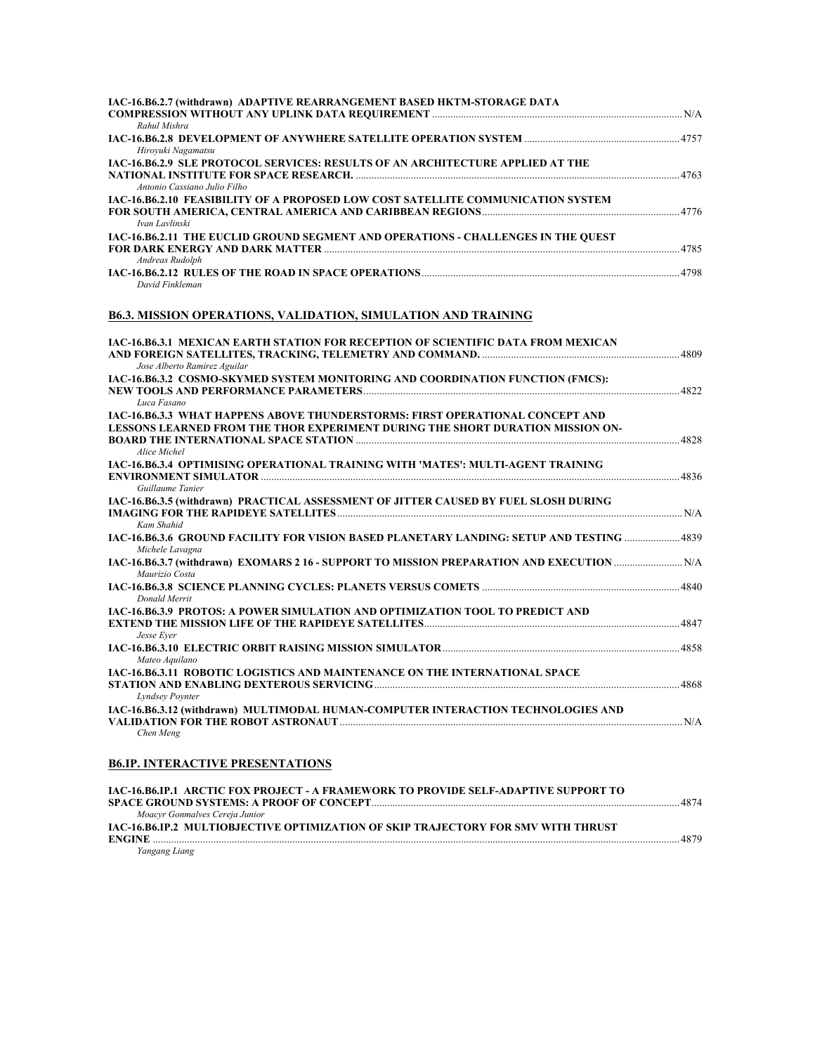**IAC-16.B6.2.7 (withdrawn) ADAPTIVE REARRANGEMENT BASED HKTM-STORAGE DATA COMPRESSION WITHOUT ANY UPLINK DATA REQUIREMENT** ............ N/A
*Rahul Mishra*

**IAC-16.B6.2.8 DEVELOPMENT OF ANYWHERE SATELLITE OPERATION SYSTEM** ............ 4757
*Hiroyuki Nagamatsu*

**IAC-16.B6.2.9 SLE PROTOCOL SERVICES: RESULTS OF AN ARCHITECTURE APPLIED AT THE NATIONAL INSTITUTE FOR SPACE RESEARCH.** ............ 4763
*Antonio Cassiano Julio Filho*

**IAC-16.B6.2.10 FEASIBILITY OF A PROPOSED LOW COST SATELLITE COMMUNICATION SYSTEM FOR SOUTH AMERICA, CENTRAL AMERICA AND CARIBBEAN REGIONS** ............ 4776
*Ivan Lavlinski*

**IAC-16.B6.2.11 THE EUCLID GROUND SEGMENT AND OPERATIONS - CHALLENGES IN THE QUEST FOR DARK ENERGY AND DARK MATTER** ............ 4785
*Andreas Rudolph*

**IAC-16.B6.2.12 RULES OF THE ROAD IN SPACE OPERATIONS** ............ 4798
*David Finkleman*

## B6.3. MISSION OPERATIONS, VALIDATION, SIMULATION AND TRAINING

**IAC-16.B6.3.1 MEXICAN EARTH STATION FOR RECEPTION OF SCIENTIFIC DATA FROM MEXICAN AND FOREIGN SATELLITES, TRACKING, TELEMETRY AND COMMAND.** ............ 4809
*Jose Alberto Ramirez Aguilar*

**IAC-16.B6.3.2 COSMO-SKYMED SYSTEM MONITORING AND COORDINATION FUNCTION (FMCS): NEW TOOLS AND PERFORMANCE PARAMETERS** ............ 4822
*Luca Fasano*

**IAC-16.B6.3.3 WHAT HAPPENS ABOVE THUNDERSTORMS: FIRST OPERATIONAL CONCEPT AND LESSONS LEARNED FROM THE THOR EXPERIMENT DURING THE SHORT DURATION MISSION ON-BOARD THE INTERNATIONAL SPACE STATION** ............ 4828
*Alice Michel*

**IAC-16.B6.3.4 OPTIMISING OPERATIONAL TRAINING WITH 'MATES': MULTI-AGENT TRAINING ENVIRONMENT SIMULATOR** ............ 4836
*Guillaume Tanier*

**IAC-16.B6.3.5 (withdrawn) PRACTICAL ASSESSMENT OF JITTER CAUSED BY FUEL SLOSH DURING IMAGING FOR THE RAPIDEYE SATELLITES** ............ N/A
*Kam Shahid*

**IAC-16.B6.3.6 GROUND FACILITY FOR VISION BASED PLANETARY LANDING: SETUP AND TESTING** ............ 4839
*Michele Lavagna*

**IAC-16.B6.3.7 (withdrawn) EXOMARS 2 16 - SUPPORT TO MISSION PREPARATION AND EXECUTION** ............ N/A
*Maurizio Costa*

**IAC-16.B6.3.8 SCIENCE PLANNING CYCLES: PLANETS VERSUS COMETS** ............ 4840
*Donald Merrit*

**IAC-16.B6.3.9 PROTOS: A POWER SIMULATION AND OPTIMIZATION TOOL TO PREDICT AND EXTEND THE MISSION LIFE OF THE RAPIDEYE SATELLITES** ............ 4847
*Jesse Eyer*

**IAC-16.B6.3.10 ELECTRIC ORBIT RAISING MISSION SIMULATOR** ............ 4858
*Mateo Aquilano*

**IAC-16.B6.3.11 ROBOTIC LOGISTICS AND MAINTENANCE ON THE INTERNATIONAL SPACE STATION AND ENABLING DEXTEROUS SERVICING** ............ 4868
*Lyndsey Poynter*

**IAC-16.B6.3.12 (withdrawn) MULTIMODAL HUMAN-COMPUTER INTERACTION TECHNOLOGIES AND VALIDATION FOR THE ROBOT ASTRONAUT** ............ N/A
*Chen Meng*

## B6.IP. INTERACTIVE PRESENTATIONS

**IAC-16.B6.IP.1 ARCTIC FOX PROJECT - A FRAMEWORK TO PROVIDE SELF-ADAPTIVE SUPPORT TO SPACE GROUND SYSTEMS: A PROOF OF CONCEPT** ............ 4874
*Moacyr Gonmalves Cereja Junior*

**IAC-16.B6.IP.2 MULTIOBJECTIVE OPTIMIZATION OF SKIP TRAJECTORY FOR SMV WITH THRUST ENGINE** ............ 4879
*Yangang Liang*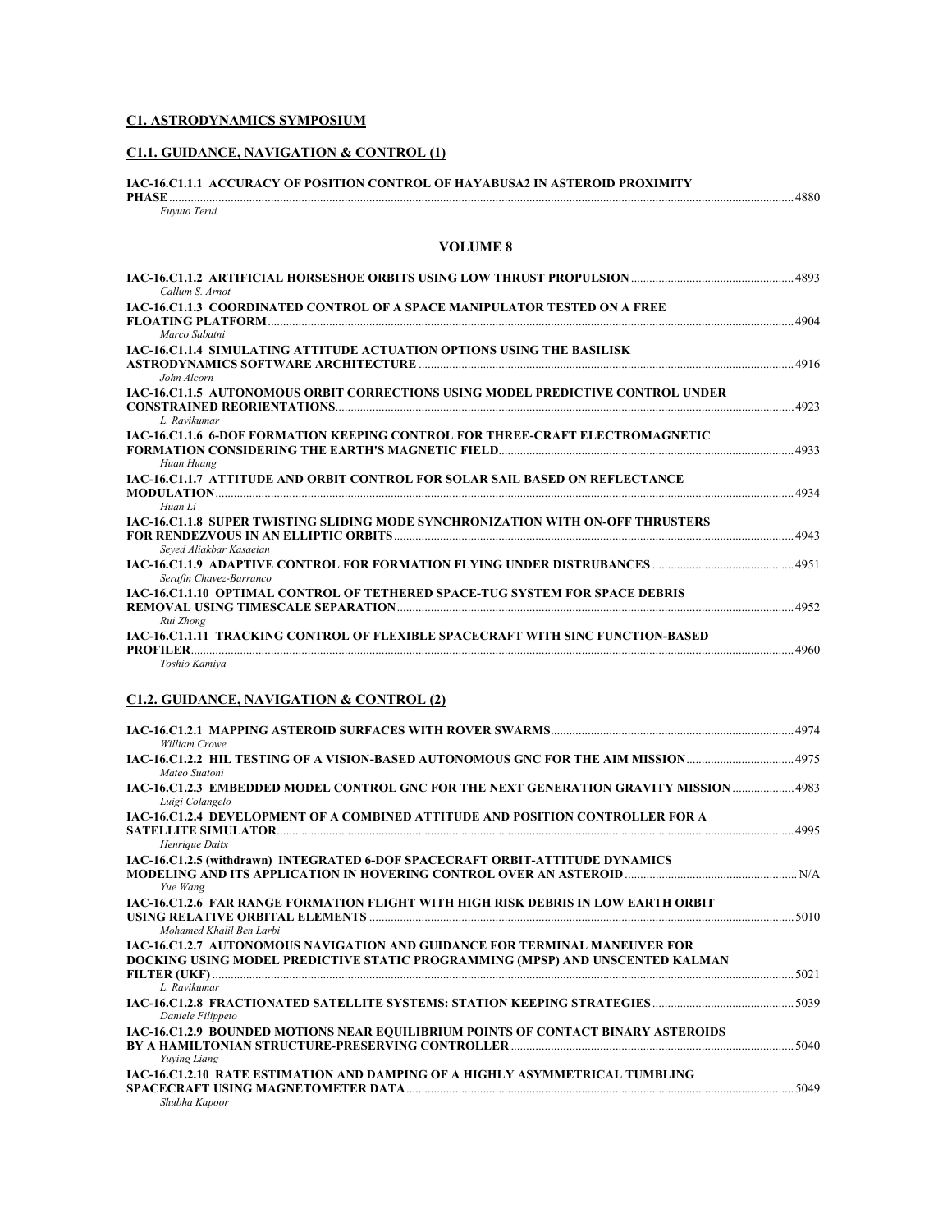## C1. ASTRODYNAMICS SYMPOSIUM

### C1.1. GUIDANCE, NAVIGATION & CONTROL (1)

**IAC-16.C1.1.1 ACCURACY OF POSITION CONTROL OF HAYABUSA2 IN ASTEROID PROXIMITY PHASE** ........ 4880
*Fuyuto Terui*

**VOLUME 8**

**IAC-16.C1.1.2 ARTIFICIAL HORSESHOE ORBITS USING LOW THRUST PROPULSION** ........ 4893
*Callum S. Arnot*

**IAC-16.C1.1.3 COORDINATED CONTROL OF A SPACE MANIPULATOR TESTED ON A FREE FLOATING PLATFORM** ........ 4904
*Marco Sabatni*

**IAC-16.C1.1.4 SIMULATING ATTITUDE ACTUATION OPTIONS USING THE BASILISK ASTRODYNAMICS SOFTWARE ARCHITECTURE** ........ 4916
*John Alcorn*

**IAC-16.C1.1.5 AUTONOMOUS ORBIT CORRECTIONS USING MODEL PREDICTIVE CONTROL UNDER CONSTRAINED REORIENTATIONS** ........ 4923
*L. Ravikumar*

**IAC-16.C1.1.6 6-DOF FORMATION KEEPING CONTROL FOR THREE-CRAFT ELECTROMAGNETIC FORMATION CONSIDERING THE EARTH'S MAGNETIC FIELD** ........ 4933
*Huan Huang*

**IAC-16.C1.1.7 ATTITUDE AND ORBIT CONTROL FOR SOLAR SAIL BASED ON REFLECTANCE MODULATION** ........ 4934
*Huan Li*

**IAC-16.C1.1.8 SUPER TWISTING SLIDING MODE SYNCHRONIZATION WITH ON-OFF THRUSTERS FOR RENDEZVOUS IN AN ELLIPTIC ORBITS** ........ 4943
*Seyed Aliakbar Kasaeian*

**IAC-16.C1.1.9 ADAPTIVE CONTROL FOR FORMATION FLYING UNDER DISTRUBANCES** ........ 4951
*Serafin Chavez-Barranco*

**IAC-16.C1.1.10 OPTIMAL CONTROL OF TETHERED SPACE-TUG SYSTEM FOR SPACE DEBRIS REMOVAL USING TIMESCALE SEPARATION** ........ 4952
*Rui Zhong*

**IAC-16.C1.1.11 TRACKING CONTROL OF FLEXIBLE SPACECRAFT WITH SINC FUNCTION-BASED PROFILER** ........ 4960
*Toshio Kamiya*

### C1.2. GUIDANCE, NAVIGATION & CONTROL (2)

**IAC-16.C1.2.1 MAPPING ASTEROID SURFACES WITH ROVER SWARMS** ........ 4974
*William Crowe*

**IAC-16.C1.2.2 HIL TESTING OF A VISION-BASED AUTONOMOUS GNC FOR THE AIM MISSION** ........ 4975
*Mateo Suatoni*

**IAC-16.C1.2.3 EMBEDDED MODEL CONTROL GNC FOR THE NEXT GENERATION GRAVITY MISSION** ........ 4983
*Luigi Colangelo*

**IAC-16.C1.2.4 DEVELOPMENT OF A COMBINED ATTITUDE AND POSITION CONTROLLER FOR A SATELLITE SIMULATOR** ........ 4995
*Henrique Daitx*

**IAC-16.C1.2.5 (withdrawn) INTEGRATED 6-DOF SPACECRAFT ORBIT-ATTITUDE DYNAMICS MODELING AND ITS APPLICATION IN HOVERING CONTROL OVER AN ASTEROID** ........ N/A
*Yue Wang*

**IAC-16.C1.2.6 FAR RANGE FORMATION FLIGHT WITH HIGH RISK DEBRIS IN LOW EARTH ORBIT USING RELATIVE ORBITAL ELEMENTS** ........ 5010
*Mohamed Khalil Ben Larbi*

**IAC-16.C1.2.7 AUTONOMOUS NAVIGATION AND GUIDANCE FOR TERMINAL MANEUVER FOR DOCKING USING MODEL PREDICTIVE STATIC PROGRAMMING (MPSP) AND UNSCENTED KALMAN FILTER (UKF)** ........ 5021
*L. Ravikumar*

**IAC-16.C1.2.8 FRACTIONATED SATELLITE SYSTEMS: STATION KEEPING STRATEGIES** ........ 5039
*Daniele Filippeto*

**IAC-16.C1.2.9 BOUNDED MOTIONS NEAR EQUILIBRIUM POINTS OF CONTACT BINARY ASTEROIDS BY A HAMILTONIAN STRUCTURE-PRESERVING CONTROLLER** ........ 5040
*Yuying Liang*

**IAC-16.C1.2.10 RATE ESTIMATION AND DAMPING OF A HIGHLY ASYMMETRICAL TUMBLING SPACECRAFT USING MAGNETOMETER DATA** ........ 5049
*Shubha Kapoor*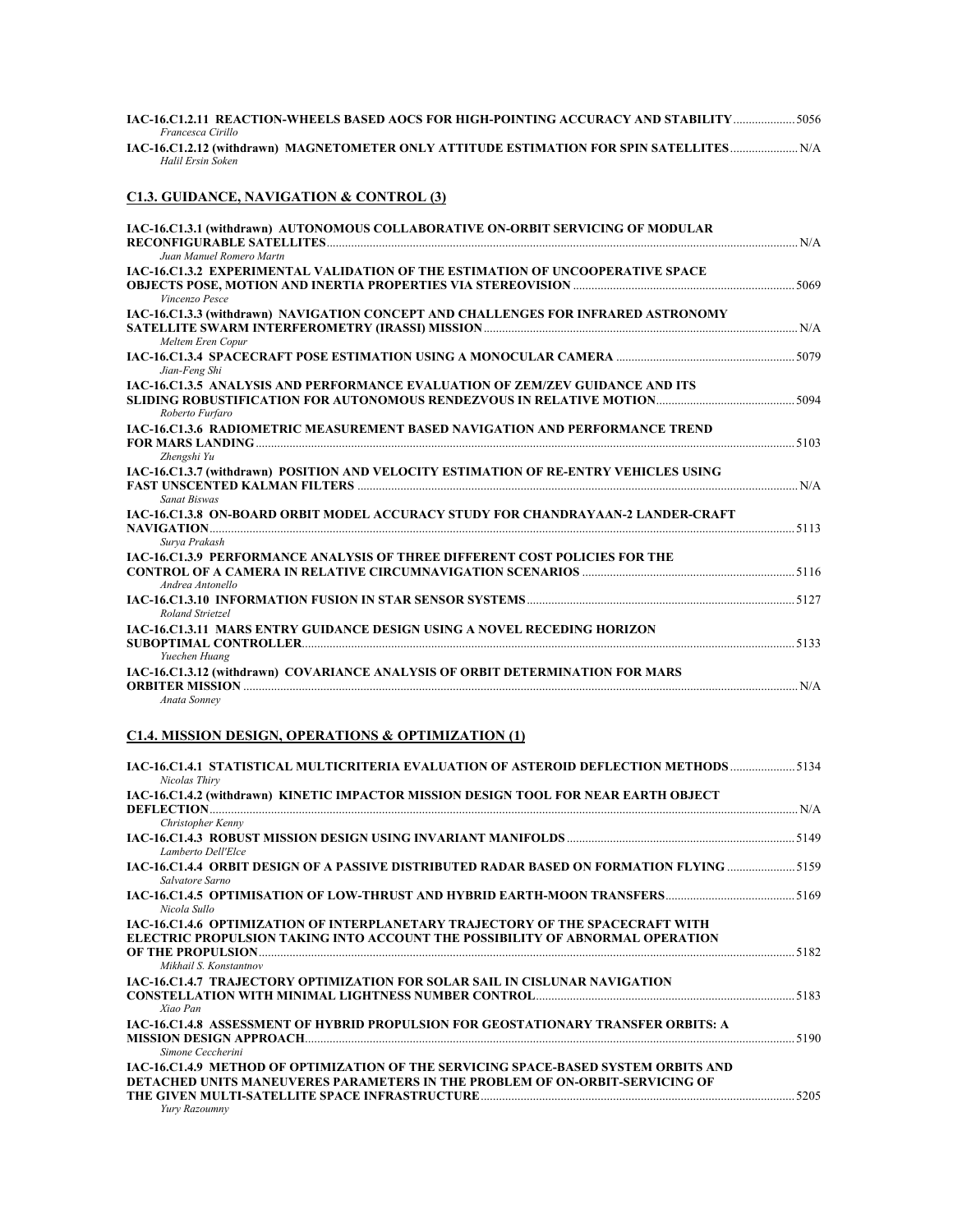**IAC-16.C1.2.11 REACTION-WHEELS BASED AOCS FOR HIGH-POINTING ACCURACY AND STABILITY** .................... 5056
*Francesca Cirillo*

**IAC-16.C1.2.12 (withdrawn) MAGNETOMETER ONLY ATTITUDE ESTIMATION FOR SPIN SATELLITES** ...................... N/A
*Halil Ersin Soken*

## C1.3. GUIDANCE, NAVIGATION & CONTROL (3)

**IAC-16.C1.3.1 (withdrawn) AUTONOMOUS COLLABORATIVE ON-ORBIT SERVICING OF MODULAR RECONFIGURABLE SATELLITES** ........................................................................................................................................................ N/A
*Juan Manuel Romero Martn*

**IAC-16.C1.3.2 EXPERIMENTAL VALIDATION OF THE ESTIMATION OF UNCOOPERATIVE SPACE OBJECTS POSE, MOTION AND INERTIA PROPERTIES VIA STEREOVISION** ....................................................................... 5069
*Vincenzo Pesce*

**IAC-16.C1.3.3 (withdrawn) NAVIGATION CONCEPT AND CHALLENGES FOR INFRARED ASTRONOMY SATELLITE SWARM INTERFEROMETRY (IRASSI) MISSION** ...................................................................................................... N/A
*Meltem Eren Copur*

**IAC-16.C1.3.4 SPACECRAFT POSE ESTIMATION USING A MONOCULAR CAMERA** ......................................................... 5079
*Jian-Feng Shi*

**IAC-16.C1.3.5 ANALYSIS AND PERFORMANCE EVALUATION OF ZEM/ZEV GUIDANCE AND ITS SLIDING ROBUSTIFICATION FOR AUTONOMOUS RENDEZVOUS IN RELATIVE MOTION** ............................................. 5094
*Roberto Furfaro*

**IAC-16.C1.3.6 RADIOMETRIC MEASUREMENT BASED NAVIGATION AND PERFORMANCE TREND FOR MARS LANDING** ........................................................................................................................................................... 5103
*Zhengshi Yu*

**IAC-16.C1.3.7 (withdrawn) POSITION AND VELOCITY ESTIMATION OF RE-ENTRY VEHICLES USING FAST UNSCENTED KALMAN FILTERS** ............................................................................................................................... N/A
*Sanat Biswas*

**IAC-16.C1.3.8 ON-BOARD ORBIT MODEL ACCURACY STUDY FOR CHANDRAYAAN-2 LANDER-CRAFT NAVIGATION** ........................................................................................................................................................... 5113
*Surya Prakash*

**IAC-16.C1.3.9 PERFORMANCE ANALYSIS OF THREE DIFFERENT COST POLICIES FOR THE CONTROL OF A CAMERA IN RELATIVE CIRCUMNAVIGATION SCENARIOS** .................................................................... 5116
*Andrea Antonello*

**IAC-16.C1.3.10 INFORMATION FUSION IN STAR SENSOR SYSTEMS** ........................................................................... 5127
*Roland Strietzel*

**IAC-16.C1.3.11 MARS ENTRY GUIDANCE DESIGN USING A NOVEL RECEDING HORIZON SUBOPTIMAL CONTROLLER** ............................................................................................................................................. 5133
*Yuechen Huang*

**IAC-16.C1.3.12 (withdrawn) COVARIANCE ANALYSIS OF ORBIT DETERMINATION FOR MARS ORBITER MISSION** ...................................................................................................................................................... N/A
*Anata Sonney*

## C1.4. MISSION DESIGN, OPERATIONS & OPTIMIZATION (1)

**IAC-16.C1.4.1 STATISTICAL MULTICRITERIA EVALUATION OF ASTEROID DEFLECTION METHODS** ..................... 5134
*Nicolas Thiry*

**IAC-16.C1.4.2 (withdrawn) KINETIC IMPACTOR MISSION DESIGN TOOL FOR NEAR EARTH OBJECT DEFLECTION** ............................................................................................................................................................. N/A
*Christopher Kenny*

**IAC-16.C1.4.3 ROBUST MISSION DESIGN USING INVARIANT MANIFOLDS** ............................................................ 5149
*Lamberto Dell'Elce*

**IAC-16.C1.4.4 ORBIT DESIGN OF A PASSIVE DISTRIBUTED RADAR BASED ON FORMATION FLYING** ..................... 5159
*Salvatore Sarno*

**IAC-16.C1.4.5 OPTIMISATION OF LOW-THRUST AND HYBRID EARTH-MOON TRANSFERS** ........................................ 5169
*Nicola Sullo*

**IAC-16.C1.4.6 OPTIMIZATION OF INTERPLANETARY TRAJECTORY OF THE SPACECRAFT WITH ELECTRIC PROPULSION TAKING INTO ACCOUNT THE POSSIBILITY OF ABNORMAL OPERATION OF THE PROPULSION** ............................................................................................................................................... 5182
*Mikhail S. Konstantnov*

**IAC-16.C1.4.7 TRAJECTORY OPTIMIZATION FOR SOLAR SAIL IN CISLUNAR NAVIGATION CONSTELLATION WITH MINIMAL LIGHTNESS NUMBER CONTROL** .................................................................................... 5183
*Xiao Pan*

**IAC-16.C1.4.8 ASSESSMENT OF HYBRID PROPULSION FOR GEOSTATIONARY TRANSFER ORBITS: A MISSION DESIGN APPROACH** ............................................................................................................................................ 5190
*Simone Ceccherini*

**IAC-16.C1.4.9 METHOD OF OPTIMIZATION OF THE SERVICING SPACE-BASED SYSTEM ORBITS AND DETACHED UNITS MANEUVERES PARAMETERS IN THE PROBLEM OF ON-ORBIT-SERVICING OF THE GIVEN MULTI-SATELLITE SPACE INFRASTRUCTURE** .................................................................................................... 5205
*Yury Razoumny*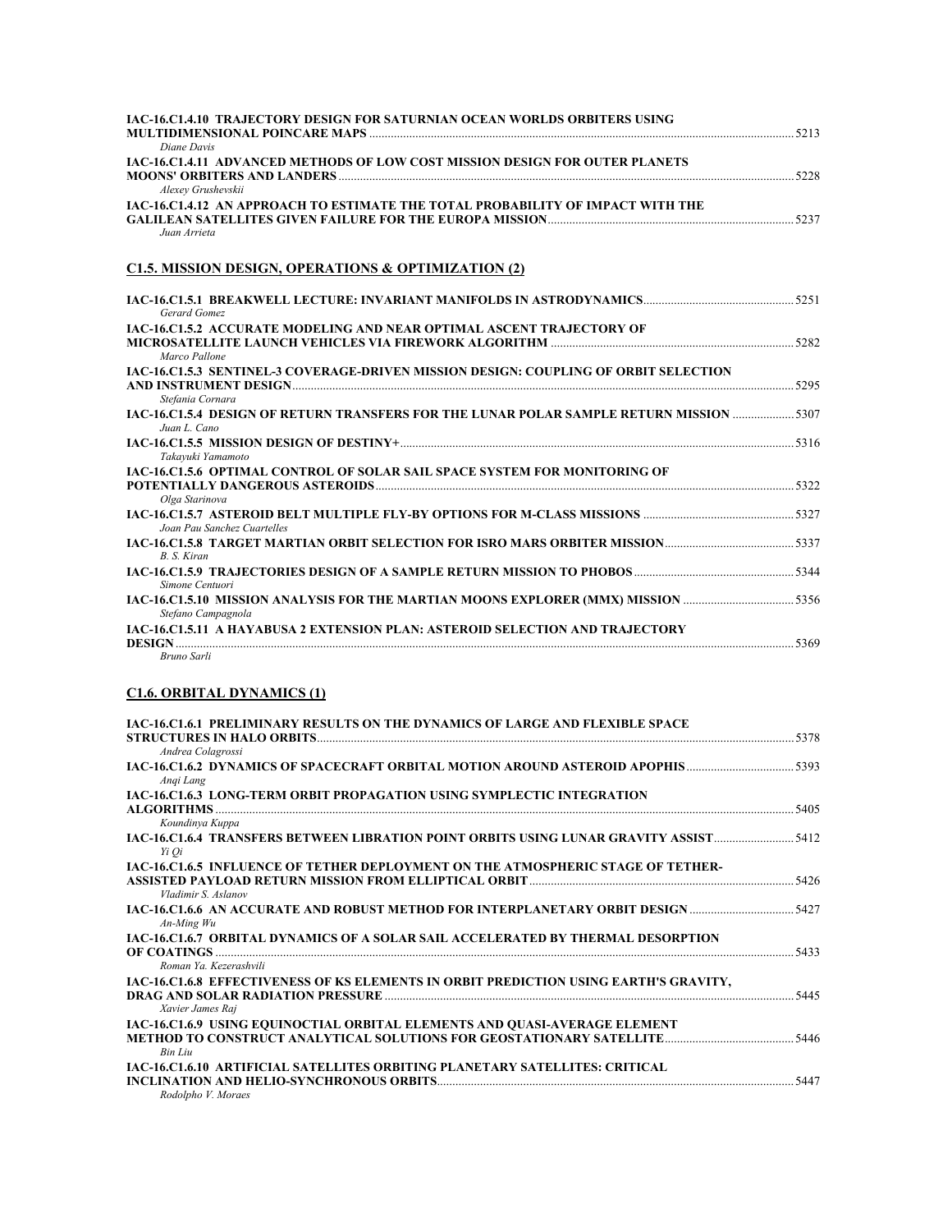**IAC-16.C1.4.10 TRAJECTORY DESIGN FOR SATURNIAN OCEAN WORLDS ORBITERS USING MULTIDIMENSIONAL POINCARE MAPS** ........ 5213
*Diane Davis*

**IAC-16.C1.4.11 ADVANCED METHODS OF LOW COST MISSION DESIGN FOR OUTER PLANETS MOONS' ORBITERS AND LANDERS** ........ 5228
*Alexey Grushevskii*

**IAC-16.C1.4.12 AN APPROACH TO ESTIMATE THE TOTAL PROBABILITY OF IMPACT WITH THE GALILEAN SATELLITES GIVEN FAILURE FOR THE EUROPA MISSION** ........ 5237
*Juan Arrieta*

## C1.5. MISSION DESIGN, OPERATIONS & OPTIMIZATION (2)

**IAC-16.C1.5.1 BREAKWELL LECTURE: INVARIANT MANIFOLDS IN ASTRODYNAMICS** ........ 5251
*Gerard Gomez*

**IAC-16.C1.5.2 ACCURATE MODELING AND NEAR OPTIMAL ASCENT TRAJECTORY OF MICROSATELLITE LAUNCH VEHICLES VIA FIREWORK ALGORITHM** ........ 5282
*Marco Pallone*

**IAC-16.C1.5.3 SENTINEL-3 COVERAGE-DRIVEN MISSION DESIGN: COUPLING OF ORBIT SELECTION AND INSTRUMENT DESIGN** ........ 5295
*Stefania Cornara*

**IAC-16.C1.5.4 DESIGN OF RETURN TRANSFERS FOR THE LUNAR POLAR SAMPLE RETURN MISSION** ........ 5307
*Juan L. Cano*

**IAC-16.C1.5.5 MISSION DESIGN OF DESTINY+** ........ 5316
*Takayuki Yamamoto*

**IAC-16.C1.5.6 OPTIMAL CONTROL OF SOLAR SAIL SPACE SYSTEM FOR MONITORING OF POTENTIALLY DANGEROUS ASTEROIDS** ........ 5322
*Olga Starinova*

**IAC-16.C1.5.7 ASTEROID BELT MULTIPLE FLY-BY OPTIONS FOR M-CLASS MISSIONS** ........ 5327
*Joan Pau Sanchez Cuartelles*

**IAC-16.C1.5.8 TARGET MARTIAN ORBIT SELECTION FOR ISRO MARS ORBITER MISSION** ........ 5337
*B. S. Kiran*

**IAC-16.C1.5.9 TRAJECTORIES DESIGN OF A SAMPLE RETURN MISSION TO PHOBOS** ........ 5344
*Simone Centuori*

**IAC-16.C1.5.10 MISSION ANALYSIS FOR THE MARTIAN MOONS EXPLORER (MMX) MISSION** ........ 5356
*Stefano Campagnola*

**IAC-16.C1.5.11 A HAYABUSA 2 EXTENSION PLAN: ASTEROID SELECTION AND TRAJECTORY DESIGN** ........ 5369
*Bruno Sarli*

## C1.6. ORBITAL DYNAMICS (1)

**IAC-16.C1.6.1 PRELIMINARY RESULTS ON THE DYNAMICS OF LARGE AND FLEXIBLE SPACE STRUCTURES IN HALO ORBITS** ........ 5378
*Andrea Colagrossi*

**IAC-16.C1.6.2 DYNAMICS OF SPACECRAFT ORBITAL MOTION AROUND ASTEROID APOPHIS** ........ 5393
*Anqi Lang*

**IAC-16.C1.6.3 LONG-TERM ORBIT PROPAGATION USING SYMPLECTIC INTEGRATION ALGORITHMS** ........ 5405
*Koundinya Kuppa*

**IAC-16.C1.6.4 TRANSFERS BETWEEN LIBRATION POINT ORBITS USING LUNAR GRAVITY ASSIST** ........ 5412
*Yi Qi*

**IAC-16.C1.6.5 INFLUENCE OF TETHER DEPLOYMENT ON THE ATMOSPHERIC STAGE OF TETHER-ASSISTED PAYLOAD RETURN MISSION FROM ELLIPTICAL ORBIT** ........ 5426
*Vladimir S. Aslanov*

**IAC-16.C1.6.6 AN ACCURATE AND ROBUST METHOD FOR INTERPLANETARY ORBIT DESIGN** ........ 5427
*An-Ming Wu*

**IAC-16.C1.6.7 ORBITAL DYNAMICS OF A SOLAR SAIL ACCELERATED BY THERMAL DESORPTION OF COATINGS** ........ 5433
*Roman Ya. Kezerashvili*

**IAC-16.C1.6.8 EFFECTIVENESS OF KS ELEMENTS IN ORBIT PREDICTION USING EARTH'S GRAVITY, DRAG AND SOLAR RADIATION PRESSURE** ........ 5445
*Xavier James Raj*

**IAC-16.C1.6.9 USING EQUINOCTIAL ORBITAL ELEMENTS AND QUASI-AVERAGE ELEMENT METHOD TO CONSTRUCT ANALYTICAL SOLUTIONS FOR GEOSTATIONARY SATELLITE** ........ 5446
*Bin Liu*

**IAC-16.C1.6.10 ARTIFICIAL SATELLITES ORBITING PLANETARY SATELLITES: CRITICAL INCLINATION AND HELIO-SYNCHRONOUS ORBITS** ........ 5447
*Rodolpho V. Moraes*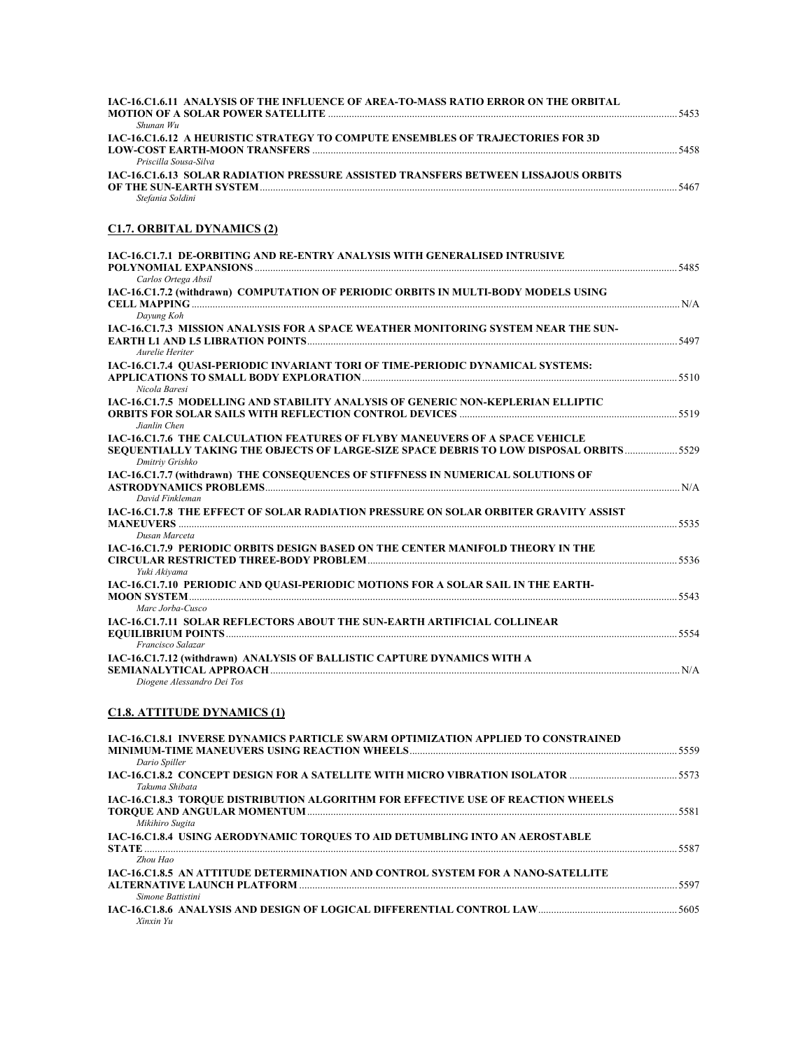**IAC-16.C1.6.11 ANALYSIS OF THE INFLUENCE OF AREA-TO-MASS RATIO ERROR ON THE ORBITAL MOTION OF A SOLAR POWER SATELLITE** ........ 5453
*Shunan Wu*

**IAC-16.C1.6.12 A HEURISTIC STRATEGY TO COMPUTE ENSEMBLES OF TRAJECTORIES FOR 3D LOW-COST EARTH-MOON TRANSFERS** ........ 5458
*Priscilla Sousa-Silva*

**IAC-16.C1.6.13 SOLAR RADIATION PRESSURE ASSISTED TRANSFERS BETWEEN LISSAJOUS ORBITS OF THE SUN-EARTH SYSTEM** ........ 5467
*Stefania Soldini*

## C1.7. ORBITAL DYNAMICS (2)

**IAC-16.C1.7.1 DE-ORBITING AND RE-ENTRY ANALYSIS WITH GENERALISED INTRUSIVE POLYNOMIAL EXPANSIONS** ........ 5485
*Carlos Ortega Absil*

**IAC-16.C1.7.2 (withdrawn) COMPUTATION OF PERIODIC ORBITS IN MULTI-BODY MODELS USING CELL MAPPING** ........ N/A
*Dayung Koh*

**IAC-16.C1.7.3 MISSION ANALYSIS FOR A SPACE WEATHER MONITORING SYSTEM NEAR THE SUN-EARTH L1 AND L5 LIBRATION POINTS** ........ 5497
*Aurelie Heriter*

**IAC-16.C1.7.4 QUASI-PERIODIC INVARIANT TORI OF TIME-PERIODIC DYNAMICAL SYSTEMS: APPLICATIONS TO SMALL BODY EXPLORATION** ........ 5510
*Nicola Baresi*

**IAC-16.C1.7.5 MODELLING AND STABILITY ANALYSIS OF GENERIC NON-KEPLERIAN ELLIPTIC ORBITS FOR SOLAR SAILS WITH REFLECTION CONTROL DEVICES** ........ 5519
*Jianlin Chen*

**IAC-16.C1.7.6 THE CALCULATION FEATURES OF FLYBY MANEUVERS OF A SPACE VEHICLE SEQUENTIALLY TAKING THE OBJECTS OF LARGE-SIZE SPACE DEBRIS TO LOW DISPOSAL ORBITS** ........ 5529
*Dmitriy Grishko*

**IAC-16.C1.7.7 (withdrawn) THE CONSEQUENCES OF STIFFNESS IN NUMERICAL SOLUTIONS OF ASTRODYNAMICS PROBLEMS** ........ N/A
*David Finkleman*

**IAC-16.C1.7.8 THE EFFECT OF SOLAR RADIATION PRESSURE ON SOLAR ORBITER GRAVITY ASSIST MANEUVERS** ........ 5535
*Dusan Marceta*

**IAC-16.C1.7.9 PERIODIC ORBITS DESIGN BASED ON THE CENTER MANIFOLD THEORY IN THE CIRCULAR RESTRICTED THREE-BODY PROBLEM** ........ 5536
*Yuki Akiyama*

**IAC-16.C1.7.10 PERIODIC AND QUASI-PERIODIC MOTIONS FOR A SOLAR SAIL IN THE EARTH-MOON SYSTEM** ........ 5543
*Marc Jorba-Cusco*

**IAC-16.C1.7.11 SOLAR REFLECTORS ABOUT THE SUN-EARTH ARTIFICIAL COLLINEAR EQUILIBRIUM POINTS** ........ 5554
*Francisco Salazar*

**IAC-16.C1.7.12 (withdrawn) ANALYSIS OF BALLISTIC CAPTURE DYNAMICS WITH A SEMIANALYTICAL APPROACH** ........ N/A
*Diogene Alessandro Dei Tos*

## C1.8. ATTITUDE DYNAMICS (1)

**IAC-16.C1.8.1 INVERSE DYNAMICS PARTICLE SWARM OPTIMIZATION APPLIED TO CONSTRAINED MINIMUM-TIME MANEUVERS USING REACTION WHEELS** ........ 5559
*Dario Spiller*

**IAC-16.C1.8.2 CONCEPT DESIGN FOR A SATELLITE WITH MICRO VIBRATION ISOLATOR** ........ 5573
*Takuma Shibata*

**IAC-16.C1.8.3 TORQUE DISTRIBUTION ALGORITHM FOR EFFECTIVE USE OF REACTION WHEELS TORQUE AND ANGULAR MOMENTUM** ........ 5581
*Mikihiro Sugita*

**IAC-16.C1.8.4 USING AERODYNAMIC TORQUES TO AID DETUMBLING INTO AN AEROSTABLE STATE** ........ 5587
*Zhou Hao*

**IAC-16.C1.8.5 AN ATTITUDE DETERMINATION AND CONTROL SYSTEM FOR A NANO-SATELLITE ALTERNATIVE LAUNCH PLATFORM** ........ 5597
*Simone Battistini*

**IAC-16.C1.8.6 ANALYSIS AND DESIGN OF LOGICAL DIFFERENTIAL CONTROL LAW** ........ 5605
*Xinxin Yu*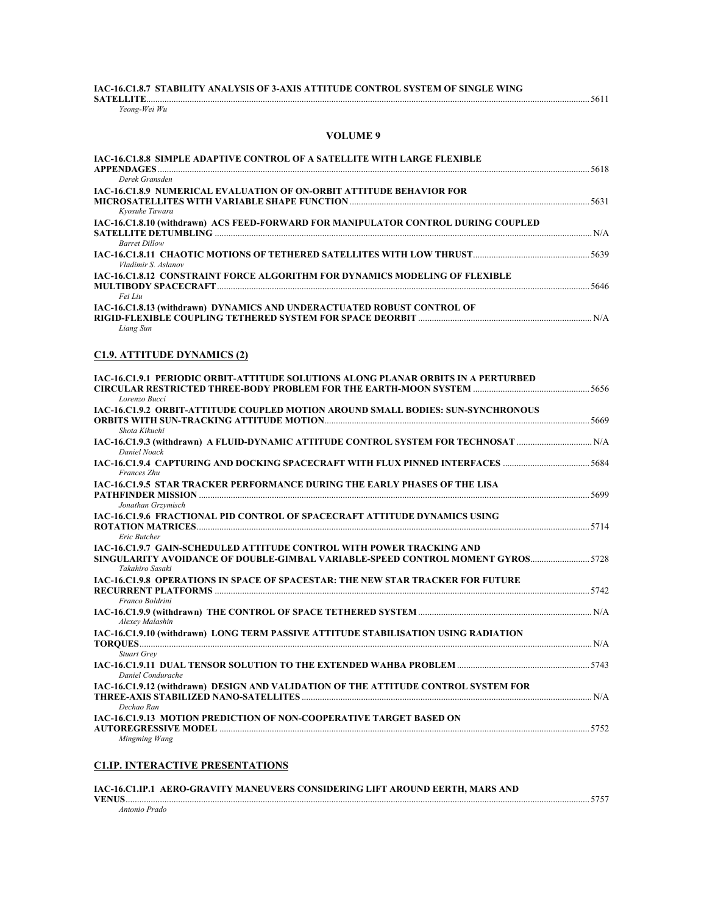**IAC-16.C1.8.7 STABILITY ANALYSIS OF 3-AXIS ATTITUDE CONTROL SYSTEM OF SINGLE WING SATELLITE** ........ 5611
*Yeong-Wei Wu*

## VOLUME 9

**IAC-16.C1.8.8 SIMPLE ADAPTIVE CONTROL OF A SATELLITE WITH LARGE FLEXIBLE APPENDAGES** ........ 5618
*Derek Gransden*

**IAC-16.C1.8.9 NUMERICAL EVALUATION OF ON-ORBIT ATTITUDE BEHAVIOR FOR MICROSATELLITES WITH VARIABLE SHAPE FUNCTION** ........ 5631
*Kyosuke Tawara*

**IAC-16.C1.8.10 (withdrawn) ACS FEED-FORWARD FOR MANIPULATOR CONTROL DURING COUPLED SATELLITE DETUMBLING** ........ N/A
*Barret Dillow*

**IAC-16.C1.8.11 CHAOTIC MOTIONS OF TETHERED SATELLITES WITH LOW THRUST** ........ 5639
*Vladimir S. Aslanov*

**IAC-16.C1.8.12 CONSTRAINT FORCE ALGORITHM FOR DYNAMICS MODELING OF FLEXIBLE MULTIBODY SPACECRAFT** ........ 5646
*Fei Liu*

**IAC-16.C1.8.13 (withdrawn) DYNAMICS AND UNDERACTUATED ROBUST CONTROL OF RIGID-FLEXIBLE COUPLING TETHERED SYSTEM FOR SPACE DEORBIT** ........ N/A
*Liang Sun*

## C1.9. ATTITUDE DYNAMICS (2)

**IAC-16.C1.9.1 PERIODIC ORBIT-ATTITUDE SOLUTIONS ALONG PLANAR ORBITS IN A PERTURBED CIRCULAR RESTRICTED THREE-BODY PROBLEM FOR THE EARTH-MOON SYSTEM** ........ 5656
*Lorenzo Bucci*

**IAC-16.C1.9.2 ORBIT-ATTITUDE COUPLED MOTION AROUND SMALL BODIES: SUN-SYNCHRONOUS ORBITS WITH SUN-TRACKING ATTITUDE MOTION** ........ 5669
*Shota Kikuchi*

**IAC-16.C1.9.3 (withdrawn) A FLUID-DYNAMIC ATTITUDE CONTROL SYSTEM FOR TECHNOSAT** ........ N/A
*Daniel Noack*

**IAC-16.C1.9.4 CAPTURING AND DOCKING SPACECRAFT WITH FLUX PINNED INTERFACES** ........ 5684
*Frances Zhu*

**IAC-16.C1.9.5 STAR TRACKER PERFORMANCE DURING THE EARLY PHASES OF THE LISA PATHFINDER MISSION** ........ 5699
*Jonathan Grzymisch*

**IAC-16.C1.9.6 FRACTIONAL PID CONTROL OF SPACECRAFT ATTITUDE DYNAMICS USING ROTATION MATRICES** ........ 5714
*Eric Butcher*

**IAC-16.C1.9.7 GAIN-SCHEDULED ATTITUDE CONTROL WITH POWER TRACKING AND SINGULARITY AVOIDANCE OF DOUBLE-GIMBAL VARIABLE-SPEED CONTROL MOMENT GYROS** ........ 5728
*Takahiro Sasaki*

**IAC-16.C1.9.8 OPERATIONS IN SPACE OF SPACESTAR: THE NEW STAR TRACKER FOR FUTURE RECURRENT PLATFORMS** ........ 5742
*Franco Boldrini*

**IAC-16.C1.9.9 (withdrawn) THE CONTROL OF SPACE TETHERED SYSTEM** ........ N/A
*Alexey Malashin*

**IAC-16.C1.9.10 (withdrawn) LONG TERM PASSIVE ATTITUDE STABILISATION USING RADIATION TORQUES** ........ N/A
*Stuart Grey*

**IAC-16.C1.9.11 DUAL TENSOR SOLUTION TO THE EXTENDED WAHBA PROBLEM** ........ 5743
*Daniel Condurache*

**IAC-16.C1.9.12 (withdrawn) DESIGN AND VALIDATION OF THE ATTITUDE CONTROL SYSTEM FOR THREE-AXIS STABILIZED NANO-SATELLITES** ........ N/A
*Dechao Ran*

**IAC-16.C1.9.13 MOTION PREDICTION OF NON-COOPERATIVE TARGET BASED ON AUTOREGRESSIVE MODEL** ........ 5752
*Mingming Wang*

## C1.IP. INTERACTIVE PRESENTATIONS

**IAC-16.C1.IP.1 AERO-GRAVITY MANEUVERS CONSIDERING LIFT AROUND EERTH, MARS AND VENUS** ........ 5757
*Antonio Prado*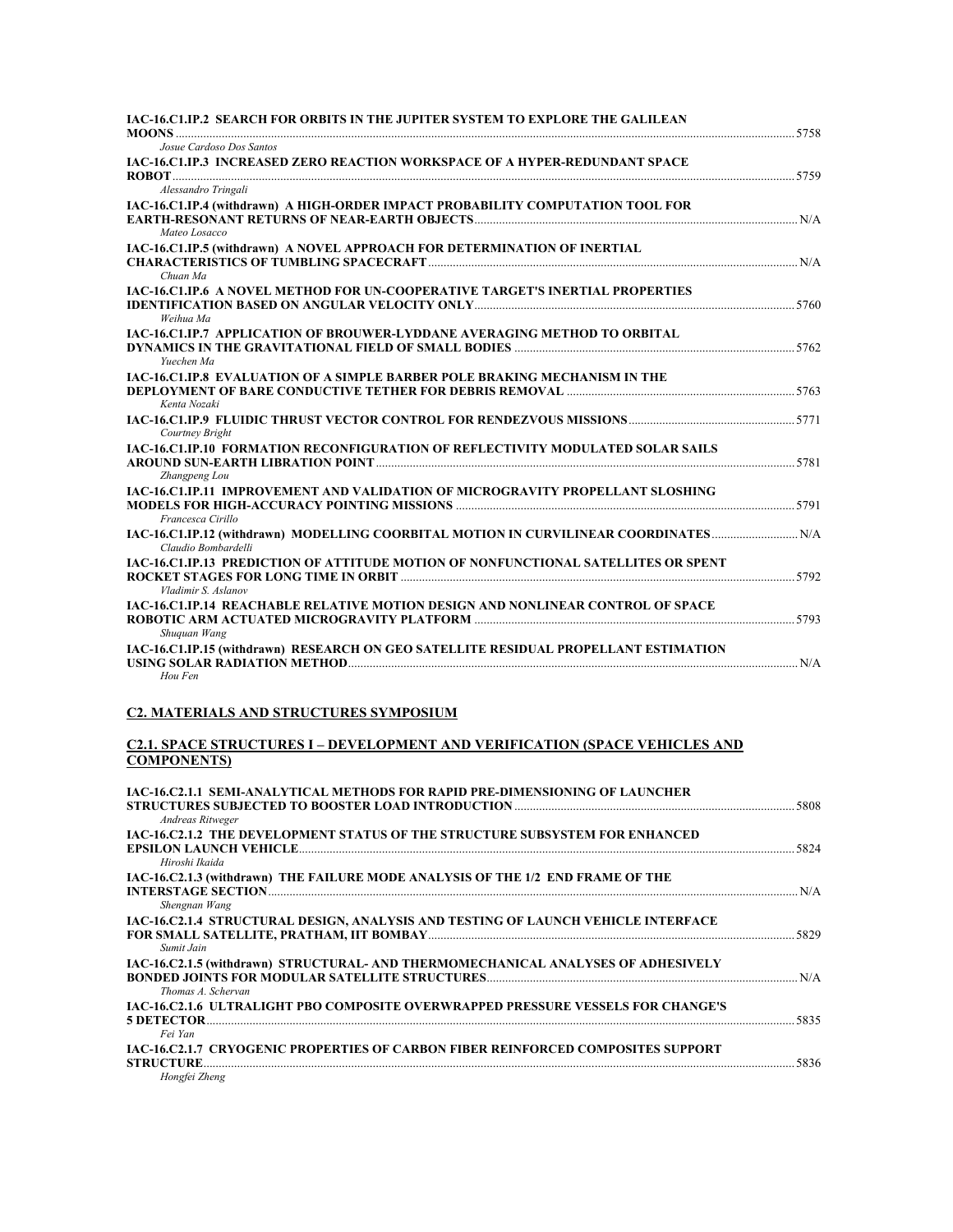**IAC-16.C1.IP.2 SEARCH FOR ORBITS IN THE JUPITER SYSTEM TO EXPLORE THE GALILEAN MOONS** ........ 5758
*Josue Cardoso Dos Santos*

**IAC-16.C1.IP.3 INCREASED ZERO REACTION WORKSPACE OF A HYPER-REDUNDANT SPACE ROBOT** ........ 5759
*Alessandro Tringali*

**IAC-16.C1.IP.4 (withdrawn) A HIGH-ORDER IMPACT PROBABILITY COMPUTATION TOOL FOR EARTH-RESONANT RETURNS OF NEAR-EARTH OBJECTS** ........ N/A
*Mateo Losacco*

**IAC-16.C1.IP.5 (withdrawn) A NOVEL APPROACH FOR DETERMINATION OF INERTIAL CHARACTERISTICS OF TUMBLING SPACECRAFT** ........ N/A
*Chuan Ma*

**IAC-16.C1.IP.6 A NOVEL METHOD FOR UN-COOPERATIVE TARGET'S INERTIAL PROPERTIES IDENTIFICATION BASED ON ANGULAR VELOCITY ONLY** ........ 5760
*Weihua Ma*

**IAC-16.C1.IP.7 APPLICATION OF BROUWER-LYDDANE AVERAGING METHOD TO ORBITAL DYNAMICS IN THE GRAVITATIONAL FIELD OF SMALL BODIES** ........ 5762
*Yuechen Ma*

**IAC-16.C1.IP.8 EVALUATION OF A SIMPLE BARBER POLE BRAKING MECHANISM IN THE DEPLOYMENT OF BARE CONDUCTIVE TETHER FOR DEBRIS REMOVAL** ........ 5763
*Kenta Nozaki*

**IAC-16.C1.IP.9 FLUIDIC THRUST VECTOR CONTROL FOR RENDEZVOUS MISSIONS** ........ 5771
*Courtney Bright*

**IAC-16.C1.IP.10 FORMATION RECONFIGURATION OF REFLECTIVITY MODULATED SOLAR SAILS AROUND SUN-EARTH LIBRATION POINT** ........ 5781
*Zhangpeng Lou*

**IAC-16.C1.IP.11 IMPROVEMENT AND VALIDATION OF MICROGRAVITY PROPELLANT SLOSHING MODELS FOR HIGH-ACCURACY POINTING MISSIONS** ........ 5791
*Francesca Cirillo*

**IAC-16.C1.IP.12 (withdrawn) MODELLING COORBITAL MOTION IN CURVILINEAR COORDINATES** ........ N/A
*Claudio Bombardelli*

**IAC-16.C1.IP.13 PREDICTION OF ATTITUDE MOTION OF NONFUNCTIONAL SATELLITES OR SPENT ROCKET STAGES FOR LONG TIME IN ORBIT** ........ 5792
*Vladimir S. Aslanov*

**IAC-16.C1.IP.14 REACHABLE RELATIVE MOTION DESIGN AND NONLINEAR CONTROL OF SPACE ROBOTIC ARM ACTUATED MICROGRAVITY PLATFORM** ........ 5793
*Shuquan Wang*

**IAC-16.C1.IP.15 (withdrawn) RESEARCH ON GEO SATELLITE RESIDUAL PROPELLANT ESTIMATION USING SOLAR RADIATION METHOD** ........ N/A
*Hou Fen*

## C2. MATERIALS AND STRUCTURES SYMPOSIUM

### C2.1. SPACE STRUCTURES I – DEVELOPMENT AND VERIFICATION (SPACE VEHICLES AND COMPONENTS)

**IAC-16.C2.1.1 SEMI-ANALYTICAL METHODS FOR RAPID PRE-DIMENSIONING OF LAUNCHER STRUCTURES SUBJECTED TO BOOSTER LOAD INTRODUCTION** ........ 5808
*Andreas Ritweger*

**IAC-16.C2.1.2 THE DEVELOPMENT STATUS OF THE STRUCTURE SUBSYSTEM FOR ENHANCED EPSILON LAUNCH VEHICLE** ........ 5824
*Hiroshi Ikaida*

**IAC-16.C2.1.3 (withdrawn) THE FAILURE MODE ANALYSIS OF THE 1/2 END FRAME OF THE INTERSTAGE SECTION** ........ N/A
*Shengnan Wang*

**IAC-16.C2.1.4 STRUCTURAL DESIGN, ANALYSIS AND TESTING OF LAUNCH VEHICLE INTERFACE FOR SMALL SATELLITE, PRATHAM, IIT BOMBAY** ........ 5829
*Sumit Jain*

**IAC-16.C2.1.5 (withdrawn) STRUCTURAL- AND THERMOMECHANICAL ANALYSES OF ADHESIVELY BONDED JOINTS FOR MODULAR SATELLITE STRUCTURES** ........ N/A
*Thomas A. Schervan*

**IAC-16.C2.1.6 ULTRALIGHT PBO COMPOSITE OVERWRAPPED PRESSURE VESSELS FOR CHANGE'S 5 DETECTOR** ........ 5835
*Fei Yan*

**IAC-16.C2.1.7 CRYOGENIC PROPERTIES OF CARBON FIBER REINFORCED COMPOSITES SUPPORT STRUCTURE** ........ 5836
*Hongfei Zheng*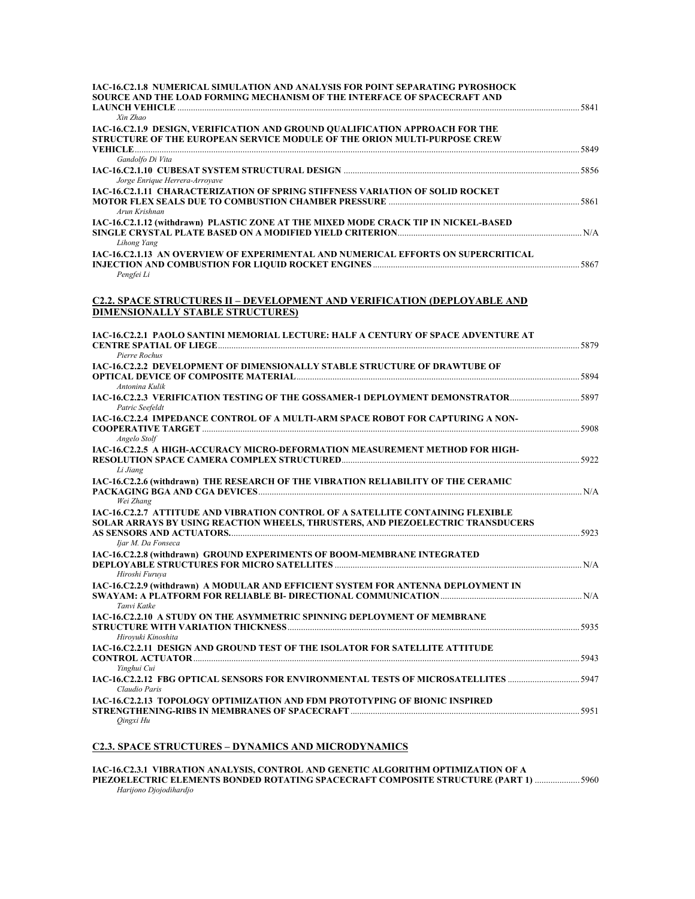**IAC-16.C2.1.8 NUMERICAL SIMULATION AND ANALYSIS FOR POINT SEPARATING PYROSHOCK SOURCE AND THE LOAD FORMING MECHANISM OF THE INTERFACE OF SPACECRAFT AND LAUNCH VEHICLE** ........ 5841
*Xin Zhao*

**IAC-16.C2.1.9 DESIGN, VERIFICATION AND GROUND QUALIFICATION APPROACH FOR THE STRUCTURE OF THE EUROPEAN SERVICE MODULE OF THE ORION MULTI-PURPOSE CREW VEHICLE** ........ 5849
*Gandolfo Di Vita*

**IAC-16.C2.1.10 CUBESAT SYSTEM STRUCTURAL DESIGN** ........ 5856
*Jorge Enrique Herrera-Arroyave*

**IAC-16.C2.1.11 CHARACTERIZATION OF SPRING STIFFNESS VARIATION OF SOLID ROCKET MOTOR FLEX SEALS DUE TO COMBUSTION CHAMBER PRESSURE** ........ 5861
*Arun Krishnan*

**IAC-16.C2.1.12 (withdrawn) PLASTIC ZONE AT THE MIXED MODE CRACK TIP IN NICKEL-BASED SINGLE CRYSTAL PLATE BASED ON A MODIFIED YIELD CRITERION** ........ N/A
*Lihong Yang*

**IAC-16.C2.1.13 AN OVERVIEW OF EXPERIMENTAL AND NUMERICAL EFFORTS ON SUPERCRITICAL INJECTION AND COMBUSTION FOR LIQUID ROCKET ENGINES** ........ 5867
*Pengfei Li*

## C2.2. SPACE STRUCTURES II – DEVELOPMENT AND VERIFICATION (DEPLOYABLE AND DIMENSIONALLY STABLE STRUCTURES)

**IAC-16.C2.2.1 PAOLO SANTINI MEMORIAL LECTURE: HALF A CENTURY OF SPACE ADVENTURE AT CENTRE SPATIAL OF LIEGE** ........ 5879
*Pierre Rochus*

**IAC-16.C2.2.2 DEVELOPMENT OF DIMENSIONALLY STABLE STRUCTURE OF DRAWTUBE OF OPTICAL DEVICE OF COMPOSITE MATERIAL** ........ 5894
*Antonina Kulik*

**IAC-16.C2.2.3 VERIFICATION TESTING OF THE GOSSAMER-1 DEPLOYMENT DEMONSTRATOR** ........ 5897
*Patric Seefeldt*

**IAC-16.C2.2.4 IMPEDANCE CONTROL OF A MULTI-ARM SPACE ROBOT FOR CAPTURING A NON-COOPERATIVE TARGET** ........ 5908
*Angelo Stolf*

**IAC-16.C2.2.5 A HIGH-ACCURACY MICRO-DEFORMATION MEASUREMENT METHOD FOR HIGH-RESOLUTION SPACE CAMERA COMPLEX STRUCTURED** ........ 5922
*Li Jiang*

**IAC-16.C2.2.6 (withdrawn) THE RESEARCH OF THE VIBRATION RELIABILITY OF THE CERAMIC PACKAGING BGA AND CGA DEVICES** ........ N/A
*Wei Zhang*

**IAC-16.C2.2.7 ATTITUDE AND VIBRATION CONTROL OF A SATELLITE CONTAINING FLEXIBLE SOLAR ARRAYS BY USING REACTION WHEELS, THRUSTERS, AND PIEZOELECTRIC TRANSDUCERS AS SENSORS AND ACTUATORS.** ........ 5923
*Ijar M. Da Fonseca*

**IAC-16.C2.2.8 (withdrawn) GROUND EXPERIMENTS OF BOOM-MEMBRANE INTEGRATED DEPLOYABLE STRUCTURES FOR MICRO SATELLITES** ........ N/A
*Hiroshi Furuya*

**IAC-16.C2.2.9 (withdrawn) A MODULAR AND EFFICIENT SYSTEM FOR ANTENNA DEPLOYMENT IN SWAYAM: A PLATFORM FOR RELIABLE BI- DIRECTIONAL COMMUNICATION** ........ N/A
*Tanvi Katke*

**IAC-16.C2.2.10 A STUDY ON THE ASYMMETRIC SPINNING DEPLOYMENT OF MEMBRANE STRUCTURE WITH VARIATION THICKNESS** ........ 5935
*Hiroyuki Kinoshita*

**IAC-16.C2.2.11 DESIGN AND GROUND TEST OF THE ISOLATOR FOR SATELLITE ATTITUDE CONTROL ACTUATOR** ........ 5943
*Yinghui Cui*

**IAC-16.C2.2.12 FBG OPTICAL SENSORS FOR ENVIRONMENTAL TESTS OF MICROSATELLITES** ........ 5947
*Claudio Paris*

**IAC-16.C2.2.13 TOPOLOGY OPTIMIZATION AND FDM PROTOTYPING OF BIONIC INSPIRED STRENGTHENING-RIBS IN MEMBRANES OF SPACECRAFT** ........ 5951
*Qingxi Hu*

## C2.3. SPACE STRUCTURES – DYNAMICS AND MICRODYNAMICS

**IAC-16.C2.3.1 VIBRATION ANALYSIS, CONTROL AND GENETIC ALGORITHM OPTIMIZATION OF A PIEZOELECTRIC ELEMENTS BONDED ROTATING SPACECRAFT COMPOSITE STRUCTURE (PART 1)** ........ 5960
*Harijono Djojodihardjo*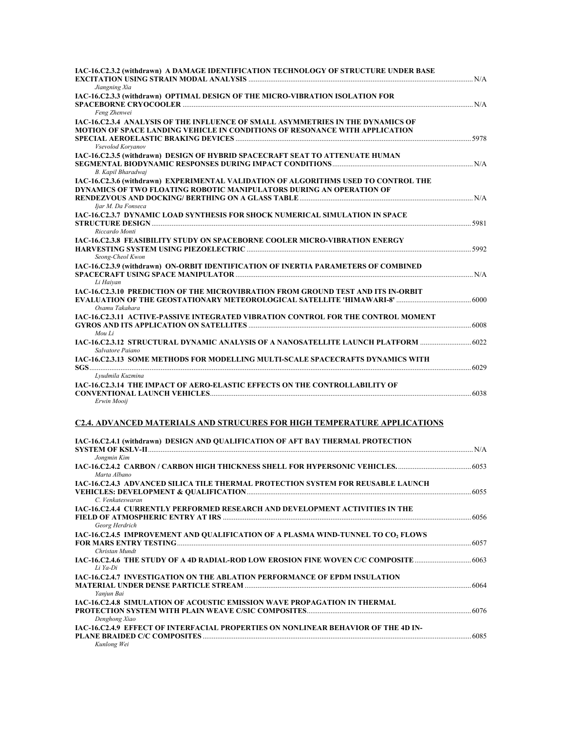**IAC-16.C2.3.2 (withdrawn) A DAMAGE IDENTIFICATION TECHNOLOGY OF STRUCTURE UNDER BASE EXCITATION USING STRAIN MODAL ANALYSIS** ........ N/A
*Jiangning Xia*

**IAC-16.C2.3.3 (withdrawn) OPTIMAL DESIGN OF THE MICRO-VIBRATION ISOLATION FOR SPACEBORNE CRYOCOOLER** ........ N/A
*Feng Zhenwei*

**IAC-16.C2.3.4 ANALYSIS OF THE INFLUENCE OF SMALL ASYMMETRIES IN THE DYNAMICS OF MOTION OF SPACE LANDING VEHICLE IN CONDITIONS OF RESONANCE WITH APPLICATION SPECIAL AEROELASTIC BRAKING DEVICES** ........ 5978
*Vsevolod Koryanov*

**IAC-16.C2.3.5 (withdrawn) DESIGN OF HYBRID SPACECRAFT SEAT TO ATTENUATE HUMAN SEGMENTAL BIODYNAMIC RESPONSES DURING IMPACT CONDITIONS** ........ N/A
*B. Kapil Bharadwaj*

**IAC-16.C2.3.6 (withdrawn) EXPERIMENTAL VALIDATION OF ALGORITHMS USED TO CONTROL THE DYNAMICS OF TWO FLOATING ROBOTIC MANIPULATORS DURING AN OPERATION OF RENDEZVOUS AND DOCKING/ BERTHING ON A GLASS TABLE** ........ N/A
*Ijar M. Da Fonseca*

**IAC-16.C2.3.7 DYNAMIC LOAD SYNTHESIS FOR SHOCK NUMERICAL SIMULATION IN SPACE STRUCTURE DESIGN** ........ 5981
*Riccardo Monti*

**IAC-16.C2.3.8 FEASIBILITY STUDY ON SPACEBORNE COOLER MICRO-VIBRATION ENERGY HARVESTING SYSTEM USING PIEZOELECTRIC** ........ 5992
*Seong-Cheol Kwon*

**IAC-16.C2.3.9 (withdrawn) ON-ORBIT IDENTIFICATION OF INERTIA PARAMETERS OF COMBINED SPACECRAFT USING SPACE MANIPULATOR** ........ N/A
*Li Haiyan*

**IAC-16.C2.3.10 PREDICTION OF THE MICROVIBRATION FROM GROUND TEST AND ITS IN-ORBIT EVALUATION OF THE GEOSTATIONARY METEOROLOGICAL SATELLITE 'HIMAWARI-8'** ........ 6000
*Osamu Takahara*

**IAC-16.C2.3.11 ACTIVE-PASSIVE INTEGRATED VIBRATION CONTROL FOR THE CONTROL MOMENT GYROS AND ITS APPLICATION ON SATELLITES** ........ 6008
*Mou Li*

**IAC-16.C2.3.12 STRUCTURAL DYNAMIC ANALYSIS OF A NANOSATELLITE LAUNCH PLATFORM** ........ 6022
*Salvatore Paiano*

**IAC-16.C2.3.13 SOME METHODS FOR MODELLING MULTI-SCALE SPACECRAFTS DYNAMICS WITH SGS** ........ 6029
*Lyudmila Kuzmina*

**IAC-16.C2.3.14 THE IMPACT OF AERO-ELASTIC EFFECTS ON THE CONTROLLABILITY OF CONVENTIONAL LAUNCH VEHICLES** ........ 6038
*Erwin Mooij*

## C2.4. ADVANCED MATERIALS AND STRUCURES FOR HIGH TEMPERATURE APPLICATIONS

**IAC-16.C2.4.1 (withdrawn) DESIGN AND QUALIFICATION OF AFT BAY THERMAL PROTECTION SYSTEM OF KSLV-II** ........ N/A
*Jongmin Kim*

**IAC-16.C2.4.2 CARBON / CARBON HIGH THICKNESS SHELL FOR HYPERSONIC VEHICLES.** ........ 6053
*Marta Albano*

**IAC-16.C2.4.3 ADVANCED SILICA TILE THERMAL PROTECTION SYSTEM FOR REUSABLE LAUNCH VEHICLES: DEVELOPMENT & QUALIFICATION** ........ 6055
*C. Venkateswaran*

**IAC-16.C2.4.4 CURRENTLY PERFORMED RESEARCH AND DEVELOPMENT ACTIVITIES IN THE FIELD OF ATMOSPHERIC ENTRY AT IRS** ........ 6056
*Georg Herdrich*

**IAC-16.C2.4.5 IMPROVEMENT AND QUALIFICATION OF A PLASMA WIND-TUNNEL TO $CO_2$ FLOWS FOR MARS ENTRY TESTING** ........ 6057
*Christan Mundt*

**IAC-16.C2.4.6 THE STUDY OF A 4D RADIAL-ROD LOW EROSION FINE WOVEN C/C COMPOSITE** ........ 6063
*Li Ya-Di*

**IAC-16.C2.4.7 INVESTIGATION ON THE ABLATION PERFORMANCE OF EPDM INSULATION MATERIAL UNDER DENSE PARTICLE STREAM** ........ 6064
*Yanjun Bai*

**IAC-16.C2.4.8 SIMULATION OF ACOUSTIC EMISSION WAVE PROPAGATION IN THERMAL PROTECTION SYSTEM WITH PLAIN WEAVE C/SIC COMPOSITES** ........ 6076
*Denghong Xiao*

**IAC-16.C2.4.9 EFFECT OF INTERFACIAL PROPERTIES ON NONLINEAR BEHAVIOR OF THE 4D IN-PLANE BRAIDED C/C COMPOSITES** ........ 6085
*Kunlong Wei*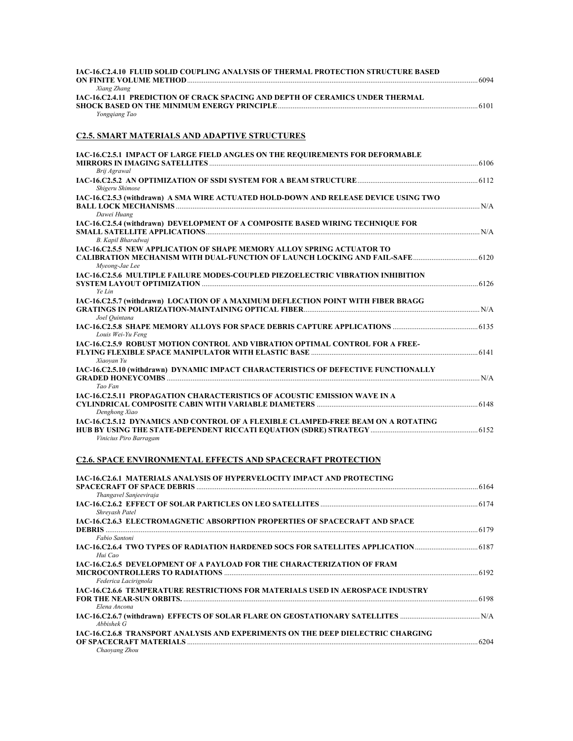**IAC-16.C2.4.10 FLUID SOLID COUPLING ANALYSIS OF THERMAL PROTECTION STRUCTURE BASED ON FINITE VOLUME METHOD** ........ 6094
*Xiang Zhang*

**IAC-16.C2.4.11 PREDICTION OF CRACK SPACING AND DEPTH OF CERAMICS UNDER THERMAL SHOCK BASED ON THE MINIMUM ENERGY PRINCIPLE** ........ 6101
*Yongqiang Tao*

## C2.5. SMART MATERIALS AND ADAPTIVE STRUCTURES

**IAC-16.C2.5.1 IMPACT OF LARGE FIELD ANGLES ON THE REQUIREMENTS FOR DEFORMABLE MIRRORS IN IMAGING SATELLITES** ........ 6106
*Brij Agrawal*

**IAC-16.C2.5.2 AN OPTIMIZATION OF SSDI SYSTEM FOR A BEAM STRUCTURE** ........ 6112
*Shigeru Shimose*

**IAC-16.C2.5.3 (withdrawn) A SMA WIRE ACTUATED HOLD-DOWN AND RELEASE DEVICE USING TWO BALL LOCK MECHANISMS** ........ N/A
*Dawei Huang*

**IAC-16.C2.5.4 (withdrawn) DEVELOPMENT OF A COMPOSITE BASED WIRING TECHNIQUE FOR SMALL SATELLITE APPLICATIONS** ........ N/A
*B. Kapil Bharadwaj*

**IAC-16.C2.5.5 NEW APPLICATION OF SHAPE MEMORY ALLOY SPRING ACTUATOR TO CALIBRATION MECHANISM WITH DUAL-FUNCTION OF LAUNCH LOCKING AND FAIL-SAFE** ........ 6120
*Myeong-Jae Lee*

**IAC-16.C2.5.6 MULTIPLE FAILURE MODES-COUPLED PIEZOELECTRIC VIBRATION INHIBITION SYSTEM LAYOUT OPTIMIZATION** ........ 6126
*Ye Lin*

**IAC-16.C2.5.7 (withdrawn) LOCATION OF A MAXIMUM DEFLECTION POINT WITH FIBER BRAGG GRATINGS IN POLARIZATION-MAINTAINING OPTICAL FIBER** ........ N/A
*Joel Quintana*

**IAC-16.C2.5.8 SHAPE MEMORY ALLOYS FOR SPACE DEBRIS CAPTURE APPLICATIONS** ........ 6135
*Louis Wei-Yu Feng*

**IAC-16.C2.5.9 ROBUST MOTION CONTROL AND VIBRATION OPTIMAL CONTROL FOR A FREE-FLYING FLEXIBLE SPACE MANIPULATOR WITH ELASTIC BASE** ........ 6141
*Xiaoyan Yu*

**IAC-16.C2.5.10 (withdrawn) DYNAMIC IMPACT CHARACTERISTICS OF DEFECTIVE FUNCTIONALLY GRADED HONEYCOMBS** ........ N/A
*Tao Fan*

**IAC-16.C2.5.11 PROPAGATION CHARACTERISTICS OF ACOUSTIC EMISSION WAVE IN A CYLINDRICAL COMPOSITE CABIN WITH VARIABLE DIAMETERS** ........ 6148
*Denghong Xiao*

**IAC-16.C2.5.12 DYNAMICS AND CONTROL OF A FLEXIBLE CLAMPED-FREE BEAM ON A ROTATING HUB BY USING THE STATE-DEPENDENT RICCATI EQUATION (SDRE) STRATEGY** ........ 6152
*Vinicius Piro Barragam*

## C2.6. SPACE ENVIRONMENTAL EFFECTS AND SPACECRAFT PROTECTION

**IAC-16.C2.6.1 MATERIALS ANALYSIS OF HYPERVELOCITY IMPACT AND PROTECTING SPACECRAFT OF SPACE DEBRIS** ........ 6164
*Thangavel Sanjeeviraja*

**IAC-16.C2.6.2 EFFECT OF SOLAR PARTICLES ON LEO SATELLITES** ........ 6174
*Shreyash Patel*

**IAC-16.C2.6.3 ELECTROMAGNETIC ABSORPTION PROPERTIES OF SPACECRAFT AND SPACE DEBRIS** ........ 6179
*Fabio Santoni*

**IAC-16.C2.6.4 TWO TYPES OF RADIATION HARDENED SOCS FOR SATELLITES APPLICATION** ........ 6187
*Hui Cao*

**IAC-16.C2.6.5 DEVELOPMENT OF A PAYLOAD FOR THE CHARACTERIZATION OF FRAM MICROCONTROLLERS TO RADIATIONS** ........ 6192
*Federica Lacirignola*

**IAC-16.C2.6.6 TEMPERATURE RESTRICTIONS FOR MATERIALS USED IN AEROSPACE INDUSTRY FOR THE NEAR-SUN ORBITS.** ........ 6198
*Elena Ancona*

**IAC-16.C2.6.7 (withdrawn) EFFECTS OF SOLAR FLARE ON GEOSTATIONARY SATELLITES** ........ N/A
*Abbishek G*

**IAC-16.C2.6.8 TRANSPORT ANALYSIS AND EXPERIMENTS ON THE DEEP DIELECTRIC CHARGING OF SPACECRAFT MATERIALS** ........ 6204
*Chaoyang Zhou*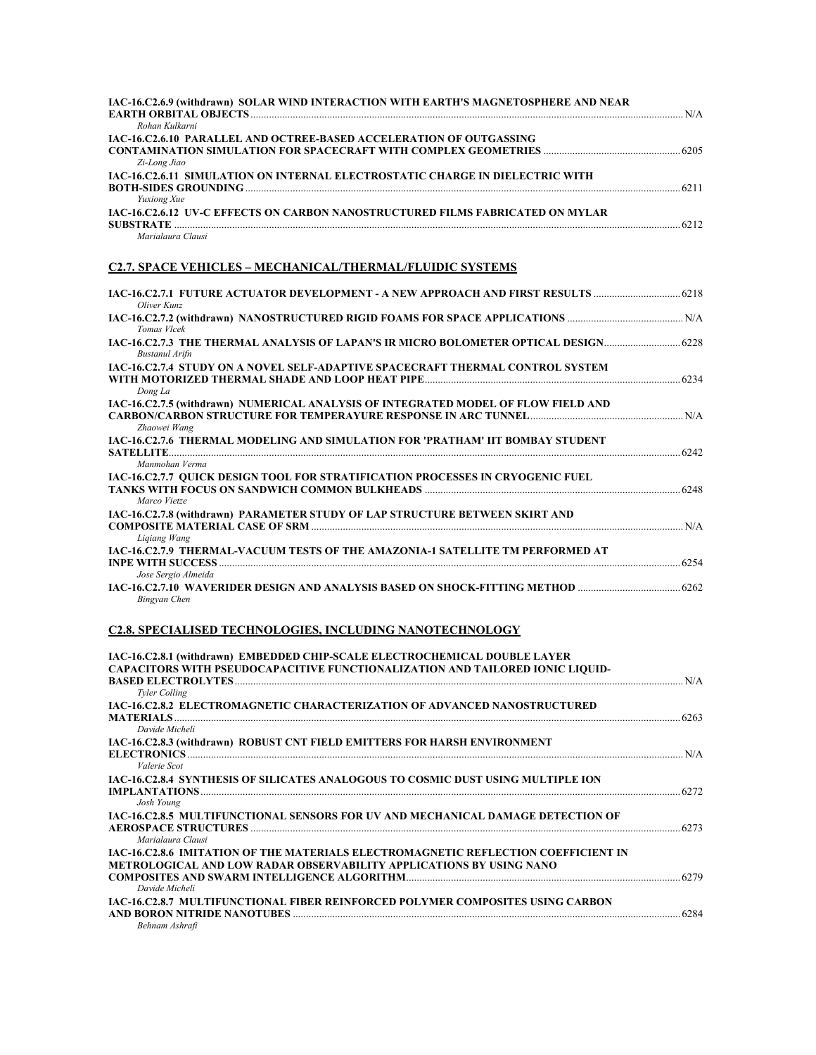**IAC-16.C2.6.9 (withdrawn) SOLAR WIND INTERACTION WITH EARTH'S MAGNETOSPHERE AND NEAR EARTH ORBITAL OBJECTS** ........ N/A
*Rohan Kulkarni*

**IAC-16.C2.6.10 PARALLEL AND OCTREE-BASED ACCELERATION OF OUTGASSING CONTAMINATION SIMULATION FOR SPACECRAFT WITH COMPLEX GEOMETRIES** ........ 6205
*Zi-Long Jiao*

**IAC-16.C2.6.11 SIMULATION ON INTERNAL ELECTROSTATIC CHARGE IN DIELECTRIC WITH BOTH-SIDES GROUNDING** ........ 6211
*Yuxiong Xue*

**IAC-16.C2.6.12 UV-C EFFECTS ON CARBON NANOSTRUCTURED FILMS FABRICATED ON MYLAR SUBSTRATE** ........ 6212
*Marialaura Clausi*

## C2.7. SPACE VEHICLES – MECHANICAL/THERMAL/FLUIDIC SYSTEMS

**IAC-16.C2.7.1 FUTURE ACTUATOR DEVELOPMENT - A NEW APPROACH AND FIRST RESULTS** ........ 6218
*Oliver Kunz*

**IAC-16.C2.7.2 (withdrawn) NANOSTRUCTURED RIGID FOAMS FOR SPACE APPLICATIONS** ........ N/A
*Tomas Vlcek*

**IAC-16.C2.7.3 THE THERMAL ANALYSIS OF LAPAN'S IR MICRO BOLOMETER OPTICAL DESIGN** ........ 6228
*Bustanul Arifn*

**IAC-16.C2.7.4 STUDY ON A NOVEL SELF-ADAPTIVE SPACECRAFT THERMAL CONTROL SYSTEM WITH MOTORIZED THERMAL SHADE AND LOOP HEAT PIPE** ........ 6234
*Dong La*

**IAC-16.C2.7.5 (withdrawn) NUMERICAL ANALYSIS OF INTEGRATED MODEL OF FLOW FIELD AND CARBON/CARBON STRUCTURE FOR TEMPERAYURE RESPONSE IN ARC TUNNEL** ........ N/A
*Zhaowei Wang*

**IAC-16.C2.7.6 THERMAL MODELING AND SIMULATION FOR 'PRATHAM' IIT BOMBAY STUDENT SATELLITE** ........ 6242
*Manmohan Verma*

**IAC-16.C2.7.7 QUICK DESIGN TOOL FOR STRATIFICATION PROCESSES IN CRYOGENIC FUEL TANKS WITH FOCUS ON SANDWICH COMMON BULKHEADS** ........ 6248
*Marco Vietze*

**IAC-16.C2.7.8 (withdrawn) PARAMETER STUDY OF LAP STRUCTURE BETWEEN SKIRT AND COMPOSITE MATERIAL CASE OF SRM** ........ N/A
*Liqiang Wang*

**IAC-16.C2.7.9 THERMAL-VACUUM TESTS OF THE AMAZONIA-1 SATELLITE TM PERFORMED AT INPE WITH SUCCESS** ........ 6254
*Jose Sergio Almeida*

**IAC-16.C2.7.10 WAVERIDER DESIGN AND ANALYSIS BASED ON SHOCK-FITTING METHOD** ........ 6262
*Bingyan Chen*

## C2.8. SPECIALISED TECHNOLOGIES, INCLUDING NANOTECHNOLOGY

**IAC-16.C2.8.1 (withdrawn) EMBEDDED CHIP-SCALE ELECTROCHEMICAL DOUBLE LAYER CAPACITORS WITH PSEUDOCAPACITIVE FUNCTIONALIZATION AND TAILORED IONIC LIQUID-BASED ELECTROLYTES** ........ N/A
*Tyler Colling*

**IAC-16.C2.8.2 ELECTROMAGNETIC CHARACTERIZATION OF ADVANCED NANOSTRUCTURED MATERIALS** ........ 6263
*Davide Micheli*

**IAC-16.C2.8.3 (withdrawn) ROBUST CNT FIELD EMITTERS FOR HARSH ENVIRONMENT ELECTRONICS** ........ N/A
*Valerie Scot*

**IAC-16.C2.8.4 SYNTHESIS OF SILICATES ANALOGOUS TO COSMIC DUST USING MULTIPLE ION IMPLANTATIONS** ........ 6272
*Josh Young*

**IAC-16.C2.8.5 MULTIFUNCTIONAL SENSORS FOR UV AND MECHANICAL DAMAGE DETECTION OF AEROSPACE STRUCTURES** ........ 6273
*Marialaura Clausi*

**IAC-16.C2.8.6 IMITATION OF THE MATERIALS ELECTROMAGNETIC REFLECTION COEFFICIENT IN METROLOGICAL AND LOW RADAR OBSERVABILITY APPLICATIONS BY USING NANO COMPOSITES AND SWARM INTELLIGENCE ALGORITHM** ........ 6279
*Davide Micheli*

**IAC-16.C2.8.7 MULTIFUNCTIONAL FIBER REINFORCED POLYMER COMPOSITES USING CARBON AND BORON NITRIDE NANOTUBES** ........ 6284
*Behnam Ashrafi*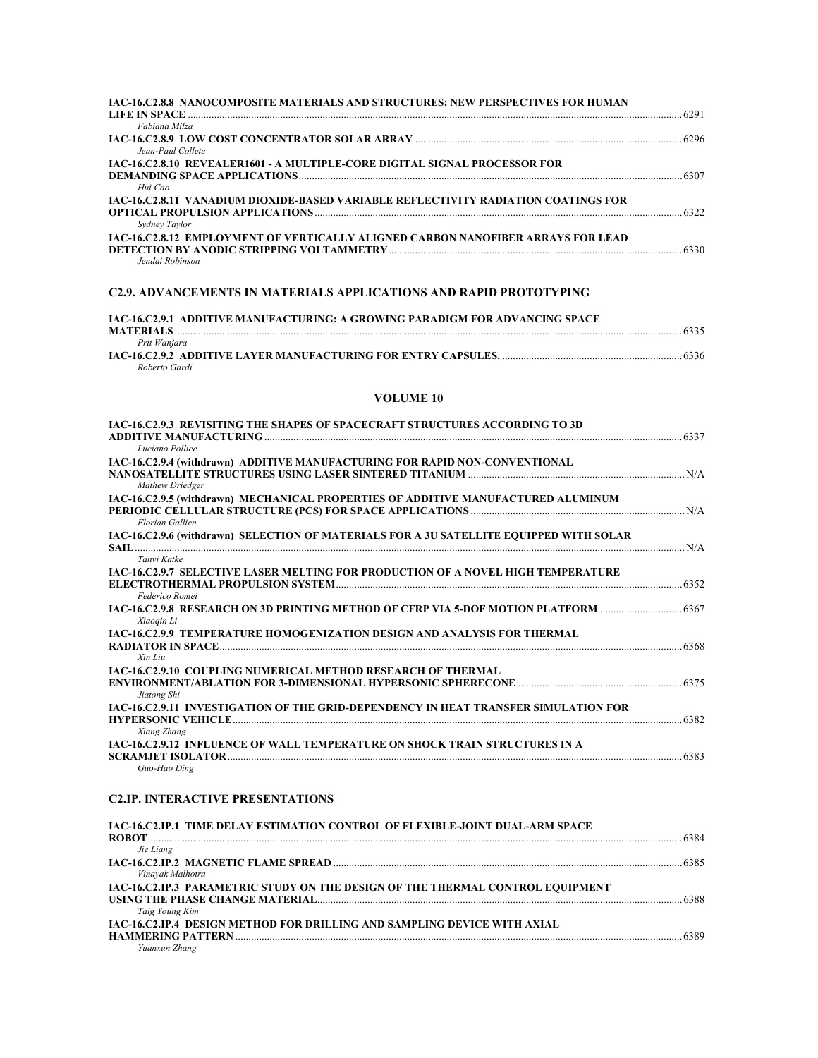**IAC-16.C2.8.8 NANOCOMPOSITE MATERIALS AND STRUCTURES: NEW PERSPECTIVES FOR HUMAN LIFE IN SPACE** ........ 6291
*Fabiana Milza*

**IAC-16.C2.8.9 LOW COST CONCENTRATOR SOLAR ARRAY** ........ 6296
*Jean-Paul Collete*

**IAC-16.C2.8.10 REVEALER1601 - A MULTIPLE-CORE DIGITAL SIGNAL PROCESSOR FOR DEMANDING SPACE APPLICATIONS** ........ 6307
*Hui Cao*

**IAC-16.C2.8.11 VANADIUM DIOXIDE-BASED VARIABLE REFLECTIVITY RADIATION COATINGS FOR OPTICAL PROPULSION APPLICATIONS** ........ 6322
*Sydney Taylor*

**IAC-16.C2.8.12 EMPLOYMENT OF VERTICALLY ALIGNED CARBON NANOFIBER ARRAYS FOR LEAD DETECTION BY ANODIC STRIPPING VOLTAMMETRY** ........ 6330
*Jendai Robinson*

## C2.9. ADVANCEMENTS IN MATERIALS APPLICATIONS AND RAPID PROTOTYPING

**IAC-16.C2.9.1 ADDITIVE MANUFACTURING: A GROWING PARADIGM FOR ADVANCING SPACE MATERIALS** ........ 6335
*Prit Wanjara*

**IAC-16.C2.9.2 ADDITIVE LAYER MANUFACTURING FOR ENTRY CAPSULES.** ........ 6336
*Roberto Gardi*

## VOLUME 10

**IAC-16.C2.9.3 REVISITING THE SHAPES OF SPACECRAFT STRUCTURES ACCORDING TO 3D ADDITIVE MANUFACTURING** ........ 6337
*Luciano Pollice*

**IAC-16.C2.9.4 (withdrawn) ADDITIVE MANUFACTURING FOR RAPID NON-CONVENTIONAL NANOSATELLITE STRUCTURES USING LASER SINTERED TITANIUM** ........ N/A
*Mathew Driedger*

**IAC-16.C2.9.5 (withdrawn) MECHANICAL PROPERTIES OF ADDITIVE MANUFACTURED ALUMINUM PERIODIC CELLULAR STRUCTURE (PCS) FOR SPACE APPLICATIONS** ........ N/A
*Florian Gallien*

**IAC-16.C2.9.6 (withdrawn) SELECTION OF MATERIALS FOR A 3U SATELLITE EQUIPPED WITH SOLAR SAIL** ........ N/A
*Tanvi Katke*

**IAC-16.C2.9.7 SELECTIVE LASER MELTING FOR PRODUCTION OF A NOVEL HIGH TEMPERATURE ELECTROTHERMAL PROPULSION SYSTEM** ........ 6352
*Federico Romei*

**IAC-16.C2.9.8 RESEARCH ON 3D PRINTING METHOD OF CFRP VIA 5-DOF MOTION PLATFORM** ........ 6367
*Xiaoqin Li*

**IAC-16.C2.9.9 TEMPERATURE HOMOGENIZATION DESIGN AND ANALYSIS FOR THERMAL RADIATOR IN SPACE** ........ 6368
*Xin Liu*

**IAC-16.C2.9.10 COUPLING NUMERICAL METHOD RESEARCH OF THERMAL ENVIRONMENT/ABLATION FOR 3-DIMENSIONAL HYPERSONIC SPHERECONE** ........ 6375
*Jiatong Shi*

**IAC-16.C2.9.11 INVESTIGATION OF THE GRID-DEPENDENCY IN HEAT TRANSFER SIMULATION FOR HYPERSONIC VEHICLE** ........ 6382
*Xiang Zhang*

**IAC-16.C2.9.12 INFLUENCE OF WALL TEMPERATURE ON SHOCK TRAIN STRUCTURES IN A SCRAMJET ISOLATOR** ........ 6383
*Guo-Hao Ding*

## C2.IP. INTERACTIVE PRESENTATIONS

**IAC-16.C2.IP.1 TIME DELAY ESTIMATION CONTROL OF FLEXIBLE-JOINT DUAL-ARM SPACE ROBOT** ........ 6384
*Jie Liang*

**IAC-16.C2.IP.2 MAGNETIC FLAME SPREAD** ........ 6385
*Vinayak Malhotra*

**IAC-16.C2.IP.3 PARAMETRIC STUDY ON THE DESIGN OF THE THERMAL CONTROL EQUIPMENT USING THE PHASE CHANGE MATERIAL** ........ 6388
*Taig Young Kim*

**IAC-16.C2.IP.4 DESIGN METHOD FOR DRILLING AND SAMPLING DEVICE WITH AXIAL HAMMERING PATTERN** ........ 6389
*Yuanxun Zhang*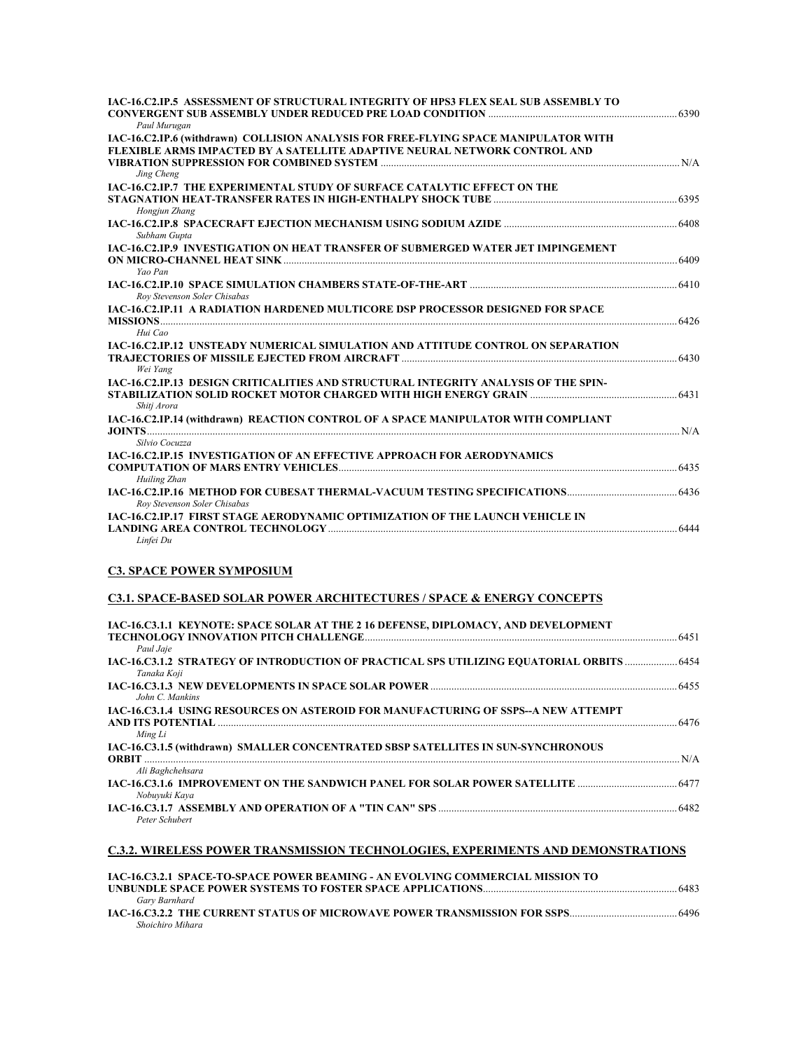**IAC-16.C2.IP.5 ASSESSMENT OF STRUCTURAL INTEGRITY OF HPS3 FLEX SEAL SUB ASSEMBLY TO CONVERGENT SUB ASSEMBLY UNDER REDUCED PRE LOAD CONDITION** ....... 6390
*Paul Murugan*

**IAC-16.C2.IP.6 (withdrawn) COLLISION ANALYSIS FOR FREE-FLYING SPACE MANIPULATOR WITH FLEXIBLE ARMS IMPACTED BY A SATELLITE ADAPTIVE NEURAL NETWORK CONTROL AND VIBRATION SUPPRESSION FOR COMBINED SYSTEM** ....... N/A
*Jing Cheng*

**IAC-16.C2.IP.7 THE EXPERIMENTAL STUDY OF SURFACE CATALYTIC EFFECT ON THE STAGNATION HEAT-TRANSFER RATES IN HIGH-ENTHALPY SHOCK TUBE** ....... 6395
*Hongjun Zhang*

**IAC-16.C2.IP.8 SPACECRAFT EJECTION MECHANISM USING SODIUM AZIDE** ....... 6408
*Subham Gupta*

**IAC-16.C2.IP.9 INVESTIGATION ON HEAT TRANSFER OF SUBMERGED WATER JET IMPINGEMENT ON MICRO-CHANNEL HEAT SINK** ....... 6409
*Yao Pan*

**IAC-16.C2.IP.10 SPACE SIMULATION CHAMBERS STATE-OF-THE-ART** ....... 6410
*Roy Stevenson Soler Chisabas*

**IAC-16.C2.IP.11 A RADIATION HARDENED MULTICORE DSP PROCESSOR DESIGNED FOR SPACE MISSIONS** ....... 6426
*Hui Cao*

**IAC-16.C2.IP.12 UNSTEADY NUMERICAL SIMULATION AND ATTITUDE CONTROL ON SEPARATION TRAJECTORIES OF MISSILE EJECTED FROM AIRCRAFT** ....... 6430
*Wei Yang*

**IAC-16.C2.IP.13 DESIGN CRITICALITIES AND STRUCTURAL INTEGRITY ANALYSIS OF THE SPIN-STABILIZATION SOLID ROCKET MOTOR CHARGED WITH HIGH ENERGY GRAIN** ....... 6431
*Shitj Arora*

**IAC-16.C2.IP.14 (withdrawn) REACTION CONTROL OF A SPACE MANIPULATOR WITH COMPLIANT JOINTS** ....... N/A
*Silvio Cocuzza*

**IAC-16.C2.IP.15 INVESTIGATION OF AN EFFECTIVE APPROACH FOR AERODYNAMICS COMPUTATION OF MARS ENTRY VEHICLES** ....... 6435
*Huiling Zhan*

**IAC-16.C2.IP.16 METHOD FOR CUBESAT THERMAL-VACUUM TESTING SPECIFICATIONS** ....... 6436
*Roy Stevenson Soler Chisabas*

**IAC-16.C2.IP.17 FIRST STAGE AERODYNAMIC OPTIMIZATION OF THE LAUNCH VEHICLE IN LANDING AREA CONTROL TECHNOLOGY** ....... 6444
*Linfei Du*

## C3. SPACE POWER SYMPOSIUM

### C3.1. SPACE-BASED SOLAR POWER ARCHITECTURES / SPACE & ENERGY CONCEPTS

**IAC-16.C3.1.1 KEYNOTE: SPACE SOLAR AT THE 2 16 DEFENSE, DIPLOMACY, AND DEVELOPMENT TECHNOLOGY INNOVATION PITCH CHALLENGE** ....... 6451
*Paul Jaje*

**IAC-16.C3.1.2 STRATEGY OF INTRODUCTION OF PRACTICAL SPS UTILIZING EQUATORIAL ORBITS** ....... 6454
*Tanaka Koji*

**IAC-16.C3.1.3 NEW DEVELOPMENTS IN SPACE SOLAR POWER** ....... 6455
*John C. Mankins*

**IAC-16.C3.1.4 USING RESOURCES ON ASTEROID FOR MANUFACTURING OF SSPS--A NEW ATTEMPT AND ITS POTENTIAL** ....... 6476
*Ming Li*

**IAC-16.C3.1.5 (withdrawn) SMALLER CONCENTRATED SBSP SATELLITES IN SUN-SYNCHRONOUS ORBIT** ....... N/A
*Ali Baghchehsara*

**IAC-16.C3.1.6 IMPROVEMENT ON THE SANDWICH PANEL FOR SOLAR POWER SATELLITE** ....... 6477
*Nobuyuki Kaya*

**IAC-16.C3.1.7 ASSEMBLY AND OPERATION OF A "TIN CAN" SPS** ....... 6482
*Peter Schubert*

### C.3.2. WIRELESS POWER TRANSMISSION TECHNOLOGIES, EXPERIMENTS AND DEMONSTRATIONS

**IAC-16.C3.2.1 SPACE-TO-SPACE POWER BEAMING - AN EVOLVING COMMERCIAL MISSION TO UNBUNDLE SPACE POWER SYSTEMS TO FOSTER SPACE APPLICATIONS** ....... 6483
*Gary Barnhard*

**IAC-16.C3.2.2 THE CURRENT STATUS OF MICROWAVE POWER TRANSMISSION FOR SSPS** ....... 6496
*Shoichiro Mihara*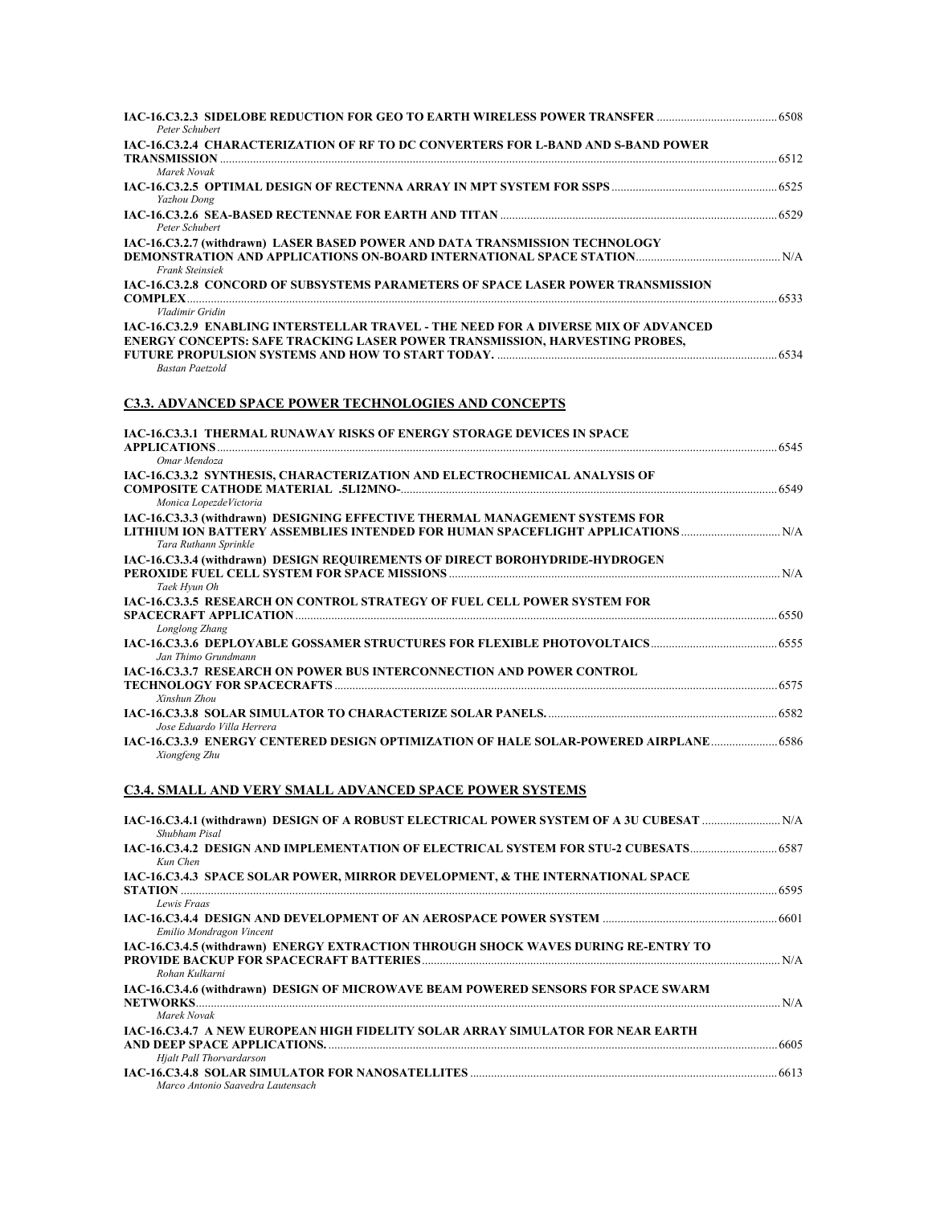**IAC-16.C3.2.3 SIDELOBE REDUCTION FOR GEO TO EARTH WIRELESS POWER TRANSFER** ........................................ 6508
*Peter Schubert*

**IAC-16.C3.2.4 CHARACTERIZATION OF RF TO DC CONVERTERS FOR L-BAND AND S-BAND POWER TRANSMISSION** ........................................ 6512
*Marek Novak*

**IAC-16.C3.2.5 OPTIMAL DESIGN OF RECTENNA ARRAY IN MPT SYSTEM FOR SSPS** ........................................ 6525
*Yazhou Dong*

**IAC-16.C3.2.6 SEA-BASED RECTENNAE FOR EARTH AND TITAN** ........................................ 6529
*Peter Schubert*

**IAC-16.C3.2.7 (withdrawn) LASER BASED POWER AND DATA TRANSMISSION TECHNOLOGY DEMONSTRATION AND APPLICATIONS ON-BOARD INTERNATIONAL SPACE STATION** ........................................ N/A
*Frank Steinsiek*

**IAC-16.C3.2.8 CONCORD OF SUBSYSTEMS PARAMETERS OF SPACE LASER POWER TRANSMISSION COMPLEX** ........................................ 6533
*Vladimir Gridin*

**IAC-16.C3.2.9 ENABLING INTERSTELLAR TRAVEL - THE NEED FOR A DIVERSE MIX OF ADVANCED ENERGY CONCEPTS: SAFE TRACKING LASER POWER TRANSMISSION, HARVESTING PROBES, FUTURE PROPULSION SYSTEMS AND HOW TO START TODAY.** ........................................ 6534
*Bastan Paetzold*

## C3.3. ADVANCED SPACE POWER TECHNOLOGIES AND CONCEPTS

**IAC-16.C3.3.1 THERMAL RUNAWAY RISKS OF ENERGY STORAGE DEVICES IN SPACE APPLICATIONS** ........................................ 6545
*Omar Mendoza*

**IAC-16.C3.3.2 SYNTHESIS, CHARACTERIZATION AND ELECTROCHEMICAL ANALYSIS OF COMPOSITE CATHODE MATERIAL .5LI2MNO-** ........................................ 6549
*Monica LopezdeVictoria*

**IAC-16.C3.3.3 (withdrawn) DESIGNING EFFECTIVE THERMAL MANAGEMENT SYSTEMS FOR LITHIUM ION BATTERY ASSEMBLIES INTENDED FOR HUMAN SPACEFLIGHT APPLICATIONS** ........................................ N/A
*Tara Ruthann Sprinkle*

**IAC-16.C3.3.4 (withdrawn) DESIGN REQUIREMENTS OF DIRECT BOROHYDRIDE-HYDROGEN PEROXIDE FUEL CELL SYSTEM FOR SPACE MISSIONS** ........................................ N/A
*Taek Hyun Oh*

**IAC-16.C3.3.5 RESEARCH ON CONTROL STRATEGY OF FUEL CELL POWER SYSTEM FOR SPACECRAFT APPLICATION** ........................................ 6550
*Longlong Zhang*

**IAC-16.C3.3.6 DEPLOYABLE GOSSAMER STRUCTURES FOR FLEXIBLE PHOTOVOLTAICS** ........................................ 6555
*Jan Thimo Grundmann*

**IAC-16.C3.3.7 RESEARCH ON POWER BUS INTERCONNECTION AND POWER CONTROL TECHNOLOGY FOR SPACECRAFTS** ........................................ 6575
*Xinshun Zhou*

**IAC-16.C3.3.8 SOLAR SIMULATOR TO CHARACTERIZE SOLAR PANELS.** ........................................ 6582
*Jose Eduardo Villa Herrera*

**IAC-16.C3.3.9 ENERGY CENTERED DESIGN OPTIMIZATION OF HALE SOLAR-POWERED AIRPLANE** ........................................ 6586
*Xiongfeng Zhu*

## C3.4. SMALL AND VERY SMALL ADVANCED SPACE POWER SYSTEMS

**IAC-16.C3.4.1 (withdrawn) DESIGN OF A ROBUST ELECTRICAL POWER SYSTEM OF A 3U CUBESAT** ........................................ N/A
*Shubham Pisal*

**IAC-16.C3.4.2 DESIGN AND IMPLEMENTATION OF ELECTRICAL SYSTEM FOR STU-2 CUBESATS** ........................................ 6587
*Kun Chen*

**IAC-16.C3.4.3 SPACE SOLAR POWER, MIRROR DEVELOPMENT, & THE INTERNATIONAL SPACE STATION** ........................................ 6595
*Lewis Fraas*

**IAC-16.C3.4.4 DESIGN AND DEVELOPMENT OF AN AEROSPACE POWER SYSTEM** ........................................ 6601
*Emilio Mondragon Vincent*

**IAC-16.C3.4.5 (withdrawn) ENERGY EXTRACTION THROUGH SHOCK WAVES DURING RE-ENTRY TO PROVIDE BACKUP FOR SPACECRAFT BATTERIES** ........................................ N/A
*Rohan Kulkarni*

**IAC-16.C3.4.6 (withdrawn) DESIGN OF MICROWAVE BEAM POWERED SENSORS FOR SPACE SWARM NETWORKS** ........................................ N/A
*Marek Novak*

**IAC-16.C3.4.7 A NEW EUROPEAN HIGH FIDELITY SOLAR ARRAY SIMULATOR FOR NEAR EARTH AND DEEP SPACE APPLICATIONS.** ........................................ 6605
*Hjalt Pall Thorvardarson*

**IAC-16.C3.4.8 SOLAR SIMULATOR FOR NANOSATELLITES** ........................................ 6613
*Marco Antonio Saavedra Lautensach*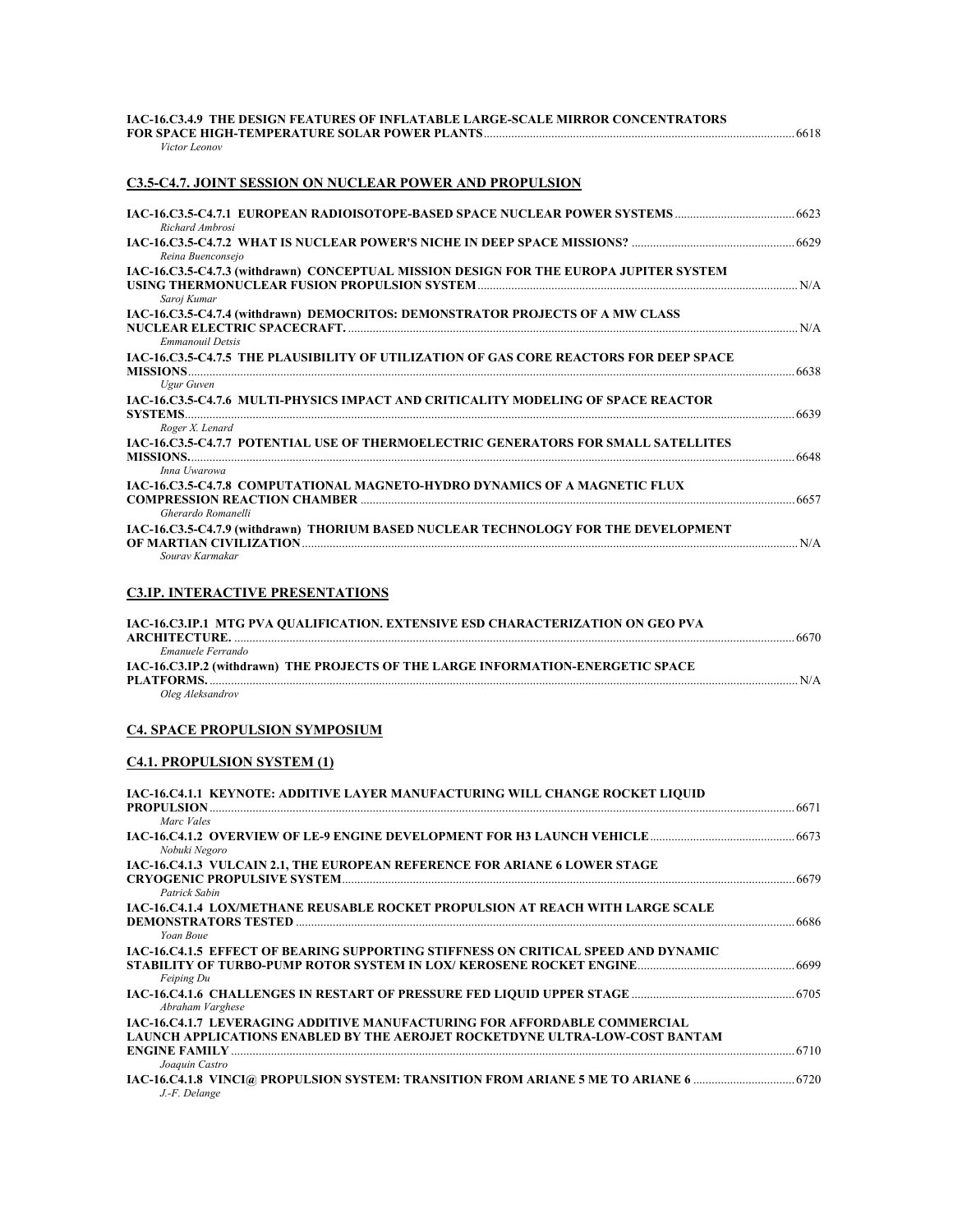**IAC-16.C3.4.9 THE DESIGN FEATURES OF INFLATABLE LARGE-SCALE MIRROR CONCENTRATORS FOR SPACE HIGH-TEMPERATURE SOLAR POWER PLANTS** ........ 6618
*Victor Leonov*

## C3.5-C4.7. JOINT SESSION ON NUCLEAR POWER AND PROPULSION

**IAC-16.C3.5-C4.7.1 EUROPEAN RADIOISOTOPE-BASED SPACE NUCLEAR POWER SYSTEMS** ........ 6623
*Richard Ambrosi*

**IAC-16.C3.5-C4.7.2 WHAT IS NUCLEAR POWER'S NICHE IN DEEP SPACE MISSIONS?** ........ 6629
*Reina Buenconsejo*

**IAC-16.C3.5-C4.7.3 (withdrawn) CONCEPTUAL MISSION DESIGN FOR THE EUROPA JUPITER SYSTEM USING THERMONUCLEAR FUSION PROPULSION SYSTEM** ........ N/A
*Saroj Kumar*

**IAC-16.C3.5-C4.7.4 (withdrawn) DEMOCRITOS: DEMONSTRATOR PROJECTS OF A MW CLASS NUCLEAR ELECTRIC SPACECRAFT.** ........ N/A
*Emmanouil Detsis*

**IAC-16.C3.5-C4.7.5 THE PLAUSIBILITY OF UTILIZATION OF GAS CORE REACTORS FOR DEEP SPACE MISSIONS** ........ 6638
*Ugur Guven*

**IAC-16.C3.5-C4.7.6 MULTI-PHYSICS IMPACT AND CRITICALITY MODELING OF SPACE REACTOR SYSTEMS** ........ 6639
*Roger X. Lenard*

**IAC-16.C3.5-C4.7.7 POTENTIAL USE OF THERMOELECTRIC GENERATORS FOR SMALL SATELLITES MISSIONS.** ........ 6648
*Inna Uwarowa*

**IAC-16.C3.5-C4.7.8 COMPUTATIONAL MAGNETO-HYDRO DYNAMICS OF A MAGNETIC FLUX COMPRESSION REACTION CHAMBER** ........ 6657
*Gherardo Romanelli*

**IAC-16.C3.5-C4.7.9 (withdrawn) THORIUM BASED NUCLEAR TECHNOLOGY FOR THE DEVELOPMENT OF MARTIAN CIVILIZATION** ........ N/A
*Sourav Karmakar*

## C3.IP. INTERACTIVE PRESENTATIONS

**IAC-16.C3.IP.1 MTG PVA QUALIFICATION. EXTENSIVE ESD CHARACTERIZATION ON GEO PVA ARCHITECTURE.** ........ 6670
*Emanuele Ferrando*

**IAC-16.C3.IP.2 (withdrawn) THE PROJECTS OF THE LARGE INFORMATION-ENERGETIC SPACE PLATFORMS.** ........ N/A
*Oleg Aleksandrov*

# C4. SPACE PROPULSION SYMPOSIUM

## C4.1. PROPULSION SYSTEM (1)

**IAC-16.C4.1.1 KEYNOTE: ADDITIVE LAYER MANUFACTURING WILL CHANGE ROCKET LIQUID PROPULSION** ........ 6671
*Marc Vales*

**IAC-16.C4.1.2 OVERVIEW OF LE-9 ENGINE DEVELOPMENT FOR H3 LAUNCH VEHICLE** ........ 6673
*Nobuki Negoro*

**IAC-16.C4.1.3 VULCAIN 2.1, THE EUROPEAN REFERENCE FOR ARIANE 6 LOWER STAGE CRYOGENIC PROPULSIVE SYSTEM** ........ 6679
*Patrick Sabin*

**IAC-16.C4.1.4 LOX/METHANE REUSABLE ROCKET PROPULSION AT REACH WITH LARGE SCALE DEMONSTRATORS TESTED** ........ 6686
*Yoan Boue*

**IAC-16.C4.1.5 EFFECT OF BEARING SUPPORTING STIFFNESS ON CRITICAL SPEED AND DYNAMIC STABILITY OF TURBO-PUMP ROTOR SYSTEM IN LOX/ KEROSENE ROCKET ENGINE** ........ 6699
*Feiping Du*

**IAC-16.C4.1.6 CHALLENGES IN RESTART OF PRESSURE FED LIQUID UPPER STAGE** ........ 6705
*Abraham Varghese*

**IAC-16.C4.1.7 LEVERAGING ADDITIVE MANUFACTURING FOR AFFORDABLE COMMERCIAL LAUNCH APPLICATIONS ENABLED BY THE AEROJET ROCKETDYNE ULTRA-LOW-COST BANTAM ENGINE FAMILY** ........ 6710
*Joaquin Castro*

**IAC-16.C4.1.8 VINCI@ PROPULSION SYSTEM: TRANSITION FROM ARIANE 5 ME TO ARIANE 6** ........ 6720
*J.-F. Delange*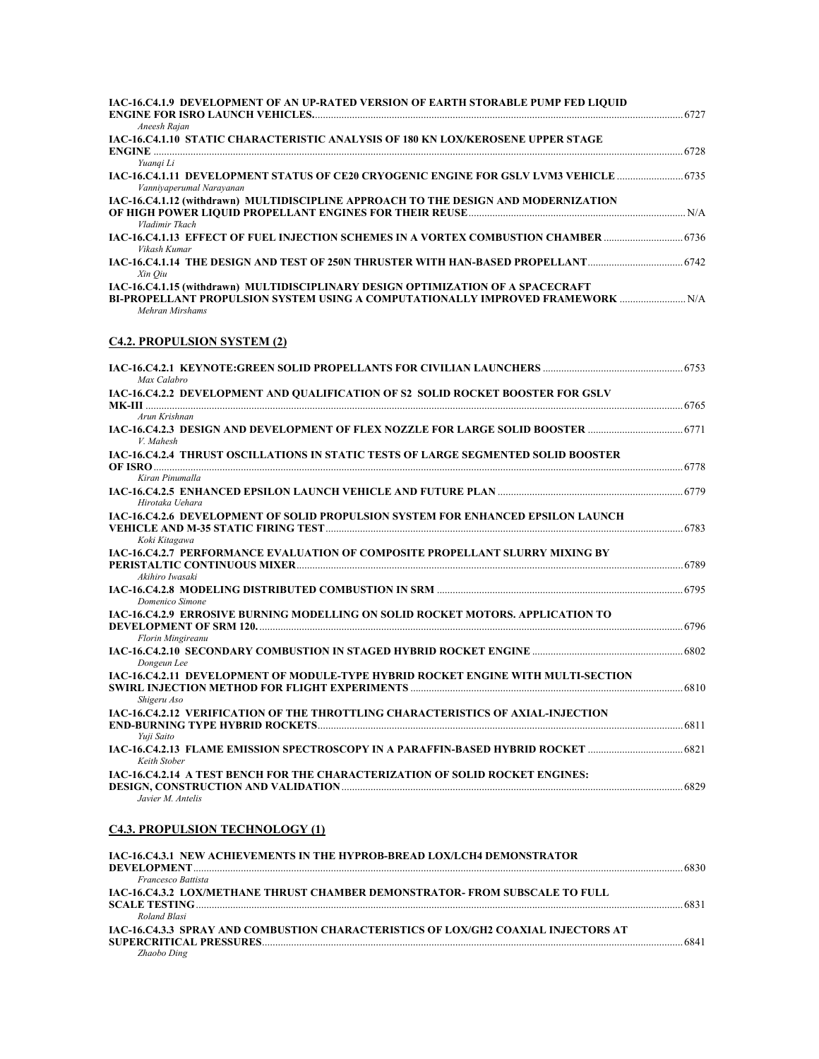**IAC-16.C4.1.9 DEVELOPMENT OF AN UP-RATED VERSION OF EARTH STORABLE PUMP FED LIQUID ENGINE FOR ISRO LAUNCH VEHICLES.** ........ 6727
*Aneesh Rajan*

**IAC-16.C4.1.10 STATIC CHARACTERISTIC ANALYSIS OF 180 KN LOX/KEROSENE UPPER STAGE ENGINE** ........ 6728
*Yuanqi Li*

**IAC-16.C4.1.11 DEVELOPMENT STATUS OF CE20 CRYOGENIC ENGINE FOR GSLV LVM3 VEHICLE** ........ 6735
*Vanniyaperumal Narayanan*

**IAC-16.C4.1.12 (withdrawn) MULTIDISCIPLINE APPROACH TO THE DESIGN AND MODERNIZATION OF HIGH POWER LIQUID PROPELLANT ENGINES FOR THEIR REUSE** ........ N/A
*Vladimir Tkach*

**IAC-16.C4.1.13 EFFECT OF FUEL INJECTION SCHEMES IN A VORTEX COMBUSTION CHAMBER** ........ 6736
*Vikash Kumar*

**IAC-16.C4.1.14 THE DESIGN AND TEST OF 250N THRUSTER WITH HAN-BASED PROPELLANT** ........ 6742
*Xin Qiu*

**IAC-16.C4.1.15 (withdrawn) MULTIDISCIPLINARY DESIGN OPTIMIZATION OF A SPACECRAFT BI-PROPELLANT PROPULSION SYSTEM USING A COMPUTATIONALLY IMPROVED FRAMEWORK** ........ N/A
*Mehran Mirshams*

## C4.2. PROPULSION SYSTEM (2)

**IAC-16.C4.2.1 KEYNOTE:GREEN SOLID PROPELLANTS FOR CIVILIAN LAUNCHERS** ........ 6753
*Max Calabro*

**IAC-16.C4.2.2 DEVELOPMENT AND QUALIFICATION OF S2 SOLID ROCKET BOOSTER FOR GSLV MK-III** ........ 6765
*Arun Krishnan*

**IAC-16.C4.2.3 DESIGN AND DEVELOPMENT OF FLEX NOZZLE FOR LARGE SOLID BOOSTER** ........ 6771
*V. Mahesh*

**IAC-16.C4.2.4 THRUST OSCILLATIONS IN STATIC TESTS OF LARGE SEGMENTED SOLID BOOSTER OF ISRO** ........ 6778
*Kiran Pinumalla*

**IAC-16.C4.2.5 ENHANCED EPSILON LAUNCH VEHICLE AND FUTURE PLAN** ........ 6779
*Hirotaka Uehara*

**IAC-16.C4.2.6 DEVELOPMENT OF SOLID PROPULSION SYSTEM FOR ENHANCED EPSILON LAUNCH VEHICLE AND M-35 STATIC FIRING TEST** ........ 6783
*Koki Kitagawa*

**IAC-16.C4.2.7 PERFORMANCE EVALUATION OF COMPOSITE PROPELLANT SLURRY MIXING BY PERISTALTIC CONTINUOUS MIXER** ........ 6789
*Akihiro Iwasaki*

**IAC-16.C4.2.8 MODELING DISTRIBUTED COMBUSTION IN SRM** ........ 6795
*Domenico Simone*

**IAC-16.C4.2.9 ERROSIVE BURNING MODELLING ON SOLID ROCKET MOTORS. APPLICATION TO DEVELOPMENT OF SRM 120.** ........ 6796
*Florin Mingireanu*

**IAC-16.C4.2.10 SECONDARY COMBUSTION IN STAGED HYBRID ROCKET ENGINE** ........ 6802
*Dongeun Lee*

**IAC-16.C4.2.11 DEVELOPMENT OF MODULE-TYPE HYBRID ROCKET ENGINE WITH MULTI-SECTION SWIRL INJECTION METHOD FOR FLIGHT EXPERIMENTS** ........ 6810
*Shigeru Aso*

**IAC-16.C4.2.12 VERIFICATION OF THE THROTTLING CHARACTERISTICS OF AXIAL-INJECTION END-BURNING TYPE HYBRID ROCKETS** ........ 6811
*Yuji Saito*

**IAC-16.C4.2.13 FLAME EMISSION SPECTROSCOPY IN A PARAFFIN-BASED HYBRID ROCKET** ........ 6821
*Keith Stober*

**IAC-16.C4.2.14 A TEST BENCH FOR THE CHARACTERIZATION OF SOLID ROCKET ENGINES: DESIGN, CONSTRUCTION AND VALIDATION** ........ 6829
*Javier M. Antelis*

## C4.3. PROPULSION TECHNOLOGY (1)

**IAC-16.C4.3.1 NEW ACHIEVEMENTS IN THE HYPROB-BREAD LOX/LCH4 DEMONSTRATOR DEVELOPMENT** ........ 6830
*Francesco Battista*

**IAC-16.C4.3.2 LOX/METHANE THRUST CHAMBER DEMONSTRATOR- FROM SUBSCALE TO FULL SCALE TESTING** ........ 6831
*Roland Blasi*

**IAC-16.C4.3.3 SPRAY AND COMBUSTION CHARACTERISTICS OF LOX/GH2 COAXIAL INJECTORS AT SUPERCRITICAL PRESSURES** ........ 6841
*Zhaobo Ding*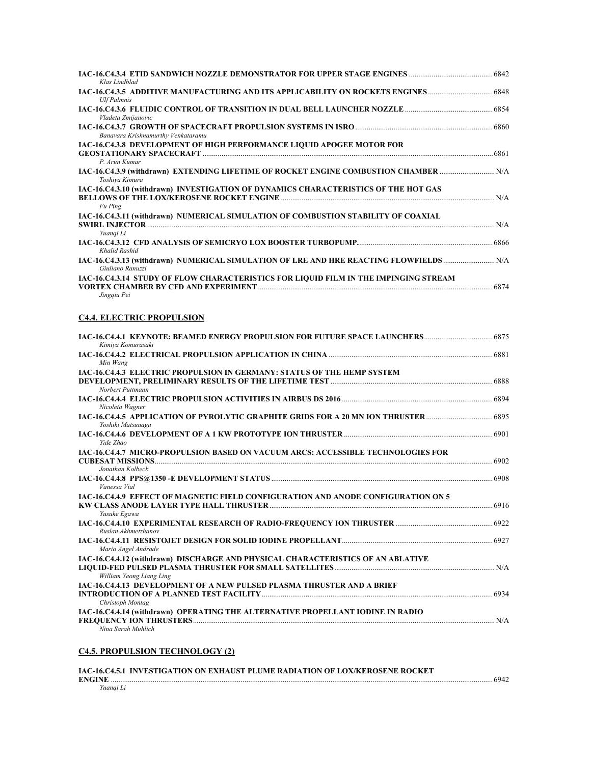**IAC-16.C4.3.4 ETID SANDWICH NOZZLE DEMONSTRATOR FOR UPPER STAGE ENGINES** ............ 6842
*Klas Lindblad*

**IAC-16.C4.3.5 ADDITIVE MANUFACTURING AND ITS APPLICABILITY ON ROCKETS ENGINES** ............ 6848
*Ulf Palmnis*

**IAC-16.C4.3.6 FLUIDIC CONTROL OF TRANSITION IN DUAL BELL LAUNCHER NOZZLE** ............ 6854
*Vladeta Zmijanovic*

**IAC-16.C4.3.7 GROWTH OF SPACECRAFT PROPULSION SYSTEMS IN ISRO** ............ 6860
*Banavara Krishnamurthy Venkataramu*

**IAC-16.C4.3.8 DEVELOPMENT OF HIGH PERFORMANCE LIQUID APOGEE MOTOR FOR GEOSTATIONARY SPACECRAFT** ............ 6861
*P. Arun Kumar*

**IAC-16.C4.3.9 (withdrawn) EXTENDING LIFETIME OF ROCKET ENGINE COMBUSTION CHAMBER** ............ N/A
*Toshiya Kimura*

**IAC-16.C4.3.10 (withdrawn) INVESTIGATION OF DYNAMICS CHARACTERISTICS OF THE HOT GAS BELLOWS OF THE LOX/KEROSENE ROCKET ENGINE** ............ N/A
*Fu Ping*

**IAC-16.C4.3.11 (withdrawn) NUMERICAL SIMULATION OF COMBUSTION STABILITY OF COAXIAL SWIRL INJECTOR** ............ N/A
*Yuanqi Li*

**IAC-16.C4.3.12 CFD ANALYSIS OF SEMICRYO LOX BOOSTER TURBOPUMP.** ............ 6866
*Khalid Rashid*

**IAC-16.C4.3.13 (withdrawn) NUMERICAL SIMULATION OF LRE AND HRE REACTING FLOWFIELDS** ............ N/A
*Giuliano Ranuzzi*

**IAC-16.C4.3.14 STUDY OF FLOW CHARACTERISTICS FOR LIQUID FILM IN THE IMPINGING STREAM VORTEX CHAMBER BY CFD AND EXPERIMENT** ............ 6874
*Jingqiu Pei*

## C4.4. ELECTRIC PROPULSION

**IAC-16.C4.4.1 KEYNOTE: BEAMED ENERGY PROPULSION FOR FUTURE SPACE LAUNCHERS** ............ 6875
*Kimiya Komurasaki*

**IAC-16.C4.4.2 ELECTRICAL PROPULSION APPLICATION IN CHINA** ............ 6881
*Min Wang*

**IAC-16.C4.4.3 ELECTRIC PROPULSION IN GERMANY: STATUS OF THE HEMP SYSTEM DEVELOPMENT, PRELIMINARY RESULTS OF THE LIFETIME TEST** ............ 6888
*Norbert Puttmann*

**IAC-16.C4.4.4 ELECTRIC PROPULSION ACTIVITIES IN AIRBUS DS 2016** ............ 6894
*Nicoleta Wagner*

**IAC-16.C4.4.5 APPLICATION OF PYROLYTIC GRAPHITE GRIDS FOR A 20 MN ION THRUSTER** ............ 6895
*Yoshiki Matsunaga*

**IAC-16.C4.4.6 DEVELOPMENT OF A 1 KW PROTOTYPE ION THRUSTER** ............ 6901
*Yide Zhao*

**IAC-16.C4.4.7 MICRO-PROPULSION BASED ON VACUUM ARCS: ACCESSIBLE TECHNOLOGIES FOR CUBESAT MISSIONS** ............ 6902
*Jonathan Kolbeck*

**IAC-16.C4.4.8 PPS@1350 -E DEVELOPMENT STATUS** ............ 6908
*Vanessa Vial*

**IAC-16.C4.4.9 EFFECT OF MAGNETIC FIELD CONFIGURATION AND ANODE CONFIGURATION ON 5 KW CLASS ANODE LAYER TYPE HALL THRUSTER** ............ 6916
*Yusuke Egawa*

**IAC-16.C4.4.10 EXPERIMENTAL RESEARCH OF RADIO-FREQUENCY ION THRUSTER** ............ 6922
*Ruslan Akhmetzhanov*

**IAC-16.C4.4.11 RESISTOJET DESIGN FOR SOLID IODINE PROPELLANT** ............ 6927
*Mario Angel Andrade*

**IAC-16.C4.4.12 (withdrawn) DISCHARGE AND PHYSICAL CHARACTERISTICS OF AN ABLATIVE LIQUID-FED PULSED PLASMA THRUSTER FOR SMALL SATELLITES** ............ N/A
*William Yeong Liang Ling*

**IAC-16.C4.4.13 DEVELOPMENT OF A NEW PULSED PLASMA THRUSTER AND A BRIEF INTRODUCTION OF A PLANNED TEST FACILITY** ............ 6934
*Christoph Montag*

**IAC-16.C4.4.14 (withdrawn) OPERATING THE ALTERNATIVE PROPELLANT IODINE IN RADIO FREQUENCY ION THRUSTERS** ............ N/A
*Nina Sarah Muhlich*

## C4.5. PROPULSION TECHNOLOGY (2)

**IAC-16.C4.5.1 INVESTIGATION ON EXHAUST PLUME RADIATION OF LOX/KEROSENE ROCKET ENGINE** ............ 6942
*Yuanqi Li*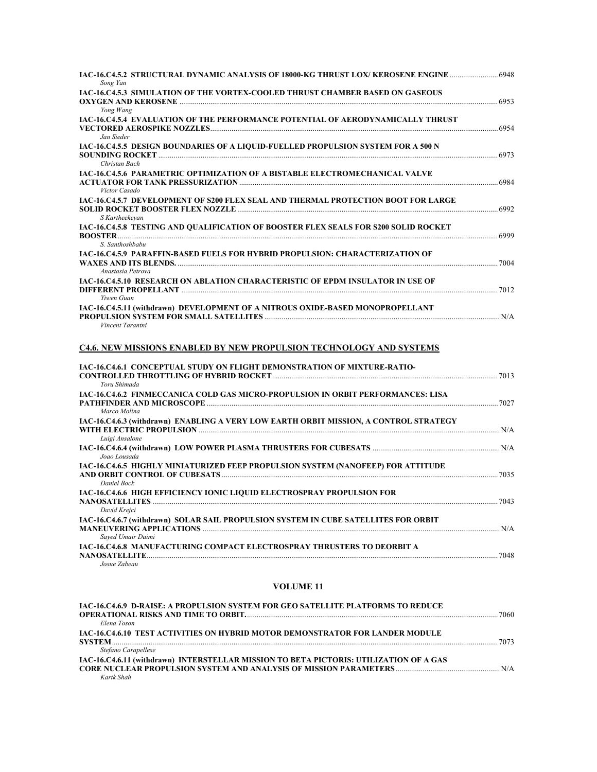**IAC-16.C4.5.2 STRUCTURAL DYNAMIC ANALYSIS OF 18000-KG THRUST LOX/ KEROSENE ENGINE** ........................ 6948
*Song Yan*

**IAC-16.C4.5.3 SIMULATION OF THE VORTEX-COOLED THRUST CHAMBER BASED ON GASEOUS OXYGEN AND KEROSENE** ........................ 6953
*Yong Wang*

**IAC-16.C4.5.4 EVALUATION OF THE PERFORMANCE POTENTIAL OF AERODYNAMICALLY THRUST VECTORED AEROSPIKE NOZZLES** ........................ 6954
*Jan Sieder*

**IAC-16.C4.5.5 DESIGN BOUNDARIES OF A LIQUID-FUELLED PROPULSION SYSTEM FOR A 500 N SOUNDING ROCKET** ........................ 6973
*Christan Bach*

**IAC-16.C4.5.6 PARAMETRIC OPTIMIZATION OF A BISTABLE ELECTROMECHANICAL VALVE ACTUATOR FOR TANK PRESSURIZATION** ........................ 6984
*Victor Casado*

**IAC-16.C4.5.7 DEVELOPMENT OF S200 FLEX SEAL AND THERMAL PROTECTION BOOT FOR LARGE SOLID ROCKET BOOSTER FLEX NOZZLE** ........................ 6992
*S Kartheekeyan*

**IAC-16.C4.5.8 TESTING AND QUALIFICATION OF BOOSTER FLEX SEALS FOR S200 SOLID ROCKET BOOSTER** ........................ 6999
*S. Santhoshbabu*

**IAC-16.C4.5.9 PARAFFIN-BASED FUELS FOR HYBRID PROPULSION: CHARACTERIZATION OF WAXES AND ITS BLENDS.** ........................ 7004
*Anastasia Petrova*

**IAC-16.C4.5.10 RESEARCH ON ABLATION CHARACTERISTIC OF EPDM INSULATOR IN USE OF DIFFERENT PROPELLANT** ........................ 7012
*Yiwen Guan*

**IAC-16.C4.5.11 (withdrawn) DEVELOPMENT OF A NITROUS OXIDE-BASED MONOPROPELLANT PROPULSION SYSTEM FOR SMALL SATELLITES** ........................ N/A
*Vincent Tarantni*

## C4.6. NEW MISSIONS ENABLED BY NEW PROPULSION TECHNOLOGY AND SYSTEMS

**IAC-16.C4.6.1 CONCEPTUAL STUDY ON FLIGHT DEMONSTRATION OF MIXTURE-RATIO-CONTROLLED THROTTLING OF HYBRID ROCKET** ........................ 7013
*Toru Shimada*

**IAC-16.C4.6.2 FINMECCANICA COLD GAS MICRO-PROPULSION IN ORBIT PERFORMANCES: LISA PATHFINDER AND MICROSCOPE** ........................ 7027
*Marco Molina*

**IAC-16.C4.6.3 (withdrawn) ENABLING A VERY LOW EARTH ORBIT MISSION, A CONTROL STRATEGY WITH ELECTRIC PROPULSION** ........................ N/A
*Luigi Ansalone*

**IAC-16.C4.6.4 (withdrawn) LOW POWER PLASMA THRUSTERS FOR CUBESATS** ........................ N/A
*Joao Lousada*

**IAC-16.C4.6.5 HIGHLY MINIATURIZED FEEP PROPULSION SYSTEM (NANOFEEP) FOR ATTITUDE AND ORBIT CONTROL OF CUBESATS** ........................ 7035
*Daniel Bock*

**IAC-16.C4.6.6 HIGH EFFICIENCY IONIC LIQUID ELECTROSPRAY PROPULSION FOR NANOSATELLITES** ........................ 7043
*David Krejci*

**IAC-16.C4.6.7 (withdrawn) SOLAR SAIL PROPULSION SYSTEM IN CUBE SATELLITES FOR ORBIT MANEUVERING APPLICATIONS** ........................ N/A
*Sayed Umair Daimi*

**IAC-16.C4.6.8 MANUFACTURING COMPACT ELECTROSPRAY THRUSTERS TO DEORBIT A NANOSATELLITE** ........................ 7048
*Josue Zabeau*

### VOLUME 11

**IAC-16.C4.6.9 D-RAISE: A PROPULSION SYSTEM FOR GEO SATELLITE PLATFORMS TO REDUCE OPERATIONAL RISKS AND TIME TO ORBIT.** ........................ 7060
*Elena Toson*

**IAC-16.C4.6.10 TEST ACTIVITIES ON HYBRID MOTOR DEMONSTRATOR FOR LANDER MODULE SYSTEM** ........................ 7073
*Stefano Carapellese*

**IAC-16.C4.6.11 (withdrawn) INTERSTELLAR MISSION TO BETA PICTORIS: UTILIZATION OF A GAS CORE NUCLEAR PROPULSION SYSTEM AND ANALYSIS OF MISSION PARAMETERS** ........................ N/A
*Kartk Shah*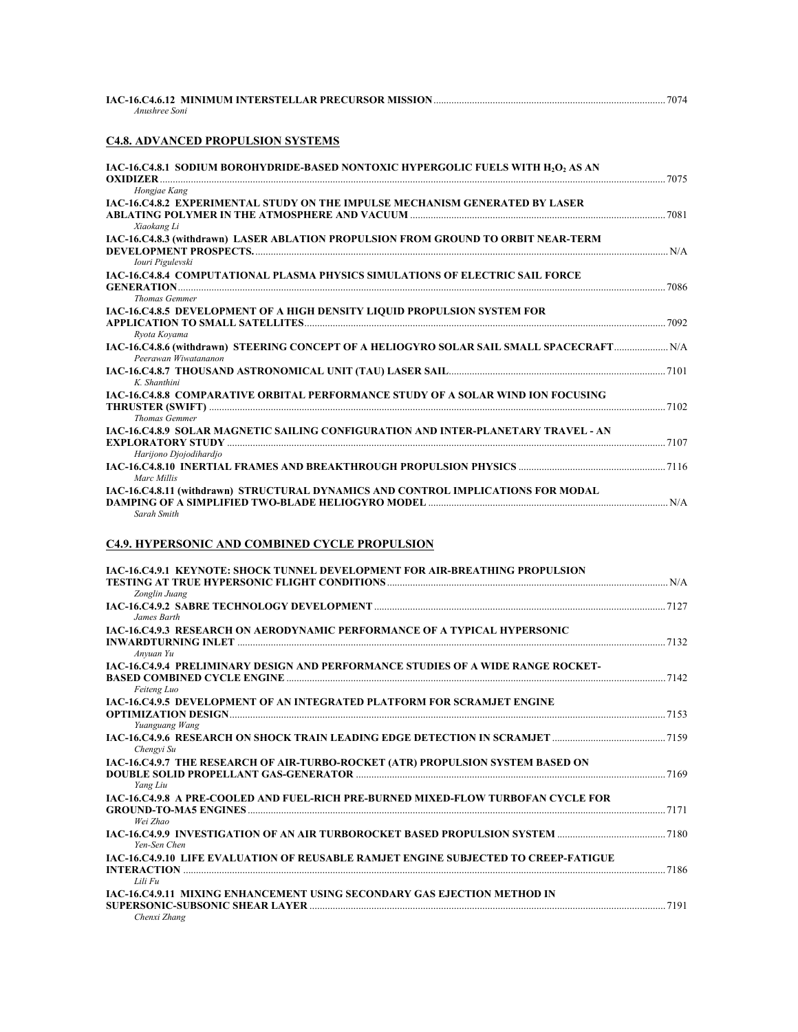**IAC-16.C4.6.12 MINIMUM INTERSTELLAR PRECURSOR MISSION** ........ 7074
*Anushree Soni*

## C4.8. ADVANCED PROPULSION SYSTEMS

**IAC-16.C4.8.1 SODIUM BOROHYDRIDE-BASED NONTOXIC HYPERGOLIC FUELS WITH $H_2O_2$ AS AN OXIDIZER** ........ 7075
*Hongjae Kang*

**IAC-16.C4.8.2 EXPERIMENTAL STUDY ON THE IMPULSE MECHANISM GENERATED BY LASER ABLATING POLYMER IN THE ATMOSPHERE AND VACUUM** ........ 7081
*Xiaokang Li*

**IAC-16.C4.8.3 (withdrawn) LASER ABLATION PROPULSION FROM GROUND TO ORBIT NEAR-TERM DEVELOPMENT PROSPECTS.** ........ N/A
*Iouri Pigulevski*

**IAC-16.C4.8.4 COMPUTATIONAL PLASMA PHYSICS SIMULATIONS OF ELECTRIC SAIL FORCE GENERATION** ........ 7086
*Thomas Gemmer*

**IAC-16.C4.8.5 DEVELOPMENT OF A HIGH DENSITY LIQUID PROPULSION SYSTEM FOR APPLICATION TO SMALL SATELLITES** ........ 7092
*Ryota Koyama*

**IAC-16.C4.8.6 (withdrawn) STEERING CONCEPT OF A HELIOGYRO SOLAR SAIL SMALL SPACECRAFT** ........ N/A
*Peerawan Wiwatananon*

**IAC-16.C4.8.7 THOUSAND ASTRONOMICAL UNIT (TAU) LASER SAIL** ........ 7101
*K. Shanthini*

**IAC-16.C4.8.8 COMPARATIVE ORBITAL PERFORMANCE STUDY OF A SOLAR WIND ION FOCUSING THRUSTER (SWIFT)** ........ 7102
*Thomas Gemmer*

**IAC-16.C4.8.9 SOLAR MAGNETIC SAILING CONFIGURATION AND INTER-PLANETARY TRAVEL - AN EXPLORATORY STUDY** ........ 7107
*Harijono Djojodihardjo*

**IAC-16.C4.8.10 INERTIAL FRAMES AND BREAKTHROUGH PROPULSION PHYSICS** ........ 7116
*Marc Millis*

**IAC-16.C4.8.11 (withdrawn) STRUCTURAL DYNAMICS AND CONTROL IMPLICATIONS FOR MODAL DAMPING OF A SIMPLIFIED TWO-BLADE HELIOGYRO MODEL** ........ N/A
*Sarah Smith*

## C4.9. HYPERSONIC AND COMBINED CYCLE PROPULSION

**IAC-16.C4.9.1 KEYNOTE: SHOCK TUNNEL DEVELOPMENT FOR AIR-BREATHING PROPULSION TESTING AT TRUE HYPERSONIC FLIGHT CONDITIONS** ........ N/A
*Zonglin Juang*

**IAC-16.C4.9.2 SABRE TECHNOLOGY DEVELOPMENT** ........ 7127
*James Barth*

**IAC-16.C4.9.3 RESEARCH ON AERODYNAMIC PERFORMANCE OF A TYPICAL HYPERSONIC INWARDTURNING INLET** ........ 7132
*Anyuan Yu*

**IAC-16.C4.9.4 PRELIMINARY DESIGN AND PERFORMANCE STUDIES OF A WIDE RANGE ROCKET-BASED COMBINED CYCLE ENGINE** ........ 7142
*Feiteng Luo*

**IAC-16.C4.9.5 DEVELOPMENT OF AN INTEGRATED PLATFORM FOR SCRAMJET ENGINE OPTIMIZATION DESIGN** ........ 7153
*Yuanguang Wang*

**IAC-16.C4.9.6 RESEARCH ON SHOCK TRAIN LEADING EDGE DETECTION IN SCRAMJET** ........ 7159
*Chengyi Su*

**IAC-16.C4.9.7 THE RESEARCH OF AIR-TURBO-ROCKET (ATR) PROPULSION SYSTEM BASED ON DOUBLE SOLID PROPELLANT GAS-GENERATOR** ........ 7169
*Yang Liu*

**IAC-16.C4.9.8 A PRE-COOLED AND FUEL-RICH PRE-BURNED MIXED-FLOW TURBOFAN CYCLE FOR GROUND-TO-MA5 ENGINES** ........ 7171
*Wei Zhao*

**IAC-16.C4.9.9 INVESTIGATION OF AN AIR TURBOROCKET BASED PROPULSION SYSTEM** ........ 7180
*Yen-Sen Chen*

**IAC-16.C4.9.10 LIFE EVALUATION OF REUSABLE RAMJET ENGINE SUBJECTED TO CREEP-FATIGUE INTERACTION** ........ 7186
*Lili Fu*

**IAC-16.C4.9.11 MIXING ENHANCEMENT USING SECONDARY GAS EJECTION METHOD IN SUPERSONIC-SUBSONIC SHEAR LAYER** ........ 7191
*Chenxi Zhang*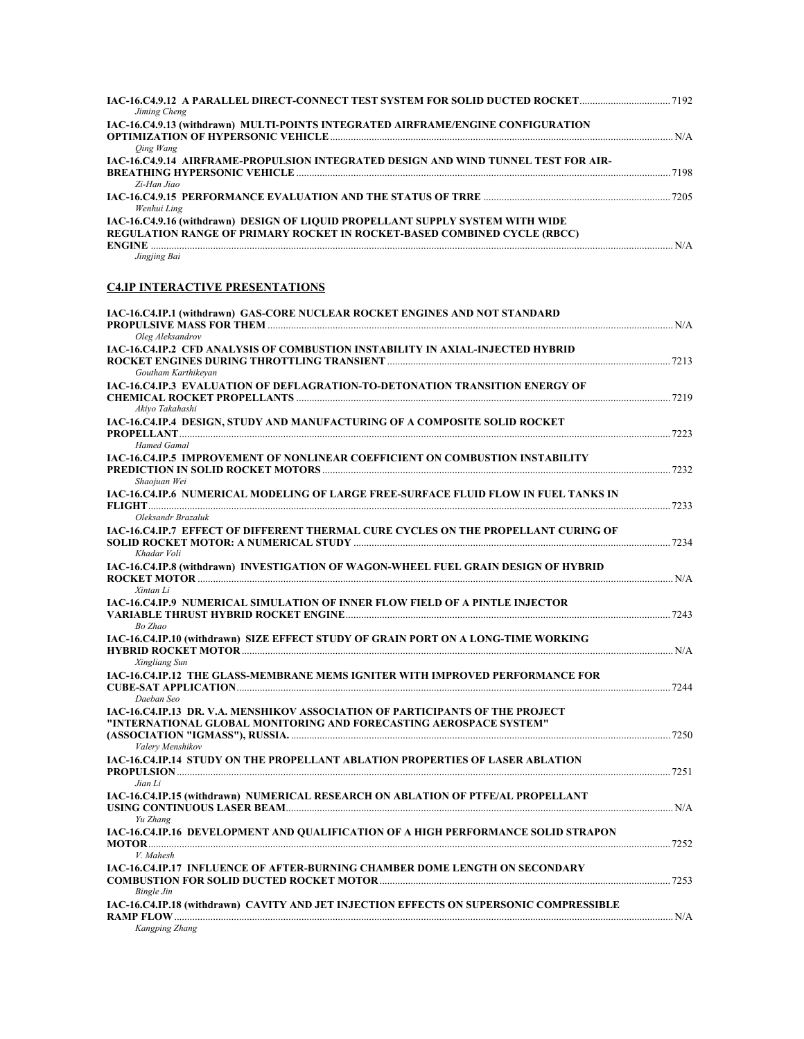**IAC-16.C4.9.12 A PARALLEL DIRECT-CONNECT TEST SYSTEM FOR SOLID DUCTED ROCKET** .......... 7192
*Jiming Cheng*

**IAC-16.C4.9.13 (withdrawn) MULTI-POINTS INTEGRATED AIRFRAME/ENGINE CONFIGURATION OPTIMIZATION OF HYPERSONIC VEHICLE** .......... N/A
*Qing Wang*

**IAC-16.C4.9.14 AIRFRAME-PROPULSION INTEGRATED DESIGN AND WIND TUNNEL TEST FOR AIR-BREATHING HYPERSONIC VEHICLE** .......... 7198
*Zi-Han Jiao*

**IAC-16.C4.9.15 PERFORMANCE EVALUATION AND THE STATUS OF TRRE** .......... 7205
*Wenhui Ling*

**IAC-16.C4.9.16 (withdrawn) DESIGN OF LIQUID PROPELLANT SUPPLY SYSTEM WITH WIDE REGULATION RANGE OF PRIMARY ROCKET IN ROCKET-BASED COMBINED CYCLE (RBCC) ENGINE** .......... N/A
*Jingjing Bai*

## C4.IP INTERACTIVE PRESENTATIONS

**IAC-16.C4.IP.1 (withdrawn) GAS-CORE NUCLEAR ROCKET ENGINES AND NOT STANDARD PROPULSIVE MASS FOR THEM** .......... N/A
*Oleg Aleksandrov*

**IAC-16.C4.IP.2 CFD ANALYSIS OF COMBUSTION INSTABILITY IN AXIAL-INJECTED HYBRID ROCKET ENGINES DURING THROTTLING TRANSIENT** .......... 7213
*Goutham Karthikeyan*

**IAC-16.C4.IP.3 EVALUATION OF DEFLAGRATION-TO-DETONATION TRANSITION ENERGY OF CHEMICAL ROCKET PROPELLANTS** .......... 7219
*Akiyo Takahashi*

**IAC-16.C4.IP.4 DESIGN, STUDY AND MANUFACTURING OF A COMPOSITE SOLID ROCKET PROPELLANT** .......... 7223
*Hamed Gamal*

**IAC-16.C4.IP.5 IMPROVEMENT OF NONLINEAR COEFFICIENT ON COMBUSTION INSTABILITY PREDICTION IN SOLID ROCKET MOTORS** .......... 7232
*Shaojuan Wei*

**IAC-16.C4.IP.6 NUMERICAL MODELING OF LARGE FREE-SURFACE FLUID FLOW IN FUEL TANKS IN FLIGHT** .......... 7233
*Oleksandr Brazaluk*

**IAC-16.C4.IP.7 EFFECT OF DIFFERENT THERMAL CURE CYCLES ON THE PROPELLANT CURING OF SOLID ROCKET MOTOR: A NUMERICAL STUDY** .......... 7234
*Khadar Voli*

**IAC-16.C4.IP.8 (withdrawn) INVESTIGATION OF WAGON-WHEEL FUEL GRAIN DESIGN OF HYBRID ROCKET MOTOR** .......... N/A
*Xintan Li*

**IAC-16.C4.IP.9 NUMERICAL SIMULATION OF INNER FLOW FIELD OF A PINTLE INJECTOR VARIABLE THRUST HYBRID ROCKET ENGINE** .......... 7243
*Bo Zhao*

**IAC-16.C4.IP.10 (withdrawn) SIZE EFFECT STUDY OF GRAIN PORT ON A LONG-TIME WORKING HYBRID ROCKET MOTOR** .......... N/A
*Xingliang Sun*

**IAC-16.C4.IP.12 THE GLASS-MEMBRANE MEMS IGNITER WITH IMPROVED PERFORMANCE FOR CUBE-SAT APPLICATION** .......... 7244
*Daeban Seo*

**IAC-16.C4.IP.13 DR. V.A. MENSHIKOV ASSOCIATION OF PARTICIPANTS OF THE PROJECT "INTERNATIONAL GLOBAL MONITORING AND FORECASTING AEROSPACE SYSTEM" (ASSOCIATION "IGMASS"), RUSSIA.** .......... 7250
*Valery Menshikov*

**IAC-16.C4.IP.14 STUDY ON THE PROPELLANT ABLATION PROPERTIES OF LASER ABLATION PROPULSION** .......... 7251
*Jian Li*

**IAC-16.C4.IP.15 (withdrawn) NUMERICAL RESEARCH ON ABLATION OF PTFE/AL PROPELLANT USING CONTINUOUS LASER BEAM** .......... N/A
*Yu Zhang*

**IAC-16.C4.IP.16 DEVELOPMENT AND QUALIFICATION OF A HIGH PERFORMANCE SOLID STRAPON MOTOR** .......... 7252
*V. Mahesh*

**IAC-16.C4.IP.17 INFLUENCE OF AFTER-BURNING CHAMBER DOME LENGTH ON SECONDARY COMBUSTION FOR SOLID DUCTED ROCKET MOTOR** .......... 7253
*Bingle Jin*

**IAC-16.C4.IP.18 (withdrawn) CAVITY AND JET INJECTION EFFECTS ON SUPERSONIC COMPRESSIBLE RAMP FLOW** .......... N/A
*Kangping Zhang*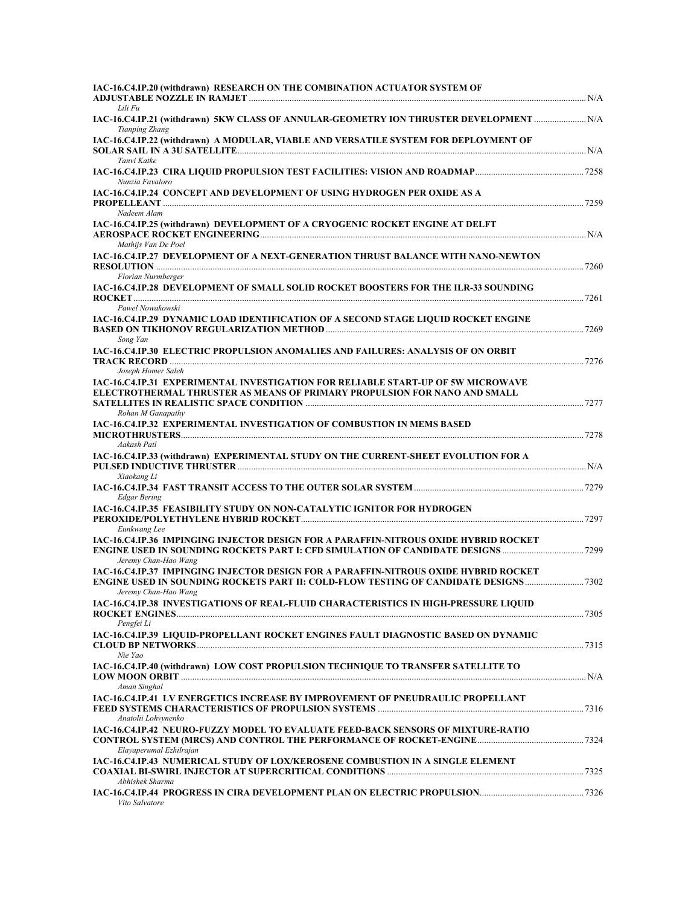**IAC-16.C4.IP.20 (withdrawn) RESEARCH ON THE COMBINATION ACTUATOR SYSTEM OF ADJUSTABLE NOZZLE IN RAMJET** ........ N/A
*Lili Fu*

**IAC-16.C4.IP.21 (withdrawn) 5KW CLASS OF ANNULAR-GEOMETRY ION THRUSTER DEVELOPMENT** ........ N/A
*Tianping Zhang*

**IAC-16.C4.IP.22 (withdrawn) A MODULAR, VIABLE AND VERSATILE SYSTEM FOR DEPLOYMENT OF SOLAR SAIL IN A 3U SATELLITE** ........ N/A
*Tanvi Katke*

**IAC-16.C4.IP.23 CIRA LIQUID PROPULSION TEST FACILITIES: VISION AND ROADMAP** ........ 7258
*Nunzia Favaloro*

**IAC-16.C4.IP.24 CONCEPT AND DEVELOPMENT OF USING HYDROGEN PER OXIDE AS A PROPELLEANT** ........ 7259
*Nadeem Alam*

**IAC-16.C4.IP.25 (withdrawn) DEVELOPMENT OF A CRYOGENIC ROCKET ENGINE AT DELFT AEROSPACE ROCKET ENGINEERING** ........ N/A
*Mathijs Van De Poel*

**IAC-16.C4.IP.27 DEVELOPMENT OF A NEXT-GENERATION THRUST BALANCE WITH NANO-NEWTON RESOLUTION** ........ 7260
*Florian Nurmberger*

**IAC-16.C4.IP.28 DEVELOPMENT OF SMALL SOLID ROCKET BOOSTERS FOR THE ILR-33 SOUNDING ROCKET** ........ 7261
*Pawel Nowakowski*

**IAC-16.C4.IP.29 DYNAMIC LOAD IDENTIFICATION OF A SECOND STAGE LIQUID ROCKET ENGINE BASED ON TIKHONOV REGULARIZATION METHOD** ........ 7269
*Song Yan*

**IAC-16.C4.IP.30 ELECTRIC PROPULSION ANOMALIES AND FAILURES: ANALYSIS OF ON ORBIT TRACK RECORD** ........ 7276
*Joseph Homer Saleh*

**IAC-16.C4.IP.31 EXPERIMENTAL INVESTIGATION FOR RELIABLE START-UP OF 5W MICROWAVE ELECTROTHERMAL THRUSTER AS MEANS OF PRIMARY PROPULSION FOR NANO AND SMALL SATELLITES IN REALISTIC SPACE CONDITION** ........ 7277
*Rohan M Ganapathy*

**IAC-16.C4.IP.32 EXPERIMENTAL INVESTIGATION OF COMBUSTION IN MEMS BASED MICROTHRUSTERS** ........ 7278
*Aakash Patl*

**IAC-16.C4.IP.33 (withdrawn) EXPERIMENTAL STUDY ON THE CURRENT-SHEET EVOLUTION FOR A PULSED INDUCTIVE THRUSTER** ........ N/A
*Xiaokang Li*

**IAC-16.C4.IP.34 FAST TRANSIT ACCESS TO THE OUTER SOLAR SYSTEM** ........ 7279
*Edgar Bering*

**IAC-16.C4.IP.35 FEASIBILITY STUDY ON NON-CATALYTIC IGNITOR FOR HYDROGEN PEROXIDE/POLYETHYLENE HYBRID ROCKET** ........ 7297
*Eunkwang Lee*

**IAC-16.C4.IP.36 IMPINGING INJECTOR DESIGN FOR A PARAFFIN-NITROUS OXIDE HYBRID ROCKET ENGINE USED IN SOUNDING ROCKETS PART I: CFD SIMULATION OF CANDIDATE DESIGNS** ........ 7299
*Jeremy Chan-Hao Wang*

**IAC-16.C4.IP.37 IMPINGING INJECTOR DESIGN FOR A PARAFFIN-NITROUS OXIDE HYBRID ROCKET ENGINE USED IN SOUNDING ROCKETS PART II: COLD-FLOW TESTING OF CANDIDATE DESIGNS** ........ 7302
*Jeremy Chan-Hao Wang*

**IAC-16.C4.IP.38 INVESTIGATIONS OF REAL-FLUID CHARACTERISTICS IN HIGH-PRESSURE LIQUID ROCKET ENGINES** ........ 7305
*Pengfei Li*

**IAC-16.C4.IP.39 LIQUID-PROPELLANT ROCKET ENGINES FAULT DIAGNOSTIC BASED ON DYNAMIC CLOUD BP NETWORKS** ........ 7315
*Nie Yao*

**IAC-16.C4.IP.40 (withdrawn) LOW COST PROPULSION TECHNIQUE TO TRANSFER SATELLITE TO LOW MOON ORBIT** ........ N/A
*Aman Singhal*

**IAC-16.C4.IP.41 LV ENERGETICS INCREASE BY IMPROVEMENT OF PNEUDRAULIC PROPELLANT FEED SYSTEMS CHARACTERISTICS OF PROPULSION SYSTEMS** ........ 7316
*Anatolii Lohvynenko*

**IAC-16.C4.IP.42 NEURO-FUZZY MODEL TO EVALUATE FEED-BACK SENSORS OF MIXTURE-RATIO CONTROL SYSTEM (MRCS) AND CONTROL THE PERFORMANCE OF ROCKET-ENGINE** ........ 7324
*Elayaperumal Ezhilrajan*

**IAC-16.C4.IP.43 NUMERICAL STUDY OF LOX/KEROSENE COMBUSTION IN A SINGLE ELEMENT COAXIAL BI-SWIRL INJECTOR AT SUPERCRITICAL CONDITIONS** ........ 7325
*Abhishek Sharma*

**IAC-16.C4.IP.44 PROGRESS IN CIRA DEVELOPMENT PLAN ON ELECTRIC PROPULSION** ........ 7326
*Vito Salvatore*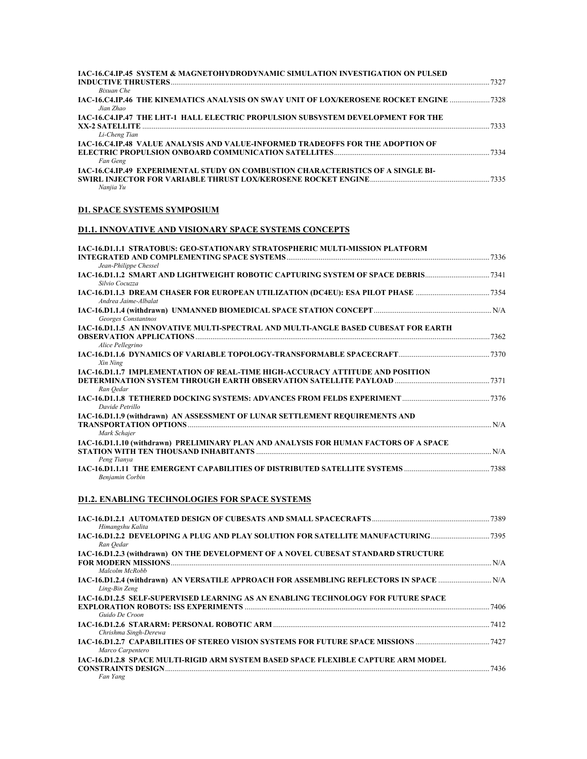**IAC-16.C4.IP.45 SYSTEM & MAGNETOHYDRODYNAMIC SIMULATION INVESTIGATION ON PULSED INDUCTIVE THRUSTERS** ........ 7327
*Bixuan Che*

**IAC-16.C4.IP.46 THE KINEMATICS ANALYSIS ON SWAY UNIT OF LOX/KEROSENE ROCKET ENGINE** ........ 7328
*Jian Zhao*

**IAC-16.C4.IP.47 THE LHT-1 HALL ELECTRIC PROPULSION SUBSYSTEM DEVELOPMENT FOR THE XX-2 SATELLITE** ........ 7333
*Li-Cheng Tian*

**IAC-16.C4.IP.48 VALUE ANALYSIS AND VALUE-INFORMED TRADEOFFS FOR THE ADOPTION OF ELECTRIC PROPULSION ONBOARD COMMUNICATION SATELLITES** ........ 7334
*Fan Geng*

**IAC-16.C4.IP.49 EXPERIMENTAL STUDY ON COMBUSTION CHARACTERISTICS OF A SINGLE BI-SWIRL INJECTOR FOR VARIABLE THRUST LOX/KEROSENE ROCKET ENGINE** ........ 7335
*Nanjia Yu*

## D1. SPACE SYSTEMS SYMPOSIUM

### D1.1. INNOVATIVE AND VISIONARY SPACE SYSTEMS CONCEPTS

**IAC-16.D1.1.1 STRATOBUS: GEO-STATIONARY STRATOSPHERIC MULTI-MISSION PLATFORM INTEGRATED AND COMPLEMENTING SPACE SYSTEMS** ........ 7336
*Jean-Philippe Chessel*

**IAC-16.D1.1.2 SMART AND LIGHTWEIGHT ROBOTIC CAPTURING SYSTEM OF SPACE DEBRIS** ........ 7341
*Silvio Cocuzza*

**IAC-16.D1.1.3 DREAM CHASER FOR EUROPEAN UTILIZATION (DC4EU): ESA PILOT PHASE** ........ 7354
*Andrea Jaime-Albalat*

**IAC-16.D1.1.4 (withdrawn) UNMANNED BIOMEDICAL SPACE STATION CONCEPT** ........ N/A
*Georges Constantnos*

**IAC-16.D1.1.5 AN INNOVATIVE MULTI-SPECTRAL AND MULTI-ANGLE BASED CUBESAT FOR EARTH OBSERVATION APPLICATIONS** ........ 7362
*Alice Pellegrino*

**IAC-16.D1.1.6 DYNAMICS OF VARIABLE TOPOLOGY-TRANSFORMABLE SPACECRAFT** ........ 7370
*Xin Ning*

**IAC-16.D1.1.7 IMPLEMENTATION OF REAL-TIME HIGH-ACCURACY ATTITUDE AND POSITION DETERMINATION SYSTEM THROUGH EARTH OBSERVATION SATELLITE PAYLOAD** ........ 7371
*Ran Qedar*

**IAC-16.D1.1.8 TETHERED DOCKING SYSTEMS: ADVANCES FROM FELDS EXPERIMENT** ........ 7376
*Davide Petrillo*

**IAC-16.D1.1.9 (withdrawn) AN ASSESSMENT OF LUNAR SETTLEMENT REQUIREMENTS AND TRANSPORTATION OPTIONS** ........ N/A
*Mark Schajer*

**IAC-16.D1.1.10 (withdrawn) PRELIMINARY PLAN AND ANALYSIS FOR HUMAN FACTORS OF A SPACE STATION WITH TEN THOUSAND INHABITANTS** ........ N/A
*Peng Tianya*

**IAC-16.D1.1.11 THE EMERGENT CAPABILITIES OF DISTRIBUTED SATELLITE SYSTEMS** ........ 7388
*Benjamin Corbin*

### D1.2. ENABLING TECHNOLOGIES FOR SPACE SYSTEMS

**IAC-16.D1.2.1 AUTOMATED DESIGN OF CUBESATS AND SMALL SPACECRAFTS** ........ 7389
*Himangshu Kalita*

**IAC-16.D1.2.2 DEVELOPING A PLUG AND PLAY SOLUTION FOR SATELLITE MANUFACTURING** ........ 7395
*Ran Qedar*

**IAC-16.D1.2.3 (withdrawn) ON THE DEVELOPMENT OF A NOVEL CUBESAT STANDARD STRUCTURE FOR MODERN MISSIONS** ........ N/A
*Malcolm McRobb*

**IAC-16.D1.2.4 (withdrawn) AN VERSATILE APPROACH FOR ASSEMBLING REFLECTORS IN SPACE** ........ N/A
*Ling-Bin Zeng*

**IAC-16.D1.2.5 SELF-SUPERVISED LEARNING AS AN ENABLING TECHNOLOGY FOR FUTURE SPACE EXPLORATION ROBOTS: ISS EXPERIMENTS** ........ 7406
*Guido De Croon*

**IAC-16.D1.2.6 STARARM: PERSONAL ROBOTIC ARM** ........ 7412
*Chrishma Singh-Derewa*

**IAC-16.D1.2.7 CAPABILITIES OF STEREO VISION SYSTEMS FOR FUTURE SPACE MISSIONS** ........ 7427
*Marco Carpentero*

**IAC-16.D1.2.8 SPACE MULTI-RIGID ARM SYSTEM BASED SPACE FLEXIBLE CAPTURE ARM MODEL CONSTRAINTS DESIGN** ........ 7436
*Fan Yang*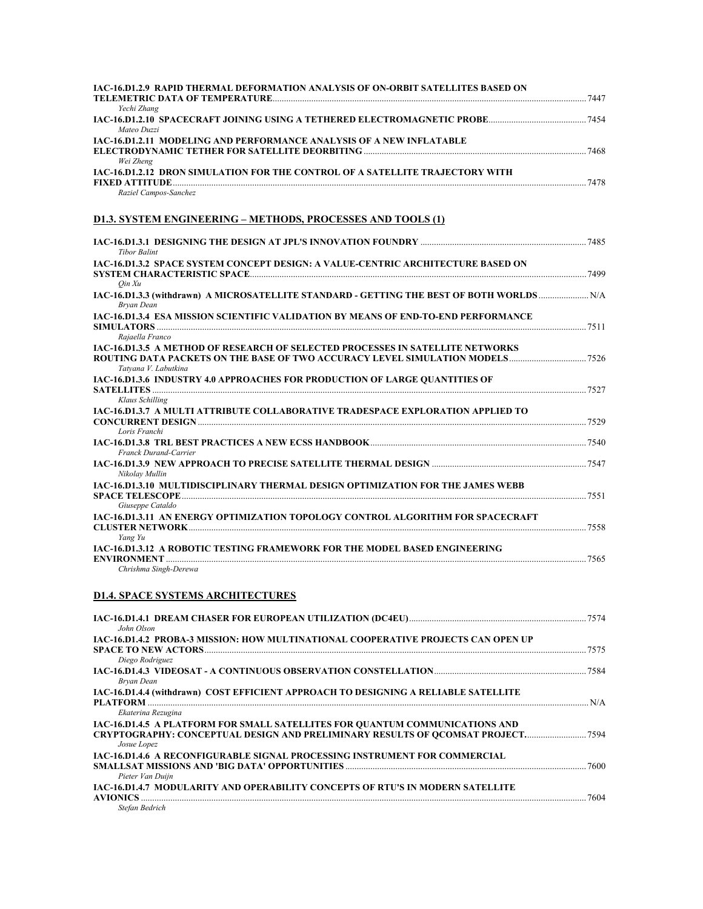**IAC-16.D1.2.9 RAPID THERMAL DEFORMATION ANALYSIS OF ON-ORBIT SATELLITES BASED ON TELEMETRIC DATA OF TEMPERATURE** ........ 7447
*Yechi Zhang*

**IAC-16.D1.2.10 SPACECRAFT JOINING USING A TETHERED ELECTROMAGNETIC PROBE** ........ 7454
*Mateo Duzzi*

**IAC-16.D1.2.11 MODELING AND PERFORMANCE ANALYSIS OF A NEW INFLATABLE ELECTRODYNAMIC TETHER FOR SATELLITE DEORBITING** ........ 7468
*Wei Zheng*

**IAC-16.D1.2.12 DRON SIMULATION FOR THE CONTROL OF A SATELLITE TRAJECTORY WITH FIXED ATTITUDE** ........ 7478
*Raziel Campos-Sanchez*

## D1.3. SYSTEM ENGINEERING – METHODS, PROCESSES AND TOOLS (1)

**IAC-16.D1.3.1 DESIGNING THE DESIGN AT JPL'S INNOVATION FOUNDRY** ........ 7485
*Tibor Balint*

**IAC-16.D1.3.2 SPACE SYSTEM CONCEPT DESIGN: A VALUE-CENTRIC ARCHITECTURE BASED ON SYSTEM CHARACTERISTIC SPACE** ........ 7499
*Qin Xu*

**IAC-16.D1.3.3 (withdrawn) A MICROSATELLITE STANDARD - GETTING THE BEST OF BOTH WORLDS** ........ N/A
*Bryan Dean*

**IAC-16.D1.3.4 ESA MISSION SCIENTIFIC VALIDATION BY MEANS OF END-TO-END PERFORMANCE SIMULATORS** ........ 7511
*Rajaella Franco*

**IAC-16.D1.3.5 A METHOD OF RESEARCH OF SELECTED PROCESSES IN SATELLITE NETWORKS ROUTING DATA PACKETS ON THE BASE OF TWO ACCURACY LEVEL SIMULATION MODELS** ........ 7526
*Tatyana V. Labutkina*

**IAC-16.D1.3.6 INDUSTRY 4.0 APPROACHES FOR PRODUCTION OF LARGE QUANTITIES OF SATELLITES** ........ 7527
*Klaus Schilling*

**IAC-16.D1.3.7 A MULTI ATTRIBUTE COLLABORATIVE TRADESPACE EXPLORATION APPLIED TO CONCURRENT DESIGN** ........ 7529
*Loris Franchi*

**IAC-16.D1.3.8 TRL BEST PRACTICES A NEW ECSS HANDBOOK** ........ 7540
*Franck Durand-Carrier*

**IAC-16.D1.3.9 NEW APPROACH TO PRECISE SATELLITE THERMAL DESIGN** ........ 7547
*Nikolay Mullin*

**IAC-16.D1.3.10 MULTIDISCIPLINARY THERMAL DESIGN OPTIMIZATION FOR THE JAMES WEBB SPACE TELESCOPE** ........ 7551
*Giuseppe Cataldo*

**IAC-16.D1.3.11 AN ENERGY OPTIMIZATION TOPOLOGY CONTROL ALGORITHM FOR SPACECRAFT CLUSTER NETWORK** ........ 7558
*Yang Yu*

**IAC-16.D1.3.12 A ROBOTIC TESTING FRAMEWORK FOR THE MODEL BASED ENGINEERING ENVIRONMENT** ........ 7565
*Chrishma Singh-Derewa*

## D1.4. SPACE SYSTEMS ARCHITECTURES

**IAC-16.D1.4.1 DREAM CHASER FOR EUROPEAN UTILIZATION (DC4EU)** ........ 7574
*John Olson*

**IAC-16.D1.4.2 PROBA-3 MISSION: HOW MULTINATIONAL COOPERATIVE PROJECTS CAN OPEN UP SPACE TO NEW ACTORS** ........ 7575
*Diego Rodriguez*

**IAC-16.D1.4.3 VIDEOSAT - A CONTINUOUS OBSERVATION CONSTELLATION** ........ 7584
*Bryan Dean*

**IAC-16.D1.4.4 (withdrawn) COST EFFICIENT APPROACH TO DESIGNING A RELIABLE SATELLITE PLATFORM** ........ N/A
*Ekaterina Rezugina*

**IAC-16.D1.4.5 A PLATFORM FOR SMALL SATELLITES FOR QUANTUM COMMUNICATIONS AND CRYPTOGRAPHY: CONCEPTUAL DESIGN AND PRELIMINARY RESULTS OF QCOMSAT PROJECT.** ........ 7594
*Josue Lopez*

**IAC-16.D1.4.6 A RECONFIGURABLE SIGNAL PROCESSING INSTRUMENT FOR COMMERCIAL SMALLSAT MISSIONS AND 'BIG DATA' OPPORTUNITIES** ........ 7600
*Pieter Van Duijn*

**IAC-16.D1.4.7 MODULARITY AND OPERABILITY CONCEPTS OF RTU'S IN MODERN SATELLITE AVIONICS** ........ 7604
*Stefan Bedrich*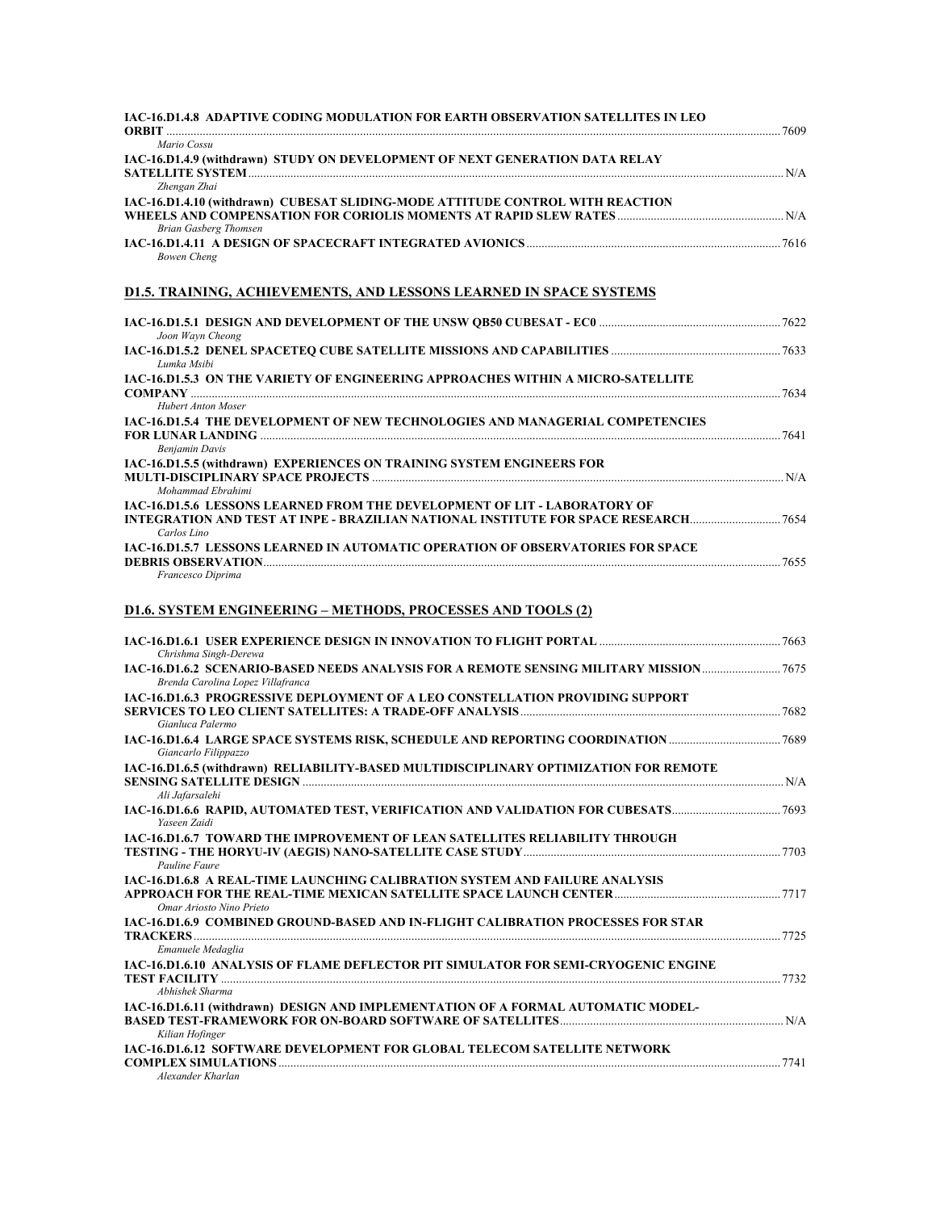**IAC-16.D1.4.8 ADAPTIVE CODING MODULATION FOR EARTH OBSERVATION SATELLITES IN LEO ORBIT** ........ 7609
*Mario Cossu*

**IAC-16.D1.4.9 (withdrawn) STUDY ON DEVELOPMENT OF NEXT GENERATION DATA RELAY SATELLITE SYSTEM** ........ N/A
*Zhengan Zhai*

**IAC-16.D1.4.10 (withdrawn) CUBESAT SLIDING-MODE ATTITUDE CONTROL WITH REACTION WHEELS AND COMPENSATION FOR CORIOLIS MOMENTS AT RAPID SLEW RATES** ........ N/A
*Brian Gasberg Thomsen*

**IAC-16.D1.4.11 A DESIGN OF SPACECRAFT INTEGRATED AVIONICS** ........ 7616
*Bowen Cheng*

## D1.5. TRAINING, ACHIEVEMENTS, AND LESSONS LEARNED IN SPACE SYSTEMS

**IAC-16.D1.5.1 DESIGN AND DEVELOPMENT OF THE UNSW QB50 CUBESAT - EC0** ........ 7622
*Joon Wayn Cheong*

**IAC-16.D1.5.2 DENEL SPACETEQ CUBE SATELLITE MISSIONS AND CAPABILITIES** ........ 7633
*Lumka Msibi*

**IAC-16.D1.5.3 ON THE VARIETY OF ENGINEERING APPROACHES WITHIN A MICRO-SATELLITE COMPANY** ........ 7634
*Hubert Anton Moser*

**IAC-16.D1.5.4 THE DEVELOPMENT OF NEW TECHNOLOGIES AND MANAGERIAL COMPETENCIES FOR LUNAR LANDING** ........ 7641
*Benjamin Davis*

**IAC-16.D1.5.5 (withdrawn) EXPERIENCES ON TRAINING SYSTEM ENGINEERS FOR MULTI-DISCIPLINARY SPACE PROJECTS** ........ N/A
*Mohammad Ebrahimi*

**IAC-16.D1.5.6 LESSONS LEARNED FROM THE DEVELOPMENT OF LIT - LABORATORY OF INTEGRATION AND TEST AT INPE - BRAZILIAN NATIONAL INSTITUTE FOR SPACE RESEARCH** ........ 7654
*Carlos Lino*

**IAC-16.D1.5.7 LESSONS LEARNED IN AUTOMATIC OPERATION OF OBSERVATORIES FOR SPACE DEBRIS OBSERVATION** ........ 7655
*Francesco Diprima*

## D1.6. SYSTEM ENGINEERING – METHODS, PROCESSES AND TOOLS (2)

**IAC-16.D1.6.1 USER EXPERIENCE DESIGN IN INNOVATION TO FLIGHT PORTAL** ........ 7663
*Chrishma Singh-Derewa*

**IAC-16.D1.6.2 SCENARIO-BASED NEEDS ANALYSIS FOR A REMOTE SENSING MILITARY MISSION** ........ 7675
*Brenda Carolina Lopez Villafranca*

**IAC-16.D1.6.3 PROGRESSIVE DEPLOYMENT OF A LEO CONSTELLATION PROVIDING SUPPORT SERVICES TO LEO CLIENT SATELLITES: A TRADE-OFF ANALYSIS** ........ 7682
*Gianluca Palermo*

**IAC-16.D1.6.4 LARGE SPACE SYSTEMS RISK, SCHEDULE AND REPORTING COORDINATION** ........ 7689
*Giancarlo Filippazzo*

**IAC-16.D1.6.5 (withdrawn) RELIABILITY-BASED MULTIDISCIPLINARY OPTIMIZATION FOR REMOTE SENSING SATELLITE DESIGN** ........ N/A
*Ali Jafarsalehi*

**IAC-16.D1.6.6 RAPID, AUTOMATED TEST, VERIFICATION AND VALIDATION FOR CUBESATS** ........ 7693
*Yaseen Zaidi*

**IAC-16.D1.6.7 TOWARD THE IMPROVEMENT OF LEAN SATELLITES RELIABILITY THROUGH TESTING - THE HORYU-IV (AEGIS) NANO-SATELLITE CASE STUDY** ........ 7703
*Pauline Faure*

**IAC-16.D1.6.8 A REAL-TIME LAUNCHING CALIBRATION SYSTEM AND FAILURE ANALYSIS APPROACH FOR THE REAL-TIME MEXICAN SATELLITE SPACE LAUNCH CENTER** ........ 7717
*Omar Ariosto Nino Prieto*

**IAC-16.D1.6.9 COMBINED GROUND-BASED AND IN-FLIGHT CALIBRATION PROCESSES FOR STAR TRACKERS** ........ 7725
*Emanuele Medaglia*

**IAC-16.D1.6.10 ANALYSIS OF FLAME DEFLECTOR PIT SIMULATOR FOR SEMI-CRYOGENIC ENGINE TEST FACILITY** ........ 7732
*Abhishek Sharma*

**IAC-16.D1.6.11 (withdrawn) DESIGN AND IMPLEMENTATION OF A FORMAL AUTOMATIC MODEL-BASED TEST-FRAMEWORK FOR ON-BOARD SOFTWARE OF SATELLITES** ........ N/A
*Kilian Hofinger*

**IAC-16.D1.6.12 SOFTWARE DEVELOPMENT FOR GLOBAL TELECOM SATELLITE NETWORK COMPLEX SIMULATIONS** ........ 7741
*Alexander Kharlan*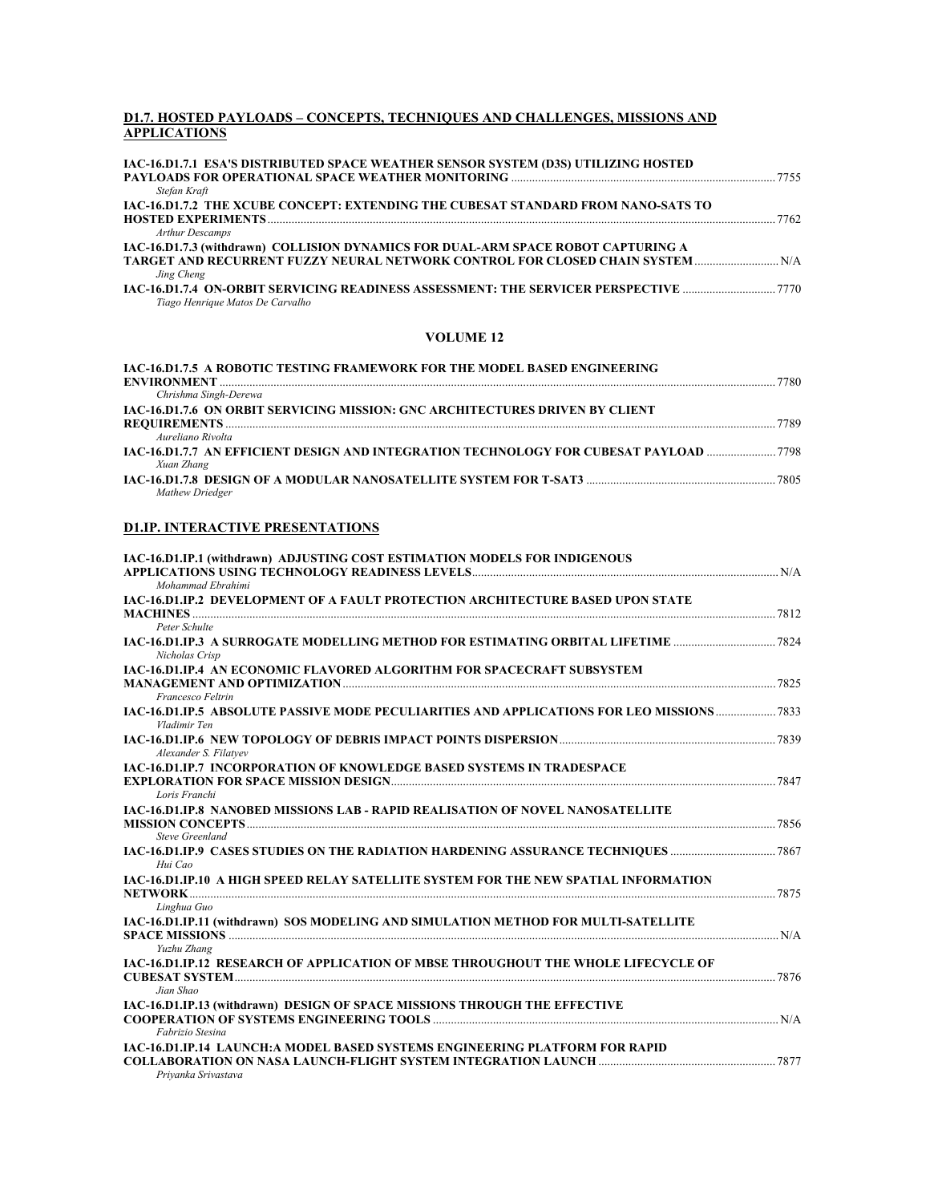## D1.7. HOSTED PAYLOADS – CONCEPTS, TECHNIQUES AND CHALLENGES, MISSIONS AND APPLICATIONS

**IAC-16.D1.7.1 ESA'S DISTRIBUTED SPACE WEATHER SENSOR SYSTEM (D3S) UTILIZING HOSTED PAYLOADS FOR OPERATIONAL SPACE WEATHER MONITORING** ........ 7755
*Stefan Kraft*

**IAC-16.D1.7.2 THE XCUBE CONCEPT: EXTENDING THE CUBESAT STANDARD FROM NANO-SATS TO HOSTED EXPERIMENTS** ........ 7762
*Arthur Descamps*

**IAC-16.D1.7.3 (withdrawn) COLLISION DYNAMICS FOR DUAL-ARM SPACE ROBOT CAPTURING A TARGET AND RECURRENT FUZZY NEURAL NETWORK CONTROL FOR CLOSED CHAIN SYSTEM** ........ N/A
*Jing Cheng*

**IAC-16.D1.7.4 ON-ORBIT SERVICING READINESS ASSESSMENT: THE SERVICER PERSPECTIVE** ........ 7770
*Tiago Henrique Matos De Carvalho*

### VOLUME 12

**IAC-16.D1.7.5 A ROBOTIC TESTING FRAMEWORK FOR THE MODEL BASED ENGINEERING ENVIRONMENT** ........ 7780
*Chrishma Singh-Derewa*

**IAC-16.D1.7.6 ON ORBIT SERVICING MISSION: GNC ARCHITECTURES DRIVEN BY CLIENT REQUIREMENTS** ........ 7789
*Aureliano Rivolta*

**IAC-16.D1.7.7 AN EFFICIENT DESIGN AND INTEGRATION TECHNOLOGY FOR CUBESAT PAYLOAD** ........ 7798
*Xuan Zhang*

**IAC-16.D1.7.8 DESIGN OF A MODULAR NANOSATELLITE SYSTEM FOR T-SAT3** ........ 7805
*Mathew Driedger*

## D1.IP. INTERACTIVE PRESENTATIONS

**IAC-16.D1.IP.1 (withdrawn) ADJUSTING COST ESTIMATION MODELS FOR INDIGENOUS APPLICATIONS USING TECHNOLOGY READINESS LEVELS** ........ N/A
*Mohammad Ebrahimi*

**IAC-16.D1.IP.2 DEVELOPMENT OF A FAULT PROTECTION ARCHITECTURE BASED UPON STATE MACHINES** ........ 7812
*Peter Schulte*

**IAC-16.D1.IP.3 A SURROGATE MODELLING METHOD FOR ESTIMATING ORBITAL LIFETIME** ........ 7824
*Nicholas Crisp*

**IAC-16.D1.IP.4 AN ECONOMIC FLAVORED ALGORITHM FOR SPACECRAFT SUBSYSTEM MANAGEMENT AND OPTIMIZATION** ........ 7825
*Francesco Feltrin*

**IAC-16.D1.IP.5 ABSOLUTE PASSIVE MODE PECULIARITIES AND APPLICATIONS FOR LEO MISSIONS** ........ 7833
*Vladimir Ten*

**IAC-16.D1.IP.6 NEW TOPOLOGY OF DEBRIS IMPACT POINTS DISPERSION** ........ 7839
*Alexander S. Filatyev*

**IAC-16.D1.IP.7 INCORPORATION OF KNOWLEDGE BASED SYSTEMS IN TRADESPACE EXPLORATION FOR SPACE MISSION DESIGN** ........ 7847
*Loris Franchi*

**IAC-16.D1.IP.8 NANOBED MISSIONS LAB - RAPID REALISATION OF NOVEL NANOSATELLITE MISSION CONCEPTS** ........ 7856
*Steve Greenland*

**IAC-16.D1.IP.9 CASES STUDIES ON THE RADIATION HARDENING ASSURANCE TECHNIQUES** ........ 7867
*Hui Cao*

**IAC-16.D1.IP.10 A HIGH SPEED RELAY SATELLITE SYSTEM FOR THE NEW SPATIAL INFORMATION NETWORK** ........ 7875
*Linghua Guo*

**IAC-16.D1.IP.11 (withdrawn) SOS MODELING AND SIMULATION METHOD FOR MULTI-SATELLITE SPACE MISSIONS** ........ N/A
*Yuzhu Zhang*

**IAC-16.D1.IP.12 RESEARCH OF APPLICATION OF MBSE THROUGHOUT THE WHOLE LIFECYCLE OF CUBESAT SYSTEM** ........ 7876
*Jian Shao*

**IAC-16.D1.IP.13 (withdrawn) DESIGN OF SPACE MISSIONS THROUGH THE EFFECTIVE COOPERATION OF SYSTEMS ENGINEERING TOOLS** ........ N/A
*Fabrizio Stesina*

**IAC-16.D1.IP.14 LAUNCH:A MODEL BASED SYSTEMS ENGINEERING PLATFORM FOR RAPID COLLABORATION ON NASA LAUNCH-FLIGHT SYSTEM INTEGRATION LAUNCH** ........ 7877
*Priyanka Srivastava*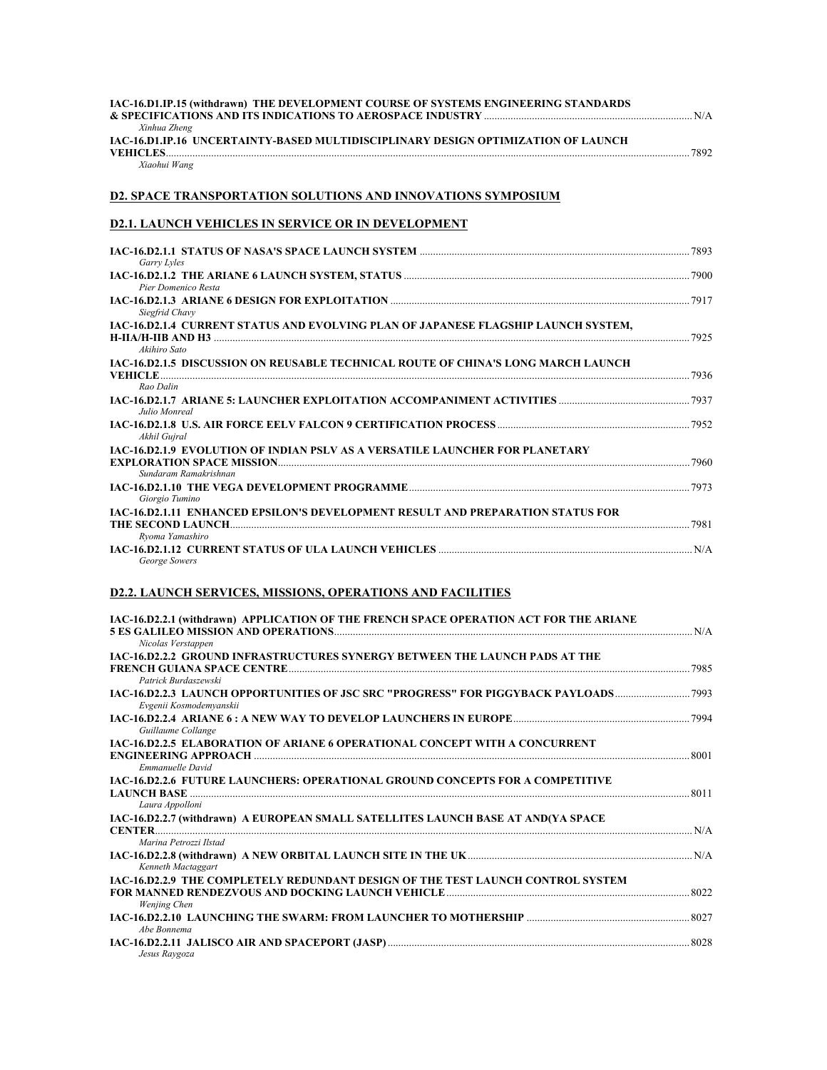**IAC-16.D1.IP.15 (withdrawn) THE DEVELOPMENT COURSE OF SYSTEMS ENGINEERING STANDARDS & SPECIFICATIONS AND ITS INDICATIONS TO AEROSPACE INDUSTRY** ........ N/A
*Xinhua Zheng*

**IAC-16.D1.IP.16 UNCERTAINTY-BASED MULTIDISCIPLINARY DESIGN OPTIMIZATION OF LAUNCH VEHICLES** ........ 7892
*Xiaohui Wang*

## D2. SPACE TRANSPORTATION SOLUTIONS AND INNOVATIONS SYMPOSIUM

### D2.1. LAUNCH VEHICLES IN SERVICE OR IN DEVELOPMENT

**IAC-16.D2.1.1 STATUS OF NASA'S SPACE LAUNCH SYSTEM** ........ 7893
*Garry Lyles*

**IAC-16.D2.1.2 THE ARIANE 6 LAUNCH SYSTEM, STATUS** ........ 7900
*Pier Domenico Resta*

**IAC-16.D2.1.3 ARIANE 6 DESIGN FOR EXPLOITATION** ........ 7917
*Siegfrid Chavy*

**IAC-16.D2.1.4 CURRENT STATUS AND EVOLVING PLAN OF JAPANESE FLAGSHIP LAUNCH SYSTEM, H-IIA/H-IIB AND H3** ........ 7925
*Akihiro Sato*

**IAC-16.D2.1.5 DISCUSSION ON REUSABLE TECHNICAL ROUTE OF CHINA'S LONG MARCH LAUNCH VEHICLE** ........ 7936
*Rao Dalin*

**IAC-16.D2.1.7 ARIANE 5: LAUNCHER EXPLOITATION ACCOMPANIMENT ACTIVITIES** ........ 7937
*Julio Monreal*

**IAC-16.D2.1.8 U.S. AIR FORCE EELV FALCON 9 CERTIFICATION PROCESS** ........ 7952
*Akhil Gujral*

**IAC-16.D2.1.9 EVOLUTION OF INDIAN PSLV AS A VERSATILE LAUNCHER FOR PLANETARY EXPLORATION SPACE MISSION** ........ 7960
*Sundaram Ramakrishnan*

**IAC-16.D2.1.10 THE VEGA DEVELOPMENT PROGRAMME** ........ 7973
*Giorgio Tumino*

**IAC-16.D2.1.11 ENHANCED EPSILON'S DEVELOPMENT RESULT AND PREPARATION STATUS FOR THE SECOND LAUNCH** ........ 7981
*Ryoma Yamashiro*

**IAC-16.D2.1.12 CURRENT STATUS OF ULA LAUNCH VEHICLES** ........ N/A
*George Sowers*

### D2.2. LAUNCH SERVICES, MISSIONS, OPERATIONS AND FACILITIES

**IAC-16.D2.2.1 (withdrawn) APPLICATION OF THE FRENCH SPACE OPERATION ACT FOR THE ARIANE 5 ES GALILEO MISSION AND OPERATIONS** ........ N/A
*Nicolas Verstappen*

**IAC-16.D2.2.2 GROUND INFRASTRUCTURES SYNERGY BETWEEN THE LAUNCH PADS AT THE FRENCH GUIANA SPACE CENTRE** ........ 7985
*Patrick Burdaszewski*

**IAC-16.D2.2.3 LAUNCH OPPORTUNITIES OF JSC SRC "PROGRESS" FOR PIGGYBACK PAYLOADS** ........ 7993
*Evgenii Kosmodemyanskii*

**IAC-16.D2.2.4 ARIANE 6 : A NEW WAY TO DEVELOP LAUNCHERS IN EUROPE** ........ 7994
*Guillaume Collange*

**IAC-16.D2.2.5 ELABORATION OF ARIANE 6 OPERATIONAL CONCEPT WITH A CONCURRENT ENGINEERING APPROACH** ........ 8001
*Emmanuelle David*

**IAC-16.D2.2.6 FUTURE LAUNCHERS: OPERATIONAL GROUND CONCEPTS FOR A COMPETITIVE LAUNCH BASE** ........ 8011
*Laura Appolloni*

**IAC-16.D2.2.7 (withdrawn) A EUROPEAN SMALL SATELLITES LAUNCH BASE AT AND(YA SPACE CENTER** ........ N/A
*Marina Petrozzi Ilstad*

**IAC-16.D2.2.8 (withdrawn) A NEW ORBITAL LAUNCH SITE IN THE UK** ........ N/A
*Kenneth Mactaggart*

**IAC-16.D2.2.9 THE COMPLETELY REDUNDANT DESIGN OF THE TEST LAUNCH CONTROL SYSTEM FOR MANNED RENDEZVOUS AND DOCKING LAUNCH VEHICLE** ........ 8022
*Wenjing Chen*

**IAC-16.D2.2.10 LAUNCHING THE SWARM: FROM LAUNCHER TO MOTHERSHIP** ........ 8027
*Abe Bonnema*

**IAC-16.D2.2.11 JALISCO AIR AND SPACEPORT (JASP)** ........ 8028
*Jesus Raygoza*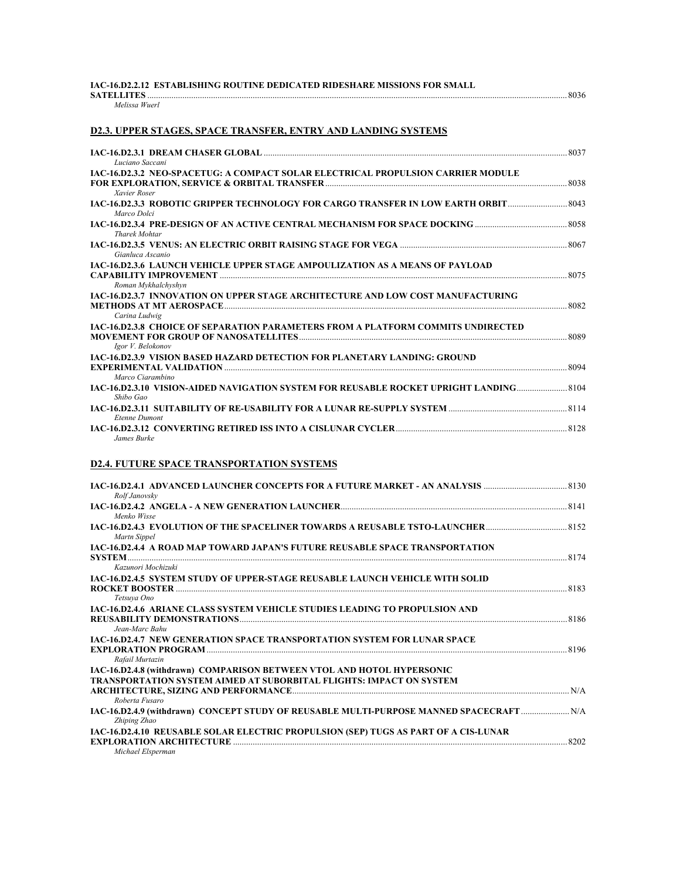**IAC-16.D2.2.12 ESTABLISHING ROUTINE DEDICATED RIDESHARE MISSIONS FOR SMALL SATELLITES** ........ 8036
*Melissa Wuerl*

## D2.3. UPPER STAGES, SPACE TRANSFER, ENTRY AND LANDING SYSTEMS

**IAC-16.D2.3.1 DREAM CHASER GLOBAL** ........ 8037
*Luciano Saccani*

**IAC-16.D2.3.2 NEO-SPACETUG: A COMPACT SOLAR ELECTRICAL PROPULSION CARRIER MODULE FOR EXPLORATION, SERVICE & ORBITAL TRANSFER** ........ 8038
*Xavier Roser*

**IAC-16.D2.3.3 ROBOTIC GRIPPER TECHNOLOGY FOR CARGO TRANSFER IN LOW EARTH ORBIT** ........ 8043
*Marco Dolci*

**IAC-16.D2.3.4 PRE-DESIGN OF AN ACTIVE CENTRAL MECHANISM FOR SPACE DOCKING** ........ 8058
*Tharek Mohtar*

**IAC-16.D2.3.5 VENUS: AN ELECTRIC ORBIT RAISING STAGE FOR VEGA** ........ 8067
*Gianluca Ascanio*

**IAC-16.D2.3.6 LAUNCH VEHICLE UPPER STAGE AMPOULIZATION AS A MEANS OF PAYLOAD CAPABILITY IMPROVEMENT** ........ 8075
*Roman Mykhalchyshyn*

**IAC-16.D2.3.7 INNOVATION ON UPPER STAGE ARCHITECTURE AND LOW COST MANUFACTURING METHODS AT MT AEROSPACE** ........ 8082
*Carina Ludwig*

**IAC-16.D2.3.8 CHOICE OF SEPARATION PARAMETERS FROM A PLATFORM COMMITS UNDIRECTED MOVEMENT FOR GROUP OF NANOSATELLITES** ........ 8089
*Igor V. Belokonov*

**IAC-16.D2.3.9 VISION BASED HAZARD DETECTION FOR PLANETARY LANDING: GROUND EXPERIMENTAL VALIDATION** ........ 8094
*Marco Ciarambino*

**IAC-16.D2.3.10 VISION-AIDED NAVIGATION SYSTEM FOR REUSABLE ROCKET UPRIGHT LANDING** ........ 8104
*Shibo Gao*

**IAC-16.D2.3.11 SUITABILITY OF RE-USABILITY FOR A LUNAR RE-SUPPLY SYSTEM** ........ 8114
*Etenne Dumont*

**IAC-16.D2.3.12 CONVERTING RETIRED ISS INTO A CISLUNAR CYCLER** ........ 8128
*James Burke*

## D2.4. FUTURE SPACE TRANSPORTATION SYSTEMS

**IAC-16.D2.4.1 ADVANCED LAUNCHER CONCEPTS FOR A FUTURE MARKET - AN ANALYSIS** ........ 8130
*Rolf Janovsky*

**IAC-16.D2.4.2 ANGELA - A NEW GENERATION LAUNCHER** ........ 8141
*Menko Wisse*

**IAC-16.D2.4.3 EVOLUTION OF THE SPACELINER TOWARDS A REUSABLE TSTO-LAUNCHER** ........ 8152
*Martn Sippel*

**IAC-16.D2.4.4 A ROAD MAP TOWARD JAPAN'S FUTURE REUSABLE SPACE TRANSPORTATION SYSTEM** ........ 8174
*Kazunori Mochizuki*

**IAC-16.D2.4.5 SYSTEM STUDY OF UPPER-STAGE REUSABLE LAUNCH VEHICLE WITH SOLID ROCKET BOOSTER** ........ 8183
*Tetsuya Ono*

**IAC-16.D2.4.6 ARIANE CLASS SYSTEM VEHICLE STUDIES LEADING TO PROPULSION AND REUSABILITY DEMONSTRATIONS** ........ 8186
*Jean-Marc Bahu*

**IAC-16.D2.4.7 NEW GENERATION SPACE TRANSPORTATION SYSTEM FOR LUNAR SPACE EXPLORATION PROGRAM** ........ 8196
*Rafail Murtazin*

**IAC-16.D2.4.8 (withdrawn) COMPARISON BETWEEN VTOL AND HOTOL HYPERSONIC TRANSPORTATION SYSTEM AIMED AT SUBORBITAL FLIGHTS: IMPACT ON SYSTEM ARCHITECTURE, SIZING AND PERFORMANCE** ........ N/A
*Roberta Fusaro*

**IAC-16.D2.4.9 (withdrawn) CONCEPT STUDY OF REUSABLE MULTI-PURPOSE MANNED SPACECRAFT** ........ N/A
*Zhiping Zhao*

**IAC-16.D2.4.10 REUSABLE SOLAR ELECTRIC PROPULSION (SEP) TUGS AS PART OF A CIS-LUNAR EXPLORATION ARCHITECTURE** ........ 8202
*Michael Elsperman*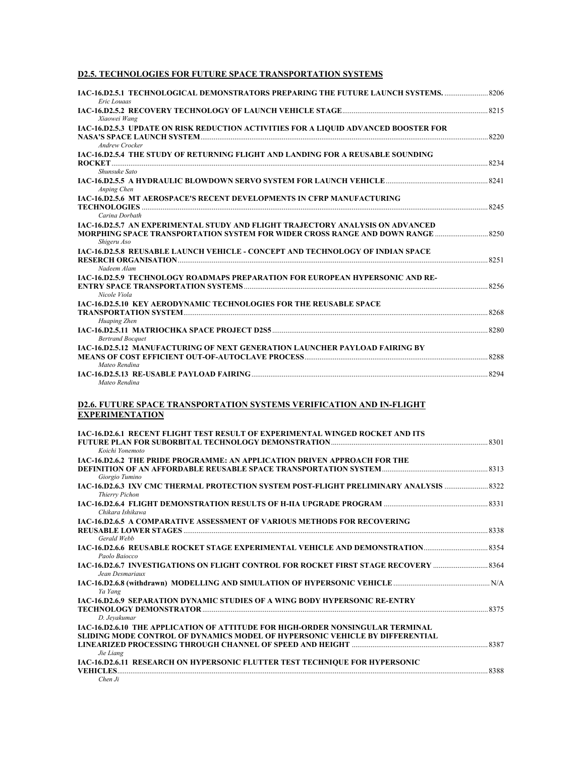## D2.5. TECHNOLOGIES FOR FUTURE SPACE TRANSPORTATION SYSTEMS

**IAC-16.D2.5.1 TECHNOLOGICAL DEMONSTRATORS PREPARING THE FUTURE LAUNCH SYSTEMS.** ........ 8206
*Eric Louaas*

**IAC-16.D2.5.2 RECOVERY TECHNOLOGY OF LAUNCH VEHICLE STAGE** ........ 8215
*Xiaowei Wang*

**IAC-16.D2.5.3 UPDATE ON RISK REDUCTION ACTIVITIES FOR A LIQUID ADVANCED BOOSTER FOR NASA'S SPACE LAUNCH SYSTEM** ........ 8220
*Andrew Crocker*

**IAC-16.D2.5.4 THE STUDY OF RETURNING FLIGHT AND LANDING FOR A REUSABLE SOUNDING ROCKET** ........ 8234
*Shunsuke Sato*

**IAC-16.D2.5.5 A HYDRAULIC BLOWDOWN SERVO SYSTEM FOR LAUNCH VEHICLE** ........ 8241
*Anping Chen*

**IAC-16.D2.5.6 MT AEROSPACE'S RECENT DEVELOPMENTS IN CFRP MANUFACTURING TECHNOLOGIES** ........ 8245
*Carina Dorbath*

**IAC-16.D2.5.7 AN EXPERIMENTAL STUDY AND FLIGHT TRAJECTORY ANALYSIS ON ADVANCED MORPHING SPACE TRANSPORTATION SYSTEM FOR WIDER CROSS RANGE AND DOWN RANGE** ........ 8250
*Shigeru Aso*

**IAC-16.D2.5.8 REUSABLE LAUNCH VEHICLE - CONCEPT AND TECHNOLOGY OF INDIAN SPACE RESERCH ORGANISATION** ........ 8251
*Nadeem Alam*

**IAC-16.D2.5.9 TECHNOLOGY ROADMAPS PREPARATION FOR EUROPEAN HYPERSONIC AND RE-ENTRY SPACE TRANSPORTATION SYSTEMS** ........ 8256
*Nicole Viola*

**IAC-16.D2.5.10 KEY AERODYNAMIC TECHNOLOGIES FOR THE REUSABLE SPACE TRANSPORTATION SYSTEM** ........ 8268
*Huaping Zhen*

**IAC-16.D2.5.11 MATRIOCHKA SPACE PROJECT D2S5** ........ 8280
*Bertrand Bocquet*

**IAC-16.D2.5.12 MANUFACTURING OF NEXT GENERATION LAUNCHER PAYLOAD FAIRING BY MEANS OF COST EFFICIENT OUT-OF-AUTOCLAVE PROCESS** ........ 8288
*Mateo Rendina*

**IAC-16.D2.5.13 RE-USABLE PAYLOAD FAIRING** ........ 8294
*Mateo Rendina*

## D2.6. FUTURE SPACE TRANSPORTATION SYSTEMS VERIFICATION AND IN-FLIGHT EXPERIMENTATION

**IAC-16.D2.6.1 RECENT FLIGHT TEST RESULT OF EXPERIMENTAL WINGED ROCKET AND ITS FUTURE PLAN FOR SUBORBITAL TECHNOLOGY DEMONSTRATION** ........ 8301
*Koichi Yonemoto*

**IAC-16.D2.6.2 THE PRIDE PROGRAMME: AN APPLICATION DRIVEN APPROACH FOR THE DEFINITION OF AN AFFORDABLE REUSABLE SPACE TRANSPORTATION SYSTEM** ........ 8313
*Giorgio Tumino*

**IAC-16.D2.6.3 IXV CMC THERMAL PROTECTION SYSTEM POST-FLIGHT PRELIMINARY ANALYSIS** ........ 8322
*Thierry Pichon*

**IAC-16.D2.6.4 FLIGHT DEMONSTRATION RESULTS OF H-IIA UPGRADE PROGRAM** ........ 8331
*Chikara Ishikawa*

**IAC-16.D2.6.5 A COMPARATIVE ASSESSMENT OF VARIOUS METHODS FOR RECOVERING REUSABLE LOWER STAGES** ........ 8338
*Gerald Webb*

**IAC-16.D2.6.6 REUSABLE ROCKET STAGE EXPERIMENTAL VEHICLE AND DEMONSTRATION** ........ 8354
*Paolo Baiocco*

**IAC-16.D2.6.7 INVESTIGATIONS ON FLIGHT CONTROL FOR ROCKET FIRST STAGE RECOVERY** ........ 8364
*Jean Desmariaux*

**IAC-16.D2.6.8 (withdrawn) MODELLING AND SIMULATION OF HYPERSONIC VEHICLE** ........ N/A
*Ya Yang*

**IAC-16.D2.6.9 SEPARATION DYNAMIC STUDIES OF A WING BODY HYPERSONIC RE-ENTRY TECHNOLOGY DEMONSTRATOR** ........ 8375
*D. Jeyakumar*

**IAC-16.D2.6.10 THE APPLICATION OF ATTITUDE FOR HIGH-ORDER NONSINGULAR TERMINAL SLIDING MODE CONTROL OF DYNAMICS MODEL OF HYPERSONIC VEHICLE BY DIFFERENTIAL LINEARIZED PROCESSING THROUGH CHANNEL OF SPEED AND HEIGHT** ........ 8387
*Jie Liang*

**IAC-16.D2.6.11 RESEARCH ON HYPERSONIC FLUTTER TEST TECHNIQUE FOR HYPERSONIC VEHICLES** ........ 8388
*Chen Ji*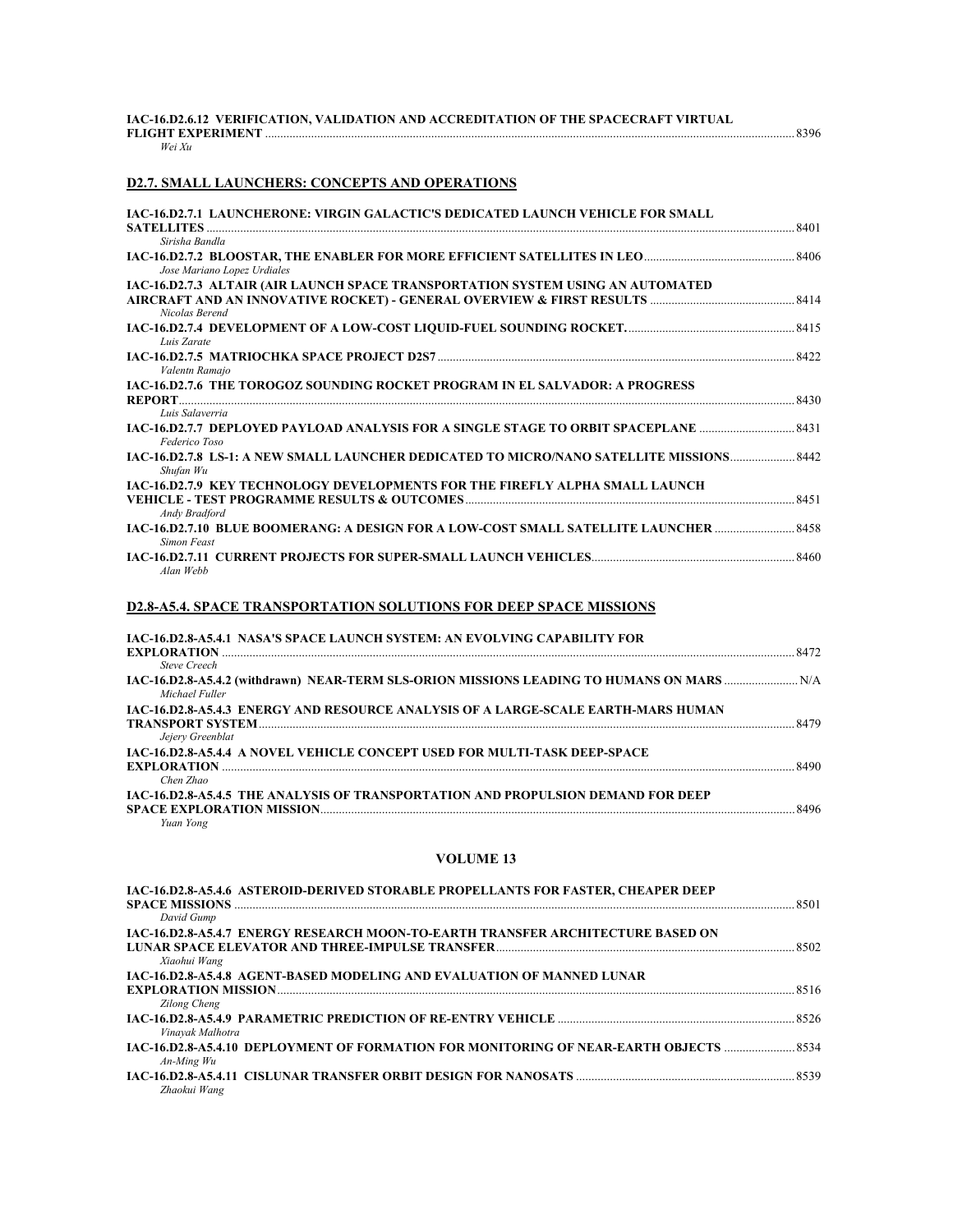**IAC-16.D2.6.12 VERIFICATION, VALIDATION AND ACCREDITATION OF THE SPACECRAFT VIRTUAL FLIGHT EXPERIMENT** ........ 8396
*Wei Xu*

## D2.7. SMALL LAUNCHERS: CONCEPTS AND OPERATIONS

**IAC-16.D2.7.1 LAUNCHERONE: VIRGIN GALACTIC'S DEDICATED LAUNCH VEHICLE FOR SMALL SATELLITES** ........ 8401
*Sirisha Bandla*

**IAC-16.D2.7.2 BLOOSTAR, THE ENABLER FOR MORE EFFICIENT SATELLITES IN LEO** ........ 8406
*Jose Mariano Lopez Urdiales*

**IAC-16.D2.7.3 ALTAIR (AIR LAUNCH SPACE TRANSPORTATION SYSTEM USING AN AUTOMATED AIRCRAFT AND AN INNOVATIVE ROCKET) - GENERAL OVERVIEW & FIRST RESULTS** ........ 8414
*Nicolas Berend*

**IAC-16.D2.7.4 DEVELOPMENT OF A LOW-COST LIQUID-FUEL SOUNDING ROCKET.** ........ 8415
*Luis Zarate*

**IAC-16.D2.7.5 MATRIOCHKA SPACE PROJECT D2S7** ........ 8422
*Valentn Ramajo*

**IAC-16.D2.7.6 THE TOROGOZ SOUNDING ROCKET PROGRAM IN EL SALVADOR: A PROGRESS REPORT** ........ 8430
*Luis Salaverria*

**IAC-16.D2.7.7 DEPLOYED PAYLOAD ANALYSIS FOR A SINGLE STAGE TO ORBIT SPACEPLANE** ........ 8431
*Federico Toso*

**IAC-16.D2.7.8 LS-1: A NEW SMALL LAUNCHER DEDICATED TO MICRO/NANO SATELLITE MISSIONS** ........ 8442
*Shufan Wu*

**IAC-16.D2.7.9 KEY TECHNOLOGY DEVELOPMENTS FOR THE FIREFLY ALPHA SMALL LAUNCH VEHICLE - TEST PROGRAMME RESULTS & OUTCOMES** ........ 8451
*Andy Bradford*

**IAC-16.D2.7.10 BLUE BOOMERANG: A DESIGN FOR A LOW-COST SMALL SATELLITE LAUNCHER** ........ 8458
*Simon Feast*

**IAC-16.D2.7.11 CURRENT PROJECTS FOR SUPER-SMALL LAUNCH VEHICLES** ........ 8460
*Alan Webb*

## D2.8-A5.4. SPACE TRANSPORTATION SOLUTIONS FOR DEEP SPACE MISSIONS

**IAC-16.D2.8-A5.4.1 NASA'S SPACE LAUNCH SYSTEM: AN EVOLVING CAPABILITY FOR EXPLORATION** ........ 8472
*Steve Creech*

**IAC-16.D2.8-A5.4.2 (withdrawn) NEAR-TERM SLS-ORION MISSIONS LEADING TO HUMANS ON MARS** ........ N/A
*Michael Fuller*

**IAC-16.D2.8-A5.4.3 ENERGY AND RESOURCE ANALYSIS OF A LARGE-SCALE EARTH-MARS HUMAN TRANSPORT SYSTEM** ........ 8479
*Jejery Greenblat*

**IAC-16.D2.8-A5.4.4 A NOVEL VEHICLE CONCEPT USED FOR MULTI-TASK DEEP-SPACE EXPLORATION** ........ 8490
*Chen Zhao*

**IAC-16.D2.8-A5.4.5 THE ANALYSIS OF TRANSPORTATION AND PROPULSION DEMAND FOR DEEP SPACE EXPLORATION MISSION** ........ 8496
*Yuan Yong*

## VOLUME 13

**IAC-16.D2.8-A5.4.6 ASTEROID-DERIVED STORABLE PROPELLANTS FOR FASTER, CHEAPER DEEP SPACE MISSIONS** ........ 8501
*David Gump*

**IAC-16.D2.8-A5.4.7 ENERGY RESEARCH MOON-TO-EARTH TRANSFER ARCHITECTURE BASED ON LUNAR SPACE ELEVATOR AND THREE-IMPULSE TRANSFER** ........ 8502
*Xiaohui Wang*

**IAC-16.D2.8-A5.4.8 AGENT-BASED MODELING AND EVALUATION OF MANNED LUNAR EXPLORATION MISSION** ........ 8516
*Zilong Cheng*

**IAC-16.D2.8-A5.4.9 PARAMETRIC PREDICTION OF RE-ENTRY VEHICLE** ........ 8526
*Vinayak Malhotra*

**IAC-16.D2.8-A5.4.10 DEPLOYMENT OF FORMATION FOR MONITORING OF NEAR-EARTH OBJECTS** ........ 8534
*An-Ming Wu*

**IAC-16.D2.8-A5.4.11 CISLUNAR TRANSFER ORBIT DESIGN FOR NANOSATS** ........ 8539
*Zhaokui Wang*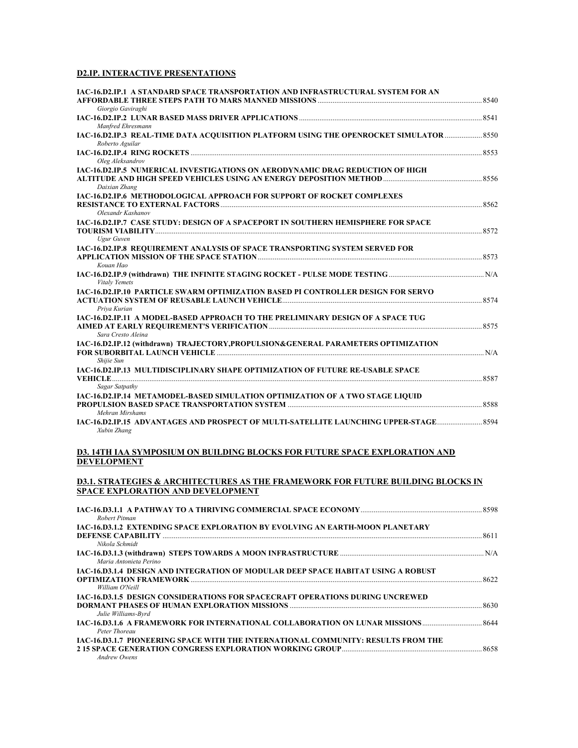## D2.IP. INTERACTIVE PRESENTATIONS

**IAC-16.D2.IP.1 A STANDARD SPACE TRANSPORTATION AND INFRASTRUCTURAL SYSTEM FOR AN AFFORDABLE THREE STEPS PATH TO MARS MANNED MISSIONS** ........ 8540
*Giorgio Gaviraghi*

**IAC-16.D2.IP.2 LUNAR BASED MASS DRIVER APPLICATIONS** ........ 8541
*Manfred Ehresmann*

**IAC-16.D2.IP.3 REAL-TIME DATA ACQUISITION PLATFORM USING THE OPENROCKET SIMULATOR** ........ 8550
*Roberto Aguilar*

**IAC-16.D2.IP.4 RING ROCKETS** ........ 8553
*Oleg Aleksandrov*

**IAC-16.D2.IP.5 NUMERICAL INVESTIGATIONS ON AERODYNAMIC DRAG REDUCTION OF HIGH ALTITUDE AND HIGH SPEED VEHICLES USING AN ENERGY DEPOSITION METHOD** ........ 8556
*Daixian Zhang*

**IAC-16.D2.IP.6 METHODOLOGICAL APPROACH FOR SUPPORT OF ROCKET COMPLEXES RESISTANCE TO EXTERNAL FACTORS** ........ 8562
*Olexandr Kashanov*

**IAC-16.D2.IP.7 CASE STUDY: DESIGN OF A SPACEPORT IN SOUTHERN HEMISPHERE FOR SPACE TOURISM VIABILITY** ........ 8572
*Ugur Guven*

**IAC-16.D2.IP.8 REQUIREMENT ANALYSIS OF SPACE TRANSPORTING SYSTEM SERVED FOR APPLICATION MISSION OF THE SPACE STATION** ........ 8573
*Kouan Hao*

**IAC-16.D2.IP.9 (withdrawn) THE INFINITE STAGING ROCKET - PULSE MODE TESTING** ........ N/A
*Vitaly Yemets*

**IAC-16.D2.IP.10 PARTICLE SWARM OPTIMIZATION BASED PI CONTROLLER DESIGN FOR SERVO ACTUATION SYSTEM OF REUSABLE LAUNCH VEHICLE** ........ 8574
*Priya Kurian*

**IAC-16.D2.IP.11 A MODEL-BASED APPROACH TO THE PRELIMINARY DESIGN OF A SPACE TUG AIMED AT EARLY REQUIREMENT'S VERIFICATION** ........ 8575
*Sara Cresto Aleina*

**IAC-16.D2.IP.12 (withdrawn) TRAJECTORY,PROPULSION&GENERAL PARAMETERS OPTIMIZATION FOR SUBORBITAL LAUNCH VEHICLE** ........ N/A
*Shijie Sun*

**IAC-16.D2.IP.13 MULTIDISCIPLINARY SHAPE OPTIMIZATION OF FUTURE RE-USABLE SPACE VEHICLE** ........ 8587
*Sagar Satpathy*

**IAC-16.D2.IP.14 METAMODEL-BASED SIMULATION OPTIMIZATION OF A TWO STAGE LIQUID PROPULSION BASED SPACE TRANSPORTATION SYSTEM** ........ 8588
*Mehran Mirshams*

**IAC-16.D2.IP.15 ADVANTAGES AND PROSPECT OF MULTI-SATELLITE LAUNCHING UPPER-STAGE** ........ 8594
*Xubin Zhang*

## D3. 14TH IAA SYMPOSIUM ON BUILDING BLOCKS FOR FUTURE SPACE EXPLORATION AND DEVELOPMENT

### D3.1. STRATEGIES & ARCHITECTURES AS THE FRAMEWORK FOR FUTURE BUILDING BLOCKS IN SPACE EXPLORATION AND DEVELOPMENT

**IAC-16.D3.1.1 A PATHWAY TO A THRIVING COMMERCIAL SPACE ECONOMY** ........ 8598
*Robert Pitman*

**IAC-16.D3.1.2 EXTENDING SPACE EXPLORATION BY EVOLVING AN EARTH-MOON PLANETARY DEFENSE CAPABILITY** ........ 8611
*Nikola Schmidt*

**IAC-16.D3.1.3 (withdrawn) STEPS TOWARDS A MOON INFRASTRUCTURE** ........ N/A
*Maria Antonieta Perino*

**IAC-16.D3.1.4 DESIGN AND INTEGRATION OF MODULAR DEEP SPACE HABITAT USING A ROBUST OPTIMIZATION FRAMEWORK** ........ 8622
*William O'Neill*

**IAC-16.D3.1.5 DESIGN CONSIDERATIONS FOR SPACECRAFT OPERATIONS DURING UNCREWED DORMANT PHASES OF HUMAN EXPLORATION MISSIONS** ........ 8630
*Julie Williams-Byrd*

**IAC-16.D3.1.6 A FRAMEWORK FOR INTERNATIONAL COLLABORATION ON LUNAR MISSIONS** ........ 8644
*Peter Thoreau*

**IAC-16.D3.1.7 PIONEERING SPACE WITH THE INTERNATIONAL COMMUNITY: RESULTS FROM THE 2 15 SPACE GENERATION CONGRESS EXPLORATION WORKING GROUP** ........ 8658
*Andrew Owens*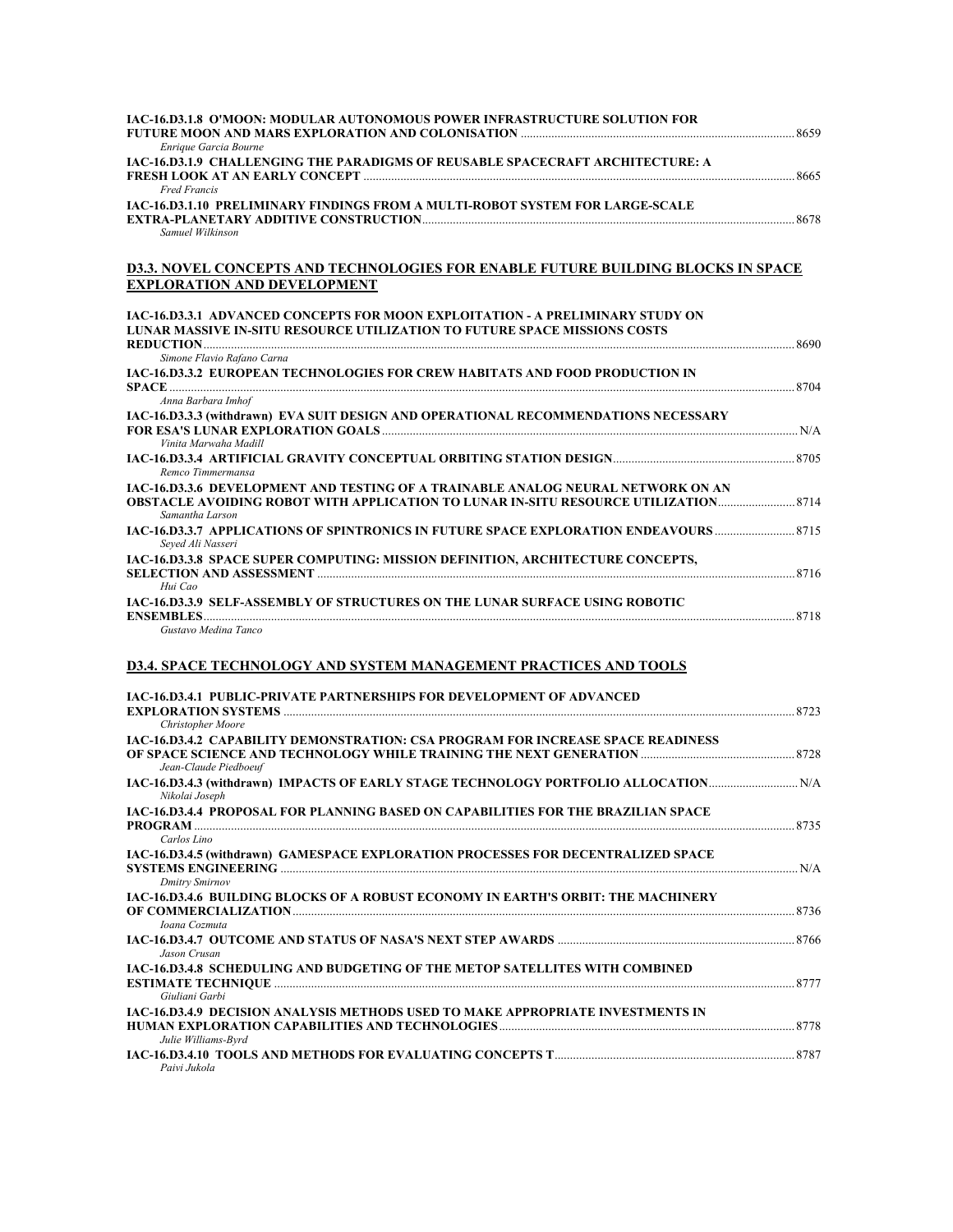**IAC-16.D3.1.8 O'MOON: MODULAR AUTONOMOUS POWER INFRASTRUCTURE SOLUTION FOR FUTURE MOON AND MARS EXPLORATION AND COLONISATION** ........ 8659
*Enrique Garcia Bourne*

**IAC-16.D3.1.9 CHALLENGING THE PARADIGMS OF REUSABLE SPACECRAFT ARCHITECTURE: A FRESH LOOK AT AN EARLY CONCEPT** ........ 8665
*Fred Francis*

**IAC-16.D3.1.10 PRELIMINARY FINDINGS FROM A MULTI-ROBOT SYSTEM FOR LARGE-SCALE EXTRA-PLANETARY ADDITIVE CONSTRUCTION** ........ 8678
*Samuel Wilkinson*

## D3.3. NOVEL CONCEPTS AND TECHNOLOGIES FOR ENABLE FUTURE BUILDING BLOCKS IN SPACE EXPLORATION AND DEVELOPMENT

**IAC-16.D3.3.1 ADVANCED CONCEPTS FOR MOON EXPLOITATION - A PRELIMINARY STUDY ON LUNAR MASSIVE IN-SITU RESOURCE UTILIZATION TO FUTURE SPACE MISSIONS COSTS REDUCTION** ........ 8690
*Simone Flavio Rafano Carna*

**IAC-16.D3.3.2 EUROPEAN TECHNOLOGIES FOR CREW HABITATS AND FOOD PRODUCTION IN SPACE** ........ 8704
*Anna Barbara Imhof*

**IAC-16.D3.3.3 (withdrawn) EVA SUIT DESIGN AND OPERATIONAL RECOMMENDATIONS NECESSARY FOR ESA'S LUNAR EXPLORATION GOALS** ........ N/A
*Vinita Marwaha Madill*

**IAC-16.D3.3.4 ARTIFICIAL GRAVITY CONCEPTUAL ORBITING STATION DESIGN** ........ 8705
*Remco Timmermansa*

**IAC-16.D3.3.6 DEVELOPMENT AND TESTING OF A TRAINABLE ANALOG NEURAL NETWORK ON AN OBSTACLE AVOIDING ROBOT WITH APPLICATION TO LUNAR IN-SITU RESOURCE UTILIZATION** ........ 8714
*Samantha Larson*

**IAC-16.D3.3.7 APPLICATIONS OF SPINTRONICS IN FUTURE SPACE EXPLORATION ENDEAVOURS** ........ 8715
*Seyed Ali Nasseri*

**IAC-16.D3.3.8 SPACE SUPER COMPUTING: MISSION DEFINITION, ARCHITECTURE CONCEPTS, SELECTION AND ASSESSMENT** ........ 8716
*Hui Cao*

**IAC-16.D3.3.9 SELF-ASSEMBLY OF STRUCTURES ON THE LUNAR SURFACE USING ROBOTIC ENSEMBLES** ........ 8718
*Gustavo Medina Tanco*

## D3.4. SPACE TECHNOLOGY AND SYSTEM MANAGEMENT PRACTICES AND TOOLS

**IAC-16.D3.4.1 PUBLIC-PRIVATE PARTNERSHIPS FOR DEVELOPMENT OF ADVANCED EXPLORATION SYSTEMS** ........ 8723
*Christopher Moore*

**IAC-16.D3.4.2 CAPABILITY DEMONSTRATION: CSA PROGRAM FOR INCREASE SPACE READINESS OF SPACE SCIENCE AND TECHNOLOGY WHILE TRAINING THE NEXT GENERATION** ........ 8728
*Jean-Claude Piedboeuf*

**IAC-16.D3.4.3 (withdrawn) IMPACTS OF EARLY STAGE TECHNOLOGY PORTFOLIO ALLOCATION** ........ N/A
*Nikolai Joseph*

**IAC-16.D3.4.4 PROPOSAL FOR PLANNING BASED ON CAPABILITIES FOR THE BRAZILIAN SPACE PROGRAM** ........ 8735
*Carlos Lino*

**IAC-16.D3.4.5 (withdrawn) GAMESPACE EXPLORATION PROCESSES FOR DECENTRALIZED SPACE SYSTEMS ENGINEERING** ........ N/A
*Dmitry Smirnov*

**IAC-16.D3.4.6 BUILDING BLOCKS OF A ROBUST ECONOMY IN EARTH'S ORBIT: THE MACHINERY OF COMMERCIALIZATION** ........ 8736
*Ioana Cozmuta*

**IAC-16.D3.4.7 OUTCOME AND STATUS OF NASA'S NEXT STEP AWARDS** ........ 8766
*Jason Crusan*

**IAC-16.D3.4.8 SCHEDULING AND BUDGETING OF THE METOP SATELLITES WITH COMBINED ESTIMATE TECHNIQUE** ........ 8777
*Giuliani Garbi*

**IAC-16.D3.4.9 DECISION ANALYSIS METHODS USED TO MAKE APPROPRIATE INVESTMENTS IN HUMAN EXPLORATION CAPABILITIES AND TECHNOLOGIES** ........ 8778
*Julie Williams-Byrd*

**IAC-16.D3.4.10 TOOLS AND METHODS FOR EVALUATING CONCEPTS T** ........ 8787
*Paivi Jukola*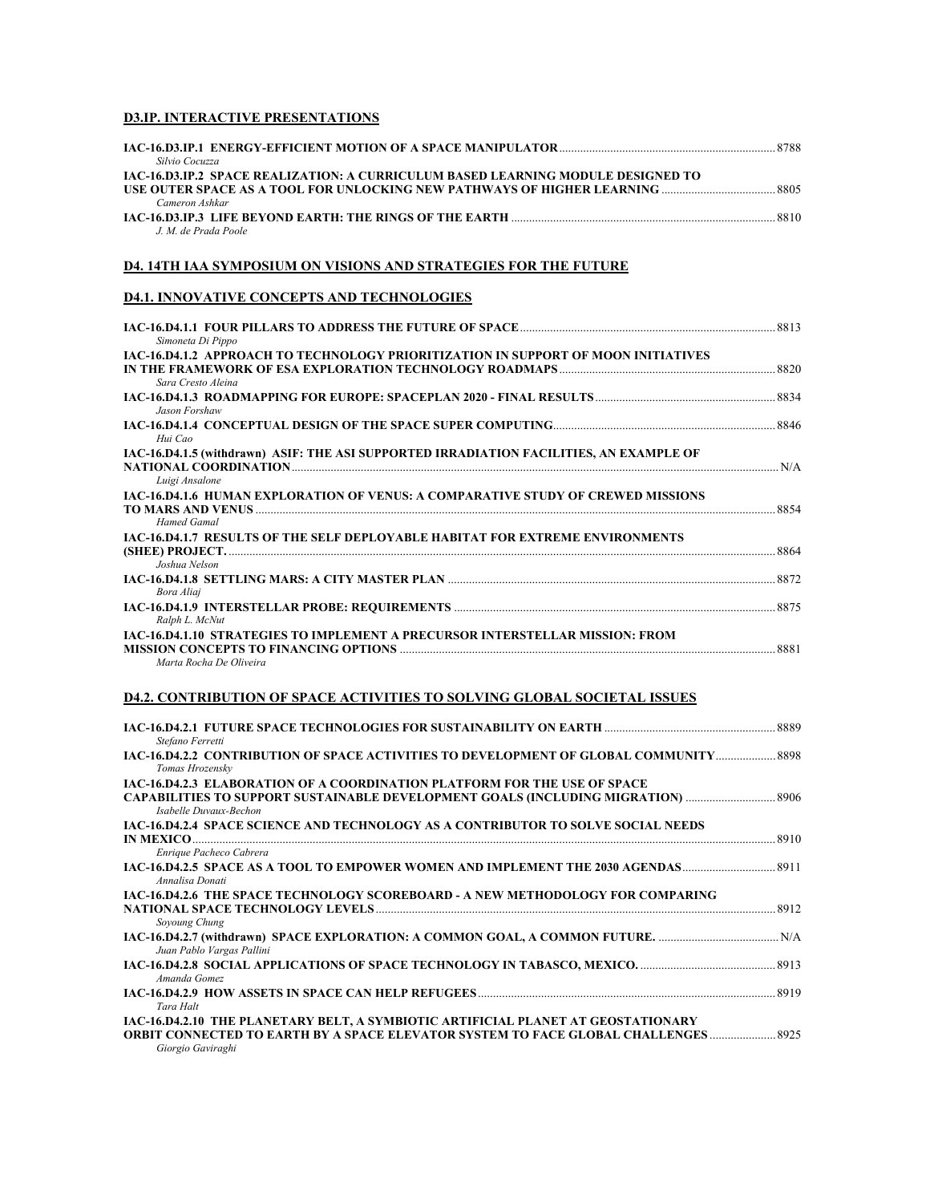### D3.IP. INTERACTIVE PRESENTATIONS

**IAC-16.D3.IP.1 ENERGY-EFFICIENT MOTION OF A SPACE MANIPULATOR** ........ 8788
*Silvio Cocuzza*

**IAC-16.D3.IP.2 SPACE REALIZATION: A CURRICULUM BASED LEARNING MODULE DESIGNED TO USE OUTER SPACE AS A TOOL FOR UNLOCKING NEW PATHWAYS OF HIGHER LEARNING** ........ 8805
*Cameron Ashkar*

**IAC-16.D3.IP.3 LIFE BEYOND EARTH: THE RINGS OF THE EARTH** ........ 8810
*J. M. de Prada Poole*

## D4. 14TH IAA SYMPOSIUM ON VISIONS AND STRATEGIES FOR THE FUTURE

### D4.1. INNOVATIVE CONCEPTS AND TECHNOLOGIES

**IAC-16.D4.1.1 FOUR PILLARS TO ADDRESS THE FUTURE OF SPACE** ........ 8813
*Simoneta Di Pippo*

**IAC-16.D4.1.2 APPROACH TO TECHNOLOGY PRIORITIZATION IN SUPPORT OF MOON INITIATIVES IN THE FRAMEWORK OF ESA EXPLORATION TECHNOLOGY ROADMAPS** ........ 8820
*Sara Cresto Aleina*

**IAC-16.D4.1.3 ROADMAPPING FOR EUROPE: SPACEPLAN 2020 - FINAL RESULTS** ........ 8834
*Jason Forshaw*

**IAC-16.D4.1.4 CONCEPTUAL DESIGN OF THE SPACE SUPER COMPUTING** ........ 8846
*Hui Cao*

**IAC-16.D4.1.5 (withdrawn) ASIF: THE ASI SUPPORTED IRRADIATION FACILITIES, AN EXAMPLE OF NATIONAL COORDINATION** ........ N/A
*Luigi Ansalone*

**IAC-16.D4.1.6 HUMAN EXPLORATION OF VENUS: A COMPARATIVE STUDY OF CREWED MISSIONS TO MARS AND VENUS** ........ 8854
*Hamed Gamal*

**IAC-16.D4.1.7 RESULTS OF THE SELF DEPLOYABLE HABITAT FOR EXTREME ENVIRONMENTS (SHEE) PROJECT.** ........ 8864
*Joshua Nelson*

**IAC-16.D4.1.8 SETTLING MARS: A CITY MASTER PLAN** ........ 8872
*Bora Aliaj*

**IAC-16.D4.1.9 INTERSTELLAR PROBE: REQUIREMENTS** ........ 8875
*Ralph L. McNut*

**IAC-16.D4.1.10 STRATEGIES TO IMPLEMENT A PRECURSOR INTERSTELLAR MISSION: FROM MISSION CONCEPTS TO FINANCING OPTIONS** ........ 8881
*Marta Rocha De Oliveira*

### D4.2. CONTRIBUTION OF SPACE ACTIVITIES TO SOLVING GLOBAL SOCIETAL ISSUES

**IAC-16.D4.2.1 FUTURE SPACE TECHNOLOGIES FOR SUSTAINABILITY ON EARTH** ........ 8889
*Stefano Ferretti*

**IAC-16.D4.2.2 CONTRIBUTION OF SPACE ACTIVITIES TO DEVELOPMENT OF GLOBAL COMMUNITY** ........ 8898
*Tomas Hrozensky*

**IAC-16.D4.2.3 ELABORATION OF A COORDINATION PLATFORM FOR THE USE OF SPACE CAPABILITIES TO SUPPORT SUSTAINABLE DEVELOPMENT GOALS (INCLUDING MIGRATION)** ........ 8906
*Isabelle Duvaux-Bechon*

**IAC-16.D4.2.4 SPACE SCIENCE AND TECHNOLOGY AS A CONTRIBUTOR TO SOLVE SOCIAL NEEDS IN MEXICO** ........ 8910
*Enrique Pacheco Cabrera*

**IAC-16.D4.2.5 SPACE AS A TOOL TO EMPOWER WOMEN AND IMPLEMENT THE 2030 AGENDAS** ........ 8911
*Annalisa Donati*

**IAC-16.D4.2.6 THE SPACE TECHNOLOGY SCOREBOARD - A NEW METHODOLOGY FOR COMPARING NATIONAL SPACE TECHNOLOGY LEVELS** ........ 8912
*Soyoung Chung*

**IAC-16.D4.2.7 (withdrawn) SPACE EXPLORATION: A COMMON GOAL, A COMMON FUTURE.** ........ N/A
*Juan Pablo Vargas Pallini*

**IAC-16.D4.2.8 SOCIAL APPLICATIONS OF SPACE TECHNOLOGY IN TABASCO, MEXICO.** ........ 8913
*Amanda Gomez*

**IAC-16.D4.2.9 HOW ASSETS IN SPACE CAN HELP REFUGEES** ........ 8919
*Tara Halt*

**IAC-16.D4.2.10 THE PLANETARY BELT, A SYMBIOTIC ARTIFICIAL PLANET AT GEOSTATIONARY ORBIT CONNECTED TO EARTH BY A SPACE ELEVATOR SYSTEM TO FACE GLOBAL CHALLENGES** ........ 8925
*Giorgio Gaviraghi*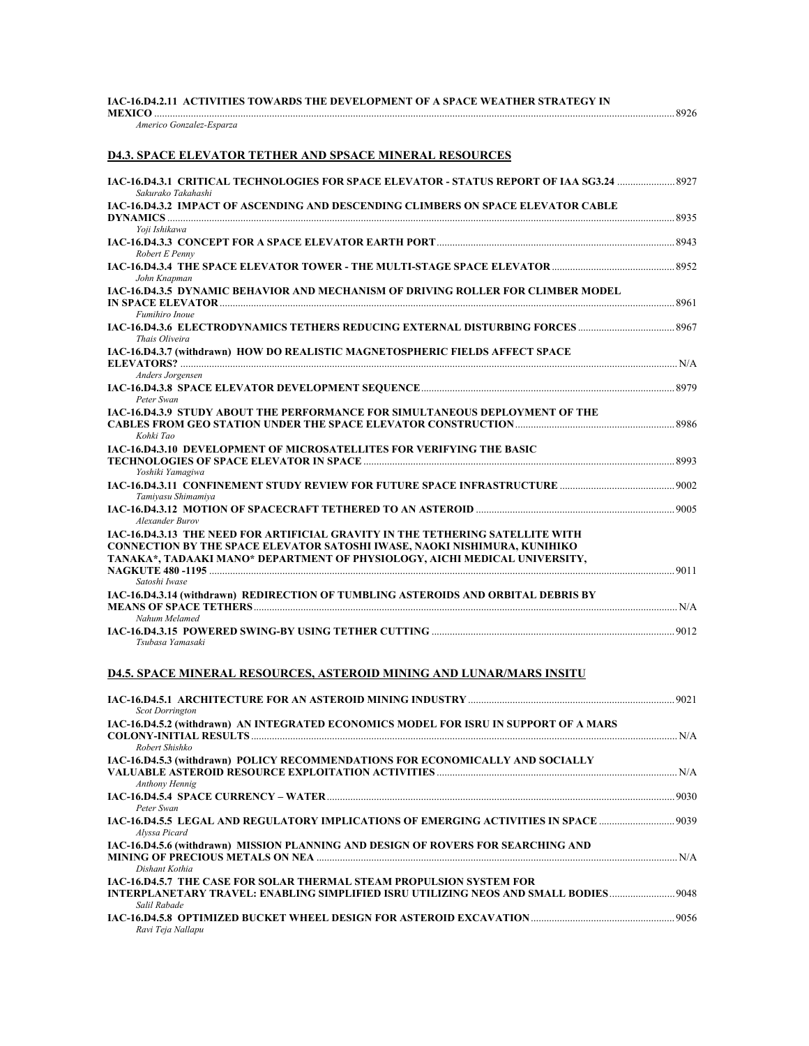**IAC-16.D4.2.11 ACTIVITIES TOWARDS THE DEVELOPMENT OF A SPACE WEATHER STRATEGY IN MEXICO** ............................................................ 8926
*Americo Gonzalez-Esparza*

## D4.3. SPACE ELEVATOR TETHER AND SPSACE MINERAL RESOURCES

**IAC-16.D4.3.1 CRITICAL TECHNOLOGIES FOR SPACE ELEVATOR - STATUS REPORT OF IAA SG3.24** ............ 8927
*Sakurako Takahashi*

**IAC-16.D4.3.2 IMPACT OF ASCENDING AND DESCENDING CLIMBERS ON SPACE ELEVATOR CABLE DYNAMICS** ............................................................ 8935
*Yoji Ishikawa*

**IAC-16.D4.3.3 CONCEPT FOR A SPACE ELEVATOR EARTH PORT** ............................................................ 8943
*Robert E Penny*

**IAC-16.D4.3.4 THE SPACE ELEVATOR TOWER - THE MULTI-STAGE SPACE ELEVATOR** ............................................................ 8952
*John Knapman*

**IAC-16.D4.3.5 DYNAMIC BEHAVIOR AND MECHANISM OF DRIVING ROLLER FOR CLIMBER MODEL IN SPACE ELEVATOR** ............................................................ 8961
*Fumihiro Inoue*

**IAC-16.D4.3.6 ELECTRODYNAMICS TETHERS REDUCING EXTERNAL DISTURBING FORCES** ............................................................ 8967
*Thais Oliveira*

**IAC-16.D4.3.7 (withdrawn) HOW DO REALISTIC MAGNETOSPHERIC FIELDS AFFECT SPACE ELEVATORS?** ............................................................ N/A
*Anders Jorgensen*

**IAC-16.D4.3.8 SPACE ELEVATOR DEVELOPMENT SEQUENCE** ............................................................ 8979
*Peter Swan*

**IAC-16.D4.3.9 STUDY ABOUT THE PERFORMANCE FOR SIMULTANEOUS DEPLOYMENT OF THE CABLES FROM GEO STATION UNDER THE SPACE ELEVATOR CONSTRUCTION** ............................................................ 8986
*Kohki Tao*

**IAC-16.D4.3.10 DEVELOPMENT OF MICROSATELLITES FOR VERIFYING THE BASIC TECHNOLOGIES OF SPACE ELEVATOR IN SPACE** ............................................................ 8993
*Yoshiki Yamagiwa*

**IAC-16.D4.3.11 CONFINEMENT STUDY REVIEW FOR FUTURE SPACE INFRASTRUCTURE** ............................................................ 9002
*Tamiyasu Shimamiya*

**IAC-16.D4.3.12 MOTION OF SPACECRAFT TETHERED TO AN ASTEROID** ............................................................ 9005
*Alexander Burov*

**IAC-16.D4.3.13 THE NEED FOR ARTIFICIAL GRAVITY IN THE TETHERING SATELLITE WITH CONNECTION BY THE SPACE ELEVATOR SATOSHI IWASE, NAOKI NISHIMURA, KUNIHIKO TANAKA*, TADAAKI MANO* DEPARTMENT OF PHYSIOLOGY, AICHI MEDICAL UNIVERSITY, NAGKUTE 480 -1195** ............................................................ 9011
*Satoshi Iwase*

**IAC-16.D4.3.14 (withdrawn) REDIRECTION OF TUMBLING ASTEROIDS AND ORBITAL DEBRIS BY MEANS OF SPACE TETHERS** ............................................................ N/A
*Nahum Melamed*

**IAC-16.D4.3.15 POWERED SWING-BY USING TETHER CUTTING** ............................................................ 9012
*Tsubasa Yamasaki*

## D4.5. SPACE MINERAL RESOURCES, ASTEROID MINING AND LUNAR/MARS INSITU

**IAC-16.D4.5.1 ARCHITECTURE FOR AN ASTEROID MINING INDUSTRY** ............................................................ 9021
*Scot Dorrington*

**IAC-16.D4.5.2 (withdrawn) AN INTEGRATED ECONOMICS MODEL FOR ISRU IN SUPPORT OF A MARS COLONY-INITIAL RESULTS** ............................................................ N/A
*Robert Shishko*

**IAC-16.D4.5.3 (withdrawn) POLICY RECOMMENDATIONS FOR ECONOMICALLY AND SOCIALLY VALUABLE ASTEROID RESOURCE EXPLOITATION ACTIVITIES** ............................................................ N/A
*Anthony Hennig*

**IAC-16.D4.5.4 SPACE CURRENCY – WATER** ............................................................ 9030
*Peter Swan*

**IAC-16.D4.5.5 LEGAL AND REGULATORY IMPLICATIONS OF EMERGING ACTIVITIES IN SPACE** ............................................................ 9039
*Alyssa Picard*

**IAC-16.D4.5.6 (withdrawn) MISSION PLANNING AND DESIGN OF ROVERS FOR SEARCHING AND MINING OF PRECIOUS METALS ON NEA** ............................................................ N/A
*Dishant Kothia*

**IAC-16.D4.5.7 THE CASE FOR SOLAR THERMAL STEAM PROPULSION SYSTEM FOR INTERPLANETARY TRAVEL: ENABLING SIMPLIFIED ISRU UTILIZING NEOS AND SMALL BODIES** ............................................................ 9048
*Salil Rabade*

**IAC-16.D4.5.8 OPTIMIZED BUCKET WHEEL DESIGN FOR ASTEROID EXCAVATION** ............................................................ 9056
*Ravi Teja Nallapu*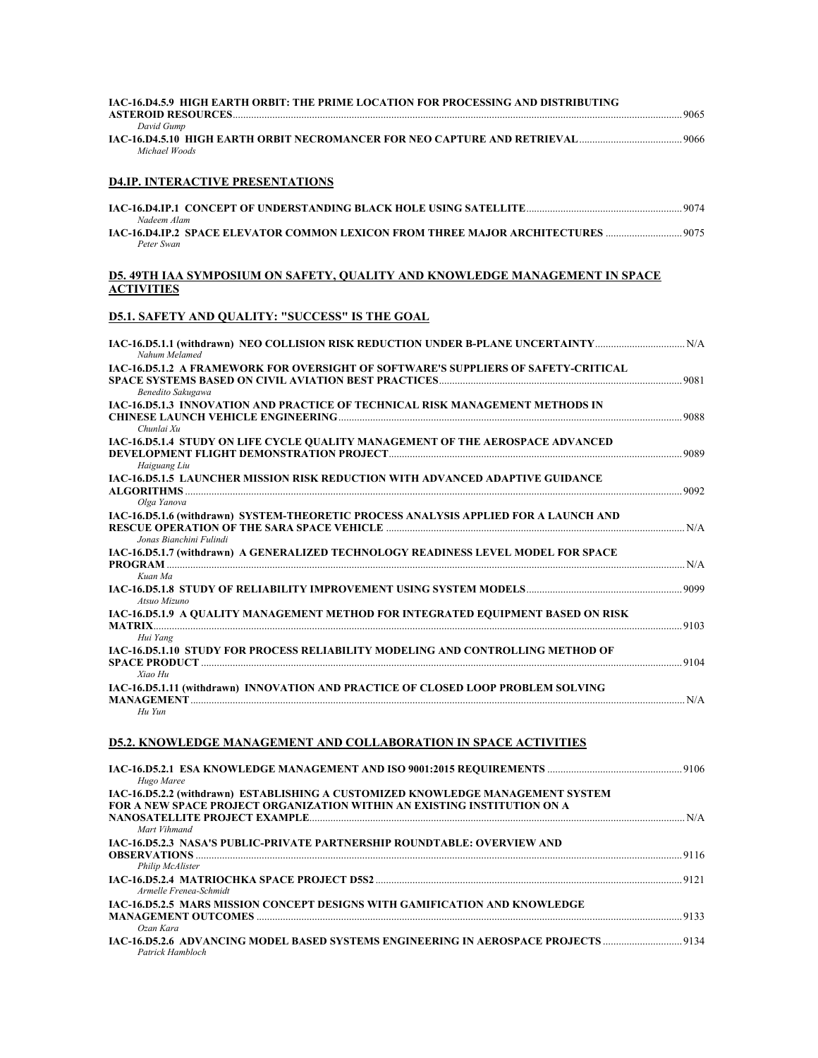**IAC-16.D4.5.9 HIGH EARTH ORBIT: THE PRIME LOCATION FOR PROCESSING AND DISTRIBUTING ASTEROID RESOURCES** ........ 9065
*David Gump*

**IAC-16.D4.5.10 HIGH EARTH ORBIT NECROMANCER FOR NEO CAPTURE AND RETRIEVAL** ........ 9066
*Michael Woods*

## D4.IP. INTERACTIVE PRESENTATIONS

**IAC-16.D4.IP.1 CONCEPT OF UNDERSTANDING BLACK HOLE USING SATELLITE** ........ 9074
*Nadeem Alam*

**IAC-16.D4.IP.2 SPACE ELEVATOR COMMON LEXICON FROM THREE MAJOR ARCHITECTURES** ........ 9075
*Peter Swan*

# D5. 49TH IAA SYMPOSIUM ON SAFETY, QUALITY AND KNOWLEDGE MANAGEMENT IN SPACE ACTIVITIES

## D5.1. SAFETY AND QUALITY: "SUCCESS" IS THE GOAL

**IAC-16.D5.1.1 (withdrawn) NEO COLLISION RISK REDUCTION UNDER B-PLANE UNCERTAINTY** ........ N/A
*Nahum Melamed*

**IAC-16.D5.1.2 A FRAMEWORK FOR OVERSIGHT OF SOFTWARE'S SUPPLIERS OF SAFETY-CRITICAL SPACE SYSTEMS BASED ON CIVIL AVIATION BEST PRACTICES** ........ 9081
*Benedito Sakugawa*

**IAC-16.D5.1.3 INNOVATION AND PRACTICE OF TECHNICAL RISK MANAGEMENT METHODS IN CHINESE LAUNCH VEHICLE ENGINEERING** ........ 9088
*Chunlai Xu*

**IAC-16.D5.1.4 STUDY ON LIFE CYCLE QUALITY MANAGEMENT OF THE AEROSPACE ADVANCED DEVELOPMENT FLIGHT DEMONSTRATION PROJECT** ........ 9089
*Haiguang Liu*

**IAC-16.D5.1.5 LAUNCHER MISSION RISK REDUCTION WITH ADVANCED ADAPTIVE GUIDANCE ALGORITHMS** ........ 9092
*Olga Yanova*

**IAC-16.D5.1.6 (withdrawn) SYSTEM-THEORETIC PROCESS ANALYSIS APPLIED FOR A LAUNCH AND RESCUE OPERATION OF THE SARA SPACE VEHICLE** ........ N/A
*Jonas Bianchini Fulindi*

**IAC-16.D5.1.7 (withdrawn) A GENERALIZED TECHNOLOGY READINESS LEVEL MODEL FOR SPACE PROGRAM** ........ N/A
*Kuan Ma*

**IAC-16.D5.1.8 STUDY OF RELIABILITY IMPROVEMENT USING SYSTEM MODELS** ........ 9099
*Atsuo Mizuno*

**IAC-16.D5.1.9 A QUALITY MANAGEMENT METHOD FOR INTEGRATED EQUIPMENT BASED ON RISK MATRIX** ........ 9103
*Hui Yang*

**IAC-16.D5.1.10 STUDY FOR PROCESS RELIABILITY MODELING AND CONTROLLING METHOD OF SPACE PRODUCT** ........ 9104
*Xiao Hu*

**IAC-16.D5.1.11 (withdrawn) INNOVATION AND PRACTICE OF CLOSED LOOP PROBLEM SOLVING MANAGEMENT** ........ N/A
*Hu Yun*

## D5.2. KNOWLEDGE MANAGEMENT AND COLLABORATION IN SPACE ACTIVITIES

**IAC-16.D5.2.1 ESA KNOWLEDGE MANAGEMENT AND ISO 9001:2015 REQUIREMENTS** ........ 9106
*Hugo Maree*

**IAC-16.D5.2.2 (withdrawn) ESTABLISHING A CUSTOMIZED KNOWLEDGE MANAGEMENT SYSTEM FOR A NEW SPACE PROJECT ORGANIZATION WITHIN AN EXISTING INSTITUTION ON A NANOSATELLITE PROJECT EXAMPLE** ........ N/A
*Mart Vihmand*

**IAC-16.D5.2.3 NASA'S PUBLIC-PRIVATE PARTNERSHIP ROUNDTABLE: OVERVIEW AND OBSERVATIONS** ........ 9116
*Philip McAlister*

**IAC-16.D5.2.4 MATRIOCHKA SPACE PROJECT D5S2** ........ 9121
*Armelle Frenea-Schmidt*

**IAC-16.D5.2.5 MARS MISSION CONCEPT DESIGNS WITH GAMIFICATION AND KNOWLEDGE MANAGEMENT OUTCOMES** ........ 9133
*Ozan Kara*

**IAC-16.D5.2.6 ADVANCING MODEL BASED SYSTEMS ENGINEERING IN AEROSPACE PROJECTS** ........ 9134
*Patrick Hambloch*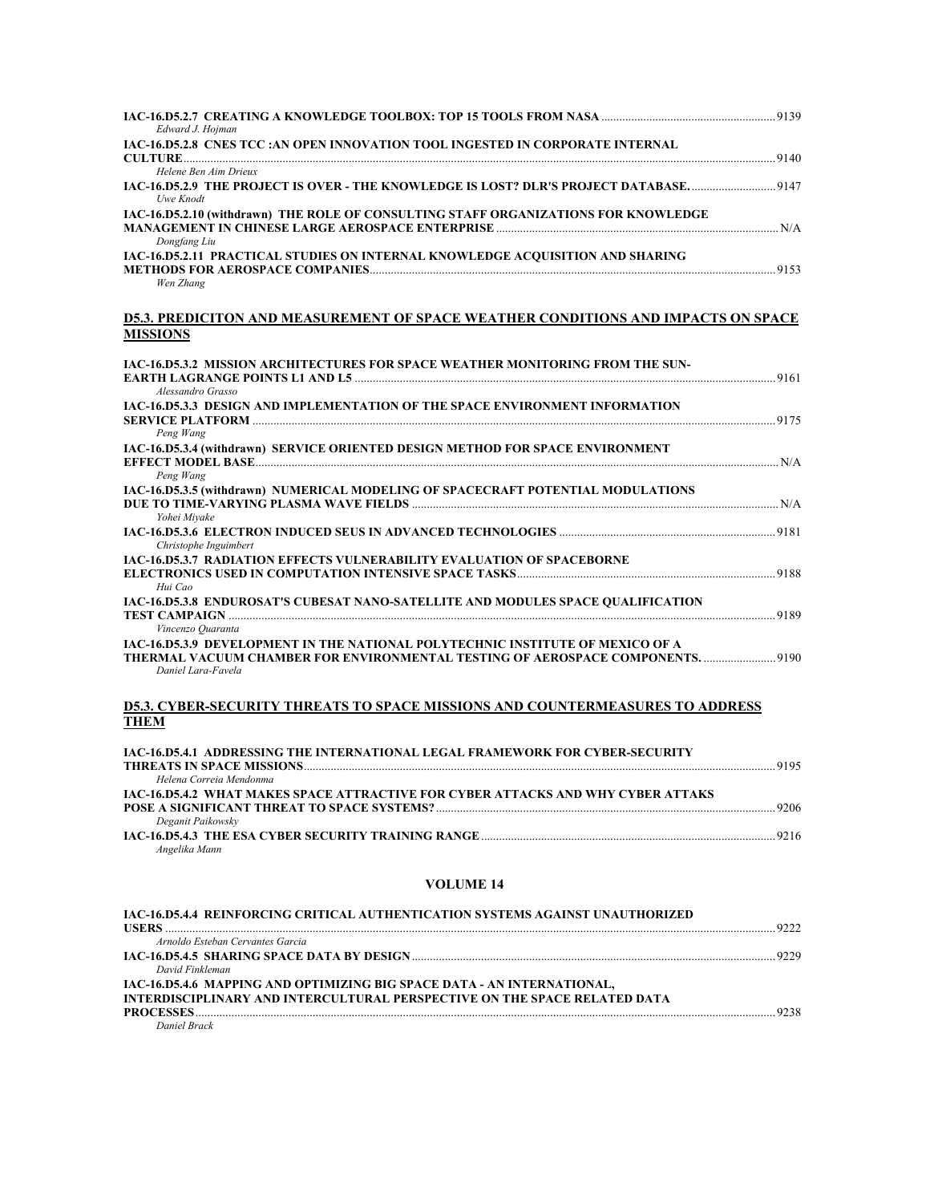**IAC-16.D5.2.7 CREATING A KNOWLEDGE TOOLBOX: TOP 15 TOOLS FROM NASA** ........ 9139
*Edward J. Hojman*

**IAC-16.D5.2.8 CNES TCC :AN OPEN INNOVATION TOOL INGESTED IN CORPORATE INTERNAL CULTURE** ........ 9140
*Helene Ben Aim Drieux*

**IAC-16.D5.2.9 THE PROJECT IS OVER - THE KNOWLEDGE IS LOST? DLR'S PROJECT DATABASE.** ........ 9147
*Uwe Knodt*

**IAC-16.D5.2.10 (withdrawn) THE ROLE OF CONSULTING STAFF ORGANIZATIONS FOR KNOWLEDGE MANAGEMENT IN CHINESE LARGE AEROSPACE ENTERPRISE** ........ N/A
*Dongfang Liu*

**IAC-16.D5.2.11 PRACTICAL STUDIES ON INTERNAL KNOWLEDGE ACQUISITION AND SHARING METHODS FOR AEROSPACE COMPANIES** ........ 9153
*Wen Zhang*

## D5.3. PREDICITON AND MEASUREMENT OF SPACE WEATHER CONDITIONS AND IMPACTS ON SPACE MISSIONS

**IAC-16.D5.3.2 MISSION ARCHITECTURES FOR SPACE WEATHER MONITORING FROM THE SUN-EARTH LAGRANGE POINTS L1 AND L5** ........ 9161
*Alessandro Grasso*

**IAC-16.D5.3.3 DESIGN AND IMPLEMENTATION OF THE SPACE ENVIRONMENT INFORMATION SERVICE PLATFORM** ........ 9175
*Peng Wang*

**IAC-16.D5.3.4 (withdrawn) SERVICE ORIENTED DESIGN METHOD FOR SPACE ENVIRONMENT EFFECT MODEL BASE** ........ N/A
*Peng Wang*

**IAC-16.D5.3.5 (withdrawn) NUMERICAL MODELING OF SPACECRAFT POTENTIAL MODULATIONS DUE TO TIME-VARYING PLASMA WAVE FIELDS** ........ N/A
*Yohei Miyake*

**IAC-16.D5.3.6 ELECTRON INDUCED SEUS IN ADVANCED TECHNOLOGIES** ........ 9181
*Christophe Inguimbert*

**IAC-16.D5.3.7 RADIATION EFFECTS VULNERABILITY EVALUATION OF SPACEBORNE ELECTRONICS USED IN COMPUTATION INTENSIVE SPACE TASKS** ........ 9188
*Hui Cao*

**IAC-16.D5.3.8 ENDUROSAT'S CUBESAT NANO-SATELLITE AND MODULES SPACE QUALIFICATION TEST CAMPAIGN** ........ 9189
*Vincenzo Quaranta*

**IAC-16.D5.3.9 DEVELOPMENT IN THE NATIONAL POLYTECHNIC INSTITUTE OF MEXICO OF A THERMAL VACUUM CHAMBER FOR ENVIRONMENTAL TESTING OF AEROSPACE COMPONENTS.** ........ 9190
*Daniel Lara-Favela*

## D5.3. CYBER-SECURITY THREATS TO SPACE MISSIONS AND COUNTERMEASURES TO ADDRESS THEM

**IAC-16.D5.4.1 ADDRESSING THE INTERNATIONAL LEGAL FRAMEWORK FOR CYBER-SECURITY THREATS IN SPACE MISSIONS** ........ 9195
*Helena Correia Mendonma*

**IAC-16.D5.4.2 WHAT MAKES SPACE ATTRACTIVE FOR CYBER ATTACKS AND WHY CYBER ATTAKS POSE A SIGNIFICANT THREAT TO SPACE SYSTEMS?** ........ 9206
*Deganit Paikowsky*

**IAC-16.D5.4.3 THE ESA CYBER SECURITY TRAINING RANGE** ........ 9216
*Angelika Mann*

## VOLUME 14

**IAC-16.D5.4.4 REINFORCING CRITICAL AUTHENTICATION SYSTEMS AGAINST UNAUTHORIZED USERS** ........ 9222
*Arnoldo Esteban Cervantes Garcia*

**IAC-16.D5.4.5 SHARING SPACE DATA BY DESIGN** ........ 9229
*David Finkleman*

**IAC-16.D5.4.6 MAPPING AND OPTIMIZING BIG SPACE DATA - AN INTERNATIONAL, INTERDISCIPLINARY AND INTERCULTURAL PERSPECTIVE ON THE SPACE RELATED DATA PROCESSES** ........ 9238
*Daniel Brack*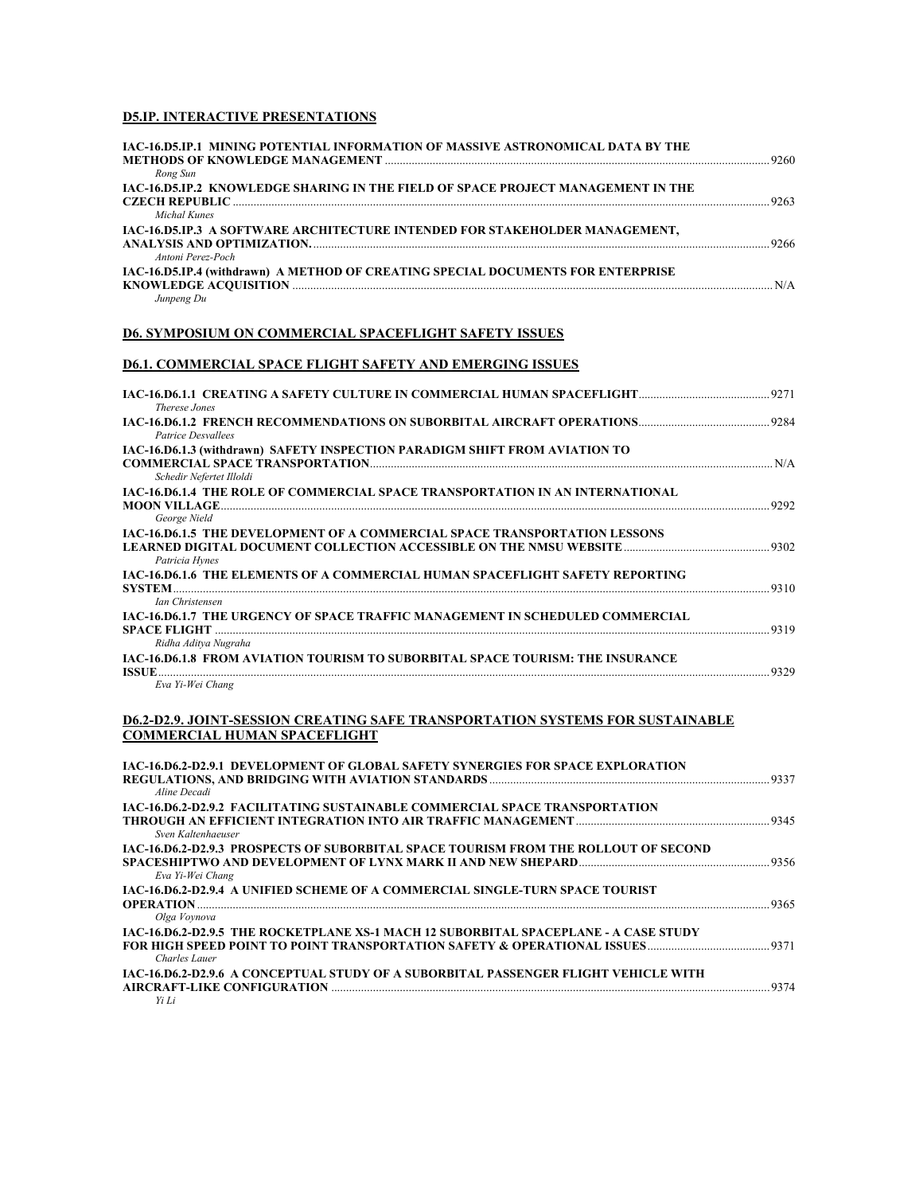## D5.IP. INTERACTIVE PRESENTATIONS

**IAC-16.D5.IP.1 MINING POTENTIAL INFORMATION OF MASSIVE ASTRONOMICAL DATA BY THE METHODS OF KNOWLEDGE MANAGEMENT** ..... 9260
*Rong Sun*

**IAC-16.D5.IP.2 KNOWLEDGE SHARING IN THE FIELD OF SPACE PROJECT MANAGEMENT IN THE CZECH REPUBLIC** ..... 9263
*Michal Kunes*

**IAC-16.D5.IP.3 A SOFTWARE ARCHITECTURE INTENDED FOR STAKEHOLDER MANAGEMENT, ANALYSIS AND OPTIMIZATION.** ..... 9266
*Antoni Perez-Poch*

**IAC-16.D5.IP.4 (withdrawn) A METHOD OF CREATING SPECIAL DOCUMENTS FOR ENTERPRISE KNOWLEDGE ACQUISITION** ..... N/A
*Junpeng Du*

## D6. SYMPOSIUM ON COMMERCIAL SPACEFLIGHT SAFETY ISSUES

## D6.1. COMMERCIAL SPACE FLIGHT SAFETY AND EMERGING ISSUES

**IAC-16.D6.1.1 CREATING A SAFETY CULTURE IN COMMERCIAL HUMAN SPACEFLIGHT** ..... 9271
*Therese Jones*

**IAC-16.D6.1.2 FRENCH RECOMMENDATIONS ON SUBORBITAL AIRCRAFT OPERATIONS** ..... 9284
*Patrice Desvallees*

**IAC-16.D6.1.3 (withdrawn) SAFETY INSPECTION PARADIGM SHIFT FROM AVIATION TO COMMERCIAL SPACE TRANSPORTATION** ..... N/A
*Schedir Nefertet Illoldi*

**IAC-16.D6.1.4 THE ROLE OF COMMERCIAL SPACE TRANSPORTATION IN AN INTERNATIONAL MOON VILLAGE** ..... 9292
*George Nield*

**IAC-16.D6.1.5 THE DEVELOPMENT OF A COMMERCIAL SPACE TRANSPORTATION LESSONS LEARNED DIGITAL DOCUMENT COLLECTION ACCESSIBLE ON THE NMSU WEBSITE** ..... 9302
*Patricia Hynes*

**IAC-16.D6.1.6 THE ELEMENTS OF A COMMERCIAL HUMAN SPACEFLIGHT SAFETY REPORTING SYSTEM** ..... 9310
*Ian Christensen*

**IAC-16.D6.1.7 THE URGENCY OF SPACE TRAFFIC MANAGEMENT IN SCHEDULED COMMERCIAL SPACE FLIGHT** ..... 9319
*Ridha Aditya Nugraha*

**IAC-16.D6.1.8 FROM AVIATION TOURISM TO SUBORBITAL SPACE TOURISM: THE INSURANCE ISSUE** ..... 9329
*Eva Yi-Wei Chang*

## D6.2-D2.9. JOINT-SESSION CREATING SAFE TRANSPORTATION SYSTEMS FOR SUSTAINABLE COMMERCIAL HUMAN SPACEFLIGHT

**IAC-16.D6.2-D2.9.1 DEVELOPMENT OF GLOBAL SAFETY SYNERGIES FOR SPACE EXPLORATION REGULATIONS, AND BRIDGING WITH AVIATION STANDARDS** ..... 9337
*Aline Decadi*

**IAC-16.D6.2-D2.9.2 FACILITATING SUSTAINABLE COMMERCIAL SPACE TRANSPORTATION THROUGH AN EFFICIENT INTEGRATION INTO AIR TRAFFIC MANAGEMENT** ..... 9345
*Sven Kaltenhaeuser*

**IAC-16.D6.2-D2.9.3 PROSPECTS OF SUBORBITAL SPACE TOURISM FROM THE ROLLOUT OF SECOND SPACESHIPTWO AND DEVELOPMENT OF LYNX MARK II AND NEW SHEPARD** ..... 9356
*Eva Yi-Wei Chang*

**IAC-16.D6.2-D2.9.4 A UNIFIED SCHEME OF A COMMERCIAL SINGLE-TURN SPACE TOURIST OPERATION** ..... 9365
*Olga Voynova*

**IAC-16.D6.2-D2.9.5 THE ROCKETPLANE XS-1 MACH 12 SUBORBITAL SPACEPLANE - A CASE STUDY FOR HIGH SPEED POINT TO POINT TRANSPORTATION SAFETY & OPERATIONAL ISSUES** ..... 9371
*Charles Lauer*

**IAC-16.D6.2-D2.9.6 A CONCEPTUAL STUDY OF A SUBORBITAL PASSENGER FLIGHT VEHICLE WITH AIRCRAFT-LIKE CONFIGURATION** ..... 9374
*Yi Li*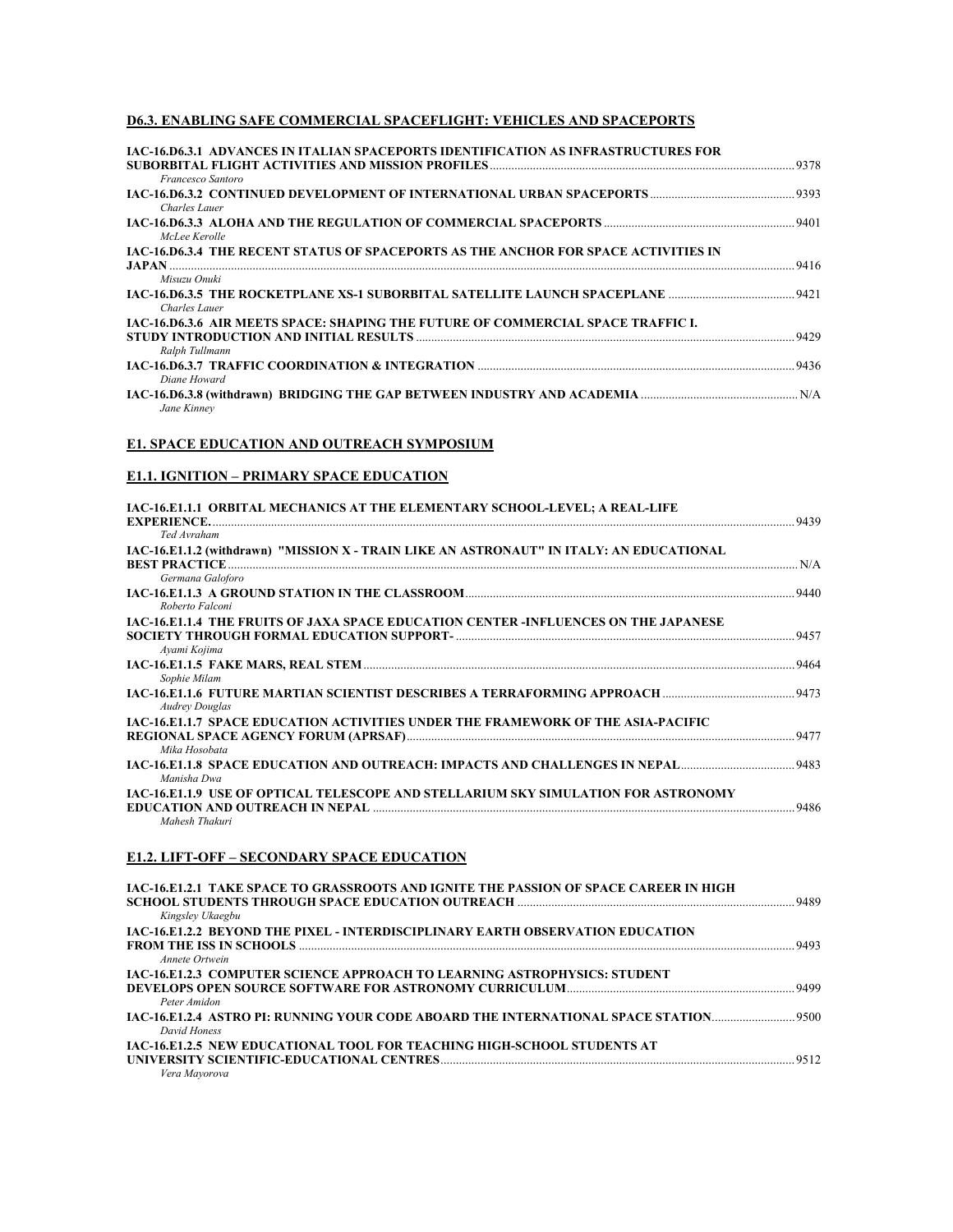## D6.3. ENABLING SAFE COMMERCIAL SPACEFLIGHT: VEHICLES AND SPACEPORTS

**IAC-16.D6.3.1 ADVANCES IN ITALIAN SPACEPORTS IDENTIFICATION AS INFRASTRUCTURES FOR SUBORBITAL FLIGHT ACTIVITIES AND MISSION PROFILES** ........ 9378
*Francesco Santoro*

**IAC-16.D6.3.2 CONTINUED DEVELOPMENT OF INTERNATIONAL URBAN SPACEPORTS** ........ 9393
*Charles Lauer*

**IAC-16.D6.3.3 ALOHA AND THE REGULATION OF COMMERCIAL SPACEPORTS** ........ 9401
*McLee Kerolle*

**IAC-16.D6.3.4 THE RECENT STATUS OF SPACEPORTS AS THE ANCHOR FOR SPACE ACTIVITIES IN JAPAN** ........ 9416
*Misuzu Onuki*

**IAC-16.D6.3.5 THE ROCKETPLANE XS-1 SUBORBITAL SATELLITE LAUNCH SPACEPLANE** ........ 9421
*Charles Lauer*

**IAC-16.D6.3.6 AIR MEETS SPACE: SHAPING THE FUTURE OF COMMERCIAL SPACE TRAFFIC I. STUDY INTRODUCTION AND INITIAL RESULTS** ........ 9429
*Ralph Tullmann*

**IAC-16.D6.3.7 TRAFFIC COORDINATION & INTEGRATION** ........ 9436
*Diane Howard*

**IAC-16.D6.3.8 (withdrawn) BRIDGING THE GAP BETWEEN INDUSTRY AND ACADEMIA** ........ N/A
*Jane Kinney*

# E1. SPACE EDUCATION AND OUTREACH SYMPOSIUM

## E1.1. IGNITION – PRIMARY SPACE EDUCATION

**IAC-16.E1.1.1 ORBITAL MECHANICS AT THE ELEMENTARY SCHOOL-LEVEL; A REAL-LIFE EXPERIENCE.** ........ 9439
*Ted Avraham*

**IAC-16.E1.1.2 (withdrawn) "MISSION X - TRAIN LIKE AN ASTRONAUT" IN ITALY: AN EDUCATIONAL BEST PRACTICE** ........ N/A
*Germana Galoforo*

**IAC-16.E1.1.3 A GROUND STATION IN THE CLASSROOM** ........ 9440
*Roberto Falconi*

**IAC-16.E1.1.4 THE FRUITS OF JAXA SPACE EDUCATION CENTER -INFLUENCES ON THE JAPANESE SOCIETY THROUGH FORMAL EDUCATION SUPPORT-** ........ 9457
*Ayami Kojima*

**IAC-16.E1.1.5 FAKE MARS, REAL STEM** ........ 9464
*Sophie Milam*

**IAC-16.E1.1.6 FUTURE MARTIAN SCIENTIST DESCRIBES A TERRAFORMING APPROACH** ........ 9473
*Audrey Douglas*

**IAC-16.E1.1.7 SPACE EDUCATION ACTIVITIES UNDER THE FRAMEWORK OF THE ASIA-PACIFIC REGIONAL SPACE AGENCY FORUM (APRSAF)** ........ 9477
*Mika Hosobata*

**IAC-16.E1.1.8 SPACE EDUCATION AND OUTREACH: IMPACTS AND CHALLENGES IN NEPAL** ........ 9483
*Manisha Dwa*

**IAC-16.E1.1.9 USE OF OPTICAL TELESCOPE AND STELLARIUM SKY SIMULATION FOR ASTRONOMY EDUCATION AND OUTREACH IN NEPAL** ........ 9486
*Mahesh Thakuri*

## E1.2. LIFT-OFF – SECONDARY SPACE EDUCATION

**IAC-16.E1.2.1 TAKE SPACE TO GRASSROOTS AND IGNITE THE PASSION OF SPACE CAREER IN HIGH SCHOOL STUDENTS THROUGH SPACE EDUCATION OUTREACH** ........ 9489
*Kingsley Ukaegbu*

**IAC-16.E1.2.2 BEYOND THE PIXEL - INTERDISCIPLINARY EARTH OBSERVATION EDUCATION FROM THE ISS IN SCHOOLS** ........ 9493
*Annete Ortwein*

**IAC-16.E1.2.3 COMPUTER SCIENCE APPROACH TO LEARNING ASTROPHYSICS: STUDENT DEVELOPS OPEN SOURCE SOFTWARE FOR ASTRONOMY CURRICULUM** ........ 9499
*Peter Amidon*

**IAC-16.E1.2.4 ASTRO PI: RUNNING YOUR CODE ABOARD THE INTERNATIONAL SPACE STATION** ........ 9500
*David Honess*

**IAC-16.E1.2.5 NEW EDUCATIONAL TOOL FOR TEACHING HIGH-SCHOOL STUDENTS AT UNIVERSITY SCIENTIFIC-EDUCATIONAL CENTRES** ........ 9512
*Vera Mayorova*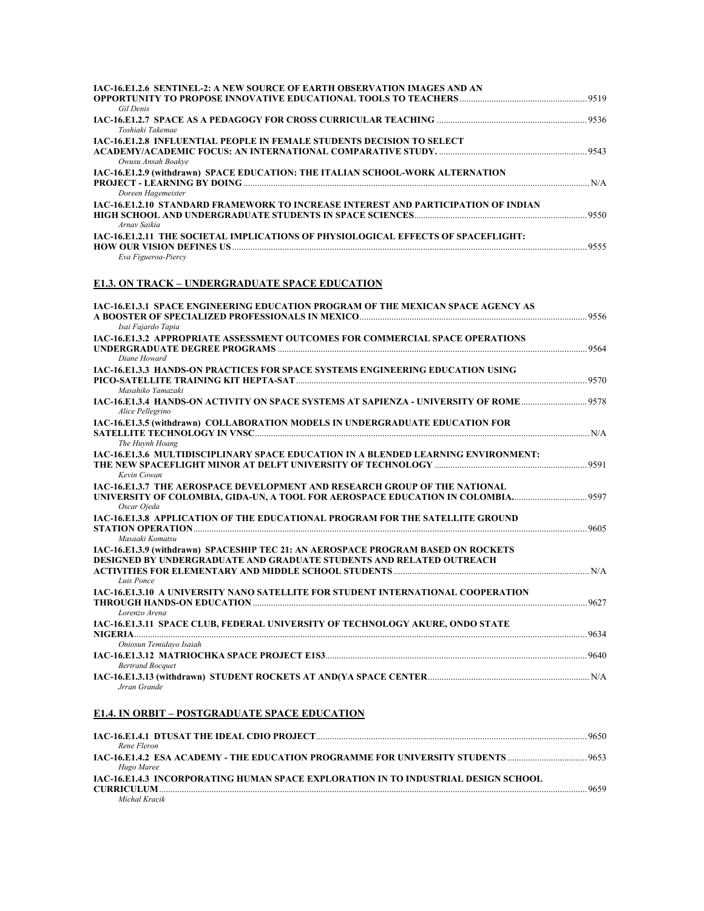**IAC-16.E1.2.6 SENTINEL-2: A NEW SOURCE OF EARTH OBSERVATION IMAGES AND AN OPPORTUNITY TO PROPOSE INNOVATIVE EDUCATIONAL TOOLS TO TEACHERS** ........ 9519
*Gil Denis*

**IAC-16.E1.2.7 SPACE AS A PEDAGOGY FOR CROSS CURRICULAR TEACHING** ........ 9536
*Toshiaki Takemae*

**IAC-16.E1.2.8 INFLUENTIAL PEOPLE IN FEMALE STUDENTS DECISION TO SELECT ACADEMY/ACADEMIC FOCUS: AN INTERNATIONAL COMPARATIVE STUDY.** ........ 9543
*Owusu Ansah Boakye*

**IAC-16.E1.2.9 (withdrawn) SPACE EDUCATION: THE ITALIAN SCHOOL-WORK ALTERNATION PROJECT - LEARNING BY DOING** ........ N/A
*Doreen Hagemeister*

**IAC-16.E1.2.10 STANDARD FRAMEWORK TO INCREASE INTEREST AND PARTICIPATION OF INDIAN HIGH SCHOOL AND UNDERGRADUATE STUDENTS IN SPACE SCIENCES** ........ 9550
*Arnav Saikia*

**IAC-16.E1.2.11 THE SOCIETAL IMPLICATIONS OF PHYSIOLOGICAL EFFECTS OF SPACEFLIGHT: HOW OUR VISION DEFINES US** ........ 9555
*Eva Figueroa-Piercy*

## E1.3. ON TRACK – UNDERGRADUATE SPACE EDUCATION

**IAC-16.E1.3.1 SPACE ENGINEERING EDUCATION PROGRAM OF THE MEXICAN SPACE AGENCY AS A BOOSTER OF SPECIALIZED PROFESSIONALS IN MEXICO** ........ 9556
*Isai Fajardo Tapia*

**IAC-16.E1.3.2 APPROPRIATE ASSESSMENT OUTCOMES FOR COMMERCIAL SPACE OPERATIONS UNDERGRADUATE DEGREE PROGRAMS** ........ 9564
*Diane Howard*

**IAC-16.E1.3.3 HANDS-ON PRACTICES FOR SPACE SYSTEMS ENGINEERING EDUCATION USING PICO-SATELLITE TRAINING KIT HEPTA-SAT** ........ 9570
*Masahiko Yamazaki*

**IAC-16.E1.3.4 HANDS-ON ACTIVITY ON SPACE SYSTEMS AT SAPIENZA - UNIVERSITY OF ROME** ........ 9578
*Alice Pellegrino*

**IAC-16.E1.3.5 (withdrawn) COLLABORATION MODELS IN UNDERGRADUATE EDUCATION FOR SATELLITE TECHNOLOGY IN VNSC** ........ N/A
*The Huynh Hoang*

**IAC-16.E1.3.6 MULTIDISCIPLINARY SPACE EDUCATION IN A BLENDED LEARNING ENVIRONMENT: THE NEW SPACEFLIGHT MINOR AT DELFT UNIVERSITY OF TECHNOLOGY** ........ 9591
*Kevin Cowan*

**IAC-16.E1.3.7 THE AEROSPACE DEVELOPMENT AND RESEARCH GROUP OF THE NATIONAL UNIVERSITY OF COLOMBIA, GIDA-UN, A TOOL FOR AEROSPACE EDUCATION IN COLOMBIA.** ........ 9597
*Oscar Ojeda*

**IAC-16.E1.3.8 APPLICATION OF THE EDUCATIONAL PROGRAM FOR THE SATELLITE GROUND STATION OPERATION** ........ 9605
*Masaaki Komatsu*

**IAC-16.E1.3.9 (withdrawn) SPACESHIP TEC 21: AN AEROSPACE PROGRAM BASED ON ROCKETS DESIGNED BY UNDERGRADUATE AND GRADUATE STUDENTS AND RELATED OUTREACH ACTIVITIES FOR ELEMENTARY AND MIDDLE SCHOOL STUDENTS** ........ N/A
*Luis Ponce*

**IAC-16.E1.3.10 A UNIVERSITY NANO SATELLITE FOR STUDENT INTERNATIONAL COOPERATION THROUGH HANDS-ON EDUCATION** ........ 9627
*Lorenzo Arena*

**IAC-16.E1.3.11 SPACE CLUB, FEDERAL UNIVERSITY OF TECHNOLOGY AKURE, ONDO STATE NIGERIA** ........ 9634
*Oniosun Temidayo Isaiah*

**IAC-16.E1.3.12 MATRIOCHKA SPACE PROJECT E1S3** ........ 9640
*Bertrand Bocquet*

**IAC-16.E1.3.13 (withdrawn) STUDENT ROCKETS AT AND(YA SPACE CENTER** ........ N/A
*Jrran Grande*

## E1.4. IN ORBIT – POSTGRADUATE SPACE EDUCATION

**IAC-16.E1.4.1 DTUSAT THE IDEAL CDIO PROJECT** ........ 9650
*Rene Fleron*

**IAC-16.E1.4.2 ESA ACADEMY - THE EDUCATION PROGRAMME FOR UNIVERSITY STUDENTS** ........ 9653
*Hugo Maree*

**IAC-16.E1.4.3 INCORPORATING HUMAN SPACE EXPLORATION IN TO INDUSTRIAL DESIGN SCHOOL CURRICULUM** ........ 9659
*Michal Kracik*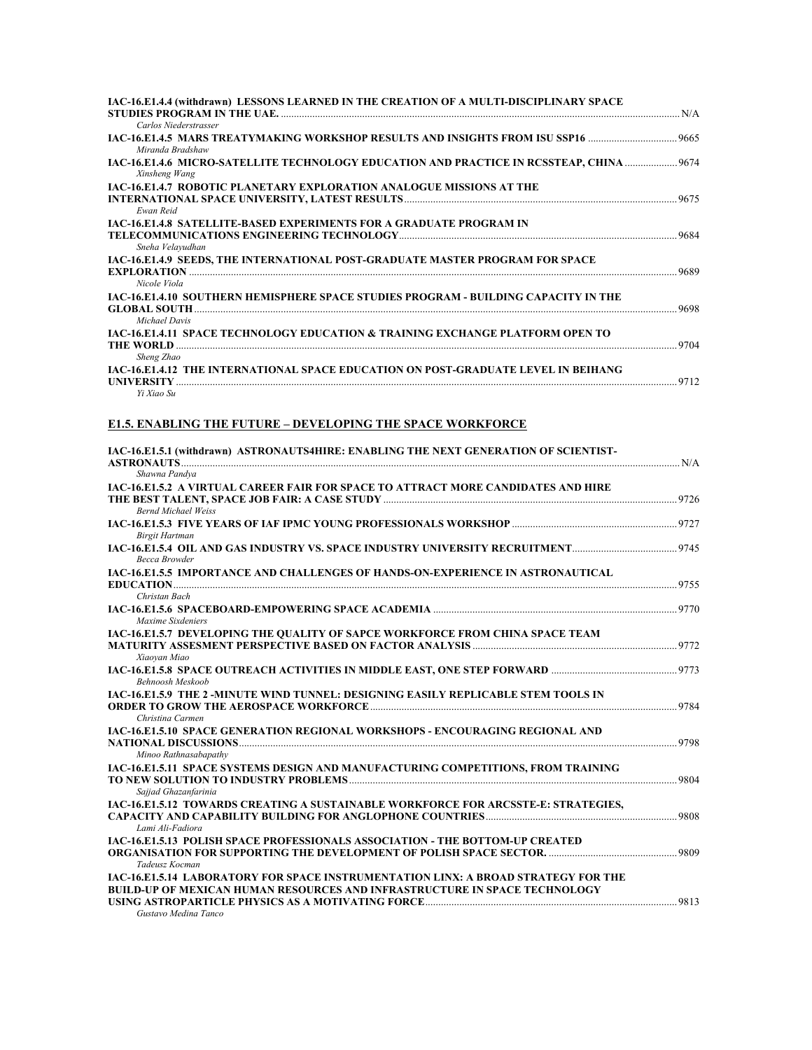**IAC-16.E1.4.4 (withdrawn) LESSONS LEARNED IN THE CREATION OF A MULTI-DISCIPLINARY SPACE STUDIES PROGRAM IN THE UAE.** ........ N/A
*Carlos Niederstrasser*

**IAC-16.E1.4.5 MARS TREATYMAKING WORKSHOP RESULTS AND INSIGHTS FROM ISU SSP16** ........ 9665
*Miranda Bradshaw*

**IAC-16.E1.4.6 MICRO-SATELLITE TECHNOLOGY EDUCATION AND PRACTICE IN RCSSTEAP, CHINA** ........ 9674
*Xinsheng Wang*

**IAC-16.E1.4.7 ROBOTIC PLANETARY EXPLORATION ANALOGUE MISSIONS AT THE INTERNATIONAL SPACE UNIVERSITY, LATEST RESULTS** ........ 9675
*Ewan Reid*

**IAC-16.E1.4.8 SATELLITE-BASED EXPERIMENTS FOR A GRADUATE PROGRAM IN TELECOMMUNICATIONS ENGINEERING TECHNOLOGY** ........ 9684
*Sneha Velayudhan*

**IAC-16.E1.4.9 SEEDS, THE INTERNATIONAL POST-GRADUATE MASTER PROGRAM FOR SPACE EXPLORATION** ........ 9689
*Nicole Viola*

**IAC-16.E1.4.10 SOUTHERN HEMISPHERE SPACE STUDIES PROGRAM - BUILDING CAPACITY IN THE GLOBAL SOUTH** ........ 9698
*Michael Davis*

**IAC-16.E1.4.11 SPACE TECHNOLOGY EDUCATION & TRAINING EXCHANGE PLATFORM OPEN TO THE WORLD** ........ 9704
*Sheng Zhao*

**IAC-16.E1.4.12 THE INTERNATIONAL SPACE EDUCATION ON POST-GRADUATE LEVEL IN BEIHANG UNIVERSITY** ........ 9712
*Yi Xiao Su*

## E1.5. ENABLING THE FUTURE – DEVELOPING THE SPACE WORKFORCE

**IAC-16.E1.5.1 (withdrawn) ASTRONAUTS4HIRE: ENABLING THE NEXT GENERATION OF SCIENTIST-ASTRONAUTS** ........ N/A
*Shawna Pandya*

**IAC-16.E1.5.2 A VIRTUAL CAREER FAIR FOR SPACE TO ATTRACT MORE CANDIDATES AND HIRE THE BEST TALENT, SPACE JOB FAIR: A CASE STUDY** ........ 9726
*Bernd Michael Weiss*

**IAC-16.E1.5.3 FIVE YEARS OF IAF IPMC YOUNG PROFESSIONALS WORKSHOP** ........ 9727
*Birgit Hartman*

**IAC-16.E1.5.4 OIL AND GAS INDUSTRY VS. SPACE INDUSTRY UNIVERSITY RECRUITMENT** ........ 9745
*Becca Browder*

**IAC-16.E1.5.5 IMPORTANCE AND CHALLENGES OF HANDS-ON-EXPERIENCE IN ASTRONAUTICAL EDUCATION** ........ 9755
*Christan Bach*

**IAC-16.E1.5.6 SPACEBOARD-EMPOWERING SPACE ACADEMIA** ........ 9770
*Maxime Sixdeniers*

**IAC-16.E1.5.7 DEVELOPING THE QUALITY OF SAPCE WORKFORCE FROM CHINA SPACE TEAM MATURITY ASSESMENT PERSPECTIVE BASED ON FACTOR ANALYSIS** ........ 9772
*Xiaoyan Miao*

**IAC-16.E1.5.8 SPACE OUTREACH ACTIVITIES IN MIDDLE EAST, ONE STEP FORWARD** ........ 9773
*Behnoosh Meskoob*

**IAC-16.E1.5.9 THE 2 -MINUTE WIND TUNNEL: DESIGNING EASILY REPLICABLE STEM TOOLS IN ORDER TO GROW THE AEROSPACE WORKFORCE** ........ 9784
*Christina Carmen*

**IAC-16.E1.5.10 SPACE GENERATION REGIONAL WORKSHOPS - ENCOURAGING REGIONAL AND NATIONAL DISCUSSIONS** ........ 9798
*Minoo Rathnasabapathy*

**IAC-16.E1.5.11 SPACE SYSTEMS DESIGN AND MANUFACTURING COMPETITIONS, FROM TRAINING TO NEW SOLUTION TO INDUSTRY PROBLEMS** ........ 9804
*Sajjad Ghazanfarinia*

**IAC-16.E1.5.12 TOWARDS CREATING A SUSTAINABLE WORKFORCE FOR ARCSSTE-E: STRATEGIES, CAPACITY AND CAPABILITY BUILDING FOR ANGLOPHONE COUNTRIES** ........ 9808
*Lami Ali-Fadiora*

**IAC-16.E1.5.13 POLISH SPACE PROFESSIONALS ASSOCIATION - THE BOTTOM-UP CREATED ORGANISATION FOR SUPPORTING THE DEVELOPMENT OF POLISH SPACE SECTOR.** ........ 9809
*Tadeusz Kocman*

**IAC-16.E1.5.14 LABORATORY FOR SPACE INSTRUMENTATION LINX: A BROAD STRATEGY FOR THE BUILD-UP OF MEXICAN HUMAN RESOURCES AND INFRASTRUCTURE IN SPACE TECHNOLOGY USING ASTROPARTICLE PHYSICS AS A MOTIVATING FORCE** ........ 9813
*Gustavo Medina Tanco*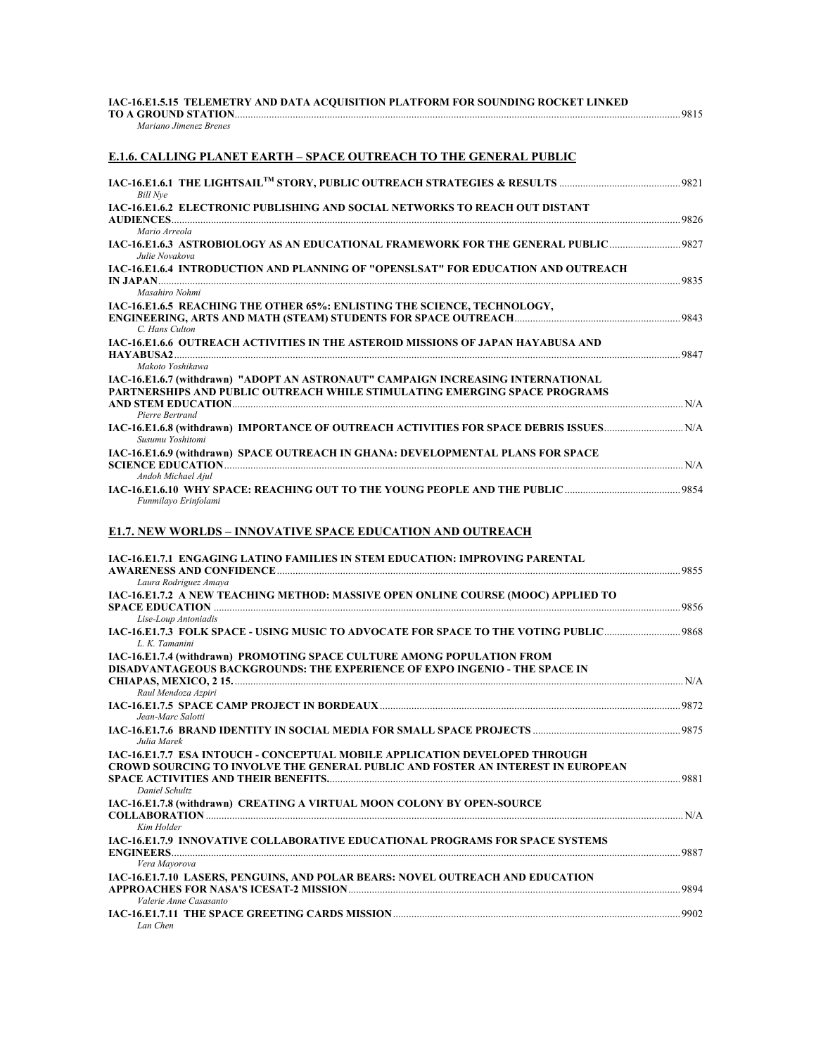**IAC-16.E1.5.15 TELEMETRY AND DATA ACQUISITION PLATFORM FOR SOUNDING ROCKET LINKED TO A GROUND STATION** ........ 9815
*Mariano Jimenez Brenes*

## E.1.6. CALLING PLANET EARTH – SPACE OUTREACH TO THE GENERAL PUBLIC

**IAC-16.E1.6.1 THE LIGHTSAIL™ STORY, PUBLIC OUTREACH STRATEGIES & RESULTS** ........ 9821
*Bill Nye*

**IAC-16.E1.6.2 ELECTRONIC PUBLISHING AND SOCIAL NETWORKS TO REACH OUT DISTANT AUDIENCES** ........ 9826
*Mario Arreola*

**IAC-16.E1.6.3 ASTROBIOLOGY AS AN EDUCATIONAL FRAMEWORK FOR THE GENERAL PUBLIC** ........ 9827
*Julie Novakova*

**IAC-16.E1.6.4 INTRODUCTION AND PLANNING OF "OPENSLSAT" FOR EDUCATION AND OUTREACH IN JAPAN** ........ 9835
*Masahiro Nohmi*

**IAC-16.E1.6.5 REACHING THE OTHER 65%: ENLISTING THE SCIENCE, TECHNOLOGY, ENGINEERING, ARTS AND MATH (STEAM) STUDENTS FOR SPACE OUTREACH** ........ 9843
*C. Hans Culton*

**IAC-16.E1.6.6 OUTREACH ACTIVITIES IN THE ASTEROID MISSIONS OF JAPAN HAYABUSA AND HAYABUSA2** ........ 9847
*Makoto Yoshikawa*

**IAC-16.E1.6.7 (withdrawn) "ADOPT AN ASTRONAUT" CAMPAIGN INCREASING INTERNATIONAL PARTNERSHIPS AND PUBLIC OUTREACH WHILE STIMULATING EMERGING SPACE PROGRAMS AND STEM EDUCATION** ........ N/A
*Pierre Bertrand*

**IAC-16.E1.6.8 (withdrawn) IMPORTANCE OF OUTREACH ACTIVITIES FOR SPACE DEBRIS ISSUES** ........ N/A
*Susumu Yoshitomi*

**IAC-16.E1.6.9 (withdrawn) SPACE OUTREACH IN GHANA: DEVELOPMENTAL PLANS FOR SPACE SCIENCE EDUCATION** ........ N/A
*Andoh Michael Ajul*

**IAC-16.E1.6.10 WHY SPACE: REACHING OUT TO THE YOUNG PEOPLE AND THE PUBLIC** ........ 9854
*Funmilayo Erinfolami*

## E1.7. NEW WORLDS – INNOVATIVE SPACE EDUCATION AND OUTREACH

**IAC-16.E1.7.1 ENGAGING LATINO FAMILIES IN STEM EDUCATION: IMPROVING PARENTAL AWARENESS AND CONFIDENCE** ........ 9855
*Laura Rodriguez Amaya*

**IAC-16.E1.7.2 A NEW TEACHING METHOD: MASSIVE OPEN ONLINE COURSE (MOOC) APPLIED TO SPACE EDUCATION** ........ 9856
*Lise-Loup Antoniadis*

**IAC-16.E1.7.3 FOLK SPACE - USING MUSIC TO ADVOCATE FOR SPACE TO THE VOTING PUBLIC** ........ 9868
*L. K. Tamanini*

**IAC-16.E1.7.4 (withdrawn) PROMOTING SPACE CULTURE AMONG POPULATION FROM DISADVANTAGEOUS BACKGROUNDS: THE EXPERIENCE OF EXPO INGENIO - THE SPACE IN CHIAPAS, MEXICO, 2 15.** ........ N/A
*Raul Mendoza Azpiri*

**IAC-16.E1.7.5 SPACE CAMP PROJECT IN BORDEAUX** ........ 9872
*Jean-Marc Salotti*

**IAC-16.E1.7.6 BRAND IDENTITY IN SOCIAL MEDIA FOR SMALL SPACE PROJECTS** ........ 9875
*Julia Marek*

**IAC-16.E1.7.7 ESA INTOUCH - CONCEPTUAL MOBILE APPLICATION DEVELOPED THROUGH CROWD SOURCING TO INVOLVE THE GENERAL PUBLIC AND FOSTER AN INTEREST IN EUROPEAN SPACE ACTIVITIES AND THEIR BENEFITS.** ........ 9881
*Daniel Schultz*

**IAC-16.E1.7.8 (withdrawn) CREATING A VIRTUAL MOON COLONY BY OPEN-SOURCE COLLABORATION** ........ N/A
*Kim Holder*

**IAC-16.E1.7.9 INNOVATIVE COLLABORATIVE EDUCATIONAL PROGRAMS FOR SPACE SYSTEMS ENGINEERS** ........ 9887
*Vera Mayorova*

**IAC-16.E1.7.10 LASERS, PENGUINS, AND POLAR BEARS: NOVEL OUTREACH AND EDUCATION APPROACHES FOR NASA'S ICESAT-2 MISSION** ........ 9894
*Valerie Anne Casasanto*

**IAC-16.E1.7.11 THE SPACE GREETING CARDS MISSION** ........ 9902
*Lan Chen*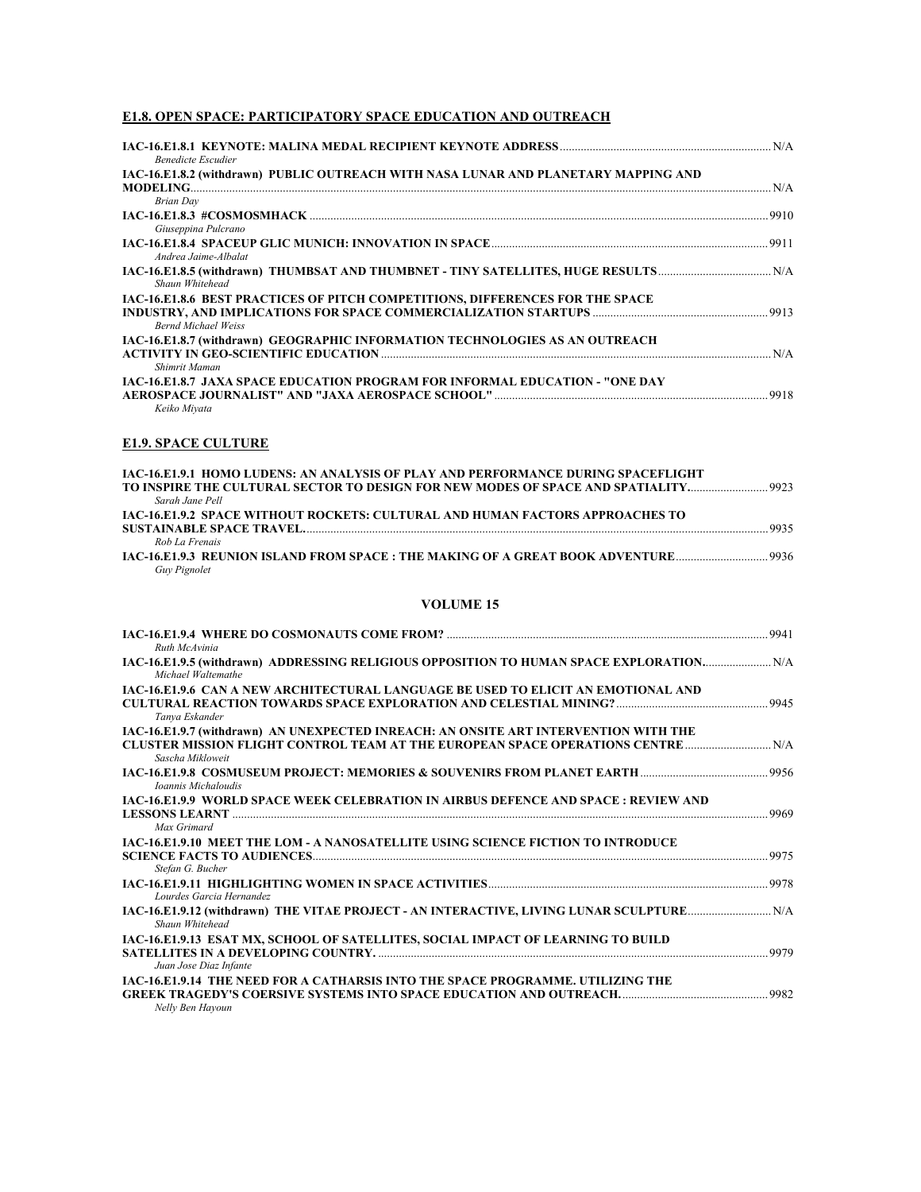## E1.8. OPEN SPACE: PARTICIPATORY SPACE EDUCATION AND OUTREACH

**IAC-16.E1.8.1 KEYNOTE: MALINA MEDAL RECIPIENT KEYNOTE ADDRESS** ........ N/A
*Benedicte Escudier*

**IAC-16.E1.8.2 (withdrawn) PUBLIC OUTREACH WITH NASA LUNAR AND PLANETARY MAPPING AND MODELING** ........ N/A
*Brian Day*

**IAC-16.E1.8.3 #COSMOSMHACK** ........ 9910
*Giuseppina Pulcrano*

**IAC-16.E1.8.4 SPACEUP GLIC MUNICH: INNOVATION IN SPACE** ........ 9911
*Andrea Jaime-Albalat*

**IAC-16.E1.8.5 (withdrawn) THUMBSAT AND THUMBNET - TINY SATELLITES, HUGE RESULTS** ........ N/A
*Shaun Whitehead*

**IAC-16.E1.8.6 BEST PRACTICES OF PITCH COMPETITIONS, DIFFERENCES FOR THE SPACE INDUSTRY, AND IMPLICATIONS FOR SPACE COMMERCIALIZATION STARTUPS** ........ 9913
*Bernd Michael Weiss*

**IAC-16.E1.8.7 (withdrawn) GEOGRAPHIC INFORMATION TECHNOLOGIES AS AN OUTREACH ACTIVITY IN GEO-SCIENTIFIC EDUCATION** ........ N/A
*Shimrit Maman*

**IAC-16.E1.8.7 JAXA SPACE EDUCATION PROGRAM FOR INFORMAL EDUCATION - "ONE DAY AEROSPACE JOURNALIST" AND "JAXA AEROSPACE SCHOOL"** ........ 9918
*Keiko Miyata*

## E1.9. SPACE CULTURE

**IAC-16.E1.9.1 HOMO LUDENS: AN ANALYSIS OF PLAY AND PERFORMANCE DURING SPACEFLIGHT TO INSPIRE THE CULTURAL SECTOR TO DESIGN FOR NEW MODES OF SPACE AND SPATIALITY.** ........ 9923
*Sarah Jane Pell*

**IAC-16.E1.9.2 SPACE WITHOUT ROCKETS: CULTURAL AND HUMAN FACTORS APPROACHES TO SUSTAINABLE SPACE TRAVEL.** ........ 9935
*Rob La Frenais*

**IAC-16.E1.9.3 REUNION ISLAND FROM SPACE : THE MAKING OF A GREAT BOOK ADVENTURE** ........ 9936
*Guy Pignolet*

### VOLUME 15

**IAC-16.E1.9.4 WHERE DO COSMONAUTS COME FROM?** ........ 9941
*Ruth McAvinia*

**IAC-16.E1.9.5 (withdrawn) ADDRESSING RELIGIOUS OPPOSITION TO HUMAN SPACE EXPLORATION.** ........ N/A
*Michael Waltemathe*

**IAC-16.E1.9.6 CAN A NEW ARCHITECTURAL LANGUAGE BE USED TO ELICIT AN EMOTIONAL AND CULTURAL REACTION TOWARDS SPACE EXPLORATION AND CELESTIAL MINING?** ........ 9945
*Tanya Eskander*

**IAC-16.E1.9.7 (withdrawn) AN UNEXPECTED INREACH: AN ONSITE ART INTERVENTION WITH THE CLUSTER MISSION FLIGHT CONTROL TEAM AT THE EUROPEAN SPACE OPERATIONS CENTRE** ........ N/A
*Sascha Mikloweit*

**IAC-16.E1.9.8 COSMUSEUM PROJECT: MEMORIES & SOUVENIRS FROM PLANET EARTH** ........ 9956
*Ioannis Michaloudis*

**IAC-16.E1.9.9 WORLD SPACE WEEK CELEBRATION IN AIRBUS DEFENCE AND SPACE : REVIEW AND LESSONS LEARNT** ........ 9969
*Max Grimard*

**IAC-16.E1.9.10 MEET THE LOM - A NANOSATELLITE USING SCIENCE FICTION TO INTRODUCE SCIENCE FACTS TO AUDIENCES** ........ 9975
*Stefan G. Bucher*

**IAC-16.E1.9.11 HIGHLIGHTING WOMEN IN SPACE ACTIVITIES** ........ 9978
*Lourdes Garcia Hernandez*

**IAC-16.E1.9.12 (withdrawn) THE VITAE PROJECT - AN INTERACTIVE, LIVING LUNAR SCULPTURE** ........ N/A
*Shaun Whitehead*

**IAC-16.E1.9.13 ESAT MX, SCHOOL OF SATELLITES, SOCIAL IMPACT OF LEARNING TO BUILD SATELLITES IN A DEVELOPING COUNTRY.** ........ 9979
*Juan Jose Diaz Infante*

**IAC-16.E1.9.14 THE NEED FOR A CATHARSIS INTO THE SPACE PROGRAMME. UTILIZING THE GREEK TRAGEDY'S COERSIVE SYSTEMS INTO SPACE EDUCATION AND OUTREACH.** ........ 9982
*Nelly Ben Hayoun*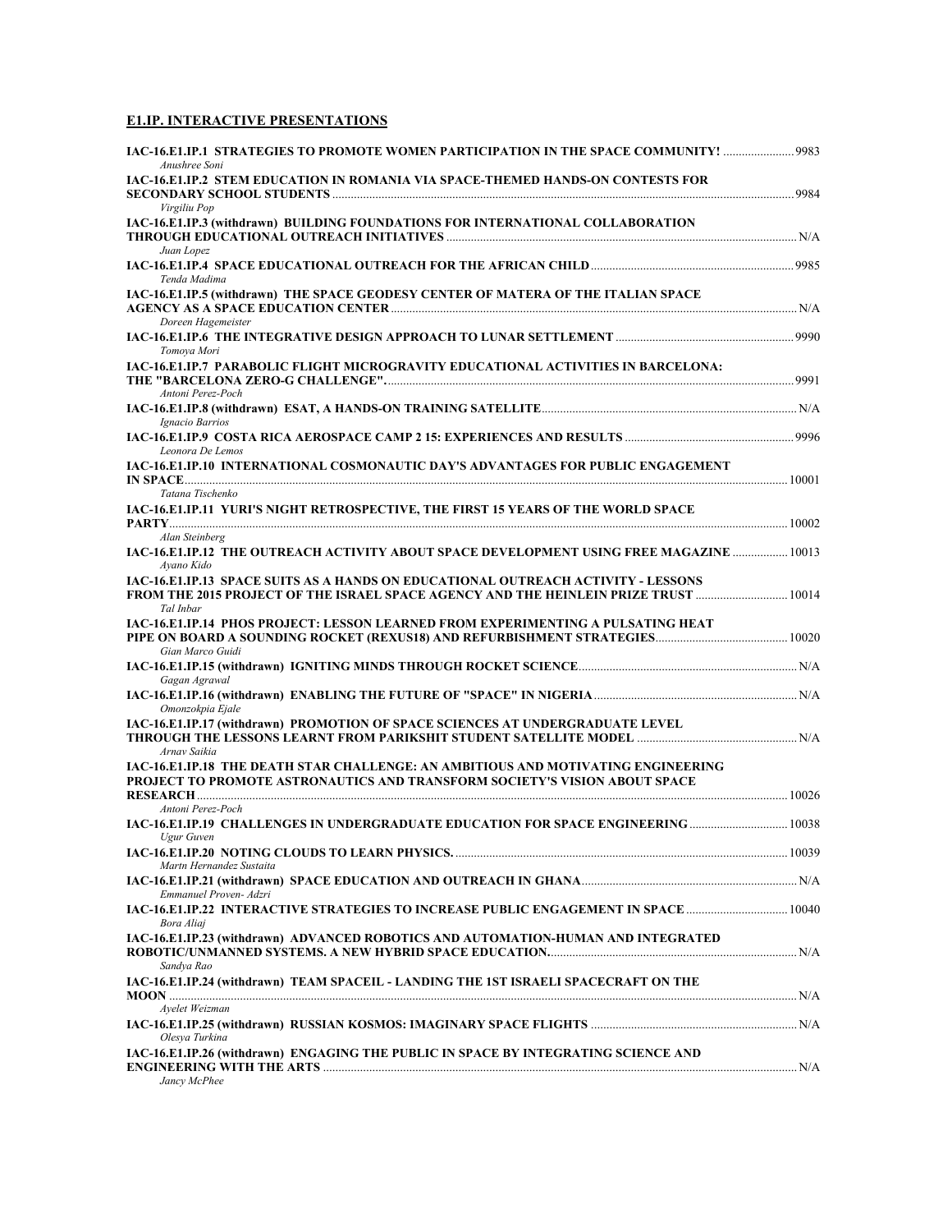## E1.IP. INTERACTIVE PRESENTATIONS

**IAC-16.E1.IP.1 STRATEGIES TO PROMOTE WOMEN PARTICIPATION IN THE SPACE COMMUNITY!** ....................... 9983
*Anushree Soni*

**IAC-16.E1.IP.2 STEM EDUCATION IN ROMANIA VIA SPACE-THEMED HANDS-ON CONTESTS FOR SECONDARY SCHOOL STUDENTS** ........ 9984
*Virgiliu Pop*

**IAC-16.E1.IP.3 (withdrawn) BUILDING FOUNDATIONS FOR INTERNATIONAL COLLABORATION THROUGH EDUCATIONAL OUTREACH INITIATIVES** ........ N/A
*Juan Lopez*

**IAC-16.E1.IP.4 SPACE EDUCATIONAL OUTREACH FOR THE AFRICAN CHILD** ........ 9985
*Tenda Madima*

**IAC-16.E1.IP.5 (withdrawn) THE SPACE GEODESY CENTER OF MATERA OF THE ITALIAN SPACE AGENCY AS A SPACE EDUCATION CENTER** ........ N/A
*Doreen Hagemeister*

**IAC-16.E1.IP.6 THE INTEGRATIVE DESIGN APPROACH TO LUNAR SETTLEMENT** ........ 9990
*Tomoya Mori*

**IAC-16.E1.IP.7 PARABOLIC FLIGHT MICROGRAVITY EDUCATIONAL ACTIVITIES IN BARCELONA: THE "BARCELONA ZERO-G CHALLENGE".** ........ 9991
*Antoni Perez-Poch*

**IAC-16.E1.IP.8 (withdrawn) ESAT, A HANDS-ON TRAINING SATELLITE** ........ N/A
*Ignacio Barrios*

**IAC-16.E1.IP.9 COSTA RICA AEROSPACE CAMP 2 15: EXPERIENCES AND RESULTS** ........ 9996
*Leonora De Lemos*

**IAC-16.E1.IP.10 INTERNATIONAL COSMONAUTIC DAY'S ADVANTAGES FOR PUBLIC ENGAGEMENT IN SPACE** ........ 10001
*Tatana Tischenko*

**IAC-16.E1.IP.11 YURI'S NIGHT RETROSPECTIVE, THE FIRST 15 YEARS OF THE WORLD SPACE PARTY** ........ 10002
*Alan Steinberg*

**IAC-16.E1.IP.12 THE OUTREACH ACTIVITY ABOUT SPACE DEVELOPMENT USING FREE MAGAZINE** ........ 10013
*Ayano Kido*

**IAC-16.E1.IP.13 SPACE SUITS AS A HANDS ON EDUCATIONAL OUTREACH ACTIVITY - LESSONS FROM THE 2015 PROJECT OF THE ISRAEL SPACE AGENCY AND THE HEINLEIN PRIZE TRUST** ........ 10014
*Tal Inbar*

**IAC-16.E1.IP.14 PHOS PROJECT: LESSON LEARNED FROM EXPERIMENTING A PULSATING HEAT PIPE ON BOARD A SOUNDING ROCKET (REXUS18) AND REFURBISHMENT STRATEGIES** ........ 10020
*Gian Marco Guidi*

**IAC-16.E1.IP.15 (withdrawn) IGNITING MINDS THROUGH ROCKET SCIENCE** ........ N/A
*Gagan Agrawal*

**IAC-16.E1.IP.16 (withdrawn) ENABLING THE FUTURE OF "SPACE" IN NIGERIA** ........ N/A
*Omonzokpia Ejale*

**IAC-16.E1.IP.17 (withdrawn) PROMOTION OF SPACE SCIENCES AT UNDERGRADUATE LEVEL THROUGH THE LESSONS LEARNT FROM PARIKSHIT STUDENT SATELLITE MODEL** ........ N/A
*Arnav Saikia*

**IAC-16.E1.IP.18 THE DEATH STAR CHALLENGE: AN AMBITIOUS AND MOTIVATING ENGINEERING PROJECT TO PROMOTE ASTRONAUTICS AND TRANSFORM SOCIETY'S VISION ABOUT SPACE RESEARCH** ........ 10026
*Antoni Perez-Poch*

**IAC-16.E1.IP.19 CHALLENGES IN UNDERGRADUATE EDUCATION FOR SPACE ENGINEERING** ........ 10038
*Ugur Guven*

**IAC-16.E1.IP.20 NOTING CLOUDS TO LEARN PHYSICS.** ........ 10039
*Martn Hernandez Sustaita*

**IAC-16.E1.IP.21 (withdrawn) SPACE EDUCATION AND OUTREACH IN GHANA** ........ N/A
*Emmanuel Proven- Adzri*

**IAC-16.E1.IP.22 INTERACTIVE STRATEGIES TO INCREASE PUBLIC ENGAGEMENT IN SPACE** ........ 10040
*Bora Aliaj*

**IAC-16.E1.IP.23 (withdrawn) ADVANCED ROBOTICS AND AUTOMATION-HUMAN AND INTEGRATED ROBOTIC/UNMANNED SYSTEMS. A NEW HYBRID SPACE EDUCATION.** ........ N/A
*Sandya Rao*

**IAC-16.E1.IP.24 (withdrawn) TEAM SPACEIL - LANDING THE 1ST ISRAELI SPACECRAFT ON THE MOON** ........ N/A
*Ayelet Weizman*

**IAC-16.E1.IP.25 (withdrawn) RUSSIAN KOSMOS: IMAGINARY SPACE FLIGHTS** ........ N/A
*Olesya Turkina*

**IAC-16.E1.IP.26 (withdrawn) ENGAGING THE PUBLIC IN SPACE BY INTEGRATING SCIENCE AND ENGINEERING WITH THE ARTS** ........ N/A
*Jancy McPhee*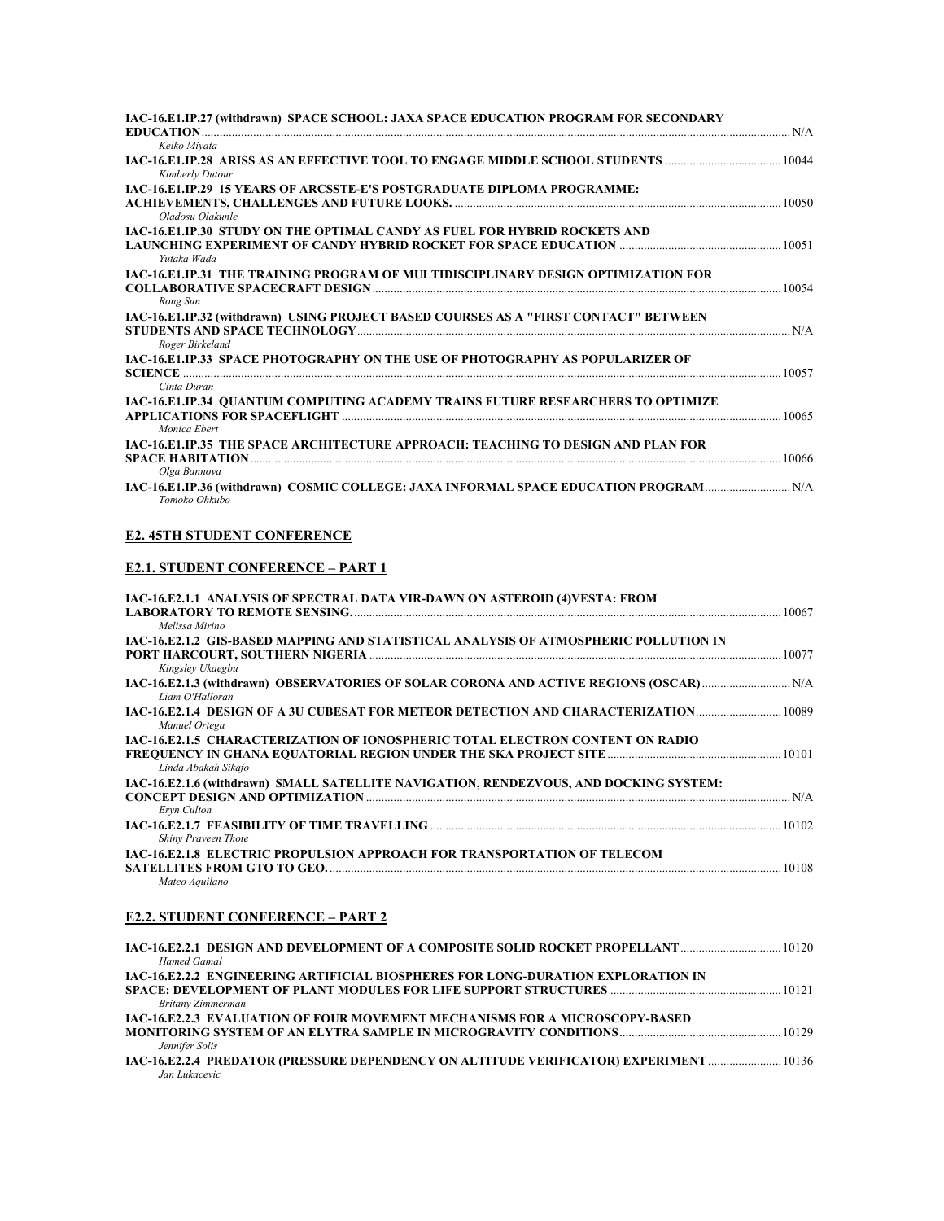**IAC-16.E1.IP.27 (withdrawn) SPACE SCHOOL: JAXA SPACE EDUCATION PROGRAM FOR SECONDARY EDUCATION** ........ N/A
*Keiko Miyata*

**IAC-16.E1.IP.28 ARISS AS AN EFFECTIVE TOOL TO ENGAGE MIDDLE SCHOOL STUDENTS** ........ 10044
*Kimberly Dutour*

**IAC-16.E1.IP.29 15 YEARS OF ARCSSTE-E'S POSTGRADUATE DIPLOMA PROGRAMME: ACHIEVEMENTS, CHALLENGES AND FUTURE LOOKS.** ........ 10050
*Oladosu Olakunle*

**IAC-16.E1.IP.30 STUDY ON THE OPTIMAL CANDY AS FUEL FOR HYBRID ROCKETS AND LAUNCHING EXPERIMENT OF CANDY HYBRID ROCKET FOR SPACE EDUCATION** ........ 10051
*Yutaka Wada*

**IAC-16.E1.IP.31 THE TRAINING PROGRAM OF MULTIDISCIPLINARY DESIGN OPTIMIZATION FOR COLLABORATIVE SPACECRAFT DESIGN** ........ 10054
*Rong Sun*

**IAC-16.E1.IP.32 (withdrawn) USING PROJECT BASED COURSES AS A "FIRST CONTACT" BETWEEN STUDENTS AND SPACE TECHNOLOGY** ........ N/A
*Roger Birkeland*

**IAC-16.E1.IP.33 SPACE PHOTOGRAPHY ON THE USE OF PHOTOGRAPHY AS POPULARIZER OF SCIENCE** ........ 10057
*Cinta Duran*

**IAC-16.E1.IP.34 QUANTUM COMPUTING ACADEMY TRAINS FUTURE RESEARCHERS TO OPTIMIZE APPLICATIONS FOR SPACEFLIGHT** ........ 10065
*Monica Ebert*

**IAC-16.E1.IP.35 THE SPACE ARCHITECTURE APPROACH: TEACHING TO DESIGN AND PLAN FOR SPACE HABITATION** ........ 10066
*Olga Bannova*

**IAC-16.E1.IP.36 (withdrawn) COSMIC COLLEGE: JAXA INFORMAL SPACE EDUCATION PROGRAM** ........ N/A
*Tomoko Ohkubo*

## E2. 45TH STUDENT CONFERENCE

### E2.1. STUDENT CONFERENCE – PART 1

**IAC-16.E2.1.1 ANALYSIS OF SPECTRAL DATA VIR-DAWN ON ASTEROID (4)VESTA: FROM LABORATORY TO REMOTE SENSING.** ........ 10067
*Melissa Mirino*

**IAC-16.E2.1.2 GIS-BASED MAPPING AND STATISTICAL ANALYSIS OF ATMOSPHERIC POLLUTION IN PORT HARCOURT, SOUTHERN NIGERIA** ........ 10077
*Kingsley Ukaegbu*

**IAC-16.E2.1.3 (withdrawn) OBSERVATORIES OF SOLAR CORONA AND ACTIVE REGIONS (OSCAR)** ........ N/A
*Liam O'Halloran*

**IAC-16.E2.1.4 DESIGN OF A 3U CUBESAT FOR METEOR DETECTION AND CHARACTERIZATION** ........ 10089
*Manuel Ortega*

**IAC-16.E2.1.5 CHARACTERIZATION OF IONOSPHERIC TOTAL ELECTRON CONTENT ON RADIO FREQUENCY IN GHANA EQUATORIAL REGION UNDER THE SKA PROJECT SITE** ........ 10101
*Linda Abakah Sikafo*

**IAC-16.E2.1.6 (withdrawn) SMALL SATELLITE NAVIGATION, RENDEZVOUS, AND DOCKING SYSTEM: CONCEPT DESIGN AND OPTIMIZATION** ........ N/A
*Eryn Culton*

**IAC-16.E2.1.7 FEASIBILITY OF TIME TRAVELLING** ........ 10102
*Shiny Praveen Thote*

**IAC-16.E2.1.8 ELECTRIC PROPULSION APPROACH FOR TRANSPORTATION OF TELECOM SATELLITES FROM GTO TO GEO.** ........ 10108
*Mateo Aquilano*

### E2.2. STUDENT CONFERENCE – PART 2

**IAC-16.E2.2.1 DESIGN AND DEVELOPMENT OF A COMPOSITE SOLID ROCKET PROPELLANT** ........ 10120
*Hamed Gamal*

**IAC-16.E2.2.2 ENGINEERING ARTIFICIAL BIOSPHERES FOR LONG-DURATION EXPLORATION IN SPACE: DEVELOPMENT OF PLANT MODULES FOR LIFE SUPPORT STRUCTURES** ........ 10121
*Britany Zimmerman*

**IAC-16.E2.2.3 EVALUATION OF FOUR MOVEMENT MECHANISMS FOR A MICROSCOPY-BASED MONITORING SYSTEM OF AN ELYTRA SAMPLE IN MICROGRAVITY CONDITIONS** ........ 10129
*Jennifer Solis*

**IAC-16.E2.2.4 PREDATOR (PRESSURE DEPENDENCY ON ALTITUDE VERIFICATOR) EXPERIMENT** ........ 10136
*Jan Lukacevic*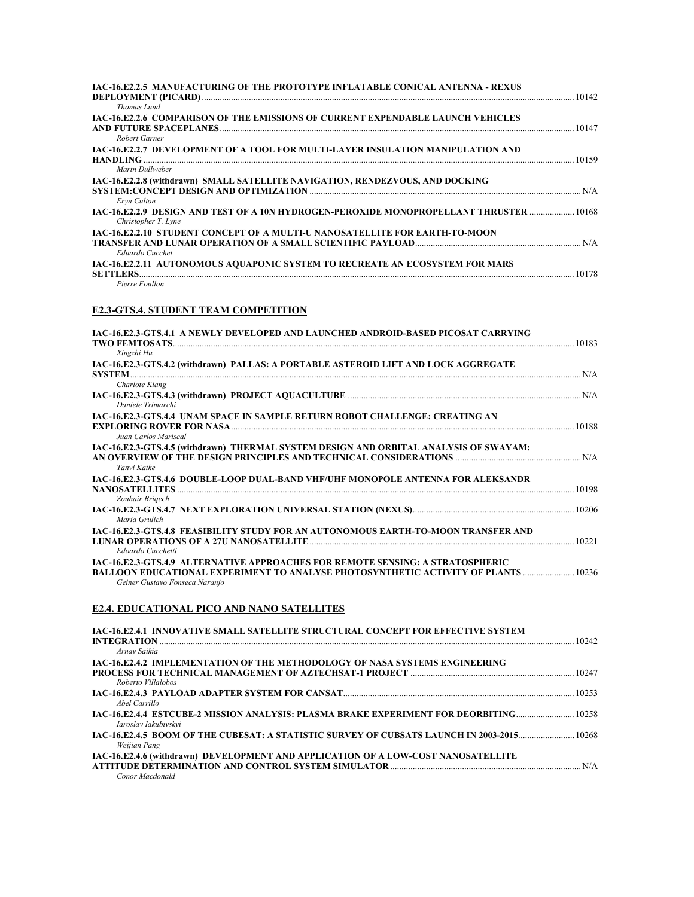**IAC-16.E2.2.5 MANUFACTURING OF THE PROTOTYPE INFLATABLE CONICAL ANTENNA - REXUS DEPLOYMENT (PICARD)** ........ 10142
*Thomas Lund*

**IAC-16.E2.2.6 COMPARISON OF THE EMISSIONS OF CURRENT EXPENDABLE LAUNCH VEHICLES AND FUTURE SPACEPLANES** ........ 10147
*Robert Garner*

**IAC-16.E2.2.7 DEVELOPMENT OF A TOOL FOR MULTI-LAYER INSULATION MANIPULATION AND HANDLING** ........ 10159
*Martn Dullweber*

**IAC-16.E2.2.8 (withdrawn) SMALL SATELLITE NAVIGATION, RENDEZVOUS, AND DOCKING SYSTEM:CONCEPT DESIGN AND OPTIMIZATION** ........ N/A
*Eryn Culton*

**IAC-16.E2.2.9 DESIGN AND TEST OF A 10N HYDROGEN-PEROXIDE MONOPROPELLANT THRUSTER** ........ 10168
*Christopher T. Lyne*

**IAC-16.E2.2.10 STUDENT CONCEPT OF A MULTI-U NANOSATELLITE FOR EARTH-TO-MOON TRANSFER AND LUNAR OPERATION OF A SMALL SCIENTIFIC PAYLOAD** ........ N/A
*Eduardo Cucchet*

**IAC-16.E2.2.11 AUTONOMOUS AQUAPONIC SYSTEM TO RECREATE AN ECOSYSTEM FOR MARS SETTLERS** ........ 10178
*Pierre Foullon*

## E2.3-GTS.4. STUDENT TEAM COMPETITION

**IAC-16.E2.3-GTS.4.1 A NEWLY DEVELOPED AND LAUNCHED ANDROID-BASED PICOSAT CARRYING TWO FEMTOSATS** ........ 10183
*Xingzhi Hu*

**IAC-16.E2.3-GTS.4.2 (withdrawn) PALLAS: A PORTABLE ASTEROID LIFT AND LOCK AGGREGATE SYSTEM** ........ N/A
*Charlote Kiang*

**IAC-16.E2.3-GTS.4.3 (withdrawn) PROJECT AQUACULTURE** ........ N/A
*Daniele Trimarchi*

**IAC-16.E2.3-GTS.4.4 UNAM SPACE IN SAMPLE RETURN ROBOT CHALLENGE: CREATING AN EXPLORING ROVER FOR NASA** ........ 10188
*Juan Carlos Mariscal*

**IAC-16.E2.3-GTS.4.5 (withdrawn) THERMAL SYSTEM DESIGN AND ORBITAL ANALYSIS OF SWAYAM: AN OVERVIEW OF THE DESIGN PRINCIPLES AND TECHNICAL CONSIDERATIONS** ........ N/A
*Tanvi Katke*

**IAC-16.E2.3-GTS.4.6 DOUBLE-LOOP DUAL-BAND VHF/UHF MONOPOLE ANTENNA FOR ALEKSANDR NANOSATELLITES** ........ 10198
*Zouhair Briqech*

**IAC-16.E2.3-GTS.4.7 NEXT EXPLORATION UNIVERSAL STATION (NEXUS)** ........ 10206
*Maria Grulich*

**IAC-16.E2.3-GTS.4.8 FEASIBILITY STUDY FOR AN AUTONOMOUS EARTH-TO-MOON TRANSFER AND LUNAR OPERATIONS OF A 27U NANOSATELLITE** ........ 10221
*Edoardo Cucchetti*

**IAC-16.E2.3-GTS.4.9 ALTERNATIVE APPROACHES FOR REMOTE SENSING: A STRATOSPHERIC BALLOON EDUCATIONAL EXPERIMENT TO ANALYSE PHOTOSYNTHETIC ACTIVITY OF PLANTS** ........ 10236
*Geiner Gustavo Fonseca Naranjo*

## E2.4. EDUCATIONAL PICO AND NANO SATELLITES

**IAC-16.E2.4.1 INNOVATIVE SMALL SATELLITE STRUCTURAL CONCEPT FOR EFFECTIVE SYSTEM INTEGRATION** ........ 10242
*Arnav Saikia*

**IAC-16.E2.4.2 IMPLEMENTATION OF THE METHODOLOGY OF NASA SYSTEMS ENGINEERING PROCESS FOR TECHNICAL MANAGEMENT OF AZTECHSAT-1 PROJECT** ........ 10247
*Roberto Villalobos*

**IAC-16.E2.4.3 PAYLOAD ADAPTER SYSTEM FOR CANSAT** ........ 10253
*Abel Carrillo*

**IAC-16.E2.4.4 ESTCUBE-2 MISSION ANALYSIS: PLASMA BRAKE EXPERIMENT FOR DEORBITING** ........ 10258
*Iaroslav Iakubivskyi*

**IAC-16.E2.4.5 BOOM OF THE CUBESAT: A STATISTIC SURVEY OF CUBSATS LAUNCH IN 2003-2015** ........ 10268
*Weijian Pang*

**IAC-16.E2.4.6 (withdrawn) DEVELOPMENT AND APPLICATION OF A LOW-COST NANOSATELLITE ATTITUDE DETERMINATION AND CONTROL SYSTEM SIMULATOR** ........ N/A
*Conor Macdonald*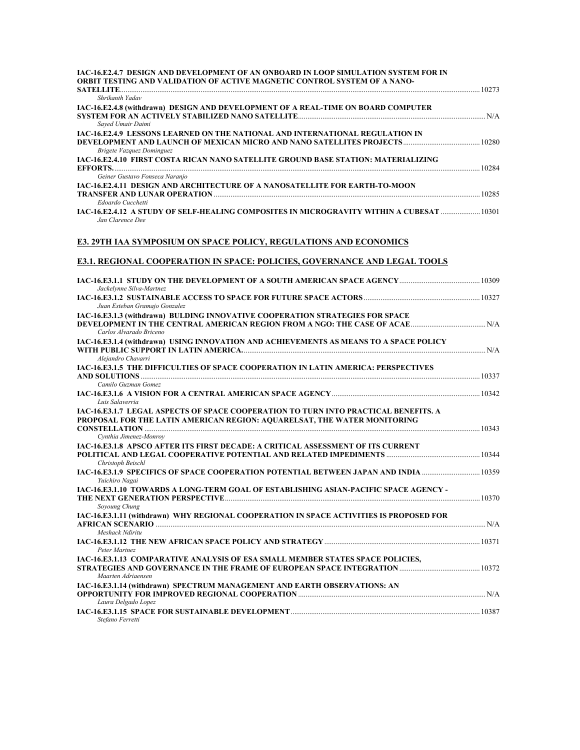**IAC-16.E2.4.7 DESIGN AND DEVELOPMENT OF AN ONBOARD IN LOOP SIMULATION SYSTEM FOR IN ORBIT TESTING AND VALIDATION OF ACTIVE MAGNETIC CONTROL SYSTEM OF A NANO-SATELLITE**................................................................................................................ 10273
*Shrikanth Yadav*

**IAC-16.E2.4.8 (withdrawn) DESIGN AND DEVELOPMENT OF A REAL-TIME ON BOARD COMPUTER SYSTEM FOR AN ACTIVELY STABILIZED NANO SATELLITE**................................................ N/A
*Sayed Umair Daimi*

**IAC-16.E2.4.9 LESSONS LEARNED ON THE NATIONAL AND INTERNATIONAL REGULATION IN DEVELOPMENT AND LAUNCH OF MEXICAN MICRO AND NANO SATELLITES PROJECTS**........................ 10280
*Brigete Vazquez Dominguez*

**IAC-16.E2.4.10 FIRST COSTA RICAN NANO SATELLITE GROUND BASE STATION: MATERIALIZING EFFORTS.**................................................................................................................ 10284
*Geiner Gustavo Fonseca Naranjo*

**IAC-16.E2.4.11 DESIGN AND ARCHITECTURE OF A NANOSATELLITE FOR EARTH-TO-MOON TRANSFER AND LUNAR OPERATION**.................................................................................. 10285
*Edoardo Cucchetti*

**IAC-16.E2.4.12 A STUDY OF SELF-HEALING COMPOSITES IN MICROGRAVITY WITHIN A CUBESAT**.................... 10301
*Jan Clarence Dee*

## E3. 29TH IAA SYMPOSIUM ON SPACE POLICY, REGULATIONS AND ECONOMICS

### E3.1. REGIONAL COOPERATION IN SPACE: POLICIES, GOVERNANCE AND LEGAL TOOLS

**IAC-16.E3.1.1 STUDY ON THE DEVELOPMENT OF A SOUTH AMERICAN SPACE AGENCY**.......................... 10309
*Jackelynne Silva-Martnez*

**IAC-16.E3.1.2 SUSTAINABLE ACCESS TO SPACE FOR FUTURE SPACE ACTORS**.................................. 10327
*Juan Esteban Gramajo Gonzalez*

**IAC-16.E3.1.3 (withdrawn) BULDING INNOVATIVE COOPERATION STRATEGIES FOR SPACE DEVELOPMENT IN THE CENTRAL AMERICAN REGION FROM A NGO: THE CASE OF ACAE**........................ N/A
*Carlos Alvarado Briceno*

**IAC-16.E3.1.4 (withdrawn) USING INNOVATION AND ACHIEVEMENTS AS MEANS TO A SPACE POLICY WITH PUBLIC SUPPORT IN LATIN AMERICA.**.................................................................. N/A
*Alejandro Chavarri*

**IAC-16.E3.1.5 THE DIFFICULTIES OF SPACE COOPERATION IN LATIN AMERICA: PERSPECTIVES AND SOLUTIONS**................................................................................................ 10337
*Camilo Guzman Gomez*

**IAC-16.E3.1.6 A VISION FOR A CENTRAL AMERICAN SPACE AGENCY**............................................ 10342
*Luis Salaverria*

**IAC-16.E3.1.7 LEGAL ASPECTS OF SPACE COOPERATION TO TURN INTO PRACTICAL BENEFITS. A PROPOSAL FOR THE LATIN AMERICAN REGION: AQUARELSAT, THE WATER MONITORING CONSTELLATION**............................................................................................ 10343
*Cynthia Jimenez-Monroy*

**IAC-16.E3.1.8 APSCO AFTER ITS FIRST DECADE: A CRITICAL ASSESSMENT OF ITS CURRENT POLITICAL AND LEGAL COOPERATIVE POTENTIAL AND RELATED IMPEDIMENTS**.......................... 10344
*Christoph Beischl*

**IAC-16.E3.1.9 SPECIFICS OF SPACE COOPERATION POTENTIAL BETWEEN JAPAN AND INDIA**.................. 10359
*Yuichiro Nagai*

**IAC-16.E3.1.10 TOWARDS A LONG-TERM GOAL OF ESTABLISHING ASIAN-PACIFIC SPACE AGENCY - THE NEXT GENERATION PERSPECTIVE**.......................................................................... 10370
*Soyoung Chung*

**IAC-16.E3.1.11 (withdrawn) WHY REGIONAL COOPERATION IN SPACE ACTIVITIES IS PROPOSED FOR AFRICAN SCENARIO**.......................................................................................... N/A
*Meshack Ndiritu*

**IAC-16.E3.1.12 THE NEW AFRICAN SPACE POLICY AND STRATEGY**.............................................. 10371
*Peter Martnez*

**IAC-16.E3.1.13 COMPARATIVE ANALYSIS OF ESA SMALL MEMBER STATES SPACE POLICIES, STRATEGIES AND GOVERNANCE IN THE FRAME OF EUROPEAN SPACE INTEGRATION**.................... 10372
*Maarten Adriaensen*

**IAC-16.E3.1.14 (withdrawn) SPECTRUM MANAGEMENT AND EARTH OBSERVATIONS: AN OPPORTUNITY FOR IMPROVED REGIONAL COOPERATION**............................................................ N/A
*Laura Delgado Lopez*

**IAC-16.E3.1.15 SPACE FOR SUSTAINABLE DEVELOPMENT**.......................................................... 10387
*Stefano Ferretti*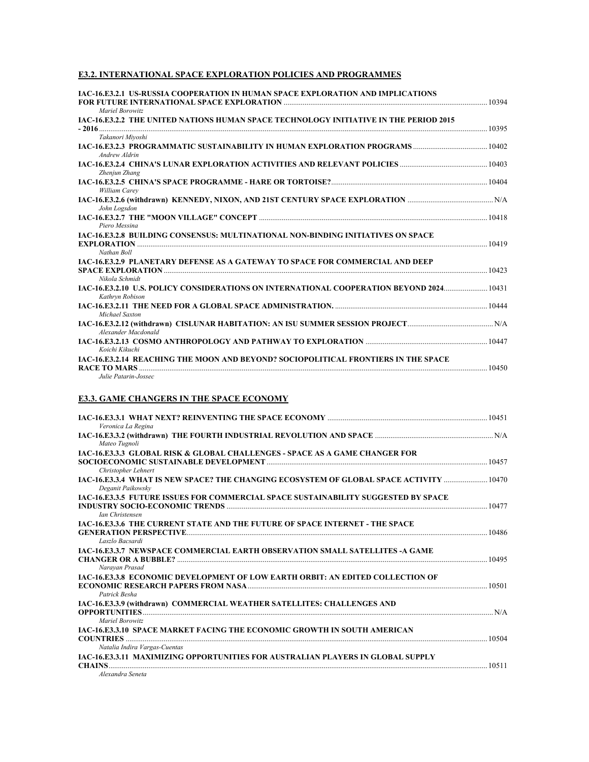## E3.2. INTERNATIONAL SPACE EXPLORATION POLICIES AND PROGRAMMES

**IAC-16.E3.2.1 US-RUSSIA COOPERATION IN HUMAN SPACE EXPLORATION AND IMPLICATIONS FOR FUTURE INTERNATIONAL SPACE EXPLORATION** ........ 10394
*Mariel Borowitz*

**IAC-16.E3.2.2 THE UNITED NATIONS HUMAN SPACE TECHNOLOGY INITIATIVE IN THE PERIOD 2015 - 2016** ........ 10395
*Takanori Miyoshi*

**IAC-16.E3.2.3 PROGRAMMATIC SUSTAINABILITY IN HUMAN EXPLORATION PROGRAMS** ........ 10402
*Andrew Aldrin*

**IAC-16.E3.2.4 CHINA'S LUNAR EXPLORATION ACTIVITIES AND RELEVANT POLICIES** ........ 10403
*Zhenjun Zhang*

**IAC-16.E3.2.5 CHINA'S SPACE PROGRAMME - HARE OR TORTOISE?** ........ 10404
*William Carey*

**IAC-16.E3.2.6 (withdrawn) KENNEDY, NIXON, AND 21ST CENTURY SPACE EXPLORATION** ........ N/A
*John Logsdon*

**IAC-16.E3.2.7 THE "MOON VILLAGE" CONCEPT** ........ 10418
*Piero Messina*

**IAC-16.E3.2.8 BUILDING CONSENSUS: MULTINATIONAL NON-BINDING INITIATIVES ON SPACE EXPLORATION** ........ 10419
*Nathan Boll*

**IAC-16.E3.2.9 PLANETARY DEFENSE AS A GATEWAY TO SPACE FOR COMMERCIAL AND DEEP SPACE EXPLORATION** ........ 10423
*Nikola Schmidt*

**IAC-16.E3.2.10 U.S. POLICY CONSIDERATIONS ON INTERNATIONAL COOPERATION BEYOND 2024** ........ 10431
*Kathryn Robison*

**IAC-16.E3.2.11 THE NEED FOR A GLOBAL SPACE ADMINISTRATION.** ........ 10444
*Michael Saxton*

**IAC-16.E3.2.12 (withdrawn) CISLUNAR HABITATION: AN ISU SUMMER SESSION PROJECT** ........ N/A
*Alexander Macdonald*

**IAC-16.E3.2.13 COSMO ANTHROPOLOGY AND PATHWAY TO EXPLORATION** ........ 10447
*Koichi Kikuchi*

**IAC-16.E3.2.14 REACHING THE MOON AND BEYOND? SOCIOPOLITICAL FRONTIERS IN THE SPACE RACE TO MARS** ........ 10450
*Julie Patarin-Jossec*

## E3.3. GAME CHANGERS IN THE SPACE ECONOMY

**IAC-16.E3.3.1 WHAT NEXT? REINVENTING THE SPACE ECONOMY** ........ 10451
*Veronica La Regina*

**IAC-16.E3.3.2 (withdrawn) THE FOURTH INDUSTRIAL REVOLUTION AND SPACE** ........ N/A
*Mateo Tugnoli*

**IAC-16.E3.3.3 GLOBAL RISK & GLOBAL CHALLENGES - SPACE AS A GAME CHANGER FOR SOCIOECONOMIC SUSTAINABLE DEVELOPMENT** ........ 10457
*Christopher Lehnert*

**IAC-16.E3.3.4 WHAT IS NEW SPACE? THE CHANGING ECOSYSTEM OF GLOBAL SPACE ACTIVITY** ........ 10470
*Deganit Paikowsky*

**IAC-16.E3.3.5 FUTURE ISSUES FOR COMMERCIAL SPACE SUSTAINABILITY SUGGESTED BY SPACE INDUSTRY SOCIO-ECONOMIC TRENDS** ........ 10477
*Ian Christensen*

**IAC-16.E3.3.6 THE CURRENT STATE AND THE FUTURE OF SPACE INTERNET - THE SPACE GENERATION PERSPECTIVE** ........ 10486
*Laszlo Bacsardi*

**IAC-16.E3.3.7 NEWSPACE COMMERCIAL EARTH OBSERVATION SMALL SATELLITES -A GAME CHANGER OR A BUBBLE?** ........ 10495
*Narayan Prasad*

**IAC-16.E3.3.8 ECONOMIC DEVELOPMENT OF LOW EARTH ORBIT: AN EDITED COLLECTION OF ECONOMIC RESEARCH PAPERS FROM NASA** ........ 10501
*Patrick Besha*

**IAC-16.E3.3.9 (withdrawn) COMMERCIAL WEATHER SATELLITES: CHALLENGES AND OPPORTUNITIES** ........ N/A
*Mariel Borowitz*

**IAC-16.E3.3.10 SPACE MARKET FACING THE ECONOMIC GROWTH IN SOUTH AMERICAN COUNTRIES** ........ 10504
*Natalia Indira Vargas-Cuentas*

**IAC-16.E3.3.11 MAXIMIZING OPPORTUNITIES FOR AUSTRALIAN PLAYERS IN GLOBAL SUPPLY CHAINS** ........ 10511
*Alexandra Seneta*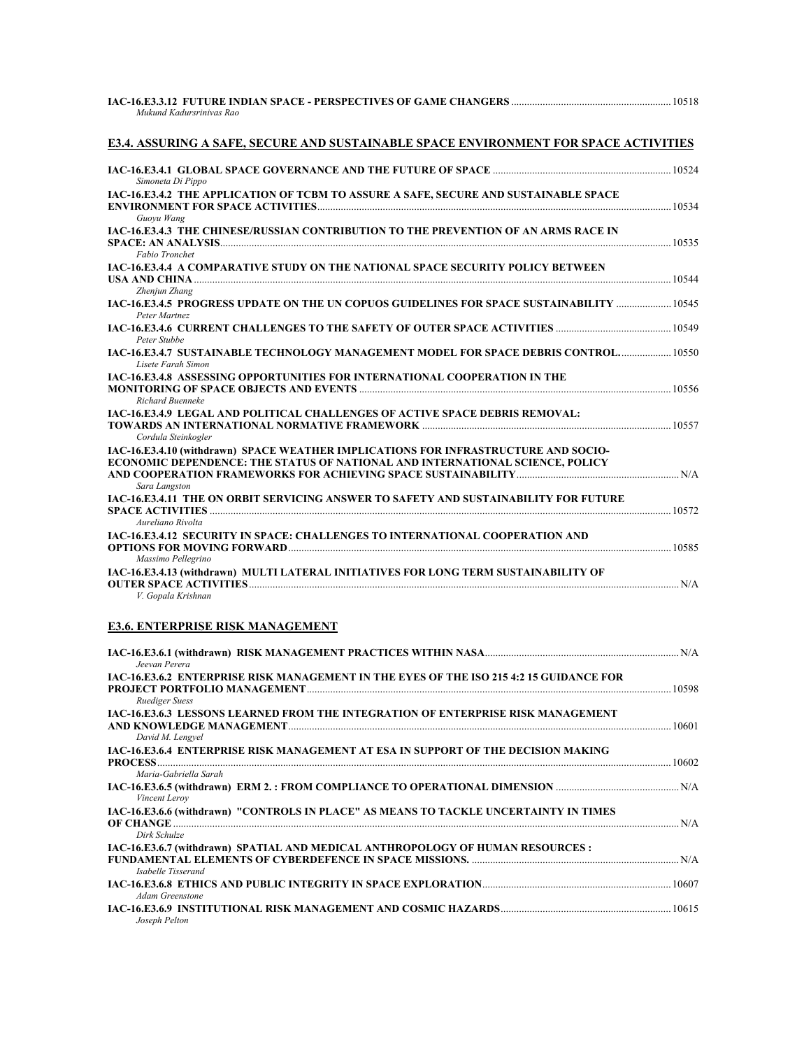**IAC-16.E3.3.12 FUTURE INDIAN SPACE - PERSPECTIVES OF GAME CHANGERS** ........ 10518
*Mukund Kadursrinivas Rao*

## E3.4. ASSURING A SAFE, SECURE AND SUSTAINABLE SPACE ENVIRONMENT FOR SPACE ACTIVITIES

**IAC-16.E3.4.1 GLOBAL SPACE GOVERNANCE AND THE FUTURE OF SPACE** ........ 10524
*Simoneta Di Pippo*

**IAC-16.E3.4.2 THE APPLICATION OF TCBM TO ASSURE A SAFE, SECURE AND SUSTAINABLE SPACE ENVIRONMENT FOR SPACE ACTIVITIES** ........ 10534
*Guoyu Wang*

**IAC-16.E3.4.3 THE CHINESE/RUSSIAN CONTRIBUTION TO THE PREVENTION OF AN ARMS RACE IN SPACE: AN ANALYSIS** ........ 10535
*Fabio Tronchet*

**IAC-16.E3.4.4 A COMPARATIVE STUDY ON THE NATIONAL SPACE SECURITY POLICY BETWEEN USA AND CHINA** ........ 10544
*Zhenjun Zhang*

**IAC-16.E3.4.5 PROGRESS UPDATE ON THE UN COPUOS GUIDELINES FOR SPACE SUSTAINABILITY** ........ 10545
*Peter Martnez*

**IAC-16.E3.4.6 CURRENT CHALLENGES TO THE SAFETY OF OUTER SPACE ACTIVITIES** ........ 10549
*Peter Stubbe*

**IAC-16.E3.4.7 SUSTAINABLE TECHNOLOGY MANAGEMENT MODEL FOR SPACE DEBRIS CONTROL.** ........ 10550
*Lisete Farah Simon*

**IAC-16.E3.4.8 ASSESSING OPPORTUNITIES FOR INTERNATIONAL COOPERATION IN THE MONITORING OF SPACE OBJECTS AND EVENTS** ........ 10556
*Richard Buenneke*

**IAC-16.E3.4.9 LEGAL AND POLITICAL CHALLENGES OF ACTIVE SPACE DEBRIS REMOVAL: TOWARDS AN INTERNATIONAL NORMATIVE FRAMEWORK** ........ 10557
*Cordula Steinkogler*

**IAC-16.E3.4.10 (withdrawn) SPACE WEATHER IMPLICATIONS FOR INFRASTRUCTURE AND SOCIO-ECONOMIC DEPENDENCE: THE STATUS OF NATIONAL AND INTERNATIONAL SCIENCE, POLICY AND COOPERATION FRAMEWORKS FOR ACHIEVING SPACE SUSTAINABILITY** ........ N/A
*Sara Langston*

**IAC-16.E3.4.11 THE ON ORBIT SERVICING ANSWER TO SAFETY AND SUSTAINABILITY FOR FUTURE SPACE ACTIVITIES** ........ 10572
*Aureliano Rivolta*

**IAC-16.E3.4.12 SECURITY IN SPACE: CHALLENGES TO INTERNATIONAL COOPERATION AND OPTIONS FOR MOVING FORWARD** ........ 10585
*Massimo Pellegrino*

**IAC-16.E3.4.13 (withdrawn) MULTI LATERAL INITIATIVES FOR LONG TERM SUSTAINABILITY OF OUTER SPACE ACTIVITIES** ........ N/A
*V. Gopala Krishnan*

## E3.6. ENTERPRISE RISK MANAGEMENT

**IAC-16.E3.6.1 (withdrawn) RISK MANAGEMENT PRACTICES WITHIN NASA** ........ N/A
*Jeevan Perera*

**IAC-16.E3.6.2 ENTERPRISE RISK MANAGEMENT IN THE EYES OF THE ISO 215 4:2 15 GUIDANCE FOR PROJECT PORTFOLIO MANAGEMENT** ........ 10598
*Ruediger Suess*

**IAC-16.E3.6.3 LESSONS LEARNED FROM THE INTEGRATION OF ENTERPRISE RISK MANAGEMENT AND KNOWLEDGE MANAGEMENT** ........ 10601
*David M. Lengyel*

**IAC-16.E3.6.4 ENTERPRISE RISK MANAGEMENT AT ESA IN SUPPORT OF THE DECISION MAKING PROCESS** ........ 10602
*Maria-Gabriella Sarah*

**IAC-16.E3.6.5 (withdrawn) ERM 2. : FROM COMPLIANCE TO OPERATIONAL DIMENSION** ........ N/A
*Vincent Leroy*

**IAC-16.E3.6.6 (withdrawn) "CONTROLS IN PLACE" AS MEANS TO TACKLE UNCERTAINTY IN TIMES OF CHANGE** ........ N/A
*Dirk Schulze*

**IAC-16.E3.6.7 (withdrawn) SPATIAL AND MEDICAL ANTHROPOLOGY OF HUMAN RESOURCES : FUNDAMENTAL ELEMENTS OF CYBERDEFENCE IN SPACE MISSIONS.** ........ N/A
*Isabelle Tisserand*

**IAC-16.E3.6.8 ETHICS AND PUBLIC INTEGRITY IN SPACE EXPLORATION** ........ 10607
*Adam Greenstone*

**IAC-16.E3.6.9 INSTITUTIONAL RISK MANAGEMENT AND COSMIC HAZARDS** ........ 10615
*Joseph Pelton*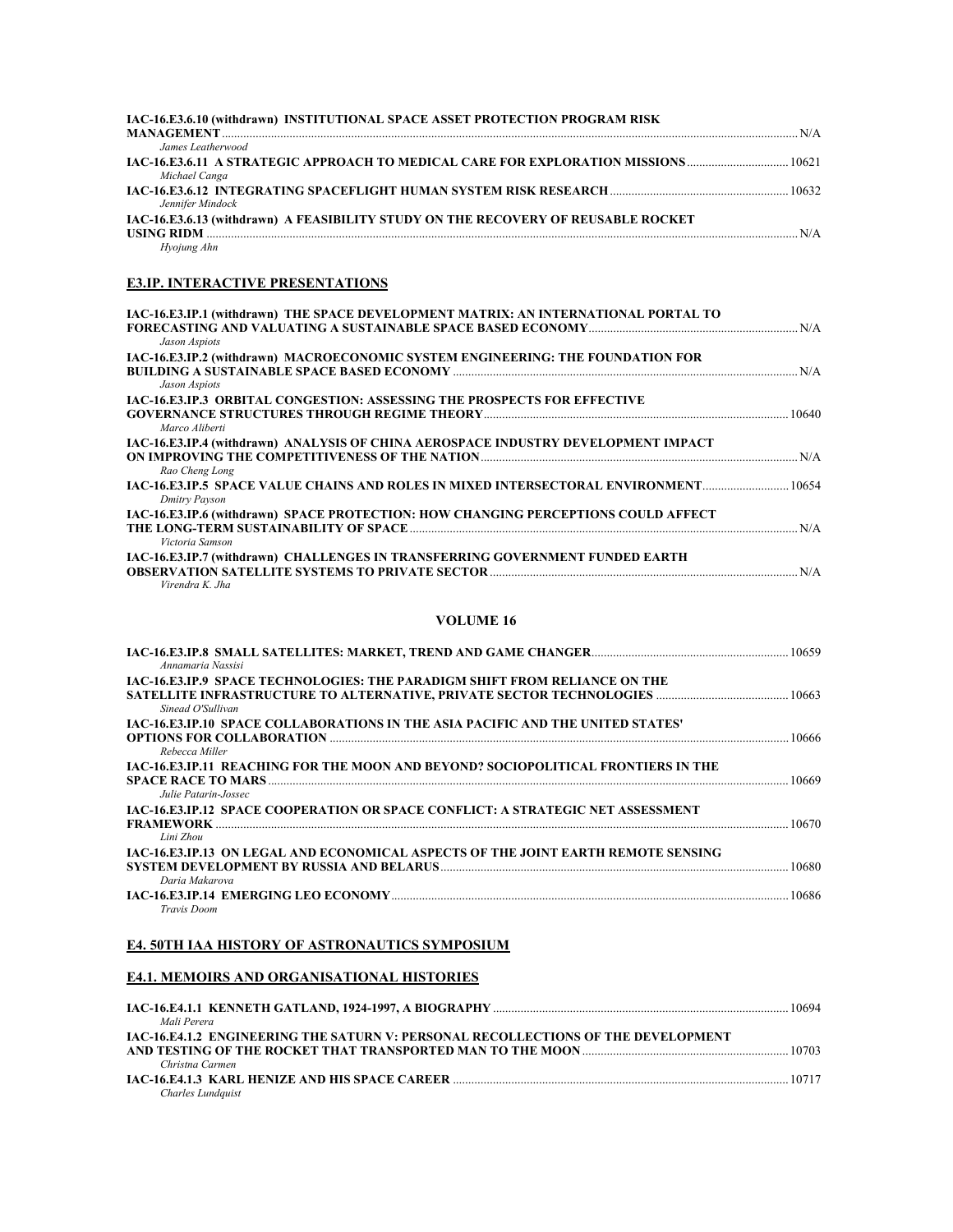**IAC-16.E3.6.10 (withdrawn) INSTITUTIONAL SPACE ASSET PROTECTION PROGRAM RISK MANAGEMENT** ..... N/A
*James Leatherwood*

**IAC-16.E3.6.11 A STRATEGIC APPROACH TO MEDICAL CARE FOR EXPLORATION MISSIONS** ..... 10621
*Michael Canga*

**IAC-16.E3.6.12 INTEGRATING SPACEFLIGHT HUMAN SYSTEM RISK RESEARCH** ..... 10632
*Jennifer Mindock*

**IAC-16.E3.6.13 (withdrawn) A FEASIBILITY STUDY ON THE RECOVERY OF REUSABLE ROCKET USING RIDM** ..... N/A
*Hyojung Ahn*

## E3.IP. INTERACTIVE PRESENTATIONS

**IAC-16.E3.IP.1 (withdrawn) THE SPACE DEVELOPMENT MATRIX: AN INTERNATIONAL PORTAL TO FORECASTING AND VALUATING A SUSTAINABLE SPACE BASED ECONOMY** ..... N/A
*Jason Aspiots*

**IAC-16.E3.IP.2 (withdrawn) MACROECONOMIC SYSTEM ENGINEERING: THE FOUNDATION FOR BUILDING A SUSTAINABLE SPACE BASED ECONOMY** ..... N/A
*Jason Aspiots*

**IAC-16.E3.IP.3 ORBITAL CONGESTION: ASSESSING THE PROSPECTS FOR EFFECTIVE GOVERNANCE STRUCTURES THROUGH REGIME THEORY** ..... 10640
*Marco Aliberti*

**IAC-16.E3.IP.4 (withdrawn) ANALYSIS OF CHINA AEROSPACE INDUSTRY DEVELOPMENT IMPACT ON IMPROVING THE COMPETITIVENESS OF THE NATION** ..... N/A
*Rao Cheng Long*

**IAC-16.E3.IP.5 SPACE VALUE CHAINS AND ROLES IN MIXED INTERSECTORAL ENVIRONMENT** ..... 10654
*Dmitry Payson*

**IAC-16.E3.IP.6 (withdrawn) SPACE PROTECTION: HOW CHANGING PERCEPTIONS COULD AFFECT THE LONG-TERM SUSTAINABILITY OF SPACE** ..... N/A
*Victoria Samson*

**IAC-16.E3.IP.7 (withdrawn) CHALLENGES IN TRANSFERRING GOVERNMENT FUNDED EARTH OBSERVATION SATELLITE SYSTEMS TO PRIVATE SECTOR** ..... N/A
*Virendra K. Jha*

### VOLUME 16

**IAC-16.E3.IP.8 SMALL SATELLITES: MARKET, TREND AND GAME CHANGER** ..... 10659
*Annamaria Nassisi*

**IAC-16.E3.IP.9 SPACE TECHNOLOGIES: THE PARADIGM SHIFT FROM RELIANCE ON THE SATELLITE INFRASTRUCTURE TO ALTERNATIVE, PRIVATE SECTOR TECHNOLOGIES** ..... 10663
*Sinead O'Sullivan*

**IAC-16.E3.IP.10 SPACE COLLABORATIONS IN THE ASIA PACIFIC AND THE UNITED STATES' OPTIONS FOR COLLABORATION** ..... 10666
*Rebecca Miller*

**IAC-16.E3.IP.11 REACHING FOR THE MOON AND BEYOND? SOCIOPOLITICAL FRONTIERS IN THE SPACE RACE TO MARS** ..... 10669
*Julie Patarin-Jossec*

**IAC-16.E3.IP.12 SPACE COOPERATION OR SPACE CONFLICT: A STRATEGIC NET ASSESSMENT FRAMEWORK** ..... 10670
*Lini Zhou*

**IAC-16.E3.IP.13 ON LEGAL AND ECONOMICAL ASPECTS OF THE JOINT EARTH REMOTE SENSING SYSTEM DEVELOPMENT BY RUSSIA AND BELARUS** ..... 10680
*Daria Makarova*

**IAC-16.E3.IP.14 EMERGING LEO ECONOMY** ..... 10686
*Travis Doom*

## E4. 50TH IAA HISTORY OF ASTRONAUTICS SYMPOSIUM

## E4.1. MEMOIRS AND ORGANISATIONAL HISTORIES

**IAC-16.E4.1.1 KENNETH GATLAND, 1924-1997, A BIOGRAPHY** ..... 10694
*Mali Perera*

**IAC-16.E4.1.2 ENGINEERING THE SATURN V: PERSONAL RECOLLECTIONS OF THE DEVELOPMENT AND TESTING OF THE ROCKET THAT TRANSPORTED MAN TO THE MOON** ..... 10703
*Christna Carmen*

**IAC-16.E4.1.3 KARL HENIZE AND HIS SPACE CAREER** ..... 10717
*Charles Lundquist*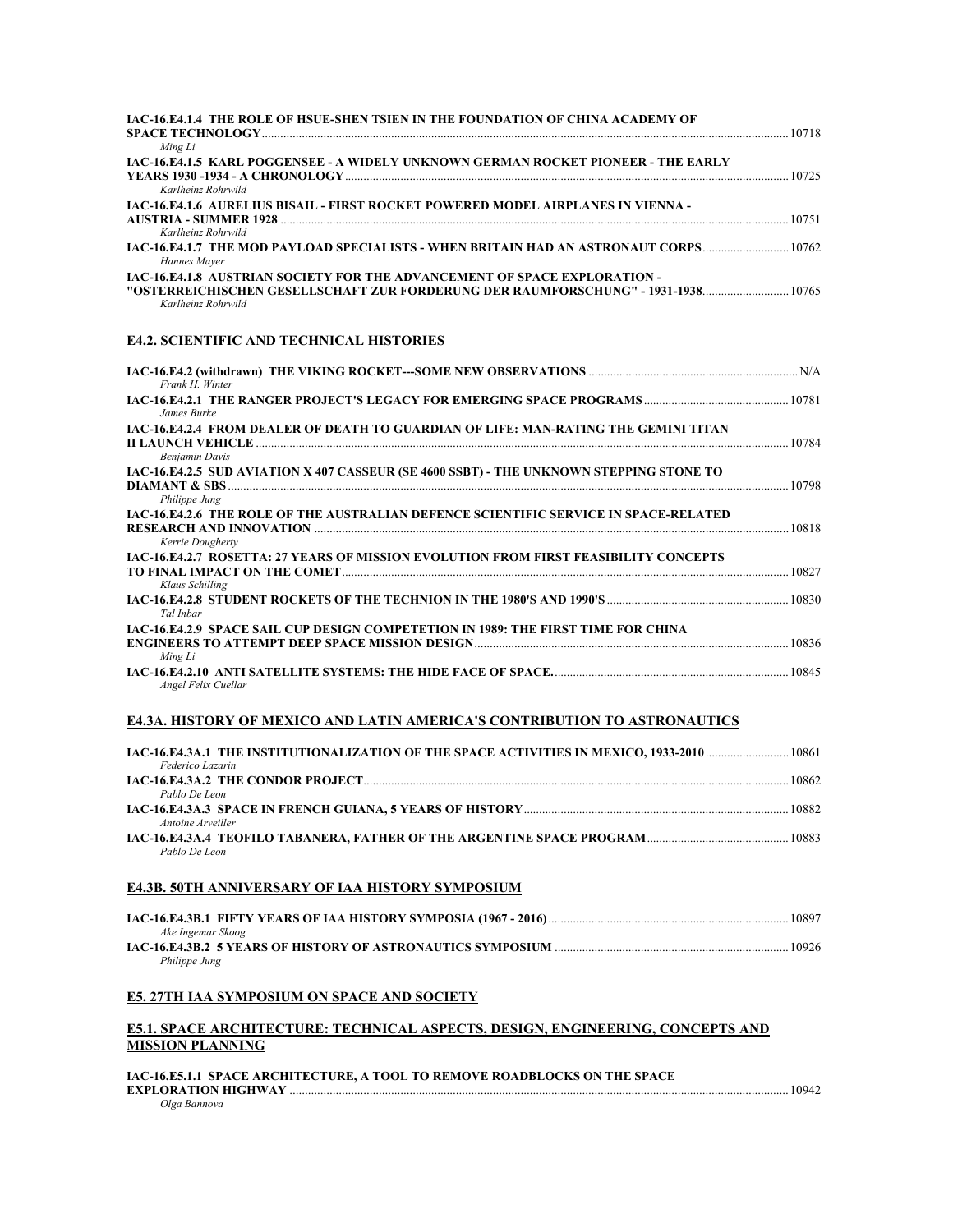**IAC-16.E4.1.4 THE ROLE OF HSUE-SHEN TSIEN IN THE FOUNDATION OF CHINA ACADEMY OF SPACE TECHNOLOGY** ........ 10718
*Ming Li*

**IAC-16.E4.1.5 KARL POGGENSEE - A WIDELY UNKNOWN GERMAN ROCKET PIONEER - THE EARLY YEARS 1930 -1934 - A CHRONOLOGY** ........ 10725
*Karlheinz Rohrwild*

**IAC-16.E4.1.6 AURELIUS BISAIL - FIRST ROCKET POWERED MODEL AIRPLANES IN VIENNA - AUSTRIA - SUMMER 1928** ........ 10751
*Karlheinz Rohrwild*

**IAC-16.E4.1.7 THE MOD PAYLOAD SPECIALISTS - WHEN BRITAIN HAD AN ASTRONAUT CORPS** ........ 10762
*Hannes Mayer*

**IAC-16.E4.1.8 AUSTRIAN SOCIETY FOR THE ADVANCEMENT OF SPACE EXPLORATION - "OSTERREICHISCHEN GESELLSCHAFT ZUR FORDERUNG DER RAUMFORSCHUNG" - 1931-1938** ........ 10765
*Karlheinz Rohrwild*

## E4.2. SCIENTIFIC AND TECHNICAL HISTORIES

**IAC-16.E4.2 (withdrawn) THE VIKING ROCKET---SOME NEW OBSERVATIONS** ........ N/A
*Frank H. Winter*

**IAC-16.E4.2.1 THE RANGER PROJECT'S LEGACY FOR EMERGING SPACE PROGRAMS** ........ 10781
*James Burke*

**IAC-16.E4.2.4 FROM DEALER OF DEATH TO GUARDIAN OF LIFE: MAN-RATING THE GEMINI TITAN II LAUNCH VEHICLE** ........ 10784
*Benjamin Davis*

**IAC-16.E4.2.5 SUD AVIATION X 407 CASSEUR (SE 4600 SSBT) - THE UNKNOWN STEPPING STONE TO DIAMANT & SBS** ........ 10798
*Philippe Jung*

**IAC-16.E4.2.6 THE ROLE OF THE AUSTRALIAN DEFENCE SCIENTIFIC SERVICE IN SPACE-RELATED RESEARCH AND INNOVATION** ........ 10818
*Kerrie Dougherty*

**IAC-16.E4.2.7 ROSETTA: 27 YEARS OF MISSION EVOLUTION FROM FIRST FEASIBILITY CONCEPTS TO FINAL IMPACT ON THE COMET** ........ 10827
*Klaus Schilling*

**IAC-16.E4.2.8 STUDENT ROCKETS OF THE TECHNION IN THE 1980'S AND 1990'S** ........ 10830
*Tal Inbar*

**IAC-16.E4.2.9 SPACE SAIL CUP DESIGN COMPETETION IN 1989: THE FIRST TIME FOR CHINA ENGINEERS TO ATTEMPT DEEP SPACE MISSION DESIGN** ........ 10836
*Ming Li*

**IAC-16.E4.2.10 ANTI SATELLITE SYSTEMS: THE HIDE FACE OF SPACE.** ........ 10845
*Angel Felix Cuellar*

## E4.3A. HISTORY OF MEXICO AND LATIN AMERICA'S CONTRIBUTION TO ASTRONAUTICS

**IAC-16.E4.3A.1 THE INSTITUTIONALIZATION OF THE SPACE ACTIVITIES IN MEXICO, 1933-2010** ........ 10861
*Federico Lazarin*

**IAC-16.E4.3A.2 THE CONDOR PROJECT** ........ 10862
*Pablo De Leon*

**IAC-16.E4.3A.3 SPACE IN FRENCH GUIANA, 5 YEARS OF HISTORY** ........ 10882
*Antoine Arveiller*

**IAC-16.E4.3A.4 TEOFILO TABANERA, FATHER OF THE ARGENTINE SPACE PROGRAM** ........ 10883
*Pablo De Leon*

## E4.3B. 50TH ANNIVERSARY OF IAA HISTORY SYMPOSIUM

**IAC-16.E4.3B.1 FIFTY YEARS OF IAA HISTORY SYMPOSIA (1967 - 2016)** ........ 10897
*Ake Ingemar Skoog*

**IAC-16.E4.3B.2 5 YEARS OF HISTORY OF ASTRONAUTICS SYMPOSIUM** ........ 10926
*Philippe Jung*

## E5. 27TH IAA SYMPOSIUM ON SPACE AND SOCIETY

## E5.1. SPACE ARCHITECTURE: TECHNICAL ASPECTS, DESIGN, ENGINEERING, CONCEPTS AND MISSION PLANNING

**IAC-16.E5.1.1 SPACE ARCHITECTURE, A TOOL TO REMOVE ROADBLOCKS ON THE SPACE EXPLORATION HIGHWAY** ........ 10942
*Olga Bannova*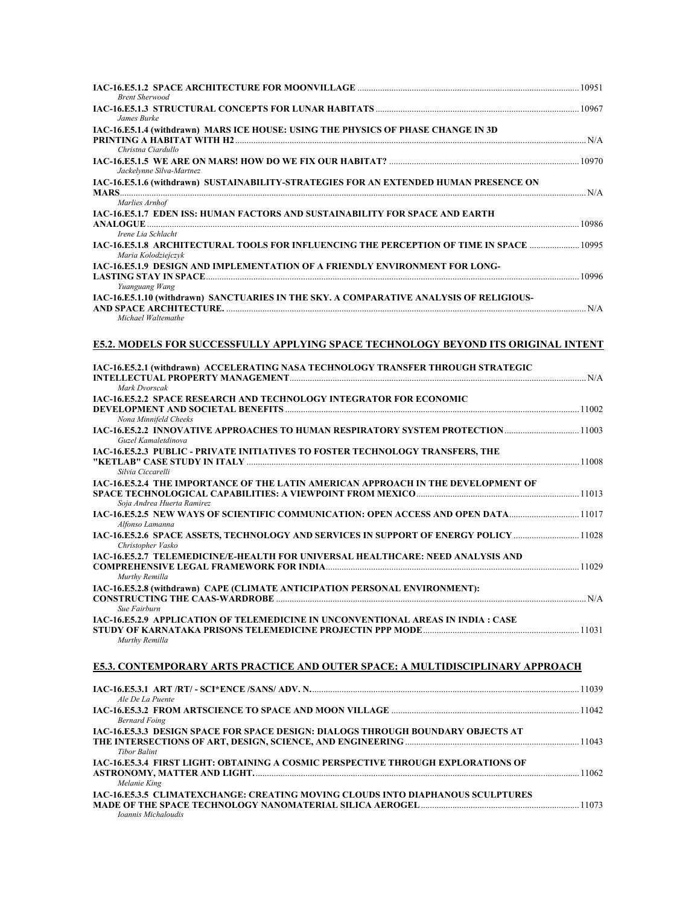**IAC-16.E5.1.2 SPACE ARCHITECTURE FOR MOONVILLAGE** ........ 10951
*Brent Sherwood*

**IAC-16.E5.1.3 STRUCTURAL CONCEPTS FOR LUNAR HABITATS** ........ 10967
*James Burke*

**IAC-16.E5.1.4 (withdrawn) MARS ICE HOUSE: USING THE PHYSICS OF PHASE CHANGE IN 3D PRINTING A HABITAT WITH H2** ........ N/A
*Christna Ciardullo*

**IAC-16.E5.1.5 WE ARE ON MARS! HOW DO WE FIX OUR HABITAT?** ........ 10970
*Jackelynne Silva-Martnez*

**IAC-16.E5.1.6 (withdrawn) SUSTAINABILITY-STRATEGIES FOR AN EXTENDED HUMAN PRESENCE ON MARS** ........ N/A
*Marlies Arnhof*

**IAC-16.E5.1.7 EDEN ISS: HUMAN FACTORS AND SUSTAINABILITY FOR SPACE AND EARTH ANALOGUE** ........ 10986
*Irene Lia Schlacht*

**IAC-16.E5.1.8 ARCHITECTURAL TOOLS FOR INFLUENCING THE PERCEPTION OF TIME IN SPACE** ........ 10995
*Maria Kolodziejczyk*

**IAC-16.E5.1.9 DESIGN AND IMPLEMENTATION OF A FRIENDLY ENVIRONMENT FOR LONG-LASTING STAY IN SPACE** ........ 10996
*Yuanguang Wang*

**IAC-16.E5.1.10 (withdrawn) SANCTUARIES IN THE SKY. A COMPARATIVE ANALYSIS OF RELIGIOUS-AND SPACE ARCHITECTURE.** ........ N/A
*Michael Waltemathe*

## E5.2. MODELS FOR SUCCESSFULLY APPLYING SPACE TECHNOLOGY BEYOND ITS ORIGINAL INTENT

**IAC-16.E5.2.1 (withdrawn) ACCELERATING NASA TECHNOLOGY TRANSFER THROUGH STRATEGIC INTELLECTUAL PROPERTY MANAGEMENT** ........ N/A
*Mark Dvorscak*

**IAC-16.E5.2.2 SPACE RESEARCH AND TECHNOLOGY INTEGRATOR FOR ECONOMIC DEVELOPMENT AND SOCIETAL BENEFITS** ........ 11002
*Nona Minnifeld Cheeks*

**IAC-16.E5.2.2 INNOVATIVE APPROACHES TO HUMAN RESPIRATORY SYSTEM PROTECTION** ........ 11003
*Guzel Kamaletdinova*

**IAC-16.E5.2.3 PUBLIC - PRIVATE INITIATIVES TO FOSTER TECHNOLOGY TRANSFERS, THE "KETLAB" CASE STUDY IN ITALY** ........ 11008
*Silvia Ciccarelli*

**IAC-16.E5.2.4 THE IMPORTANCE OF THE LATIN AMERICAN APPROACH IN THE DEVELOPMENT OF SPACE TECHNOLOGICAL CAPABILITIES: A VIEWPOINT FROM MEXICO** ........ 11013
*Soja Andrea Huerta Ramirez*

**IAC-16.E5.2.5 NEW WAYS OF SCIENTIFIC COMMUNICATION: OPEN ACCESS AND OPEN DATA** ........ 11017
*Alfonso Lamanna*

**IAC-16.E5.2.6 SPACE ASSETS, TECHNOLOGY AND SERVICES IN SUPPORT OF ENERGY POLICY** ........ 11028
*Christopher Vasko*

**IAC-16.E5.2.7 TELEMEDICINE/E-HEALTH FOR UNIVERSAL HEALTHCARE: NEED ANALYSIS AND COMPREHENSIVE LEGAL FRAMEWORK FOR INDIA** ........ 11029
*Murthy Remilla*

**IAC-16.E5.2.8 (withdrawn) CAPE (CLIMATE ANTICIPATION PERSONAL ENVIRONMENT): CONSTRUCTING THE CAAS-WARDROBE** ........ N/A
*Sue Fairburn*

**IAC-16.E5.2.9 APPLICATION OF TELEMEDICINE IN UNCONVENTIONAL AREAS IN INDIA : CASE STUDY OF KARNATAKA PRISONS TELEMEDICINE PROJECTIN PPP MODE** ........ 11031
*Murthy Remilla*

## E5.3. CONTEMPORARY ARTS PRACTICE AND OUTER SPACE: A MULTIDISCIPLINARY APPROACH

**IAC-16.E5.3.1 ART /RT/ - SCI*ENCE /SANS/ ADV. N.** ........ 11039
*Ale De La Puente*

**IAC-16.E5.3.2 FROM ARTSCIENCE TO SPACE AND MOON VILLAGE** ........ 11042
*Bernard Foing*

**IAC-16.E5.3.3 DESIGN SPACE FOR SPACE DESIGN: DIALOGS THROUGH BOUNDARY OBJECTS AT THE INTERSECTIONS OF ART, DESIGN, SCIENCE, AND ENGINEERING** ........ 11043
*Tibor Balint*

**IAC-16.E5.3.4 FIRST LIGHT: OBTAINING A COSMIC PERSPECTIVE THROUGH EXPLORATIONS OF ASTRONOMY, MATTER AND LIGHT.** ........ 11062
*Melanie King*

**IAC-16.E5.3.5 CLIMATEXCHANGE: CREATING MOVING CLOUDS INTO DIAPHANOUS SCULPTURES MADE OF THE SPACE TECHNOLOGY NANOMATERIAL SILICA AEROGEL** ........ 11073
*Ioannis Michaloudis*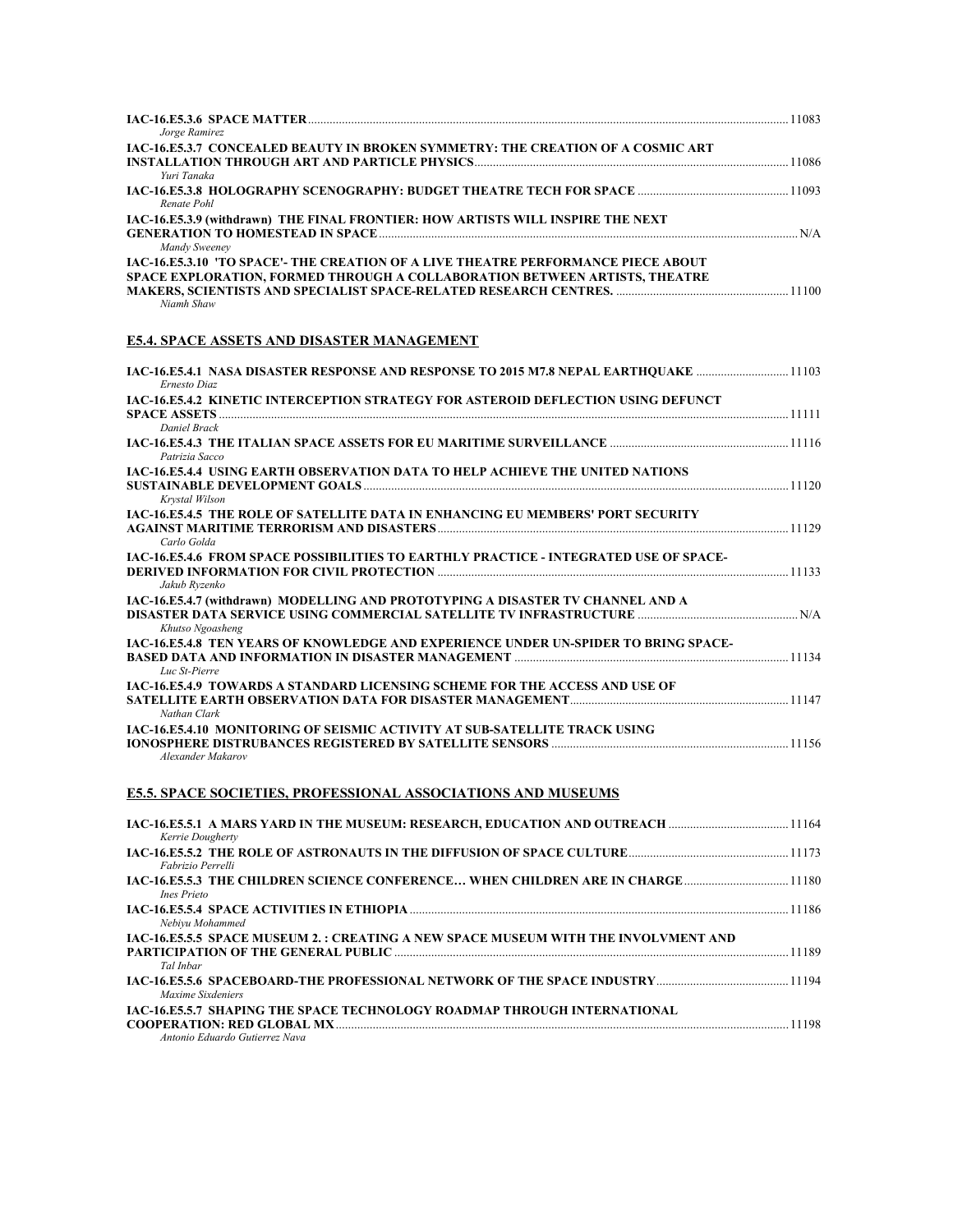**IAC-16.E5.3.6 SPACE MATTER** ........ 11083
*Jorge Ramirez*

**IAC-16.E5.3.7 CONCEALED BEAUTY IN BROKEN SYMMETRY: THE CREATION OF A COSMIC ART INSTALLATION THROUGH ART AND PARTICLE PHYSICS** ........ 11086
*Yuri Tanaka*

**IAC-16.E5.3.8 HOLOGRAPHY SCENOGRAPHY: BUDGET THEATRE TECH FOR SPACE** ........ 11093
*Renate Pohl*

**IAC-16.E5.3.9 (withdrawn) THE FINAL FRONTIER: HOW ARTISTS WILL INSPIRE THE NEXT GENERATION TO HOMESTEAD IN SPACE** ........ N/A
*Mandy Sweeney*

**IAC-16.E5.3.10 'TO SPACE'- THE CREATION OF A LIVE THEATRE PERFORMANCE PIECE ABOUT SPACE EXPLORATION, FORMED THROUGH A COLLABORATION BETWEEN ARTISTS, THEATRE MAKERS, SCIENTISTS AND SPECIALIST SPACE-RELATED RESEARCH CENTRES.** ........ 11100
*Niamh Shaw*

## E5.4. SPACE ASSETS AND DISASTER MANAGEMENT

**IAC-16.E5.4.1 NASA DISASTER RESPONSE AND RESPONSE TO 2015 M7.8 NEPAL EARTHQUAKE** ........ 11103
*Ernesto Diaz*

**IAC-16.E5.4.2 KINETIC INTERCEPTION STRATEGY FOR ASTEROID DEFLECTION USING DEFUNCT SPACE ASSETS** ........ 11111
*Daniel Brack*

**IAC-16.E5.4.3 THE ITALIAN SPACE ASSETS FOR EU MARITIME SURVEILLANCE** ........ 11116
*Patrizia Sacco*

**IAC-16.E5.4.4 USING EARTH OBSERVATION DATA TO HELP ACHIEVE THE UNITED NATIONS SUSTAINABLE DEVELOPMENT GOALS** ........ 11120
*Krystal Wilson*

**IAC-16.E5.4.5 THE ROLE OF SATELLITE DATA IN ENHANCING EU MEMBERS' PORT SECURITY AGAINST MARITIME TERRORISM AND DISASTERS** ........ 11129
*Carlo Golda*

**IAC-16.E5.4.6 FROM SPACE POSSIBILITIES TO EARTHLY PRACTICE - INTEGRATED USE OF SPACE-DERIVED INFORMATION FOR CIVIL PROTECTION** ........ 11133
*Jakub Ryzenko*

**IAC-16.E5.4.7 (withdrawn) MODELLING AND PROTOTYPING A DISASTER TV CHANNEL AND A DISASTER DATA SERVICE USING COMMERCIAL SATELLITE TV INFRASTRUCTURE** ........ N/A
*Khutso Ngoasheng*

**IAC-16.E5.4.8 TEN YEARS OF KNOWLEDGE AND EXPERIENCE UNDER UN-SPIDER TO BRING SPACE-BASED DATA AND INFORMATION IN DISASTER MANAGEMENT** ........ 11134
*Luc St-Pierre*

**IAC-16.E5.4.9 TOWARDS A STANDARD LICENSING SCHEME FOR THE ACCESS AND USE OF SATELLITE EARTH OBSERVATION DATA FOR DISASTER MANAGEMENT** ........ 11147
*Nathan Clark*

**IAC-16.E5.4.10 MONITORING OF SEISMIC ACTIVITY AT SUB-SATELLITE TRACK USING IONOSPHERE DISTRUBANCES REGISTERED BY SATELLITE SENSORS** ........ 11156
*Alexander Makarov*

## E5.5. SPACE SOCIETIES, PROFESSIONAL ASSOCIATIONS AND MUSEUMS

**IAC-16.E5.5.1 A MARS YARD IN THE MUSEUM: RESEARCH, EDUCATION AND OUTREACH** ........ 11164
*Kerrie Dougherty*

**IAC-16.E5.5.2 THE ROLE OF ASTRONAUTS IN THE DIFFUSION OF SPACE CULTURE** ........ 11173
*Fabrizio Perrelli*

**IAC-16.E5.5.3 THE CHILDREN SCIENCE CONFERENCE… WHEN CHILDREN ARE IN CHARGE** ........ 11180
*Ines Prieto*

**IAC-16.E5.5.4 SPACE ACTIVITIES IN ETHIOPIA** ........ 11186
*Nebiyu Mohammed*

**IAC-16.E5.5.5 SPACE MUSEUM 2. : CREATING A NEW SPACE MUSEUM WITH THE INVOLVMENT AND PARTICIPATION OF THE GENERAL PUBLIC** ........ 11189
*Tal Inbar*

**IAC-16.E5.5.6 SPACEBOARD-THE PROFESSIONAL NETWORK OF THE SPACE INDUSTRY** ........ 11194
*Maxime Sixdeniers*

**IAC-16.E5.5.7 SHAPING THE SPACE TECHNOLOGY ROADMAP THROUGH INTERNATIONAL COOPERATION: RED GLOBAL MX** ........ 11198
*Antonio Eduardo Gutierrez Nava*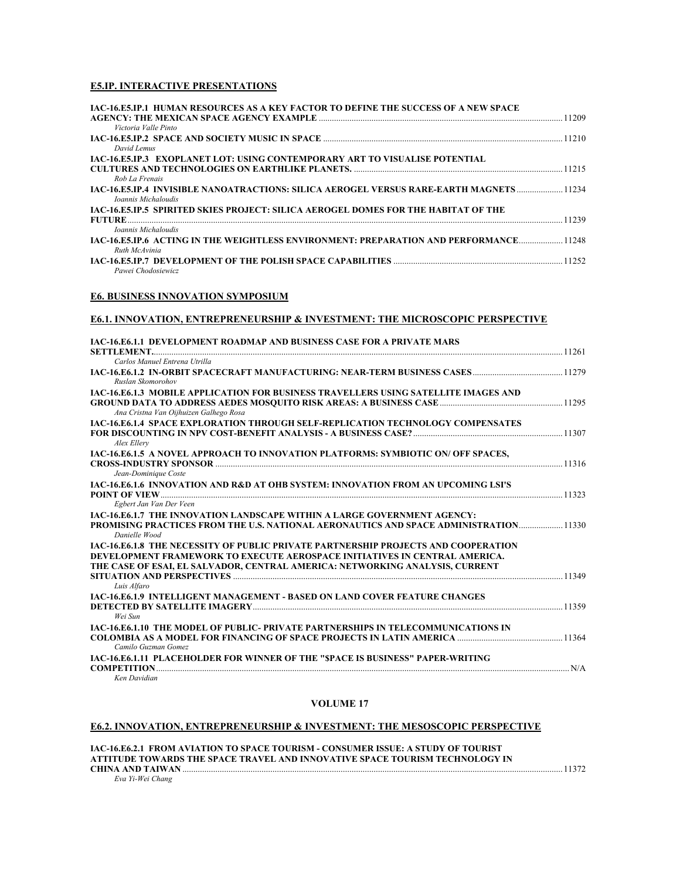## E5.IP. INTERACTIVE PRESENTATIONS

**IAC-16.E5.IP.1 HUMAN RESOURCES AS A KEY FACTOR TO DEFINE THE SUCCESS OF A NEW SPACE AGENCY: THE MEXICAN SPACE AGENCY EXAMPLE** ............ 11209
*Victoria Valle Pinto*

**IAC-16.E5.IP.2 SPACE AND SOCIETY MUSIC IN SPACE** ............ 11210
*David Lemus*

**IAC-16.E5.IP.3 EXOPLANET LOT: USING CONTEMPORARY ART TO VISUALISE POTENTIAL CULTURES AND TECHNOLOGIES ON EARTHLIKE PLANETS.** ............ 11215
*Rob La Frenais*

**IAC-16.E5.IP.4 INVISIBLE NANOATRACTIONS: SILICA AEROGEL VERSUS RARE-EARTH MAGNETS** ............ 11234
*Ioannis Michaloudis*

**IAC-16.E5.IP.5 SPIRITED SKIES PROJECT: SILICA AEROGEL DOMES FOR THE HABITAT OF THE FUTURE** ............ 11239
*Ioannis Michaloudis*

**IAC-16.E5.IP.6 ACTING IN THE WEIGHTLESS ENVIRONMENT: PREPARATION AND PERFORMANCE** ............ 11248
*Ruth McAvinia*

**IAC-16.E5.IP.7 DEVELOPMENT OF THE POLISH SPACE CAPABILITIES** ............ 11252
*Pawei Chodosiewicz*

## E6. BUSINESS INNOVATION SYMPOSIUM

## E6.1. INNOVATION, ENTREPRENEURSHIP & INVESTMENT: THE MICROSCOPIC PERSPECTIVE

**IAC-16.E6.1.1 DEVELOPMENT ROADMAP AND BUSINESS CASE FOR A PRIVATE MARS SETTLEMENT** ............ 11261
*Carlos Manuel Entrena Utrilla*

**IAC-16.E6.1.2 IN-ORBIT SPACECRAFT MANUFACTURING: NEAR-TERM BUSINESS CASES** ............ 11279
*Ruslan Skomorohov*

**IAC-16.E6.1.3 MOBILE APPLICATION FOR BUSINESS TRAVELLERS USING SATELLITE IMAGES AND GROUND DATA TO ADDRESS AEDES MOSQUITO RISK AREAS: A BUSINESS CASE** ............ 11295
*Ana Cristna Van Oijhuizen Galhego Rosa*

**IAC-16.E6.1.4 SPACE EXPLORATION THROUGH SELF-REPLICATION TECHNOLOGY COMPENSATES FOR DISCOUNTING IN NPV COST-BENEFIT ANALYSIS - A BUSINESS CASE?** ............ 11307
*Alex Ellery*

**IAC-16.E6.1.5 A NOVEL APPROACH TO INNOVATION PLATFORMS: SYMBIOTIC ON/ OFF SPACES, CROSS-INDUSTRY SPONSOR** ............ 11316
*Jean-Dominique Coste*

**IAC-16.E6.1.6 INNOVATION AND R&D AT OHB SYSTEM: INNOVATION FROM AN UPCOMING LSI'S POINT OF VIEW** ............ 11323
*Egbert Jan Van Der Veen*

**IAC-16.E6.1.7 THE INNOVATION LANDSCAPE WITHIN A LARGE GOVERNMENT AGENCY: PROMISING PRACTICES FROM THE U.S. NATIONAL AERONAUTICS AND SPACE ADMINISTRATION** ............ 11330
*Danielle Wood*

**IAC-16.E6.1.8 THE NECESSITY OF PUBLIC PRIVATE PARTNERSHIP PROJECTS AND COOPERATION DEVELOPMENT FRAMEWORK TO EXECUTE AEROSPACE INITIATIVES IN CENTRAL AMERICA. THE CASE OF ESAI, EL SALVADOR, CENTRAL AMERICA: NETWORKING ANALYSIS, CURRENT SITUATION AND PERSPECTIVES** ............ 11349
*Luis Alfaro*

**IAC-16.E6.1.9 INTELLIGENT MANAGEMENT - BASED ON LAND COVER FEATURE CHANGES DETECTED BY SATELLITE IMAGERY** ............ 11359
*Wei Sun*

**IAC-16.E6.1.10 THE MODEL OF PUBLIC- PRIVATE PARTNERSHIPS IN TELECOMMUNICATIONS IN COLOMBIA AS A MODEL FOR FINANCING OF SPACE PROJECTS IN LATIN AMERICA** ............ 11364
*Camilo Guzman Gomez*

**IAC-16.E6.1.11 PLACEHOLDER FOR WINNER OF THE "$PACE IS BUSINESS" PAPER-WRITING COMPETITION** ............ N/A
*Ken Davidian*

### VOLUME 17

## E6.2. INNOVATION, ENTREPRENEURSHIP & INVESTMENT: THE MESOSCOPIC PERSPECTIVE

**IAC-16.E6.2.1 FROM AVIATION TO SPACE TOURISM - CONSUMER ISSUE: A STUDY OF TOURIST ATTITUDE TOWARDS THE SPACE TRAVEL AND INNOVATIVE SPACE TOURISM TECHNOLOGY IN CHINA AND TAIWAN** ............ 11372
*Eva Yi-Wei Chang*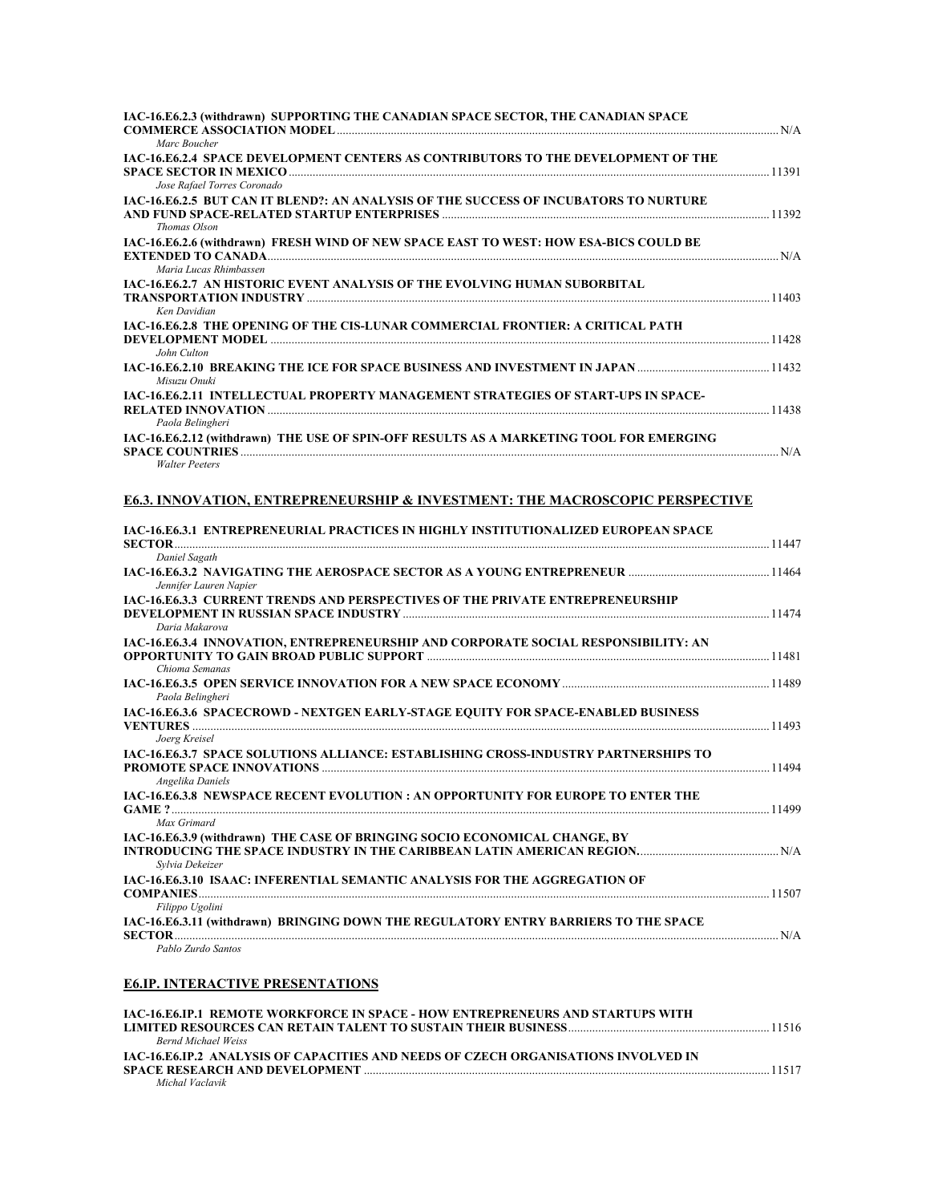**IAC-16.E6.2.3 (withdrawn) SUPPORTING THE CANADIAN SPACE SECTOR, THE CANADIAN SPACE COMMERCE ASSOCIATION MODEL** ........ N/A
*Marc Boucher*

**IAC-16.E6.2.4 SPACE DEVELOPMENT CENTERS AS CONTRIBUTORS TO THE DEVELOPMENT OF THE SPACE SECTOR IN MEXICO** ........ 11391
*Jose Rafael Torres Coronado*

**IAC-16.E6.2.5 BUT CAN IT BLEND?: AN ANALYSIS OF THE SUCCESS OF INCUBATORS TO NURTURE AND FUND SPACE-RELATED STARTUP ENTERPRISES** ........ 11392
*Thomas Olson*

**IAC-16.E6.2.6 (withdrawn) FRESH WIND OF NEW SPACE EAST TO WEST: HOW ESA-BICS COULD BE EXTENDED TO CANADA** ........ N/A
*Maria Lucas Rhimbassen*

**IAC-16.E6.2.7 AN HISTORIC EVENT ANALYSIS OF THE EVOLVING HUMAN SUBORBITAL TRANSPORTATION INDUSTRY** ........ 11403
*Ken Davidian*

**IAC-16.E6.2.8 THE OPENING OF THE CIS-LUNAR COMMERCIAL FRONTIER: A CRITICAL PATH DEVELOPMENT MODEL** ........ 11428
*John Culton*

**IAC-16.E6.2.10 BREAKING THE ICE FOR SPACE BUSINESS AND INVESTMENT IN JAPAN** ........ 11432
*Misuzu Onuki*

**IAC-16.E6.2.11 INTELLECTUAL PROPERTY MANAGEMENT STRATEGIES OF START-UPS IN SPACE-RELATED INNOVATION** ........ 11438
*Paola Belingheri*

**IAC-16.E6.2.12 (withdrawn) THE USE OF SPIN-OFF RESULTS AS A MARKETING TOOL FOR EMERGING SPACE COUNTRIES** ........ N/A
*Walter Peeters*

## E6.3. INNOVATION, ENTREPRENEURSHIP & INVESTMENT: THE MACROSCOPIC PERSPECTIVE

**IAC-16.E6.3.1 ENTREPRENEURIAL PRACTICES IN HIGHLY INSTITUTIONALIZED EUROPEAN SPACE SECTOR** ........ 11447
*Daniel Sagath*

**IAC-16.E6.3.2 NAVIGATING THE AEROSPACE SECTOR AS A YOUNG ENTREPRENEUR** ........ 11464
*Jennifer Lauren Napier*

**IAC-16.E6.3.3 CURRENT TRENDS AND PERSPECTIVES OF THE PRIVATE ENTREPRENEURSHIP DEVELOPMENT IN RUSSIAN SPACE INDUSTRY** ........ 11474
*Daria Makarova*

**IAC-16.E6.3.4 INNOVATION, ENTREPRENEURSHIP AND CORPORATE SOCIAL RESPONSIBILITY: AN OPPORTUNITY TO GAIN BROAD PUBLIC SUPPORT** ........ 11481
*Chioma Semanas*

**IAC-16.E6.3.5 OPEN SERVICE INNOVATION FOR A NEW SPACE ECONOMY** ........ 11489
*Paola Belingheri*

**IAC-16.E6.3.6 SPACECROWD - NEXTGEN EARLY-STAGE EQUITY FOR SPACE-ENABLED BUSINESS VENTURES** ........ 11493
*Joerg Kreisel*

**IAC-16.E6.3.7 SPACE SOLUTIONS ALLIANCE: ESTABLISHING CROSS-INDUSTRY PARTNERSHIPS TO PROMOTE SPACE INNOVATIONS** ........ 11494
*Angelika Daniels*

**IAC-16.E6.3.8 NEWSPACE RECENT EVOLUTION : AN OPPORTUNITY FOR EUROPE TO ENTER THE GAME ?** ........ 11499
*Max Grimard*

**IAC-16.E6.3.9 (withdrawn) THE CASE OF BRINGING SOCIO ECONOMICAL CHANGE, BY INTRODUCING THE SPACE INDUSTRY IN THE CARIBBEAN LATIN AMERICAN REGION.** ........ N/A
*Sylvia Dekeizer*

**IAC-16.E6.3.10 ISAAC: INFERENTIAL SEMANTIC ANALYSIS FOR THE AGGREGATION OF COMPANIES** ........ 11507
*Filippo Ugolini*

**IAC-16.E6.3.11 (withdrawn) BRINGING DOWN THE REGULATORY ENTRY BARRIERS TO THE SPACE SECTOR** ........ N/A
*Pablo Zurdo Santos*

## E6.IP. INTERACTIVE PRESENTATIONS

**IAC-16.E6.IP.1 REMOTE WORKFORCE IN SPACE - HOW ENTREPRENEURS AND STARTUPS WITH LIMITED RESOURCES CAN RETAIN TALENT TO SUSTAIN THEIR BUSINESS** ........ 11516
*Bernd Michael Weiss*

**IAC-16.E6.IP.2 ANALYSIS OF CAPACITIES AND NEEDS OF CZECH ORGANISATIONS INVOLVED IN SPACE RESEARCH AND DEVELOPMENT** ........ 11517
*Michal Vaclavik*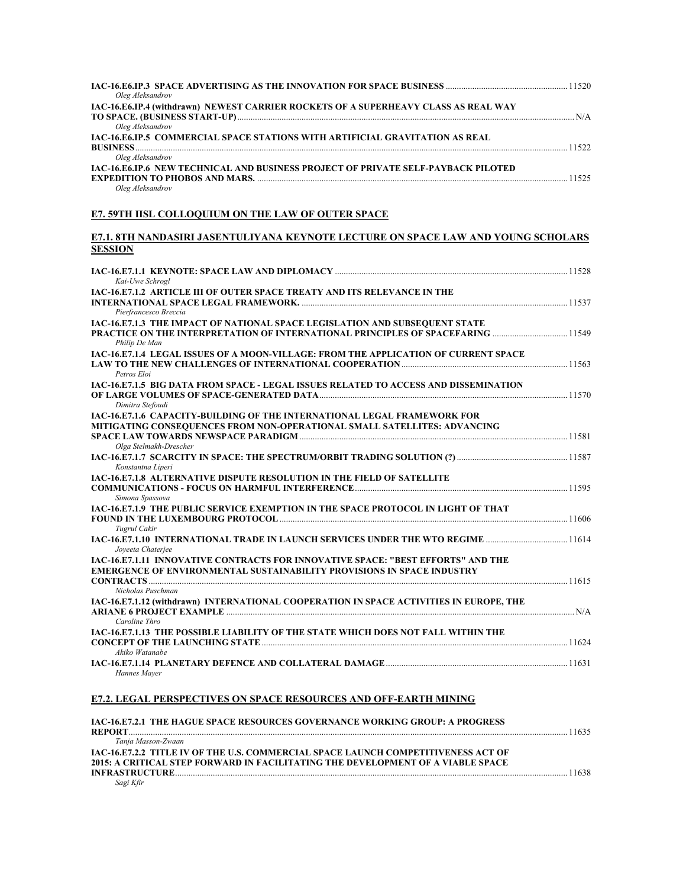**IAC-16.E6.IP.3 SPACE ADVERTISING AS THE INNOVATION FOR SPACE BUSINESS** ..... 11520
*Oleg Aleksandrov*

**IAC-16.E6.IP.4 (withdrawn) NEWEST CARRIER ROCKETS OF A SUPERHEAVY CLASS AS REAL WAY TO SPACE. (BUSINESS START-UP)** ..... N/A
*Oleg Aleksandrov*

**IAC-16.E6.IP.5 COMMERCIAL SPACE STATIONS WITH ARTIFICIAL GRAVITATION AS REAL BUSINESS** ..... 11522
*Oleg Aleksandrov*

**IAC-16.E6.IP.6 NEW TECHNICAL AND BUSINESS PROJECT OF PRIVATE SELF-PAYBACK PILOTED EXPEDITION TO PHOBOS AND MARS.** ..... 11525
*Oleg Aleksandrov*

## E7. 59TH IISL COLLOQUIUM ON THE LAW OF OUTER SPACE

### E7.1. 8TH NANDASIRI JASENTULIYANA KEYNOTE LECTURE ON SPACE LAW AND YOUNG SCHOLARS SESSION

**IAC-16.E7.1.1 KEYNOTE: SPACE LAW AND DIPLOMACY** ..... 11528
*Kai-Uwe Schrogl*

**IAC-16.E7.1.2 ARTICLE III OF OUTER SPACE TREATY AND ITS RELEVANCE IN THE INTERNATIONAL SPACE LEGAL FRAMEWORK.** ..... 11537
*Pierfrancesco Breccia*

**IAC-16.E7.1.3 THE IMPACT OF NATIONAL SPACE LEGISLATION AND SUBSEQUENT STATE PRACTICE ON THE INTERPRETATION OF INTERNATIONAL PRINCIPLES OF SPACEFARING** ..... 11549
*Philip De Man*

**IAC-16.E7.1.4 LEGAL ISSUES OF A MOON-VILLAGE: FROM THE APPLICATION OF CURRENT SPACE LAW TO THE NEW CHALLENGES OF INTERNATIONAL COOPERATION** ..... 11563
*Petros Eloi*

**IAC-16.E7.1.5 BIG DATA FROM SPACE - LEGAL ISSUES RELATED TO ACCESS AND DISSEMINATION OF LARGE VOLUMES OF SPACE-GENERATED DATA** ..... 11570
*Dimitra Stefoudi*

**IAC-16.E7.1.6 CAPACITY-BUILDING OF THE INTERNATIONAL LEGAL FRAMEWORK FOR MITIGATING CONSEQUENCES FROM NON-OPERATIONAL SMALL SATELLITES: ADVANCING SPACE LAW TOWARDS NEWSPACE PARADIGM** ..... 11581
*Olga Stelmakh-Drescher*

**IAC-16.E7.1.7 SCARCITY IN SPACE: THE SPECTRUM/ORBIT TRADING SOLUTION (?)** ..... 11587
*Konstantna Liperi*

**IAC-16.E7.1.8 ALTERNATIVE DISPUTE RESOLUTION IN THE FIELD OF SATELLITE COMMUNICATIONS - FOCUS ON HARMFUL INTERFERENCE** ..... 11595
*Simona Spassova*

**IAC-16.E7.1.9 THE PUBLIC SERVICE EXEMPTION IN THE SPACE PROTOCOL IN LIGHT OF THAT FOUND IN THE LUXEMBOURG PROTOCOL** ..... 11606
*Tugrul Cakir*

**IAC-16.E7.1.10 INTERNATIONAL TRADE IN LAUNCH SERVICES UNDER THE WTO REGIME** ..... 11614
*Joyeeta Chaterjee*

**IAC-16.E7.1.11 INNOVATIVE CONTRACTS FOR INNOVATIVE SPACE: "BEST EFFORTS" AND THE EMERGENCE OF ENVIRONMENTAL SUSTAINABILITY PROVISIONS IN SPACE INDUSTRY CONTRACTS** ..... 11615
*Nicholas Puschman*

**IAC-16.E7.1.12 (withdrawn) INTERNATIONAL COOPERATION IN SPACE ACTIVITIES IN EUROPE, THE ARIANE 6 PROJECT EXAMPLE** ..... N/A
*Caroline Thro*

**IAC-16.E7.1.13 THE POSSIBLE LIABILITY OF THE STATE WHICH DOES NOT FALL WITHIN THE CONCEPT OF THE LAUNCHING STATE** ..... 11624
*Akiko Watanabe*

**IAC-16.E7.1.14 PLANETARY DEFENCE AND COLLATERAL DAMAGE** ..... 11631
*Hannes Mayer*

### E7.2. LEGAL PERSPECTIVES ON SPACE RESOURCES AND OFF-EARTH MINING

**IAC-16.E7.2.1 THE HAGUE SPACE RESOURCES GOVERNANCE WORKING GROUP: A PROGRESS REPORT** ..... 11635
*Tanja Masson-Zwaan*

**IAC-16.E7.2.2 TITLE IV OF THE U.S. COMMERCIAL SPACE LAUNCH COMPETITIVENESS ACT OF 2015: A CRITICAL STEP FORWARD IN FACILITATING THE DEVELOPMENT OF A VIABLE SPACE INFRASTRUCTURE** ..... 11638
*Sagi Kfir*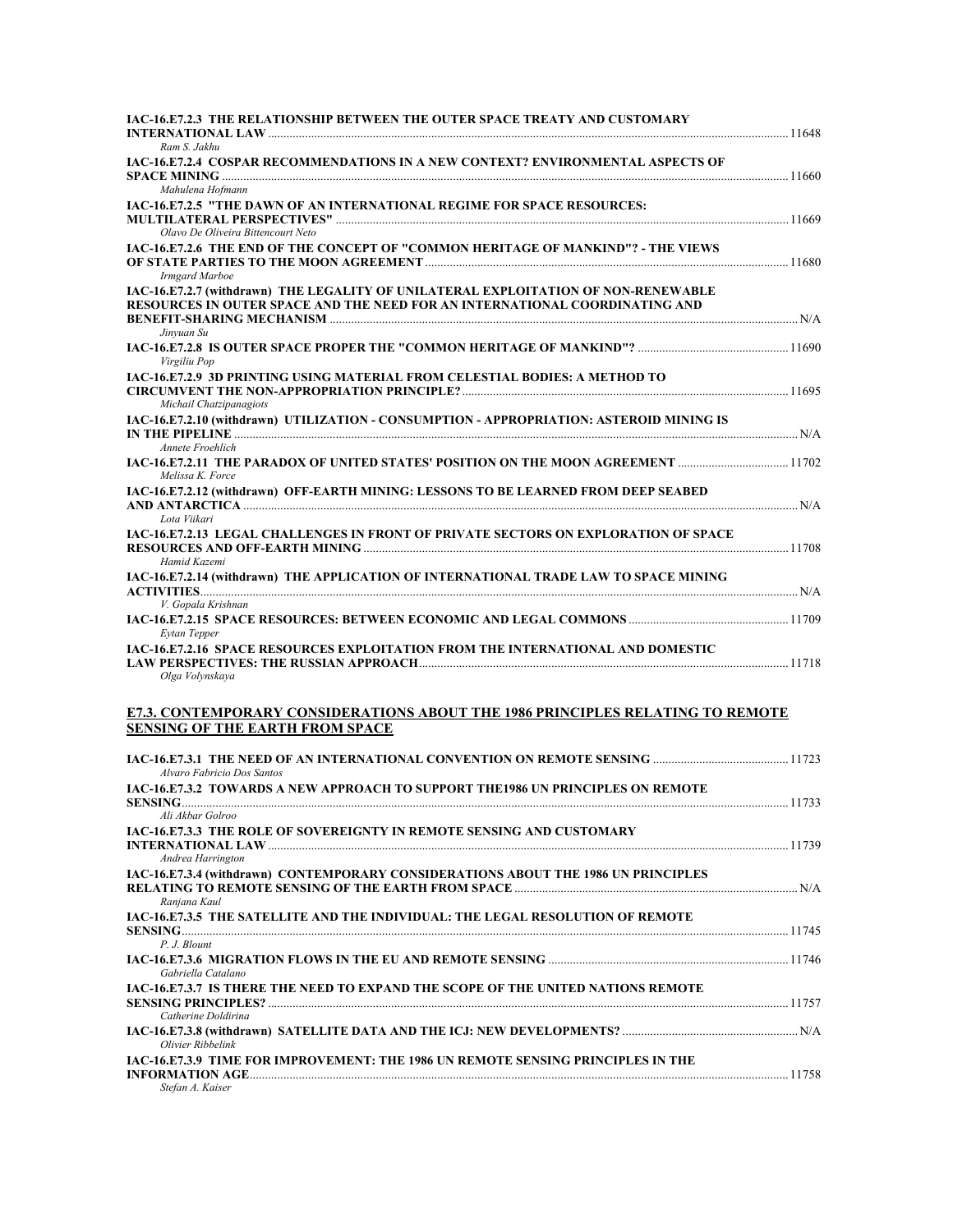**IAC-16.E7.2.3 THE RELATIONSHIP BETWEEN THE OUTER SPACE TREATY AND CUSTOMARY INTERNATIONAL LAW** ........ 11648
*Ram S. Jakhu*

**IAC-16.E7.2.4 COSPAR RECOMMENDATIONS IN A NEW CONTEXT? ENVIRONMENTAL ASPECTS OF SPACE MINING** ........ 11660
*Mahulena Hofmann*

**IAC-16.E7.2.5 "THE DAWN OF AN INTERNATIONAL REGIME FOR SPACE RESOURCES: MULTILATERAL PERSPECTIVES"** ........ 11669
*Olavo De Oliveira Bittencourt Neto*

**IAC-16.E7.2.6 THE END OF THE CONCEPT OF "COMMON HERITAGE OF MANKIND"? - THE VIEWS OF STATE PARTIES TO THE MOON AGREEMENT** ........ 11680
*Irmgard Marboe*

**IAC-16.E7.2.7 (withdrawn) THE LEGALITY OF UNILATERAL EXPLOITATION OF NON-RENEWABLE RESOURCES IN OUTER SPACE AND THE NEED FOR AN INTERNATIONAL COORDINATING AND BENEFIT-SHARING MECHANISM** ........ N/A
*Jinyuan Su*

**IAC-16.E7.2.8 IS OUTER SPACE PROPER THE "COMMON HERITAGE OF MANKIND"?** ........ 11690
*Virgiliu Pop*

**IAC-16.E7.2.9 3D PRINTING USING MATERIAL FROM CELESTIAL BODIES: A METHOD TO CIRCUMVENT THE NON-APPROPRIATION PRINCIPLE?** ........ 11695
*Michail Chatzipanagiots*

**IAC-16.E7.2.10 (withdrawn) UTILIZATION - CONSUMPTION - APPROPRIATION: ASTEROID MINING IS IN THE PIPELINE** ........ N/A
*Annete Froehlich*

**IAC-16.E7.2.11 THE PARADOX OF UNITED STATES' POSITION ON THE MOON AGREEMENT** ........ 11702
*Melissa K. Force*

**IAC-16.E7.2.12 (withdrawn) OFF-EARTH MINING: LESSONS TO BE LEARNED FROM DEEP SEABED AND ANTARCTICA** ........ N/A
*Lota Viikari*

**IAC-16.E7.2.13 LEGAL CHALLENGES IN FRONT OF PRIVATE SECTORS ON EXPLORATION OF SPACE RESOURCES AND OFF-EARTH MINING** ........ 11708
*Hamid Kazemi*

**IAC-16.E7.2.14 (withdrawn) THE APPLICATION OF INTERNATIONAL TRADE LAW TO SPACE MINING ACTIVITIES** ........ N/A
*V. Gopala Krishnan*

**IAC-16.E7.2.15 SPACE RESOURCES: BETWEEN ECONOMIC AND LEGAL COMMONS** ........ 11709
*Eytan Tepper*

**IAC-16.E7.2.16 SPACE RESOURCES EXPLOITATION FROM THE INTERNATIONAL AND DOMESTIC LAW PERSPECTIVES: THE RUSSIAN APPROACH** ........ 11718
*Olga Volynskaya*

## E7.3. CONTEMPORARY CONSIDERATIONS ABOUT THE 1986 PRINCIPLES RELATING TO REMOTE SENSING OF THE EARTH FROM SPACE

**IAC-16.E7.3.1 THE NEED OF AN INTERNATIONAL CONVENTION ON REMOTE SENSING** ........ 11723
*Alvaro Fabricio Dos Santos*

**IAC-16.E7.3.2 TOWARDS A NEW APPROACH TO SUPPORT THE1986 UN PRINCIPLES ON REMOTE SENSING** ........ 11733
*Ali Akbar Golroo*

**IAC-16.E7.3.3 THE ROLE OF SOVEREIGNTY IN REMOTE SENSING AND CUSTOMARY INTERNATIONAL LAW** ........ 11739
*Andrea Harrington*

**IAC-16.E7.3.4 (withdrawn) CONTEMPORARY CONSIDERATIONS ABOUT THE 1986 UN PRINCIPLES RELATING TO REMOTE SENSING OF THE EARTH FROM SPACE** ........ N/A
*Ranjana Kaul*

**IAC-16.E7.3.5 THE SATELLITE AND THE INDIVIDUAL: THE LEGAL RESOLUTION OF REMOTE SENSING** ........ 11745
*P. J. Blount*

**IAC-16.E7.3.6 MIGRATION FLOWS IN THE EU AND REMOTE SENSING** ........ 11746
*Gabriella Catalano*

**IAC-16.E7.3.7 IS THERE THE NEED TO EXPAND THE SCOPE OF THE UNITED NATIONS REMOTE SENSING PRINCIPLES?** ........ 11757
*Catherine Doldirina*

**IAC-16.E7.3.8 (withdrawn) SATELLITE DATA AND THE ICJ: NEW DEVELOPMENTS?** ........ N/A
*Olivier Ribbelink*

**IAC-16.E7.3.9 TIME FOR IMPROVEMENT: THE 1986 UN REMOTE SENSING PRINCIPLES IN THE INFORMATION AGE** ........ 11758
*Stefan A. Kaiser*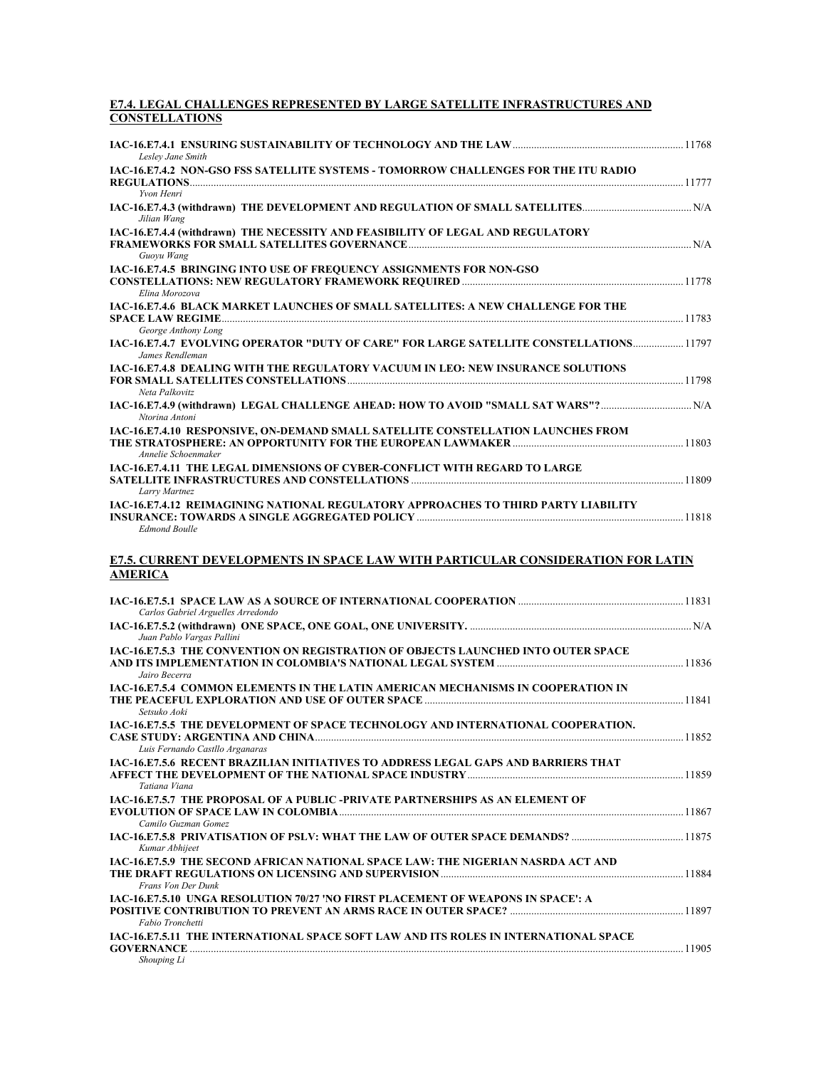## E7.4. LEGAL CHALLENGES REPRESENTED BY LARGE SATELLITE INFRASTRUCTURES AND CONSTELLATIONS

**IAC-16.E7.4.1 ENSURING SUSTAINABILITY OF TECHNOLOGY AND THE LAW** ........ 11768
*Lesley Jane Smith*

**IAC-16.E7.4.2 NON-GSO FSS SATELLITE SYSTEMS - TOMORROW CHALLENGES FOR THE ITU RADIO REGULATIONS** ........ 11777
*Yvon Henri*

**IAC-16.E7.4.3 (withdrawn) THE DEVELOPMENT AND REGULATION OF SMALL SATELLITES** ........ N/A
*Jilian Wang*

**IAC-16.E7.4.4 (withdrawn) THE NECESSITY AND FEASIBILITY OF LEGAL AND REGULATORY FRAMEWORKS FOR SMALL SATELLITES GOVERNANCE** ........ N/A
*Guoyu Wang*

**IAC-16.E7.4.5 BRINGING INTO USE OF FREQUENCY ASSIGNMENTS FOR NON-GSO CONSTELLATIONS: NEW REGULATORY FRAMEWORK REQUIRED** ........ 11778
*Elina Morozova*

**IAC-16.E7.4.6 BLACK MARKET LAUNCHES OF SMALL SATELLITES: A NEW CHALLENGE FOR THE SPACE LAW REGIME** ........ 11783
*George Anthony Long*

**IAC-16.E7.4.7 EVOLVING OPERATOR "DUTY OF CARE" FOR LARGE SATELLITE CONSTELLATIONS** ........ 11797
*James Rendleman*

**IAC-16.E7.4.8 DEALING WITH THE REGULATORY VACUUM IN LEO: NEW INSURANCE SOLUTIONS FOR SMALL SATELLITES CONSTELLATIONS** ........ 11798
*Neta Palkovitz*

**IAC-16.E7.4.9 (withdrawn) LEGAL CHALLENGE AHEAD: HOW TO AVOID "SMALL SAT WARS"?** ........ N/A
*Ntorina Antoni*

**IAC-16.E7.4.10 RESPONSIVE, ON-DEMAND SMALL SATELLITE CONSTELLATION LAUNCHES FROM THE STRATOSPHERE: AN OPPORTUNITY FOR THE EUROPEAN LAWMAKER** ........ 11803
*Annelie Schoenmaker*

**IAC-16.E7.4.11 THE LEGAL DIMENSIONS OF CYBER-CONFLICT WITH REGARD TO LARGE SATELLITE INFRASTRUCTURES AND CONSTELLATIONS** ........ 11809
*Larry Martnez*

**IAC-16.E7.4.12 REIMAGINING NATIONAL REGULATORY APPROACHES TO THIRD PARTY LIABILITY INSURANCE: TOWARDS A SINGLE AGGREGATED POLICY** ........ 11818
*Edmond Boulle*

## E7.5. CURRENT DEVELOPMENTS IN SPACE LAW WITH PARTICULAR CONSIDERATION FOR LATIN AMERICA

**IAC-16.E7.5.1 SPACE LAW AS A SOURCE OF INTERNATIONAL COOPERATION** ........ 11831
*Carlos Gabriel Arguelles Arredondo*

**IAC-16.E7.5.2 (withdrawn) ONE SPACE, ONE GOAL, ONE UNIVERSITY.** ........ N/A
*Juan Pablo Vargas Pallini*

**IAC-16.E7.5.3 THE CONVENTION ON REGISTRATION OF OBJECTS LAUNCHED INTO OUTER SPACE AND ITS IMPLEMENTATION IN COLOMBIA'S NATIONAL LEGAL SYSTEM** ........ 11836
*Jairo Becerra*

**IAC-16.E7.5.4 COMMON ELEMENTS IN THE LATIN AMERICAN MECHANISMS IN COOPERATION IN THE PEACEFUL EXPLORATION AND USE OF OUTER SPACE** ........ 11841
*Setsuko Aoki*

**IAC-16.E7.5.5 THE DEVELOPMENT OF SPACE TECHNOLOGY AND INTERNATIONAL COOPERATION. CASE STUDY: ARGENTINA AND CHINA** ........ 11852
*Luis Fernando Castllo Arganaras*

**IAC-16.E7.5.6 RECENT BRAZILIAN INITIATIVES TO ADDRESS LEGAL GAPS AND BARRIERS THAT AFFECT THE DEVELOPMENT OF THE NATIONAL SPACE INDUSTRY** ........ 11859
*Tatiana Viana*

**IAC-16.E7.5.7 THE PROPOSAL OF A PUBLIC -PRIVATE PARTNERSHIPS AS AN ELEMENT OF EVOLUTION OF SPACE LAW IN COLOMBIA** ........ 11867
*Camilo Guzman Gomez*

**IAC-16.E7.5.8 PRIVATISATION OF PSLV: WHAT THE LAW OF OUTER SPACE DEMANDS?** ........ 11875
*Kumar Abhijeet*

**IAC-16.E7.5.9 THE SECOND AFRICAN NATIONAL SPACE LAW: THE NIGERIAN NASRDA ACT AND THE DRAFT REGULATIONS ON LICENSING AND SUPERVISION** ........ 11884
*Frans Von Der Dunk*

**IAC-16.E7.5.10 UNGA RESOLUTION 70/27 'NO FIRST PLACEMENT OF WEAPONS IN SPACE': A POSITIVE CONTRIBUTION TO PREVENT AN ARMS RACE IN OUTER SPACE?** ........ 11897
*Fabio Tronchetti*

**IAC-16.E7.5.11 THE INTERNATIONAL SPACE SOFT LAW AND ITS ROLES IN INTERNATIONAL SPACE GOVERNANCE** ........ 11905
*Shouping Li*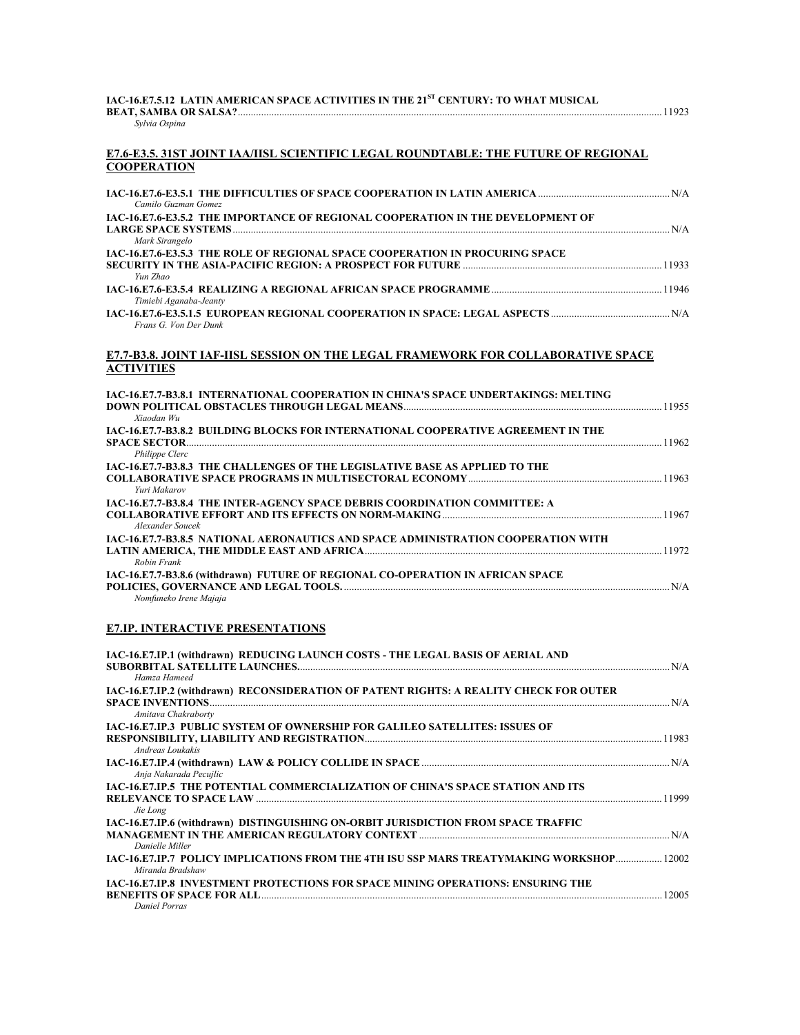**IAC-16.E7.5.12 LATIN AMERICAN SPACE ACTIVITIES IN THE 21ST CENTURY: TO WHAT MUSICAL BEAT, SAMBA OR SALSA?** ........ 11923
*Sylvia Ospina*

## E7.6-E3.5. 31ST JOINT IAA/IISL SCIENTIFIC LEGAL ROUNDTABLE: THE FUTURE OF REGIONAL COOPERATION

**IAC-16.E7.6-E3.5.1 THE DIFFICULTIES OF SPACE COOPERATION IN LATIN AMERICA** ........ N/A
*Camilo Guzman Gomez*

**IAC-16.E7.6-E3.5.2 THE IMPORTANCE OF REGIONAL COOPERATION IN THE DEVELOPMENT OF LARGE SPACE SYSTEMS** ........ N/A
*Mark Sirangelo*

**IAC-16.E7.6-E3.5.3 THE ROLE OF REGIONAL SPACE COOPERATION IN PROCURING SPACE SECURITY IN THE ASIA-PACIFIC REGION: A PROSPECT FOR FUTURE** ........ 11933
*Yun Zhao*

**IAC-16.E7.6-E3.5.4 REALIZING A REGIONAL AFRICAN SPACE PROGRAMME** ........ 11946
*Timiebi Aganaba-Jeanty*

**IAC-16.E7.6-E3.5.1.5 EUROPEAN REGIONAL COOPERATION IN SPACE: LEGAL ASPECTS** ........ N/A
*Frans G. Von Der Dunk*

## E7.7-B3.8. JOINT IAF-IISL SESSION ON THE LEGAL FRAMEWORK FOR COLLABORATIVE SPACE ACTIVITIES

**IAC-16.E7.7-B3.8.1 INTERNATIONAL COOPERATION IN CHINA'S SPACE UNDERTAKINGS: MELTING DOWN POLITICAL OBSTACLES THROUGH LEGAL MEANS** ........ 11955
*Xiaodan Wu*

**IAC-16.E7.7-B3.8.2 BUILDING BLOCKS FOR INTERNATIONAL COOPERATIVE AGREEMENT IN THE SPACE SECTOR** ........ 11962
*Philippe Clerc*

**IAC-16.E7.7-B3.8.3 THE CHALLENGES OF THE LEGISLATIVE BASE AS APPLIED TO THE COLLABORATIVE SPACE PROGRAMS IN MULTISECTORAL ECONOMY** ........ 11963
*Yuri Makarov*

**IAC-16.E7.7-B3.8.4 THE INTER-AGENCY SPACE DEBRIS COORDINATION COMMITTEE: A COLLABORATIVE EFFORT AND ITS EFFECTS ON NORM-MAKING** ........ 11967
*Alexander Soucek*

**IAC-16.E7.7-B3.8.5 NATIONAL AERONAUTICS AND SPACE ADMINISTRATION COOPERATION WITH LATIN AMERICA, THE MIDDLE EAST AND AFRICA** ........ 11972
*Robin Frank*

**IAC-16.E7.7-B3.8.6 (withdrawn) FUTURE OF REGIONAL CO-OPERATION IN AFRICAN SPACE POLICIES, GOVERNANCE AND LEGAL TOOLS.** ........ N/A
*Nomfuneko Irene Majaja*

## E7.IP. INTERACTIVE PRESENTATIONS

**IAC-16.E7.IP.1 (withdrawn) REDUCING LAUNCH COSTS - THE LEGAL BASIS OF AERIAL AND SUBORBITAL SATELLITE LAUNCHES.** ........ N/A
*Hamza Hameed*

**IAC-16.E7.IP.2 (withdrawn) RECONSIDERATION OF PATENT RIGHTS: A REALITY CHECK FOR OUTER SPACE INVENTIONS** ........ N/A
*Amitava Chakraborty*

**IAC-16.E7.IP.3 PUBLIC SYSTEM OF OWNERSHIP FOR GALILEO SATELLITES: ISSUES OF RESPONSIBILITY, LIABILITY AND REGISTRATION** ........ 11983
*Andreas Loukakis*

**IAC-16.E7.IP.4 (withdrawn) LAW & POLICY COLLIDE IN SPACE** ........ N/A
*Anja Nakarada Pecujlic*

**IAC-16.E7.IP.5 THE POTENTIAL COMMERCIALIZATION OF CHINA'S SPACE STATION AND ITS RELEVANCE TO SPACE LAW** ........ 11999
*Jie Long*

**IAC-16.E7.IP.6 (withdrawn) DISTINGUISHING ON-ORBIT JURISDICTION FROM SPACE TRAFFIC MANAGEMENT IN THE AMERICAN REGULATORY CONTEXT** ........ N/A
*Danielle Miller*

**IAC-16.E7.IP.7 POLICY IMPLICATIONS FROM THE 4TH ISU SSP MARS TREATYMAKING WORKSHOP** ........ 12002
*Miranda Bradshaw*

**IAC-16.E7.IP.8 INVESTMENT PROTECTIONS FOR SPACE MINING OPERATIONS: ENSURING THE BENEFITS OF SPACE FOR ALL** ........ 12005
*Daniel Porras*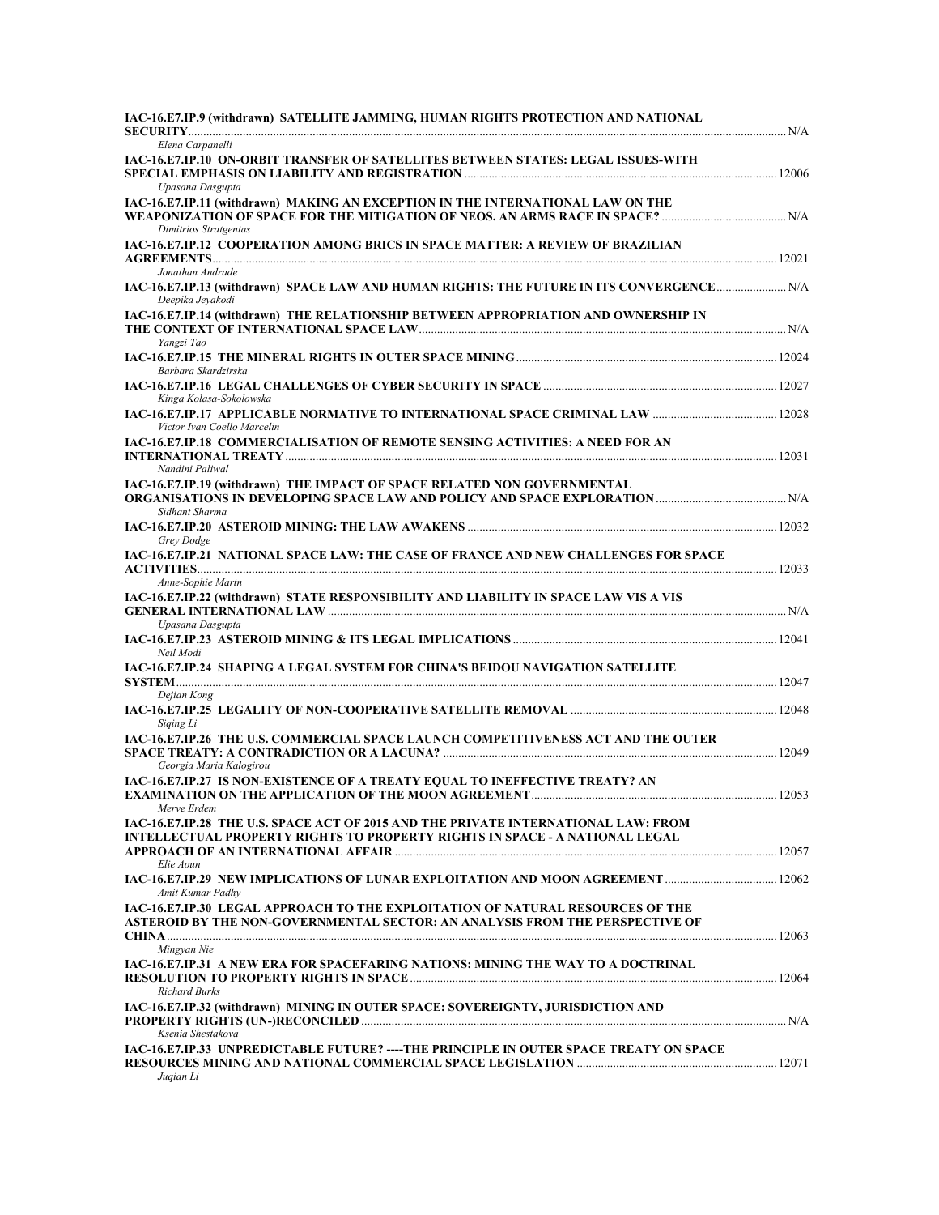**IAC-16.E7.IP.9 (withdrawn) SATELLITE JAMMING, HUMAN RIGHTS PROTECTION AND NATIONAL SECURITY** ........ N/A
*Elena Carpanelli*

**IAC-16.E7.IP.10 ON-ORBIT TRANSFER OF SATELLITES BETWEEN STATES: LEGAL ISSUES-WITH SPECIAL EMPHASIS ON LIABILITY AND REGISTRATION** ........ 12006
*Upasana Dasgupta*

**IAC-16.E7.IP.11 (withdrawn) MAKING AN EXCEPTION IN THE INTERNATIONAL LAW ON THE WEAPONIZATION OF SPACE FOR THE MITIGATION OF NEOS. AN ARMS RACE IN SPACE?** ........ N/A
*Dimitrios Stratgentas*

**IAC-16.E7.IP.12 COOPERATION AMONG BRICS IN SPACE MATTER: A REVIEW OF BRAZILIAN AGREEMENTS** ........ 12021
*Jonathan Andrade*

**IAC-16.E7.IP.13 (withdrawn) SPACE LAW AND HUMAN RIGHTS: THE FUTURE IN ITS CONVERGENCE** ........ N/A
*Deepika Jeyakodi*

**IAC-16.E7.IP.14 (withdrawn) THE RELATIONSHIP BETWEEN APPROPRIATION AND OWNERSHIP IN THE CONTEXT OF INTERNATIONAL SPACE LAW** ........ N/A
*Yangzi Tao*

**IAC-16.E7.IP.15 THE MINERAL RIGHTS IN OUTER SPACE MINING** ........ 12024
*Barbara Skardzirska*

**IAC-16.E7.IP.16 LEGAL CHALLENGES OF CYBER SECURITY IN SPACE** ........ 12027
*Kinga Kolasa-Sokolowska*

**IAC-16.E7.IP.17 APPLICABLE NORMATIVE TO INTERNATIONAL SPACE CRIMINAL LAW** ........ 12028
*Victor Ivan Coello Marcelin*

**IAC-16.E7.IP.18 COMMERCIALISATION OF REMOTE SENSING ACTIVITIES: A NEED FOR AN INTERNATIONAL TREATY** ........ 12031
*Nandini Paliwal*

**IAC-16.E7.IP.19 (withdrawn) THE IMPACT OF SPACE RELATED NON GOVERNMENTAL ORGANISATIONS IN DEVELOPING SPACE LAW AND POLICY AND SPACE EXPLORATION** ........ N/A
*Sidhant Sharma*

**IAC-16.E7.IP.20 ASTEROID MINING: THE LAW AWAKENS** ........ 12032
*Grey Dodge*

**IAC-16.E7.IP.21 NATIONAL SPACE LAW: THE CASE OF FRANCE AND NEW CHALLENGES FOR SPACE ACTIVITIES** ........ 12033
*Anne-Sophie Martn*

**IAC-16.E7.IP.22 (withdrawn) STATE RESPONSIBILITY AND LIABILITY IN SPACE LAW VIS A VIS GENERAL INTERNATIONAL LAW** ........ N/A
*Upasana Dasgupta*

**IAC-16.E7.IP.23 ASTEROID MINING & ITS LEGAL IMPLICATIONS** ........ 12041
*Neil Modi*

**IAC-16.E7.IP.24 SHAPING A LEGAL SYSTEM FOR CHINA'S BEIDOU NAVIGATION SATELLITE SYSTEM** ........ 12047
*Dejian Kong*

**IAC-16.E7.IP.25 LEGALITY OF NON-COOPERATIVE SATELLITE REMOVAL** ........ 12048
*Siqing Li*

**IAC-16.E7.IP.26 THE U.S. COMMERCIAL SPACE LAUNCH COMPETITIVENESS ACT AND THE OUTER SPACE TREATY: A CONTRADICTION OR A LACUNA?** ........ 12049
*Georgia Maria Kalogirou*

**IAC-16.E7.IP.27 IS NON-EXISTENCE OF A TREATY EQUAL TO INEFFECTIVE TREATY? AN EXAMINATION ON THE APPLICATION OF THE MOON AGREEMENT** ........ 12053
*Merve Erdem*

**IAC-16.E7.IP.28 THE U.S. SPACE ACT OF 2015 AND THE PRIVATE INTERNATIONAL LAW: FROM INTELLECTUAL PROPERTY RIGHTS TO PROPERTY RIGHTS IN SPACE - A NATIONAL LEGAL APPROACH OF AN INTERNATIONAL AFFAIR** ........ 12057
*Elie Aoun*

**IAC-16.E7.IP.29 NEW IMPLICATIONS OF LUNAR EXPLOITATION AND MOON AGREEMENT** ........ 12062
*Amit Kumar Padhy*

**IAC-16.E7.IP.30 LEGAL APPROACH TO THE EXPLOITATION OF NATURAL RESOURCES OF THE ASTEROID BY THE NON-GOVERNMENTAL SECTOR: AN ANALYSIS FROM THE PERSPECTIVE OF CHINA** ........ 12063
*Mingyan Nie*

**IAC-16.E7.IP.31 A NEW ERA FOR SPACEFARING NATIONS: MINING THE WAY TO A DOCTRINAL RESOLUTION TO PROPERTY RIGHTS IN SPACE** ........ 12064
*Richard Burks*

**IAC-16.E7.IP.32 (withdrawn) MINING IN OUTER SPACE: SOVEREIGNTY, JURISDICTION AND PROPERTY RIGHTS (UN-)RECONCILED** ........ N/A
*Ksenia Shestakova*

**IAC-16.E7.IP.33 UNPREDICTABLE FUTURE? ----THE PRINCIPLE IN OUTER SPACE TREATY ON SPACE RESOURCES MINING AND NATIONAL COMMERCIAL SPACE LEGISLATION** ........ 12071
*Juqian Li*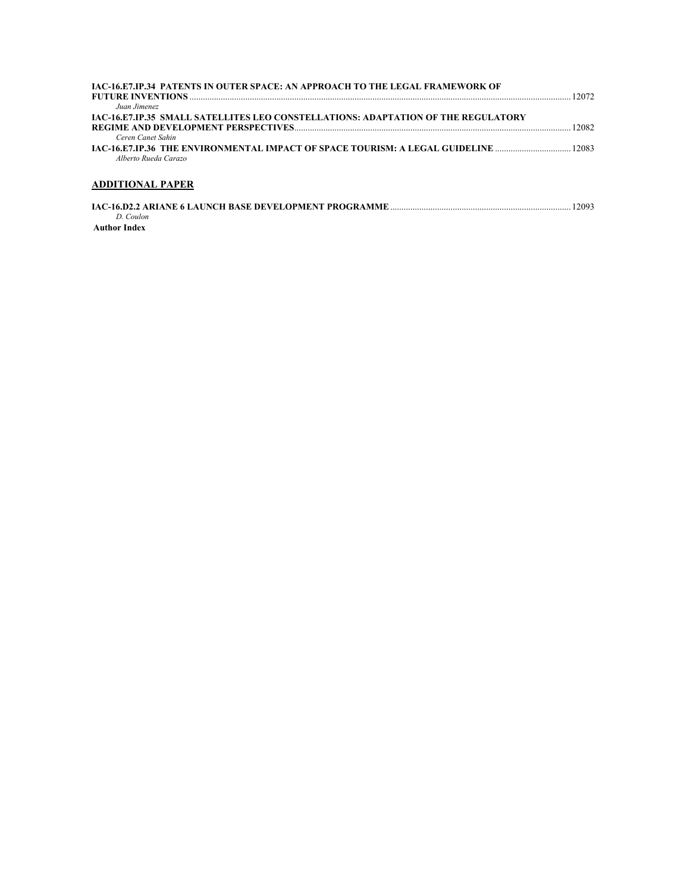**IAC-16.E7.IP.34 PATENTS IN OUTER SPACE: AN APPROACH TO THE LEGAL FRAMEWORK OF FUTURE INVENTIONS** ............ 12072

*Juan Jimenez*

**IAC-16.E7.IP.35 SMALL SATELLITES LEO CONSTELLATIONS: ADAPTATION OF THE REGULATORY REGIME AND DEVELOPMENT PERSPECTIVES** ............ 12082

*Ceren Canet Sahin*

**IAC-16.E7.IP.36 THE ENVIRONMENTAL IMPACT OF SPACE TOURISM: A LEGAL GUIDELINE** ............ 12083

*Alberto Rueda Carazo*

## ADDITIONAL PAPER

**IAC-16.D2.2 ARIANE 6 LAUNCH BASE DEVELOPMENT PROGRAMME** ............ 12093

*D. Coulon*

**Author Index**